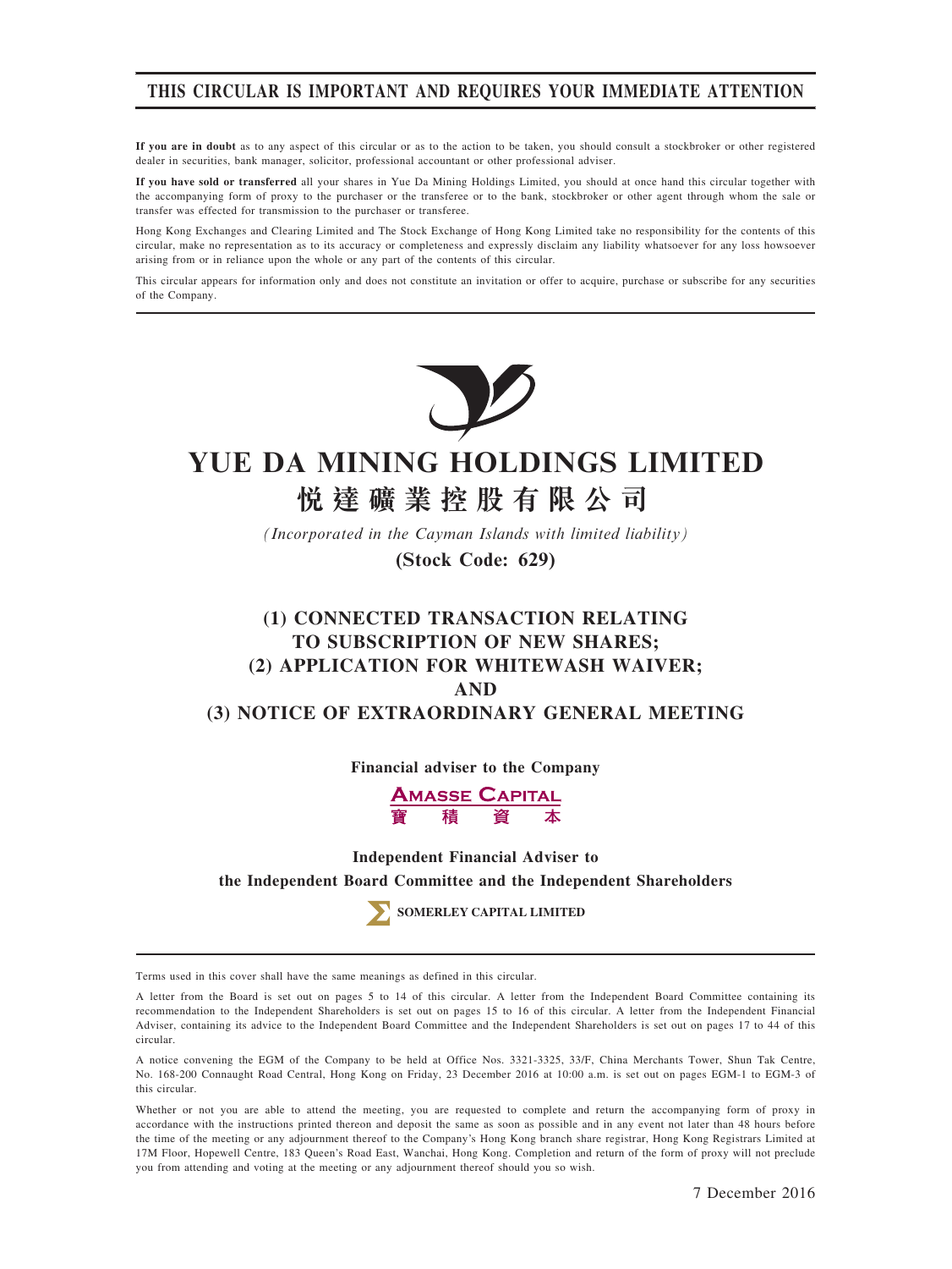# THIS CIRCULAR IS IMPORTANT AND REQUIRES YOUR IMMEDIATE ATTENTION

**If you are in doubt** as to any aspect of this circular or as to the action to be taken, you should consult a stockbroker or other registered dealer in securities, bank manager, solicitor, professional accountant or other professional adviser.

**If you have sold or transferred** all your shares in Yue Da Mining Holdings Limited, you should at once hand this circular together with the accompanying form of proxy to the purchaser or the transferee or to the bank, stockbroker or other agent through whom the sale or transfer was effected for transmission to the purchaser or transferee.

Hong Kong Exchanges and Clearing Limited and The Stock Exchange of Hong Kong Limited take no responsibility for the contents of this circular, make no representation as to its accuracy or completeness and expressly disclaim any liability whatsoever for any loss howsoever arising from or in reliance upon the whole or any part of the contents of this circular.

This circular appears for information only and does not constitute an invitation or offer to acquire, purchase or subscribe for any securities of the Company.

# YUE DA MINING HOLDINGS LIMITED
# 悅達礦業控股有限公司

*(Incorporated in the Cayman Islands with limited liability)*

**(Stock Code: 629)**

## (1) CONNECTED TRANSACTION RELATING TO SUBSCRIPTION OF NEW SHARES;
## (2) APPLICATION FOR WHITEWASH WAIVER;
## AND
## (3) NOTICE OF EXTRAORDINARY GENERAL MEETING

**Financial adviser to the Company**

**AMASSE CAPITAL**
**寶積資本**

**Independent Financial Adviser to the Independent Board Committee and the Independent Shareholders**

**SOMERLEY CAPITAL LIMITED**

Terms used in this cover shall have the same meanings as defined in this circular.

A letter from the Board is set out on pages 5 to 14 of this circular. A letter from the Independent Board Committee containing its recommendation to the Independent Shareholders is set out on pages 15 to 16 of this circular. A letter from the Independent Financial Adviser, containing its advice to the Independent Board Committee and the Independent Shareholders is set out on pages 17 to 44 of this circular.

A notice convening the EGM of the Company to be held at Office Nos. 3321-3325, 33/F, China Merchants Tower, Shun Tak Centre, No. 168-200 Connaught Road Central, Hong Kong on Friday, 23 December 2016 at 10:00 a.m. is set out on pages EGM-1 to EGM-3 of this circular.

Whether or not you are able to attend the meeting, you are requested to complete and return the accompanying form of proxy in accordance with the instructions printed thereon and deposit the same as soon as possible and in any event not later than 48 hours before the time of the meeting or any adjournment thereof to the Company's Hong Kong branch share registrar, Hong Kong Registrars Limited at 17M Floor, Hopewell Centre, 183 Queen's Road East, Wanchai, Hong Kong. Completion and return of the form of proxy will not preclude you from attending and voting at the meeting or any adjournment thereof should you so wish.

7 December 2016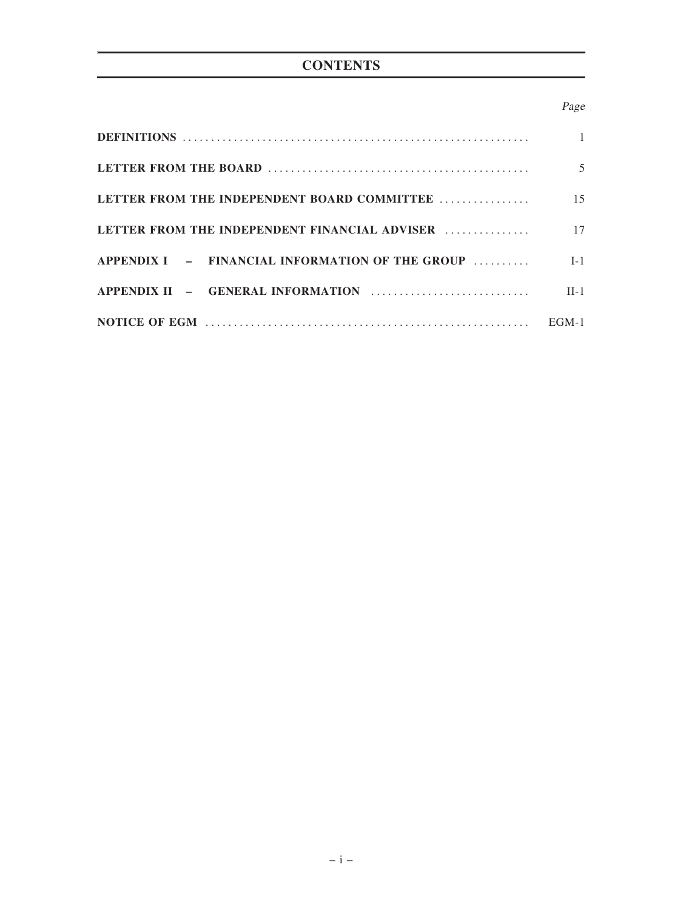# CONTENTS

| | Page |
|---|---|
| **DEFINITIONS** | 1 |
| **LETTER FROM THE BOARD** | 5 |
| **LETTER FROM THE INDEPENDENT BOARD COMMITTEE** | 15 |
| **LETTER FROM THE INDEPENDENT FINANCIAL ADVISER** | 17 |
| **APPENDIX I – FINANCIAL INFORMATION OF THE GROUP** | I-1 |
| **APPENDIX II – GENERAL INFORMATION** | II-1 |
| **NOTICE OF EGM** | EGM-1 |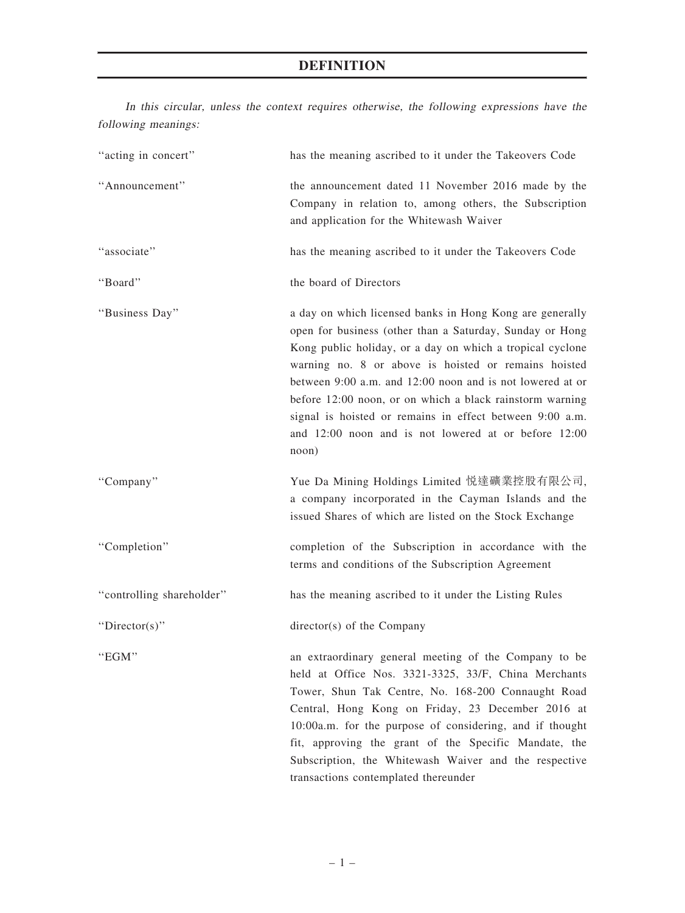# DEFINITION

*In this circular, unless the context requires otherwise, the following expressions have the following meanings:*

| | |
|---|---|
| "acting in concert" | has the meaning ascribed to it under the Takeovers Code |
| "Announcement" | the announcement dated 11 November 2016 made by the Company in relation to, among others, the Subscription and application for the Whitewash Waiver |
| "associate" | has the meaning ascribed to it under the Takeovers Code |
| "Board" | the board of Directors |
| "Business Day" | a day on which licensed banks in Hong Kong are generally open for business (other than a Saturday, Sunday or Hong Kong public holiday, or a day on which a tropical cyclone warning no. 8 or above is hoisted or remains hoisted between 9:00 a.m. and 12:00 noon and is not lowered at or before 12:00 noon, or on which a black rainstorm warning signal is hoisted or remains in effect between 9:00 a.m. and 12:00 noon and is not lowered at or before 12:00 noon) |
| "Company" | Yue Da Mining Holdings Limited 悅達礦業控股有限公司, a company incorporated in the Cayman Islands and the issued Shares of which are listed on the Stock Exchange |
| "Completion" | completion of the Subscription in accordance with the terms and conditions of the Subscription Agreement |
| "controlling shareholder" | has the meaning ascribed to it under the Listing Rules |
| "Director(s)" | director(s) of the Company |
| "EGM" | an extraordinary general meeting of the Company to be held at Office Nos. 3321-3325, 33/F, China Merchants Tower, Shun Tak Centre, No. 168-200 Connaught Road Central, Hong Kong on Friday, 23 December 2016 at 10:00a.m. for the purpose of considering, and if thought fit, approving the grant of the Specific Mandate, the Subscription, the Whitewash Waiver and the respective transactions contemplated thereunder |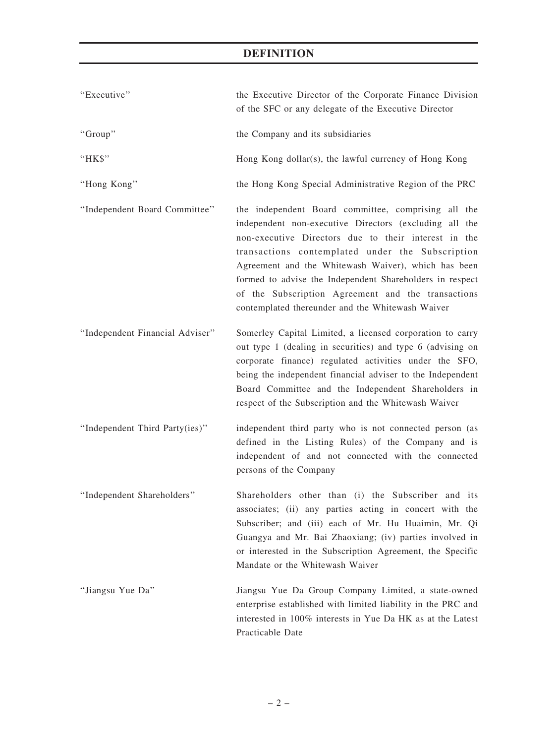# DEFINITION

| | |
|---|---|
| "Executive" | the Executive Director of the Corporate Finance Division of the SFC or any delegate of the Executive Director |
| "Group" | the Company and its subsidiaries |
| "HK$" | Hong Kong dollar(s), the lawful currency of Hong Kong |
| "Hong Kong" | the Hong Kong Special Administrative Region of the PRC |
| "Independent Board Committee" | the independent Board committee, comprising all the independent non-executive Directors (excluding all the non-executive Directors due to their interest in the transactions contemplated under the Subscription Agreement and the Whitewash Waiver), which has been formed to advise the Independent Shareholders in respect of the Subscription Agreement and the transactions contemplated thereunder and the Whitewash Waiver |
| "Independent Financial Adviser" | Somerley Capital Limited, a licensed corporation to carry out type 1 (dealing in securities) and type 6 (advising on corporate finance) regulated activities under the SFO, being the independent financial adviser to the Independent Board Committee and the Independent Shareholders in respect of the Subscription and the Whitewash Waiver |
| "Independent Third Party(ies)" | independent third party who is not connected person (as defined in the Listing Rules) of the Company and is independent of and not connected with the connected persons of the Company |
| "Independent Shareholders" | Shareholders other than (i) the Subscriber and its associates; (ii) any parties acting in concert with the Subscriber; and (iii) each of Mr. Hu Huaimin, Mr. Qi Guangya and Mr. Bai Zhaoxiang; (iv) parties involved in or interested in the Subscription Agreement, the Specific Mandate or the Whitewash Waiver |
| "Jiangsu Yue Da" | Jiangsu Yue Da Group Company Limited, a state-owned enterprise established with limited liability in the PRC and interested in 100% interests in Yue Da HK as at the Latest Practicable Date |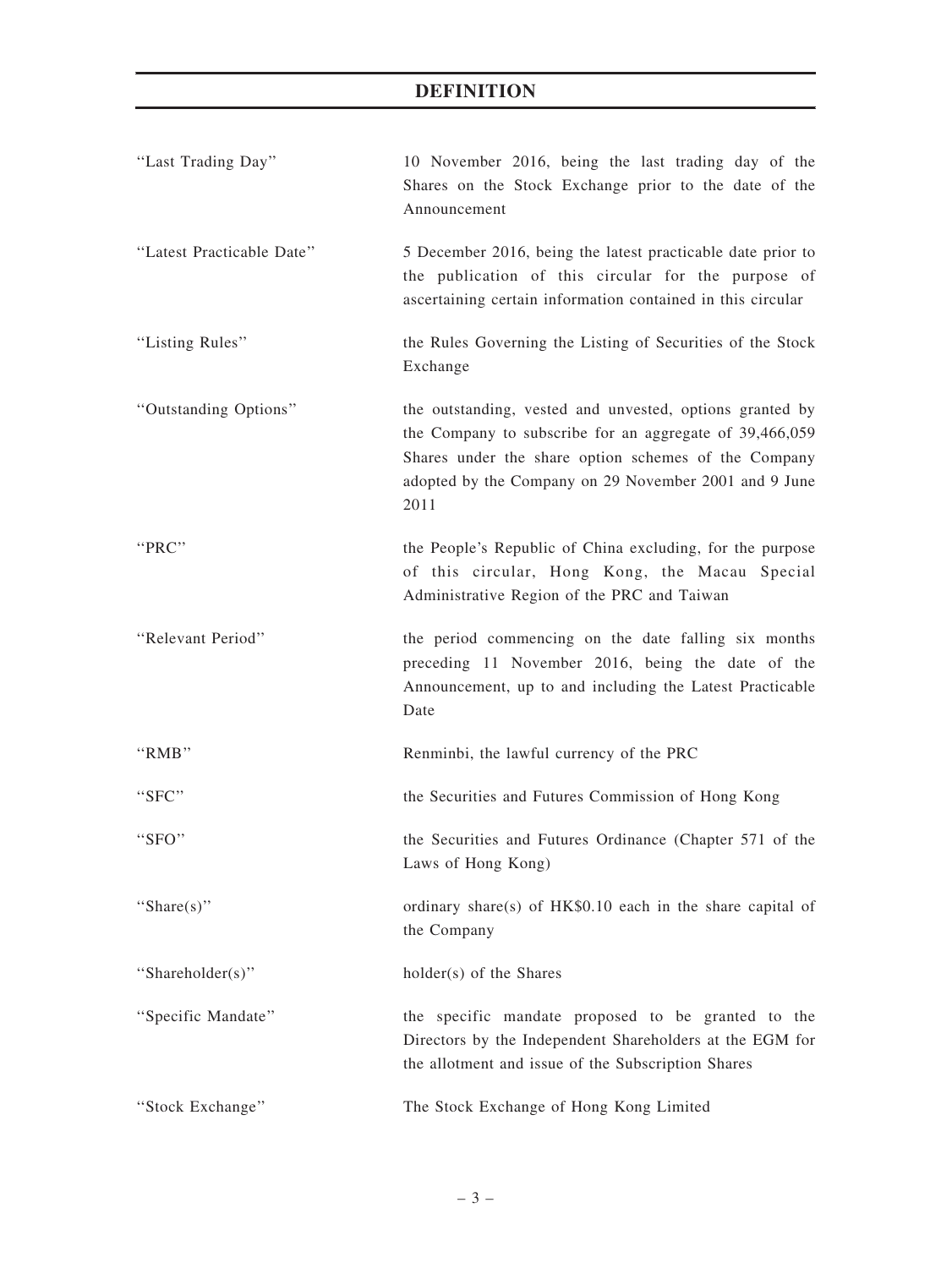# DEFINITION

| | |
|---|---|
| "Last Trading Day" | 10 November 2016, being the last trading day of the Shares on the Stock Exchange prior to the date of the Announcement |
| "Latest Practicable Date" | 5 December 2016, being the latest practicable date prior to the publication of this circular for the purpose of ascertaining certain information contained in this circular |
| "Listing Rules" | the Rules Governing the Listing of Securities of the Stock Exchange |
| "Outstanding Options" | the outstanding, vested and unvested, options granted by the Company to subscribe for an aggregate of 39,466,059 Shares under the share option schemes of the Company adopted by the Company on 29 November 2001 and 9 June 2011 |
| "PRC" | the People's Republic of China excluding, for the purpose of this circular, Hong Kong, the Macau Special Administrative Region of the PRC and Taiwan |
| "Relevant Period" | the period commencing on the date falling six months preceding 11 November 2016, being the date of the Announcement, up to and including the Latest Practicable Date |
| "RMB" | Renminbi, the lawful currency of the PRC |
| "SFC" | the Securities and Futures Commission of Hong Kong |
| "SFO" | the Securities and Futures Ordinance (Chapter 571 of the Laws of Hong Kong) |
| "Share(s)" | ordinary share(s) of HK$0.10 each in the share capital of the Company |
| "Shareholder(s)" | holder(s) of the Shares |
| "Specific Mandate" | the specific mandate proposed to be granted to the Directors by the Independent Shareholders at the EGM for the allotment and issue of the Subscription Shares |
| "Stock Exchange" | The Stock Exchange of Hong Kong Limited |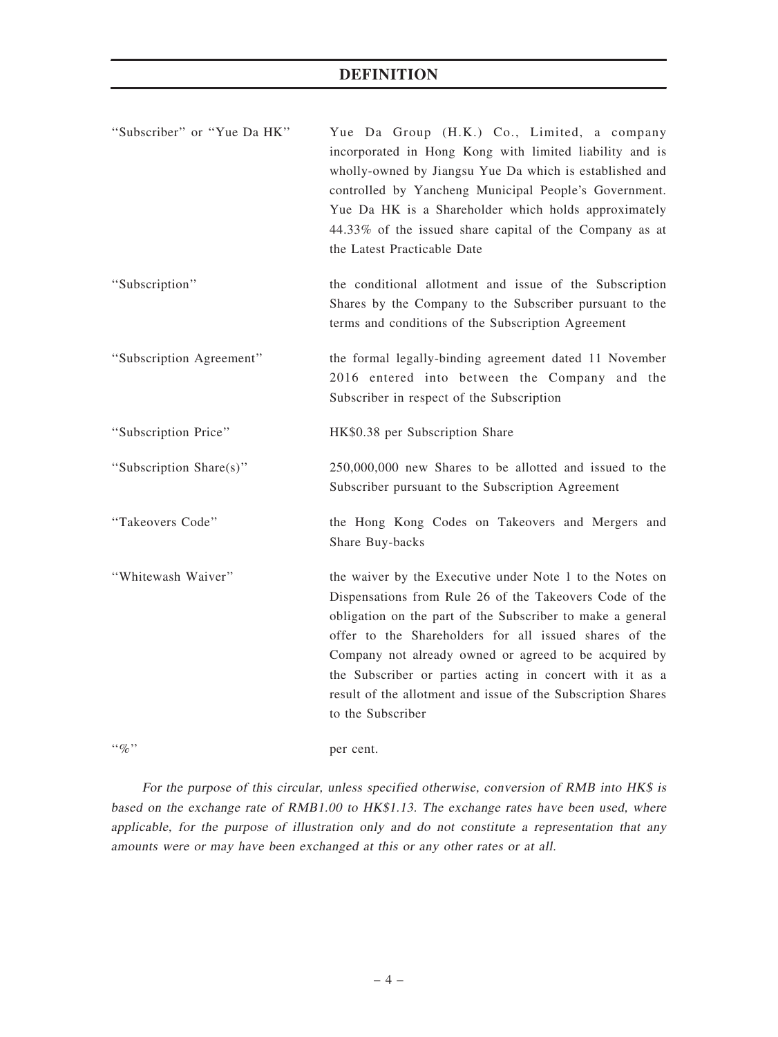# DEFINITION

| | |
|---|---|
| "Subscriber" or "Yue Da HK" | Yue Da Group (H.K.) Co., Limited, a company incorporated in Hong Kong with limited liability and is wholly-owned by Jiangsu Yue Da which is established and controlled by Yancheng Municipal People's Government. Yue Da HK is a Shareholder which holds approximately 44.33% of the issued share capital of the Company as at the Latest Practicable Date |
| "Subscription" | the conditional allotment and issue of the Subscription Shares by the Company to the Subscriber pursuant to the terms and conditions of the Subscription Agreement |
| "Subscription Agreement" | the formal legally-binding agreement dated 11 November 2016 entered into between the Company and the Subscriber in respect of the Subscription |
| "Subscription Price" | HK$0.38 per Subscription Share |
| "Subscription Share(s)" | 250,000,000 new Shares to be allotted and issued to the Subscriber pursuant to the Subscription Agreement |
| "Takeovers Code" | the Hong Kong Codes on Takeovers and Mergers and Share Buy-backs |
| "Whitewash Waiver" | the waiver by the Executive under Note 1 to the Notes on Dispensations from Rule 26 of the Takeovers Code of the obligation on the part of the Subscriber to make a general offer to the Shareholders for all issued shares of the Company not already owned or agreed to be acquired by the Subscriber or parties acting in concert with it as a result of the allotment and issue of the Subscription Shares to the Subscriber |
| "%" | per cent. |

*For the purpose of this circular, unless specified otherwise, conversion of RMB into HK$ is based on the exchange rate of RMB1.00 to HK$1.13. The exchange rates have been used, where applicable, for the purpose of illustration only and do not constitute a representation that any amounts were or may have been exchanged at this or any other rates or at all.*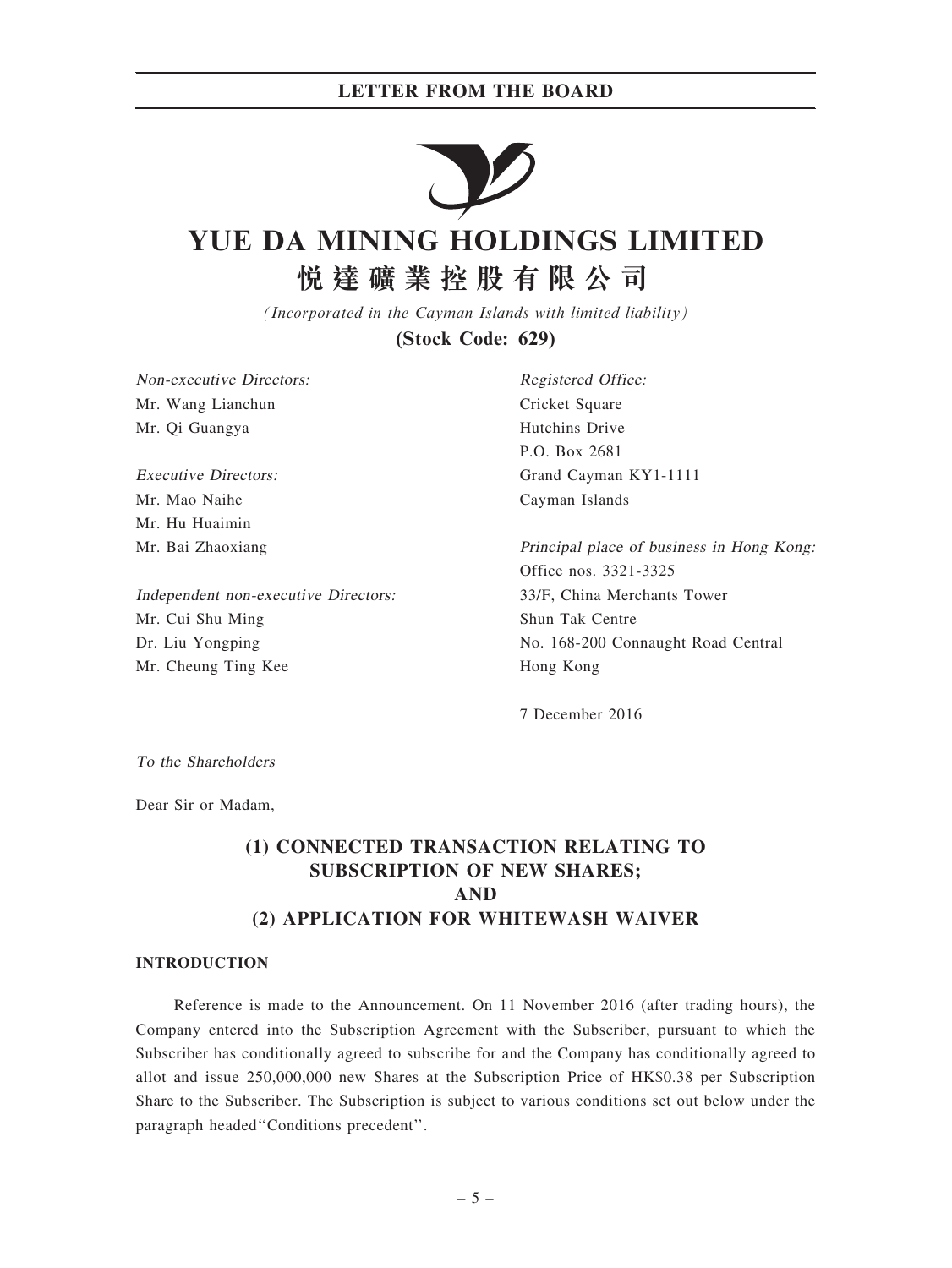# YUE DA MINING HOLDINGS LIMITED

# 悦達礦業控股有限公司

*(Incorporated in the Cayman Islands with limited liability)*

**(Stock Code: 629)**

*Non-executive Directors:*
Mr. Wang Lianchun
Mr. Qi Guangya

*Executive Directors:*
Mr. Mao Naihe
Mr. Hu Huaimin
Mr. Bai Zhaoxiang

*Independent non-executive Directors:*
Mr. Cui Shu Ming
Dr. Liu Yongping
Mr. Cheung Ting Kee

*Registered Office:*
Cricket Square
Hutchins Drive
P.O. Box 2681
Grand Cayman KY1-1111
Cayman Islands

*Principal place of business in Hong Kong:*
Office nos. 3321-3325
33/F, China Merchants Tower
Shun Tak Centre
No. 168-200 Connaught Road Central
Hong Kong

7 December 2016

*To the Shareholders*

Dear Sir or Madam,

## (1) CONNECTED TRANSACTION RELATING TO SUBSCRIPTION OF NEW SHARES; AND (2) APPLICATION FOR WHITEWASH WAIVER

### INTRODUCTION

Reference is made to the Announcement. On 11 November 2016 (after trading hours), the Company entered into the Subscription Agreement with the Subscriber, pursuant to which the Subscriber has conditionally agreed to subscribe for and the Company has conditionally agreed to allot and issue 250,000,000 new Shares at the Subscription Price of HK$0.38 per Subscription Share to the Subscriber. The Subscription is subject to various conditions set out below under the paragraph headed "Conditions precedent".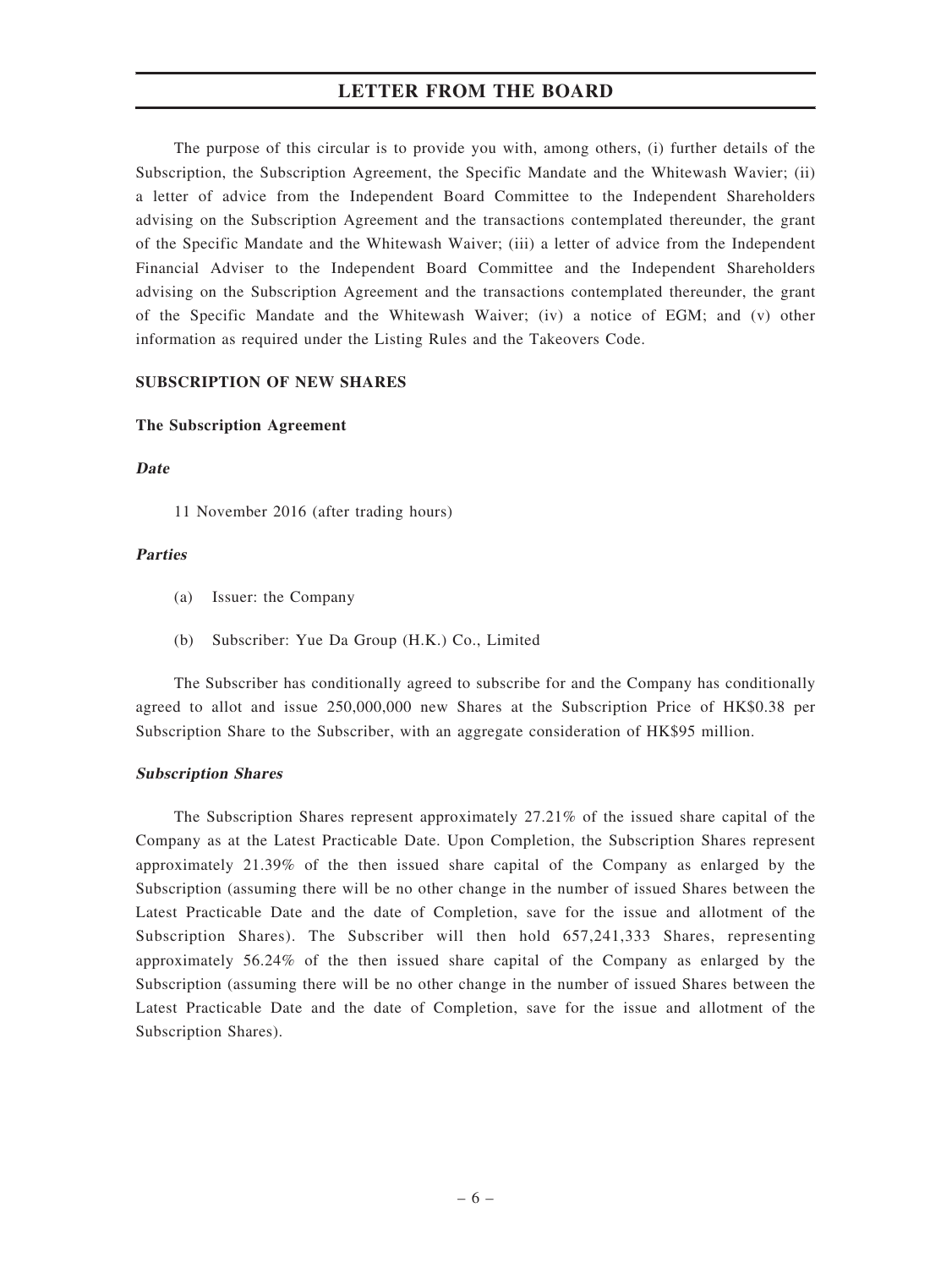# LETTER FROM THE BOARD

The purpose of this circular is to provide you with, among others, (i) further details of the Subscription, the Subscription Agreement, the Specific Mandate and the Whitewash Wavier; (ii) a letter of advice from the Independent Board Committee to the Independent Shareholders advising on the Subscription Agreement and the transactions contemplated thereunder, the grant of the Specific Mandate and the Whitewash Waiver; (iii) a letter of advice from the Independent Financial Adviser to the Independent Board Committee and the Independent Shareholders advising on the Subscription Agreement and the transactions contemplated thereunder, the grant of the Specific Mandate and the Whitewash Waiver; (iv) a notice of EGM; and (v) other information as required under the Listing Rules and the Takeovers Code.

**SUBSCRIPTION OF NEW SHARES**

**The Subscription Agreement**

***Date***

11 November 2016 (after trading hours)

***Parties***

(a) Issuer: the Company

(b) Subscriber: Yue Da Group (H.K.) Co., Limited

The Subscriber has conditionally agreed to subscribe for and the Company has conditionally agreed to allot and issue 250,000,000 new Shares at the Subscription Price of HK$0.38 per Subscription Share to the Subscriber, with an aggregate consideration of HK$95 million.

***Subscription Shares***

The Subscription Shares represent approximately 27.21% of the issued share capital of the Company as at the Latest Practicable Date. Upon Completion, the Subscription Shares represent approximately 21.39% of the then issued share capital of the Company as enlarged by the Subscription (assuming there will be no other change in the number of issued Shares between the Latest Practicable Date and the date of Completion, save for the issue and allotment of the Subscription Shares). The Subscriber will then hold 657,241,333 Shares, representing approximately 56.24% of the then issued share capital of the Company as enlarged by the Subscription (assuming there will be no other change in the number of issued Shares between the Latest Practicable Date and the date of Completion, save for the issue and allotment of the Subscription Shares).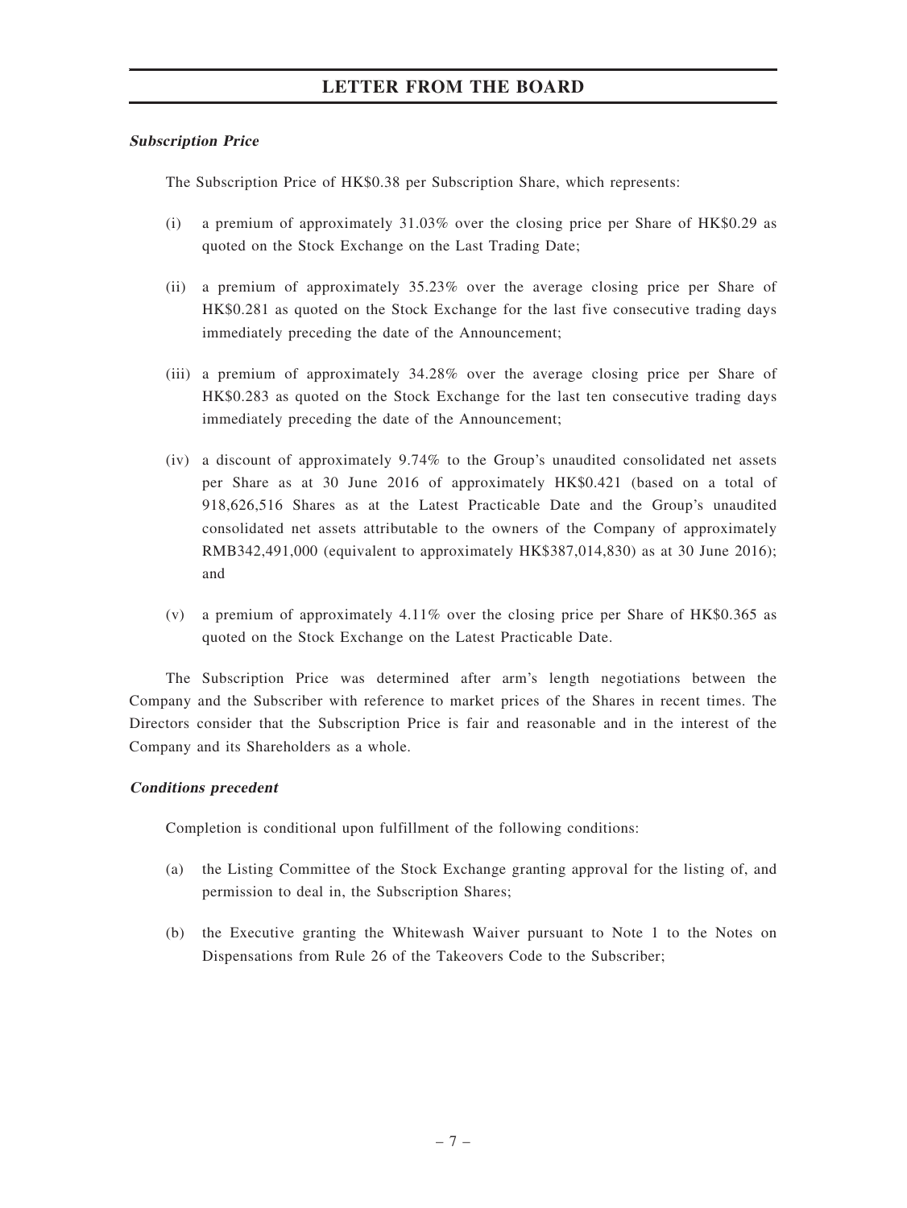***Subscription Price***

The Subscription Price of HK$0.38 per Subscription Share, which represents:

(i) a premium of approximately 31.03% over the closing price per Share of HK$0.29 as quoted on the Stock Exchange on the Last Trading Date;

(ii) a premium of approximately 35.23% over the average closing price per Share of HK$0.281 as quoted on the Stock Exchange for the last five consecutive trading days immediately preceding the date of the Announcement;

(iii) a premium of approximately 34.28% over the average closing price per Share of HK$0.283 as quoted on the Stock Exchange for the last ten consecutive trading days immediately preceding the date of the Announcement;

(iv) a discount of approximately 9.74% to the Group's unaudited consolidated net assets per Share as at 30 June 2016 of approximately HK$0.421 (based on a total of 918,626,516 Shares as at the Latest Practicable Date and the Group's unaudited consolidated net assets attributable to the owners of the Company of approximately RMB342,491,000 (equivalent to approximately HK$387,014,830) as at 30 June 2016); and

(v) a premium of approximately 4.11% over the closing price per Share of HK$0.365 as quoted on the Stock Exchange on the Latest Practicable Date.

The Subscription Price was determined after arm's length negotiations between the Company and the Subscriber with reference to market prices of the Shares in recent times. The Directors consider that the Subscription Price is fair and reasonable and in the interest of the Company and its Shareholders as a whole.

***Conditions precedent***

Completion is conditional upon fulfillment of the following conditions:

(a) the Listing Committee of the Stock Exchange granting approval for the listing of, and permission to deal in, the Subscription Shares;

(b) the Executive granting the Whitewash Waiver pursuant to Note 1 to the Notes on Dispensations from Rule 26 of the Takeovers Code to the Subscriber;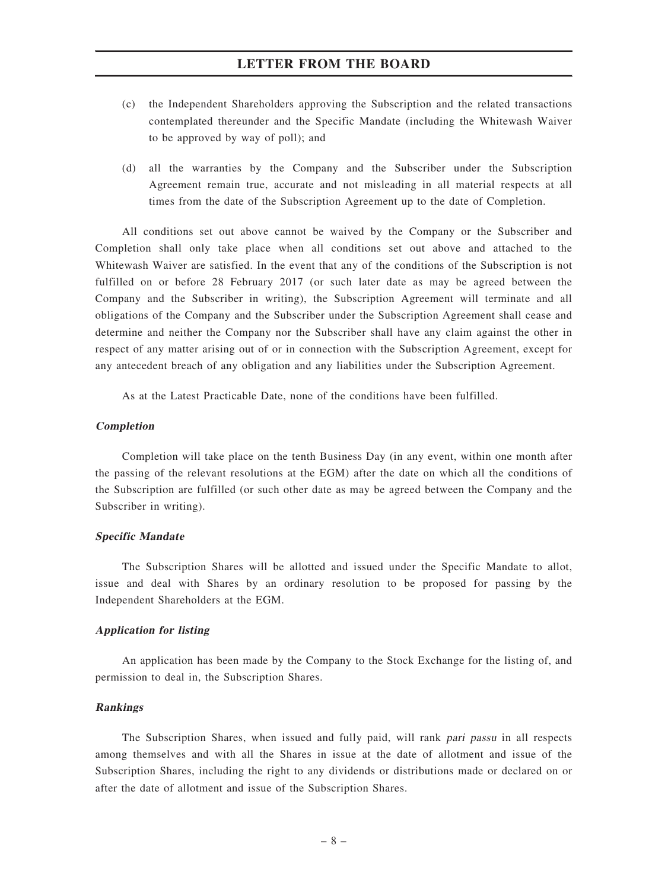(c) the Independent Shareholders approving the Subscription and the related transactions contemplated thereunder and the Specific Mandate (including the Whitewash Waiver to be approved by way of poll); and

(d) all the warranties by the Company and the Subscriber under the Subscription Agreement remain true, accurate and not misleading in all material respects at all times from the date of the Subscription Agreement up to the date of Completion.

All conditions set out above cannot be waived by the Company or the Subscriber and Completion shall only take place when all conditions set out above and attached to the Whitewash Waiver are satisfied. In the event that any of the conditions of the Subscription is not fulfilled on or before 28 February 2017 (or such later date as may be agreed between the Company and the Subscriber in writing), the Subscription Agreement will terminate and all obligations of the Company and the Subscriber under the Subscription Agreement shall cease and determine and neither the Company nor the Subscriber shall have any claim against the other in respect of any matter arising out of or in connection with the Subscription Agreement, except for any antecedent breach of any obligation and any liabilities under the Subscription Agreement.

As at the Latest Practicable Date, none of the conditions have been fulfilled.

### *Completion*

Completion will take place on the tenth Business Day (in any event, within one month after the passing of the relevant resolutions at the EGM) after the date on which all the conditions of the Subscription are fulfilled (or such other date as may be agreed between the Company and the Subscriber in writing).

### *Specific Mandate*

The Subscription Shares will be allotted and issued under the Specific Mandate to allot, issue and deal with Shares by an ordinary resolution to be proposed for passing by the Independent Shareholders at the EGM.

### *Application for listing*

An application has been made by the Company to the Stock Exchange for the listing of, and permission to deal in, the Subscription Shares.

### *Rankings*

The Subscription Shares, when issued and fully paid, will rank *pari passu* in all respects among themselves and with all the Shares in issue at the date of allotment and issue of the Subscription Shares, including the right to any dividends or distributions made or declared on or after the date of allotment and issue of the Subscription Shares.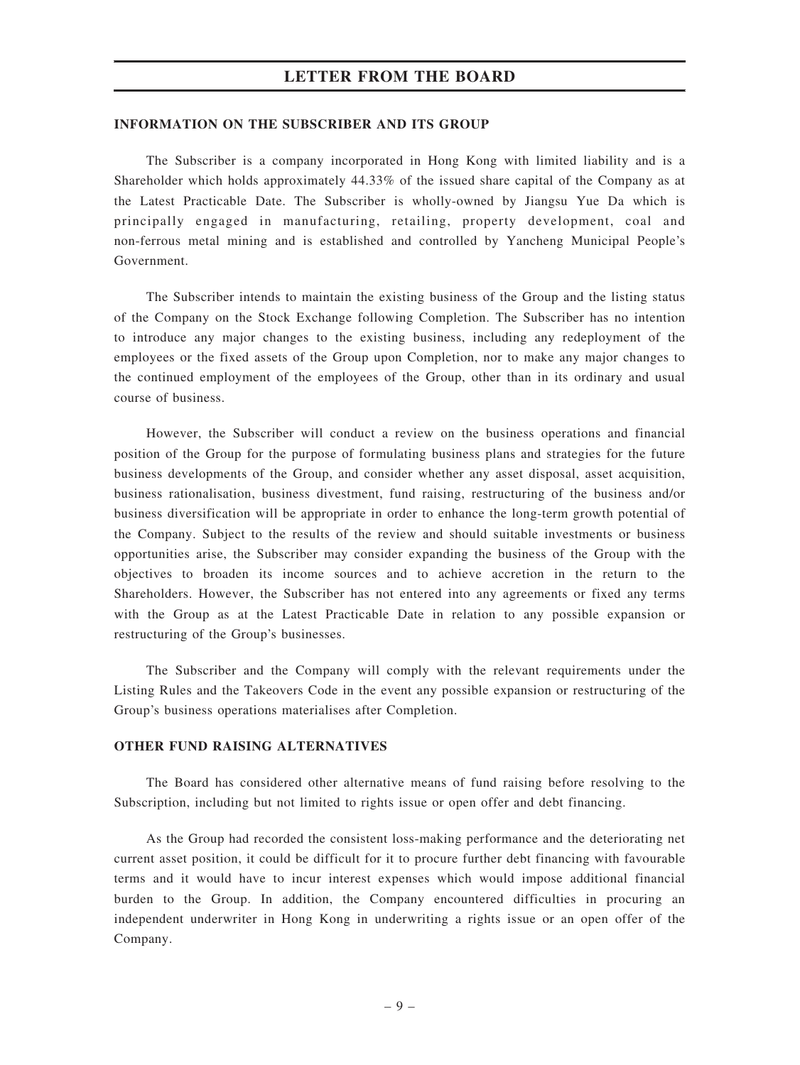## INFORMATION ON THE SUBSCRIBER AND ITS GROUP

The Subscriber is a company incorporated in Hong Kong with limited liability and is a Shareholder which holds approximately 44.33% of the issued share capital of the Company as at the Latest Practicable Date. The Subscriber is wholly-owned by Jiangsu Yue Da which is principally engaged in manufacturing, retailing, property development, coal and non-ferrous metal mining and is established and controlled by Yancheng Municipal People's Government.

The Subscriber intends to maintain the existing business of the Group and the listing status of the Company on the Stock Exchange following Completion. The Subscriber has no intention to introduce any major changes to the existing business, including any redeployment of the employees or the fixed assets of the Group upon Completion, nor to make any major changes to the continued employment of the employees of the Group, other than in its ordinary and usual course of business.

However, the Subscriber will conduct a review on the business operations and financial position of the Group for the purpose of formulating business plans and strategies for the future business developments of the Group, and consider whether any asset disposal, asset acquisition, business rationalisation, business divestment, fund raising, restructuring of the business and/or business diversification will be appropriate in order to enhance the long-term growth potential of the Company. Subject to the results of the review and should suitable investments or business opportunities arise, the Subscriber may consider expanding the business of the Group with the objectives to broaden its income sources and to achieve accretion in the return to the Shareholders. However, the Subscriber has not entered into any agreements or fixed any terms with the Group as at the Latest Practicable Date in relation to any possible expansion or restructuring of the Group's businesses.

The Subscriber and the Company will comply with the relevant requirements under the Listing Rules and the Takeovers Code in the event any possible expansion or restructuring of the Group's business operations materialises after Completion.

## OTHER FUND RAISING ALTERNATIVES

The Board has considered other alternative means of fund raising before resolving to the Subscription, including but not limited to rights issue or open offer and debt financing.

As the Group had recorded the consistent loss-making performance and the deteriorating net current asset position, it could be difficult for it to procure further debt financing with favourable terms and it would have to incur interest expenses which would impose additional financial burden to the Group. In addition, the Company encountered difficulties in procuring an independent underwriter in Hong Kong in underwriting a rights issue or an open offer of the Company.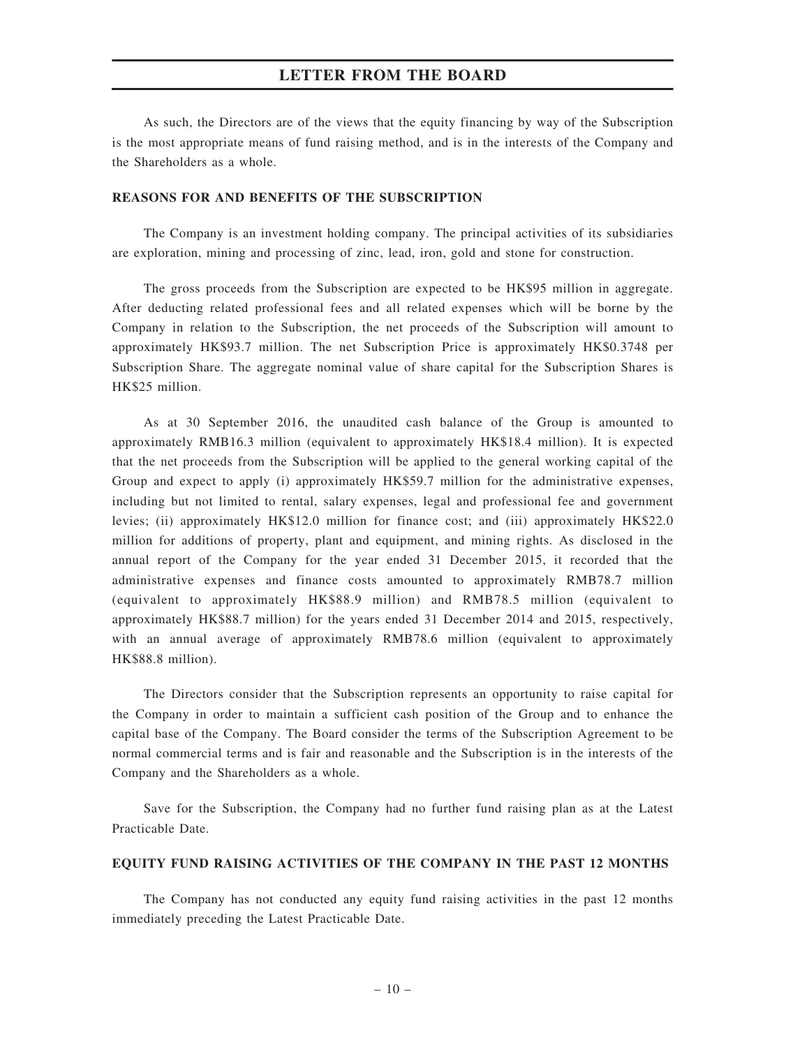As such, the Directors are of the views that the equity financing by way of the Subscription is the most appropriate means of fund raising method, and is in the interests of the Company and the Shareholders as a whole.

**REASONS FOR AND BENEFITS OF THE SUBSCRIPTION**

The Company is an investment holding company. The principal activities of its subsidiaries are exploration, mining and processing of zinc, lead, iron, gold and stone for construction.

The gross proceeds from the Subscription are expected to be HK$95 million in aggregate. After deducting related professional fees and all related expenses which will be borne by the Company in relation to the Subscription, the net proceeds of the Subscription will amount to approximately HK$93.7 million. The net Subscription Price is approximately HK$0.3748 per Subscription Share. The aggregate nominal value of share capital for the Subscription Shares is HK$25 million.

As at 30 September 2016, the unaudited cash balance of the Group is amounted to approximately RMB16.3 million (equivalent to approximately HK$18.4 million). It is expected that the net proceeds from the Subscription will be applied to the general working capital of the Group and expect to apply (i) approximately HK$59.7 million for the administrative expenses, including but not limited to rental, salary expenses, legal and professional fee and government levies; (ii) approximately HK$12.0 million for finance cost; and (iii) approximately HK$22.0 million for additions of property, plant and equipment, and mining rights. As disclosed in the annual report of the Company for the year ended 31 December 2015, it recorded that the administrative expenses and finance costs amounted to approximately RMB78.7 million (equivalent to approximately HK$88.9 million) and RMB78.5 million (equivalent to approximately HK$88.7 million) for the years ended 31 December 2014 and 2015, respectively, with an annual average of approximately RMB78.6 million (equivalent to approximately HK$88.8 million).

The Directors consider that the Subscription represents an opportunity to raise capital for the Company in order to maintain a sufficient cash position of the Group and to enhance the capital base of the Company. The Board consider the terms of the Subscription Agreement to be normal commercial terms and is fair and reasonable and the Subscription is in the interests of the Company and the Shareholders as a whole.

Save for the Subscription, the Company had no further fund raising plan as at the Latest Practicable Date.

**EQUITY FUND RAISING ACTIVITIES OF THE COMPANY IN THE PAST 12 MONTHS**

The Company has not conducted any equity fund raising activities in the past 12 months immediately preceding the Latest Practicable Date.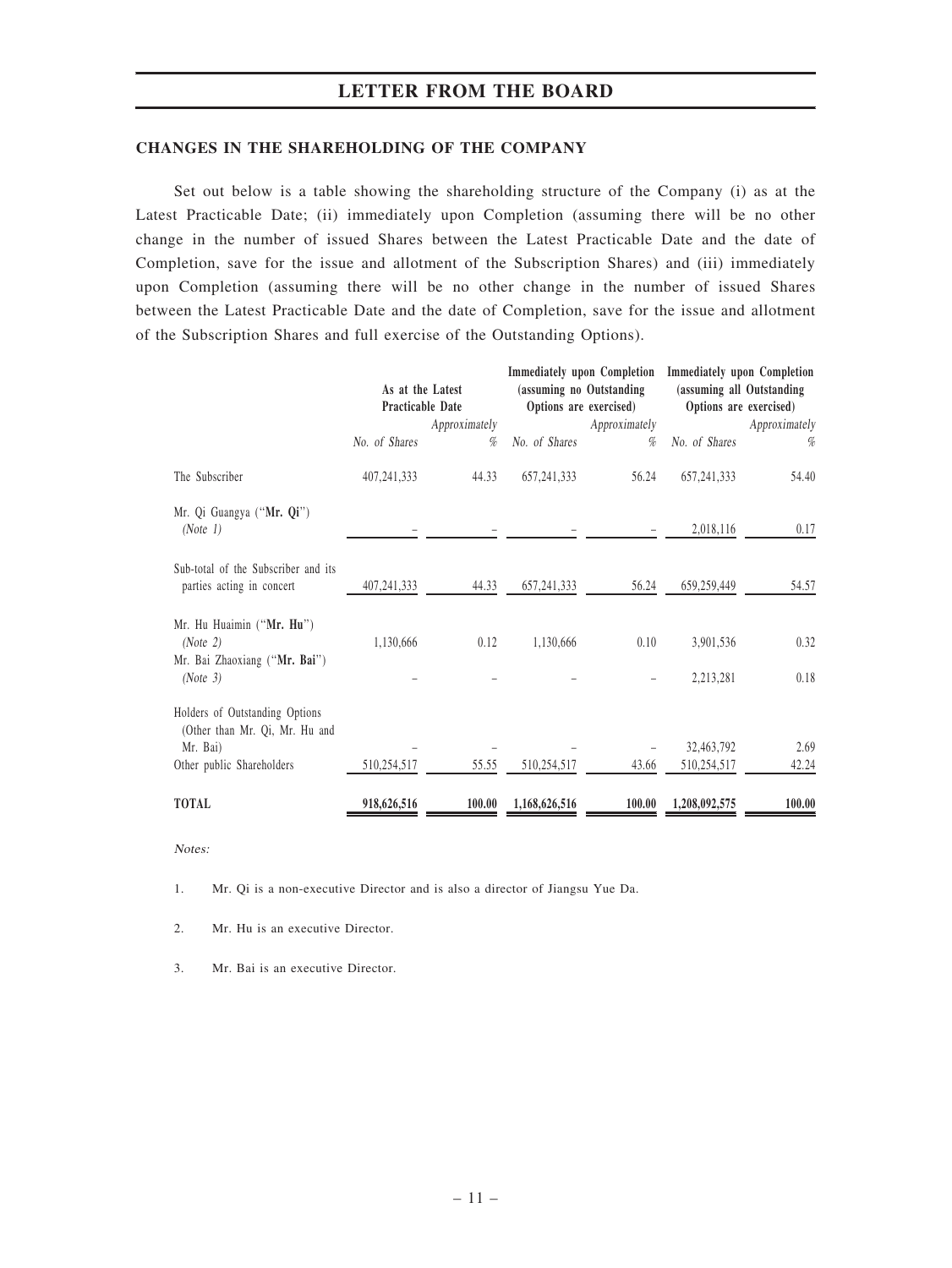## CHANGES IN THE SHAREHOLDING OF THE COMPANY

Set out below is a table showing the shareholding structure of the Company (i) as at the Latest Practicable Date; (ii) immediately upon Completion (assuming there will be no other change in the number of issued Shares between the Latest Practicable Date and the date of Completion, save for the issue and allotment of the Subscription Shares) and (iii) immediately upon Completion (assuming there will be no other change in the number of issued Shares between the Latest Practicable Date and the date of Completion, save for the issue and allotment of the Subscription Shares and full exercise of the Outstanding Options).

| | As at the Latest Practicable Date | | Immediately upon Completion (assuming no Outstanding Options are exercised) | | Immediately upon Completion (assuming all Outstanding Options are exercised) | |
|---|---|---|---|---|---|---|
| | No. of Shares | Approximately % | No. of Shares | Approximately % | No. of Shares | Approximately % |
| The Subscriber | 407,241,333 | 44.33 | 657,241,333 | 56.24 | 657,241,333 | 54.40 |
| Mr. Qi Guangya ("**Mr. Qi**") *(Note 1)* | – | – | – | – | 2,018,116 | 0.17 |
| Sub-total of the Subscriber and its parties acting in concert | 407,241,333 | 44.33 | 657,241,333 | 56.24 | 659,259,449 | 54.57 |
| Mr. Hu Huaimin ("**Mr. Hu**") *(Note 2)* | 1,130,666 | 0.12 | 1,130,666 | 0.10 | 3,901,536 | 0.32 |
| Mr. Bai Zhaoxiang ("**Mr. Bai**") *(Note 3)* | – | – | – | – | 2,213,281 | 0.18 |
| Holders of Outstanding Options (Other than Mr. Qi, Mr. Hu and Mr. Bai) | – | – | – | – | 32,463,792 | 2.69 |
| Other public Shareholders | 510,254,517 | 55.55 | 510,254,517 | 43.66 | 510,254,517 | 42.24 |
| **TOTAL** | **918,626,516** | **100.00** | **1,168,626,516** | **100.00** | **1,208,092,575** | **100.00** |

*Notes:*

1. Mr. Qi is a non-executive Director and is also a director of Jiangsu Yue Da.

2. Mr. Hu is an executive Director.

3. Mr. Bai is an executive Director.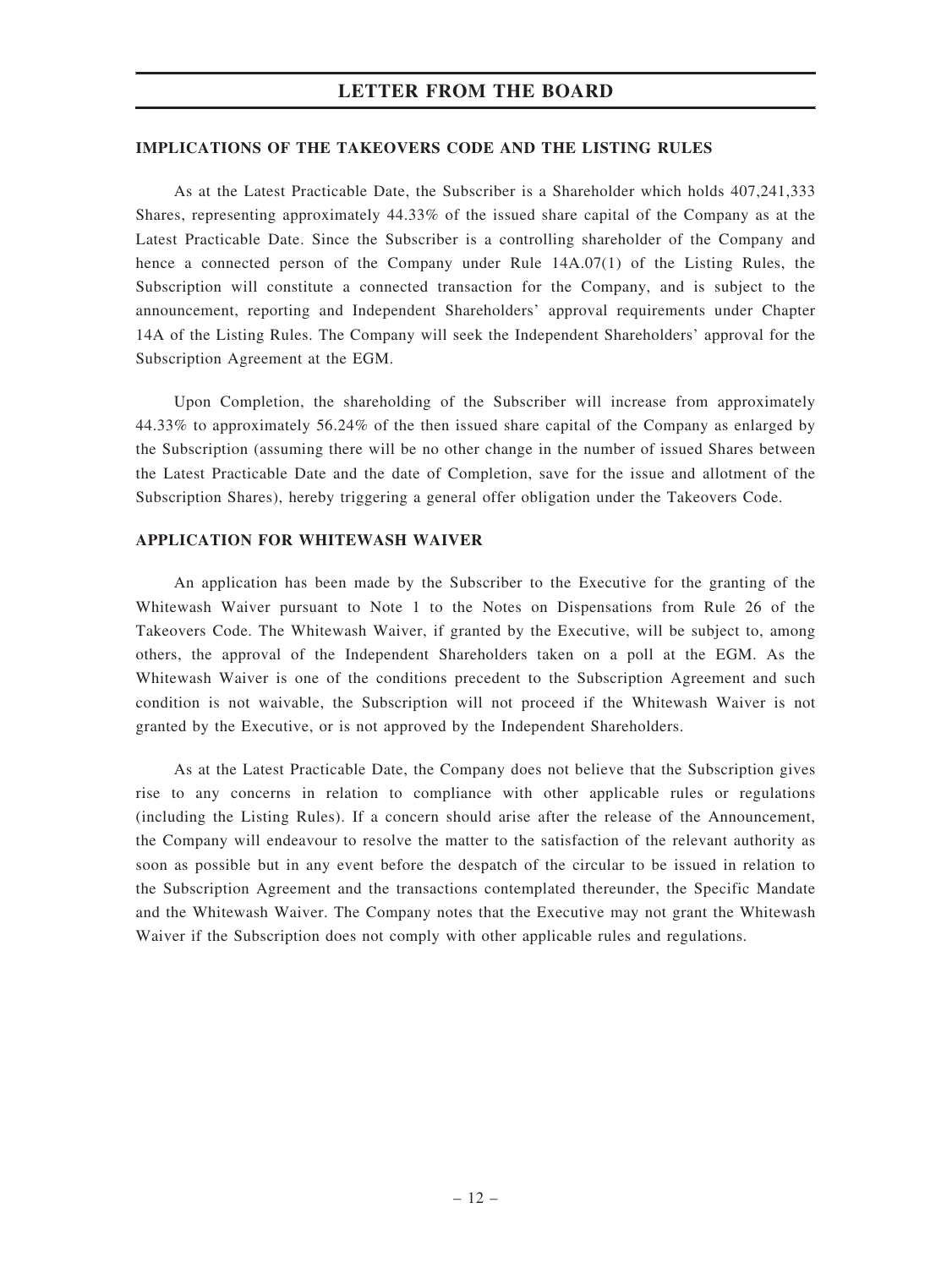## IMPLICATIONS OF THE TAKEOVERS CODE AND THE LISTING RULES

As at the Latest Practicable Date, the Subscriber is a Shareholder which holds 407,241,333 Shares, representing approximately 44.33% of the issued share capital of the Company as at the Latest Practicable Date. Since the Subscriber is a controlling shareholder of the Company and hence a connected person of the Company under Rule 14A.07(1) of the Listing Rules, the Subscription will constitute a connected transaction for the Company, and is subject to the announcement, reporting and Independent Shareholders' approval requirements under Chapter 14A of the Listing Rules. The Company will seek the Independent Shareholders' approval for the Subscription Agreement at the EGM.

Upon Completion, the shareholding of the Subscriber will increase from approximately 44.33% to approximately 56.24% of the then issued share capital of the Company as enlarged by the Subscription (assuming there will be no other change in the number of issued Shares between the Latest Practicable Date and the date of Completion, save for the issue and allotment of the Subscription Shares), hereby triggering a general offer obligation under the Takeovers Code.

## APPLICATION FOR WHITEWASH WAIVER

An application has been made by the Subscriber to the Executive for the granting of the Whitewash Waiver pursuant to Note 1 to the Notes on Dispensations from Rule 26 of the Takeovers Code. The Whitewash Waiver, if granted by the Executive, will be subject to, among others, the approval of the Independent Shareholders taken on a poll at the EGM. As the Whitewash Waiver is one of the conditions precedent to the Subscription Agreement and such condition is not waivable, the Subscription will not proceed if the Whitewash Waiver is not granted by the Executive, or is not approved by the Independent Shareholders.

As at the Latest Practicable Date, the Company does not believe that the Subscription gives rise to any concerns in relation to compliance with other applicable rules or regulations (including the Listing Rules). If a concern should arise after the release of the Announcement, the Company will endeavour to resolve the matter to the satisfaction of the relevant authority as soon as possible but in any event before the despatch of the circular to be issued in relation to the Subscription Agreement and the transactions contemplated thereunder, the Specific Mandate and the Whitewash Waiver. The Company notes that the Executive may not grant the Whitewash Waiver if the Subscription does not comply with other applicable rules and regulations.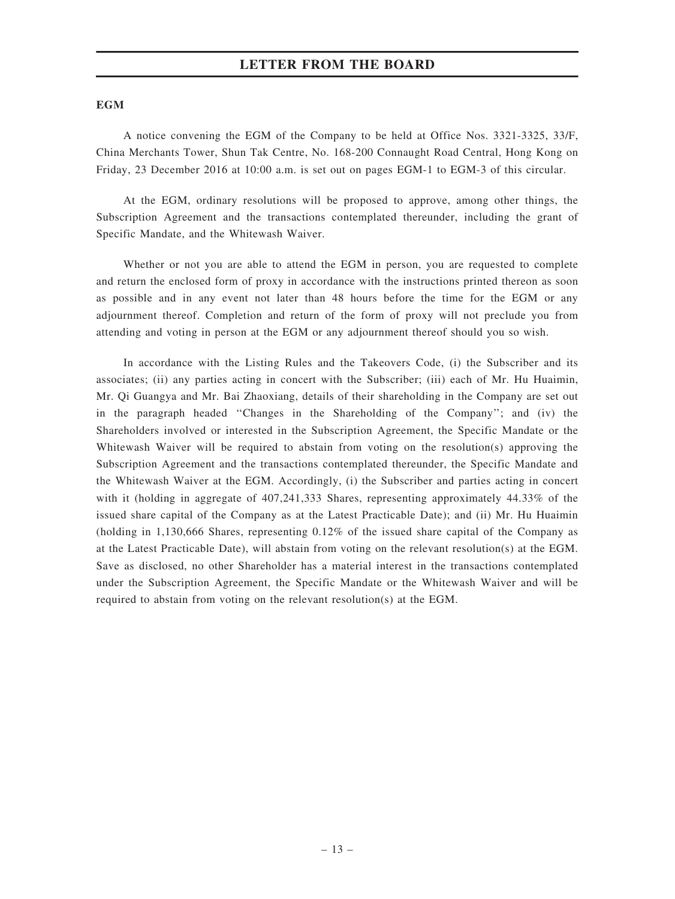### EGM

A notice convening the EGM of the Company to be held at Office Nos. 3321-3325, 33/F, China Merchants Tower, Shun Tak Centre, No. 168-200 Connaught Road Central, Hong Kong on Friday, 23 December 2016 at 10:00 a.m. is set out on pages EGM-1 to EGM-3 of this circular.

At the EGM, ordinary resolutions will be proposed to approve, among other things, the Subscription Agreement and the transactions contemplated thereunder, including the grant of Specific Mandate, and the Whitewash Waiver.

Whether or not you are able to attend the EGM in person, you are requested to complete and return the enclosed form of proxy in accordance with the instructions printed thereon as soon as possible and in any event not later than 48 hours before the time for the EGM or any adjournment thereof. Completion and return of the form of proxy will not preclude you from attending and voting in person at the EGM or any adjournment thereof should you so wish.

In accordance with the Listing Rules and the Takeovers Code, (i) the Subscriber and its associates; (ii) any parties acting in concert with the Subscriber; (iii) each of Mr. Hu Huaimin, Mr. Qi Guangya and Mr. Bai Zhaoxiang, details of their shareholding in the Company are set out in the paragraph headed "Changes in the Shareholding of the Company"; and (iv) the Shareholders involved or interested in the Subscription Agreement, the Specific Mandate or the Whitewash Waiver will be required to abstain from voting on the resolution(s) approving the Subscription Agreement and the transactions contemplated thereunder, the Specific Mandate and the Whitewash Waiver at the EGM. Accordingly, (i) the Subscriber and parties acting in concert with it (holding in aggregate of 407,241,333 Shares, representing approximately 44.33% of the issued share capital of the Company as at the Latest Practicable Date); and (ii) Mr. Hu Huaimin (holding in 1,130,666 Shares, representing 0.12% of the issued share capital of the Company as at the Latest Practicable Date), will abstain from voting on the relevant resolution(s) at the EGM. Save as disclosed, no other Shareholder has a material interest in the transactions contemplated under the Subscription Agreement, the Specific Mandate or the Whitewash Waiver and will be required to abstain from voting on the relevant resolution(s) at the EGM.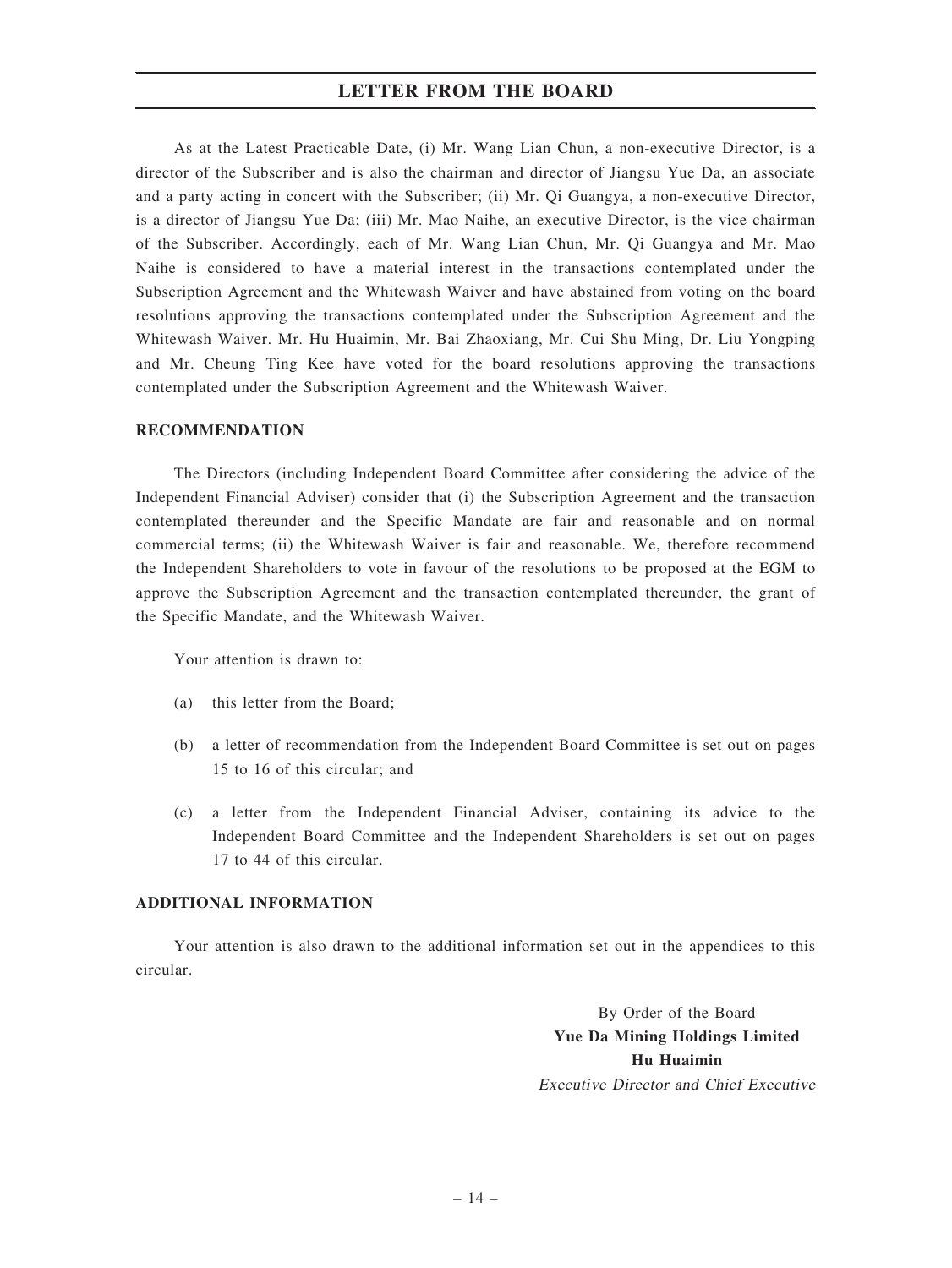As at the Latest Practicable Date, (i) Mr. Wang Lian Chun, a non-executive Director, is a director of the Subscriber and is also the chairman and director of Jiangsu Yue Da, an associate and a party acting in concert with the Subscriber; (ii) Mr. Qi Guangya, a non-executive Director, is a director of Jiangsu Yue Da; (iii) Mr. Mao Naihe, an executive Director, is the vice chairman of the Subscriber. Accordingly, each of Mr. Wang Lian Chun, Mr. Qi Guangya and Mr. Mao Naihe is considered to have a material interest in the transactions contemplated under the Subscription Agreement and the Whitewash Waiver and have abstained from voting on the board resolutions approving the transactions contemplated under the Subscription Agreement and the Whitewash Waiver. Mr. Hu Huaimin, Mr. Bai Zhaoxiang, Mr. Cui Shu Ming, Dr. Liu Yongping and Mr. Cheung Ting Kee have voted for the board resolutions approving the transactions contemplated under the Subscription Agreement and the Whitewash Waiver.

## RECOMMENDATION

The Directors (including Independent Board Committee after considering the advice of the Independent Financial Adviser) consider that (i) the Subscription Agreement and the transaction contemplated thereunder and the Specific Mandate are fair and reasonable and on normal commercial terms; (ii) the Whitewash Waiver is fair and reasonable. We, therefore recommend the Independent Shareholders to vote in favour of the resolutions to be proposed at the EGM to approve the Subscription Agreement and the transaction contemplated thereunder, the grant of the Specific Mandate, and the Whitewash Waiver.

Your attention is drawn to:

(a) this letter from the Board;

(b) a letter of recommendation from the Independent Board Committee is set out on pages 15 to 16 of this circular; and

(c) a letter from the Independent Financial Adviser, containing its advice to the Independent Board Committee and the Independent Shareholders is set out on pages 17 to 44 of this circular.

## ADDITIONAL INFORMATION

Your attention is also drawn to the additional information set out in the appendices to this circular.

By Order of the Board

**Yue Da Mining Holdings Limited**

**Hu Huaimin**

*Executive Director and Chief Executive*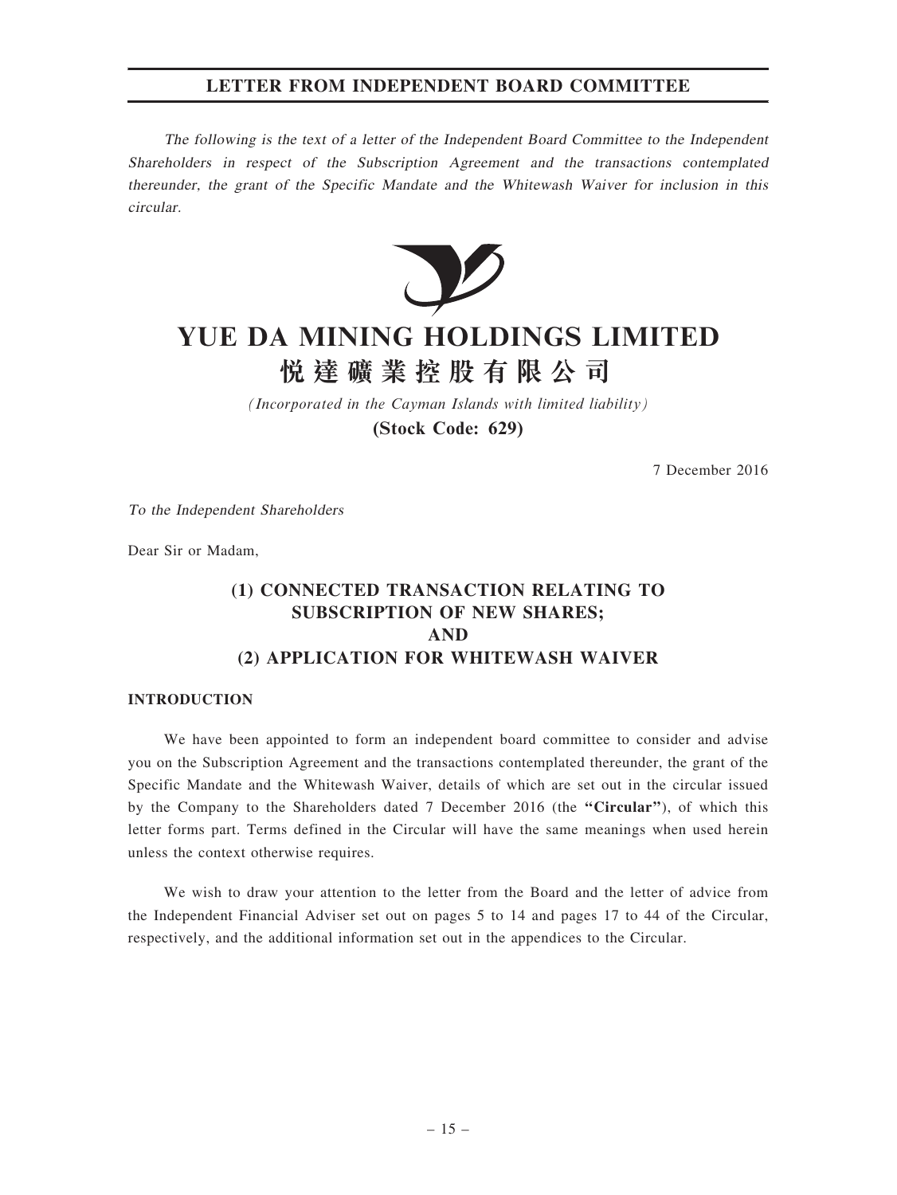*The following is the text of a letter of the Independent Board Committee to the Independent Shareholders in respect of the Subscription Agreement and the transactions contemplated thereunder, the grant of the Specific Mandate and the Whitewash Waiver for inclusion in this circular.*

# YUE DA MINING HOLDINGS LIMITED

# 悦達礦業控股有限公司

*(Incorporated in the Cayman Islands with limited liability)*

**(Stock Code: 629)**

7 December 2016

*To the Independent Shareholders*

Dear Sir or Madam,

## (1) CONNECTED TRANSACTION RELATING TO SUBSCRIPTION OF NEW SHARES; AND (2) APPLICATION FOR WHITEWASH WAIVER

### INTRODUCTION

We have been appointed to form an independent board committee to consider and advise you on the Subscription Agreement and the transactions contemplated thereunder, the grant of the Specific Mandate and the Whitewash Waiver, details of which are set out in the circular issued by the Company to the Shareholders dated 7 December 2016 (the **"Circular"**), of which this letter forms part. Terms defined in the Circular will have the same meanings when used herein unless the context otherwise requires.

We wish to draw your attention to the letter from the Board and the letter of advice from the Independent Financial Adviser set out on pages 5 to 14 and pages 17 to 44 of the Circular, respectively, and the additional information set out in the appendices to the Circular.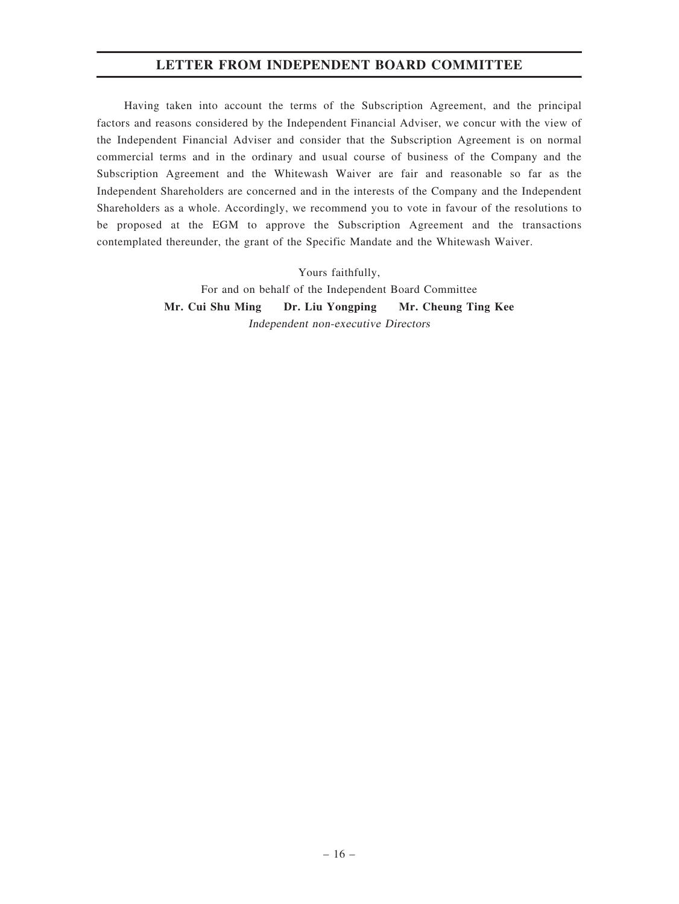# LETTER FROM INDEPENDENT BOARD COMMITTEE

Having taken into account the terms of the Subscription Agreement, and the principal factors and reasons considered by the Independent Financial Adviser, we concur with the view of the Independent Financial Adviser and consider that the Subscription Agreement is on normal commercial terms and in the ordinary and usual course of business of the Company and the Subscription Agreement and the Whitewash Waiver are fair and reasonable so far as the Independent Shareholders are concerned and in the interests of the Company and the Independent Shareholders as a whole. Accordingly, we recommend you to vote in favour of the resolutions to be proposed at the EGM to approve the Subscription Agreement and the transactions contemplated thereunder, the grant of the Specific Mandate and the Whitewash Waiver.

Yours faithfully,

For and on behalf of the Independent Board Committee

**Mr. Cui Shu Ming** **Dr. Liu Yongping** **Mr. Cheung Ting Kee**

*Independent non-executive Directors*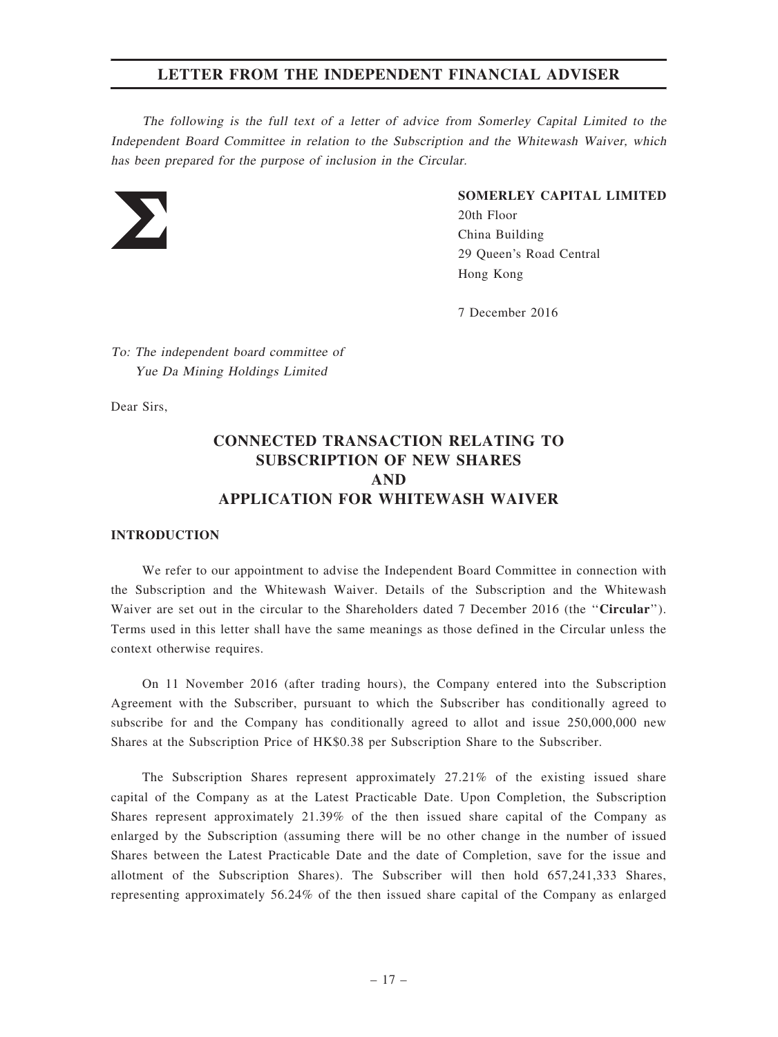# LETTER FROM THE INDEPENDENT FINANCIAL ADVISER

*The following is the full text of a letter of advice from Somerley Capital Limited to the Independent Board Committee in relation to the Subscription and the Whitewash Waiver, which has been prepared for the purpose of inclusion in the Circular.*

**SOMERLEY CAPITAL LIMITED**
20th Floor
China Building
29 Queen's Road Central
Hong Kong

7 December 2016

*To: The independent board committee of*
*Yue Da Mining Holdings Limited*

Dear Sirs,

## CONNECTED TRANSACTION RELATING TO SUBSCRIPTION OF NEW SHARES AND APPLICATION FOR WHITEWASH WAIVER

### INTRODUCTION

We refer to our appointment to advise the Independent Board Committee in connection with the Subscription and the Whitewash Waiver. Details of the Subscription and the Whitewash Waiver are set out in the circular to the Shareholders dated 7 December 2016 (the "**Circular**"). Terms used in this letter shall have the same meanings as those defined in the Circular unless the context otherwise requires.

On 11 November 2016 (after trading hours), the Company entered into the Subscription Agreement with the Subscriber, pursuant to which the Subscriber has conditionally agreed to subscribe for and the Company has conditionally agreed to allot and issue 250,000,000 new Shares at the Subscription Price of HK$0.38 per Subscription Share to the Subscriber.

The Subscription Shares represent approximately 27.21% of the existing issued share capital of the Company as at the Latest Practicable Date. Upon Completion, the Subscription Shares represent approximately 21.39% of the then issued share capital of the Company as enlarged by the Subscription (assuming there will be no other change in the number of issued Shares between the Latest Practicable Date and the date of Completion, save for the issue and allotment of the Subscription Shares). The Subscriber will then hold 657,241,333 Shares, representing approximately 56.24% of the then issued share capital of the Company as enlarged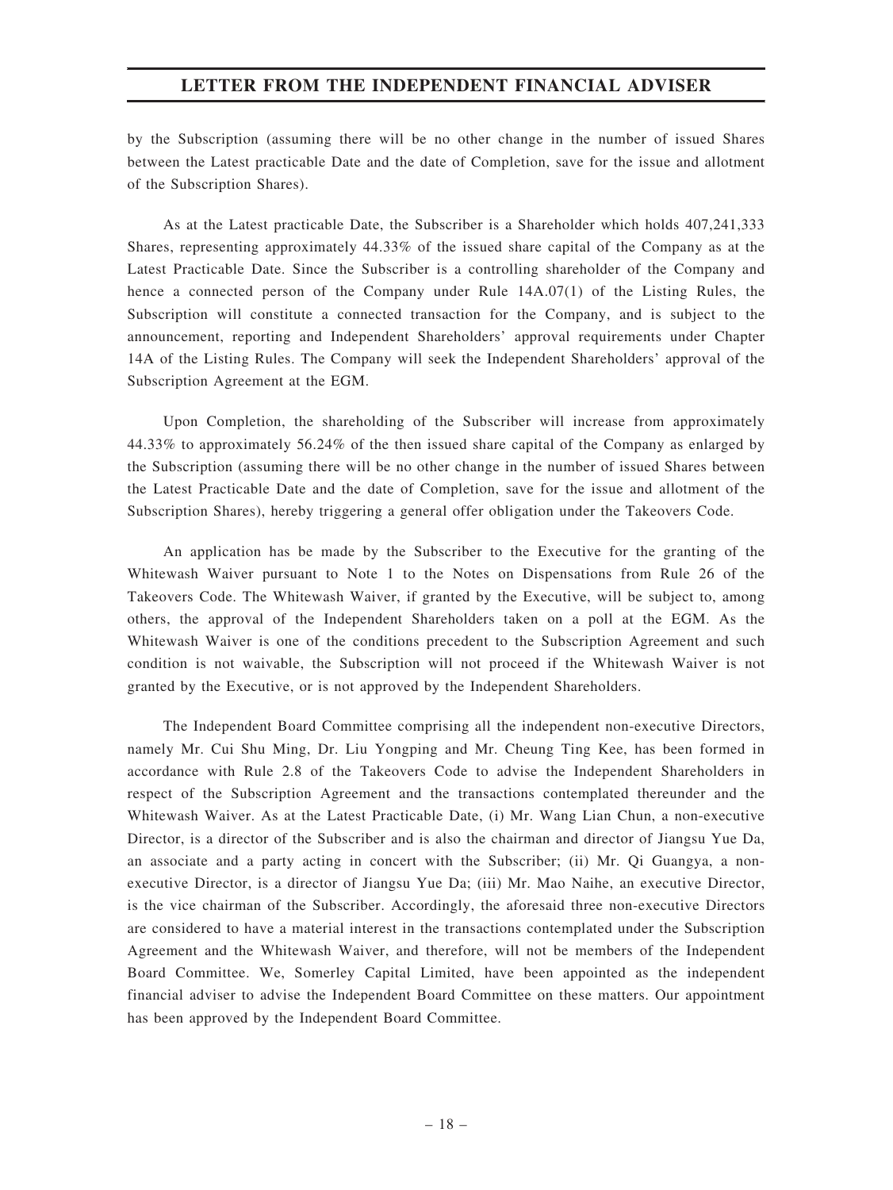by the Subscription (assuming there will be no other change in the number of issued Shares between the Latest practicable Date and the date of Completion, save for the issue and allotment of the Subscription Shares).

As at the Latest practicable Date, the Subscriber is a Shareholder which holds 407,241,333 Shares, representing approximately 44.33% of the issued share capital of the Company as at the Latest Practicable Date. Since the Subscriber is a controlling shareholder of the Company and hence a connected person of the Company under Rule 14A.07(1) of the Listing Rules, the Subscription will constitute a connected transaction for the Company, and is subject to the announcement, reporting and Independent Shareholders' approval requirements under Chapter 14A of the Listing Rules. The Company will seek the Independent Shareholders' approval of the Subscription Agreement at the EGM.

Upon Completion, the shareholding of the Subscriber will increase from approximately 44.33% to approximately 56.24% of the then issued share capital of the Company as enlarged by the Subscription (assuming there will be no other change in the number of issued Shares between the Latest Practicable Date and the date of Completion, save for the issue and allotment of the Subscription Shares), hereby triggering a general offer obligation under the Takeovers Code.

An application has be made by the Subscriber to the Executive for the granting of the Whitewash Waiver pursuant to Note 1 to the Notes on Dispensations from Rule 26 of the Takeovers Code. The Whitewash Waiver, if granted by the Executive, will be subject to, among others, the approval of the Independent Shareholders taken on a poll at the EGM. As the Whitewash Waiver is one of the conditions precedent to the Subscription Agreement and such condition is not waivable, the Subscription will not proceed if the Whitewash Waiver is not granted by the Executive, or is not approved by the Independent Shareholders.

The Independent Board Committee comprising all the independent non-executive Directors, namely Mr. Cui Shu Ming, Dr. Liu Yongping and Mr. Cheung Ting Kee, has been formed in accordance with Rule 2.8 of the Takeovers Code to advise the Independent Shareholders in respect of the Subscription Agreement and the transactions contemplated thereunder and the Whitewash Waiver. As at the Latest Practicable Date, (i) Mr. Wang Lian Chun, a non-executive Director, is a director of the Subscriber and is also the chairman and director of Jiangsu Yue Da, an associate and a party acting in concert with the Subscriber; (ii) Mr. Qi Guangya, a non-executive Director, is a director of Jiangsu Yue Da; (iii) Mr. Mao Naihe, an executive Director, is the vice chairman of the Subscriber. Accordingly, the aforesaid three non-executive Directors are considered to have a material interest in the transactions contemplated under the Subscription Agreement and the Whitewash Waiver, and therefore, will not be members of the Independent Board Committee. We, Somerley Capital Limited, have been appointed as the independent financial adviser to advise the Independent Board Committee on these matters. Our appointment has been approved by the Independent Board Committee.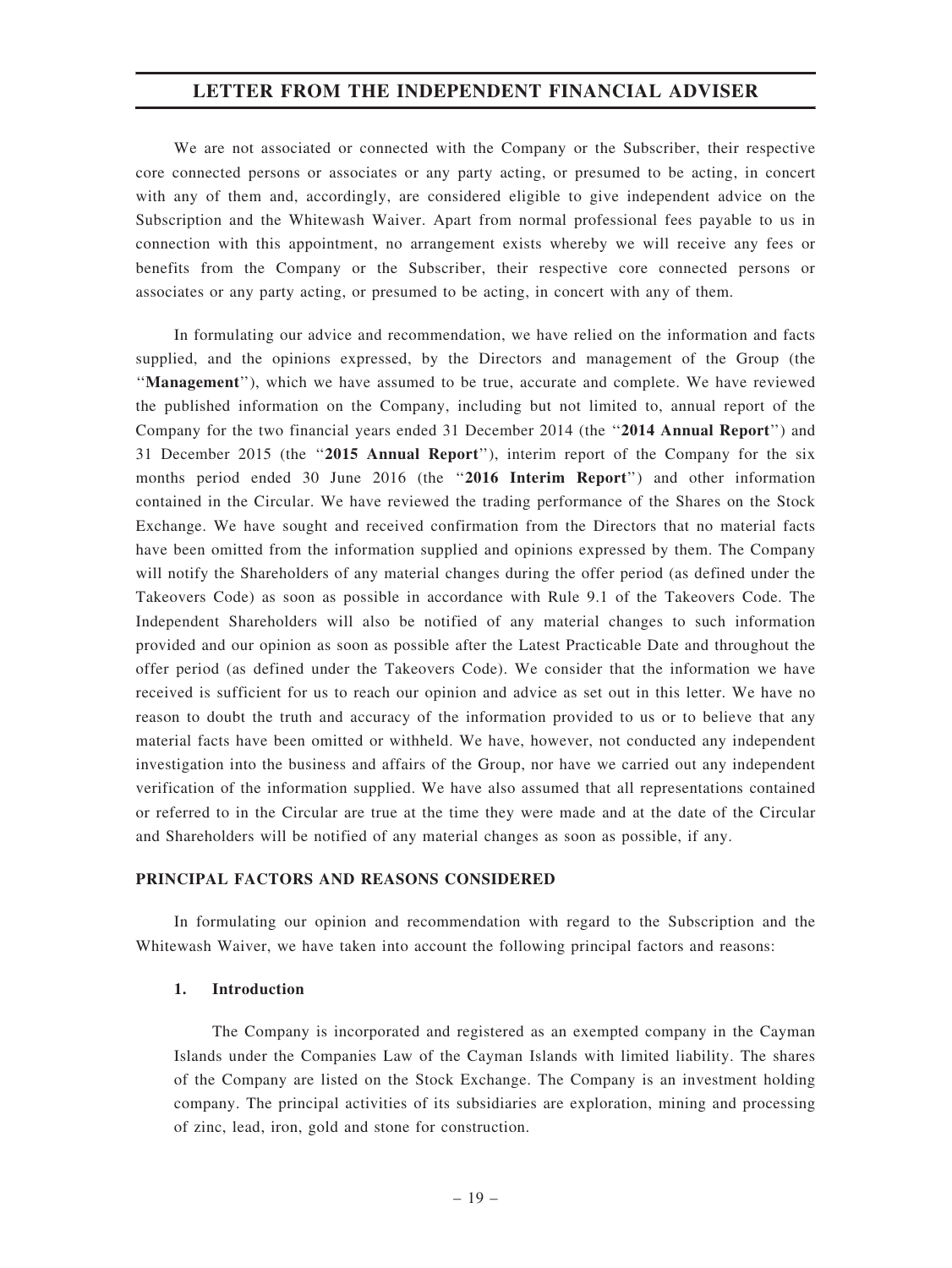We are not associated or connected with the Company or the Subscriber, their respective core connected persons or associates or any party acting, or presumed to be acting, in concert with any of them and, accordingly, are considered eligible to give independent advice on the Subscription and the Whitewash Waiver. Apart from normal professional fees payable to us in connection with this appointment, no arrangement exists whereby we will receive any fees or benefits from the Company or the Subscriber, their respective core connected persons or associates or any party acting, or presumed to be acting, in concert with any of them.

In formulating our advice and recommendation, we have relied on the information and facts supplied, and the opinions expressed, by the Directors and management of the Group (the "**Management**"), which we have assumed to be true, accurate and complete. We have reviewed the published information on the Company, including but not limited to, annual report of the Company for the two financial years ended 31 December 2014 (the "**2014 Annual Report**") and 31 December 2015 (the "**2015 Annual Report**"), interim report of the Company for the six months period ended 30 June 2016 (the "**2016 Interim Report**") and other information contained in the Circular. We have reviewed the trading performance of the Shares on the Stock Exchange. We have sought and received confirmation from the Directors that no material facts have been omitted from the information supplied and opinions expressed by them. The Company will notify the Shareholders of any material changes during the offer period (as defined under the Takeovers Code) as soon as possible in accordance with Rule 9.1 of the Takeovers Code. The Independent Shareholders will also be notified of any material changes to such information provided and our opinion as soon as possible after the Latest Practicable Date and throughout the offer period (as defined under the Takeovers Code). We consider that the information we have received is sufficient for us to reach our opinion and advice as set out in this letter. We have no reason to doubt the truth and accuracy of the information provided to us or to believe that any material facts have been omitted or withheld. We have, however, not conducted any independent investigation into the business and affairs of the Group, nor have we carried out any independent verification of the information supplied. We have also assumed that all representations contained or referred to in the Circular are true at the time they were made and at the date of the Circular and Shareholders will be notified of any material changes as soon as possible, if any.

## PRINCIPAL FACTORS AND REASONS CONSIDERED

In formulating our opinion and recommendation with regard to the Subscription and the Whitewash Waiver, we have taken into account the following principal factors and reasons:

### 1. Introduction

The Company is incorporated and registered as an exempted company in the Cayman Islands under the Companies Law of the Cayman Islands with limited liability. The shares of the Company are listed on the Stock Exchange. The Company is an investment holding company. The principal activities of its subsidiaries are exploration, mining and processing of zinc, lead, iron, gold and stone for construction.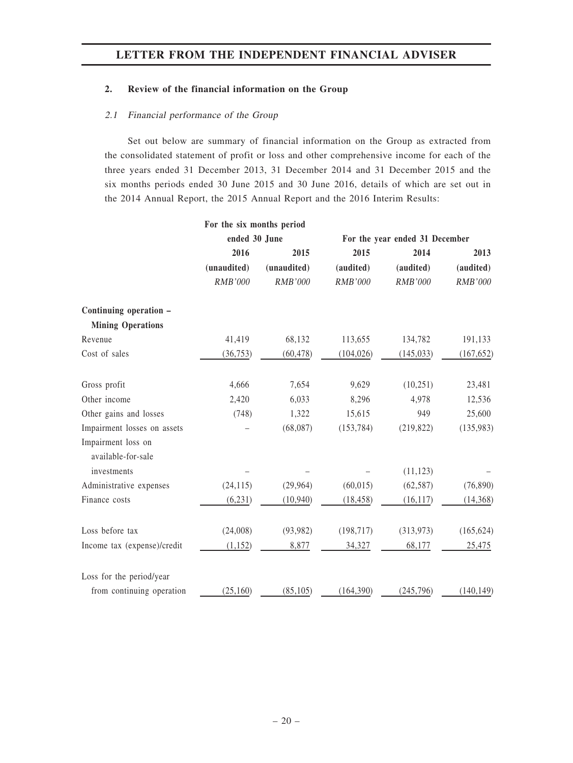## 2. Review of the financial information on the Group

### *2.1 Financial performance of the Group*

Set out below are summary of financial information on the Group as extracted from the consolidated statement of profit or loss and other comprehensive income for each of the three years ended 31 December 2013, 31 December 2014 and 31 December 2015 and the six months periods ended 30 June 2015 and 30 June 2016, details of which are set out in the 2014 Annual Report, the 2015 Annual Report and the 2016 Interim Results:

| | For the six months period ended 30 June | | For the year ended 31 December | | |
|---|---|---|---|---|---|
| | 2016 | 2015 | 2015 | 2014 | 2013 |
| | (unaudited) | (unaudited) | (audited) | (audited) | (audited) |
| | *RMB'000* | *RMB'000* | *RMB'000* | *RMB'000* | *RMB'000* |
| **Continuing operation – Mining Operations** | | | | | |
| Revenue | 41,419 | 68,132 | 113,655 | 134,782 | 191,133 |
| Cost of sales | (36,753) | (60,478) | (104,026) | (145,033) | (167,652) |
| Gross profit | 4,666 | 7,654 | 9,629 | (10,251) | 23,481 |
| Other income | 2,420 | 6,033 | 8,296 | 4,978 | 12,536 |
| Other gains and losses | (748) | 1,322 | 15,615 | 949 | 25,600 |
| Impairment losses on assets | – | (68,087) | (153,784) | (219,822) | (135,983) |
| Impairment loss on available-for-sale investments | – | – | – | (11,123) | – |
| Administrative expenses | (24,115) | (29,964) | (60,015) | (62,587) | (76,890) |
| Finance costs | (6,231) | (10,940) | (18,458) | (16,117) | (14,368) |
| Loss before tax | (24,008) | (93,982) | (198,717) | (313,973) | (165,624) |
| Income tax (expense)/credit | (1,152) | 8,877 | 34,327 | 68,177 | 25,475 |
| Loss for the period/year from continuing operation | (25,160) | (85,105) | (164,390) | (245,796) | (140,149) |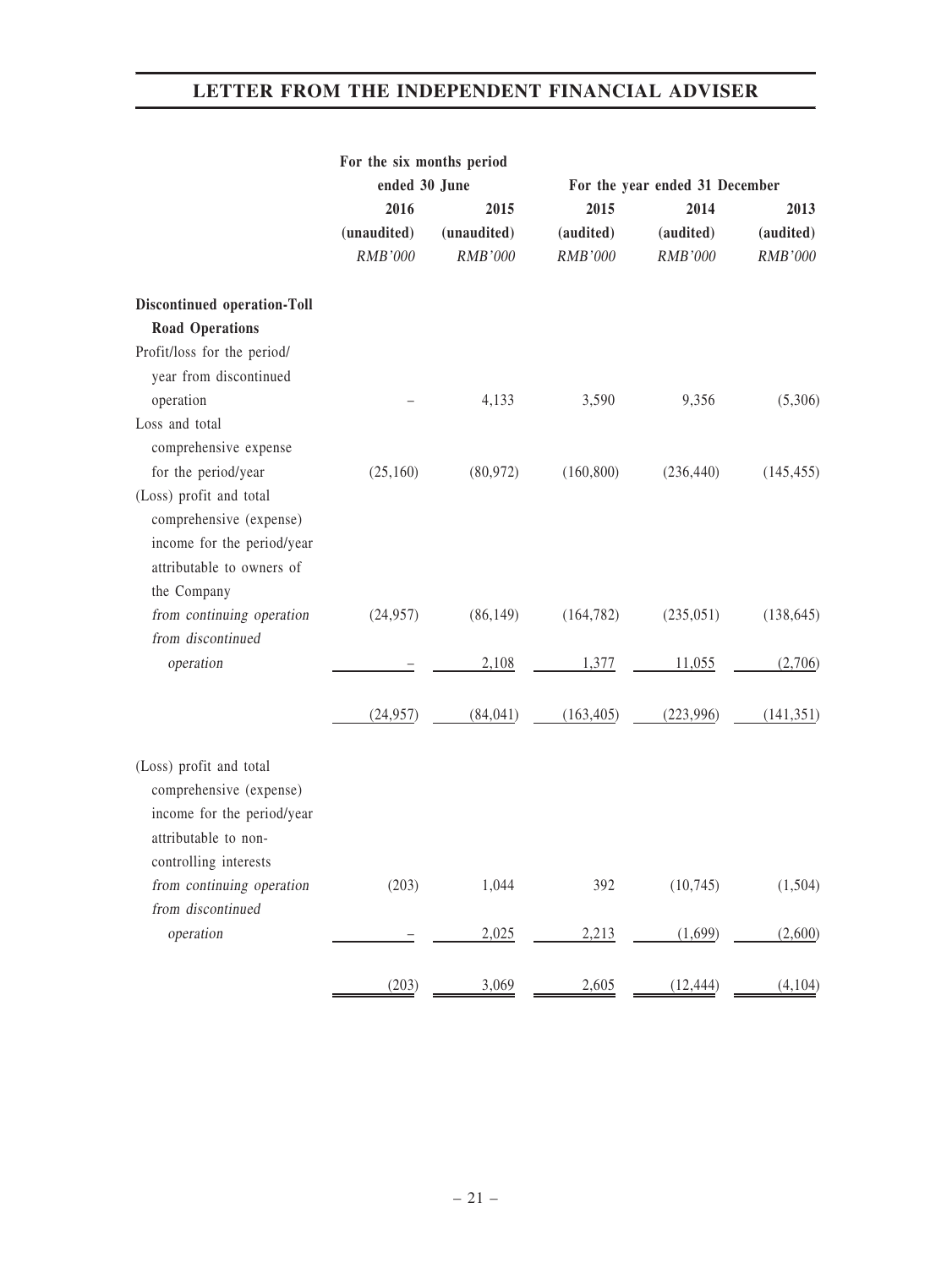| | For the six months period ended 30 June | | For the year ended 31 December | | |
|---|---|---|---|---|---|
| | 2016 | 2015 | 2015 | 2014 | 2013 |
| | (unaudited) | (unaudited) | (audited) | (audited) | (audited) |
| | *RMB'000* | *RMB'000* | *RMB'000* | *RMB'000* | *RMB'000* |
| **Discontinued operation-Toll Road Operations** | | | | | |
| Profit/loss for the period/year from discontinued operation | – | 4,133 | 3,590 | 9,356 | (5,306) |
| Loss and total comprehensive expense for the period/year | (25,160) | (80,972) | (160,800) | (236,440) | (145,455) |
| (Loss) profit and total comprehensive (expense) income for the period/year attributable to owners of the Company | | | | | |
| *from continuing operation* | (24,957) | (86,149) | (164,782) | (235,051) | (138,645) |
| *from discontinued operation* | – | 2,108 | 1,377 | 11,055 | (2,706) |
| | (24,957) | (84,041) | (163,405) | (223,996) | (141,351) |
| (Loss) profit and total comprehensive (expense) income for the period/year attributable to non-controlling interests | | | | | |
| *from continuing operation* | (203) | 1,044 | 392 | (10,745) | (1,504) |
| *from discontinued operation* | – | 2,025 | 2,213 | (1,699) | (2,600) |
| | (203) | 3,069 | 2,605 | (12,444) | (4,104) |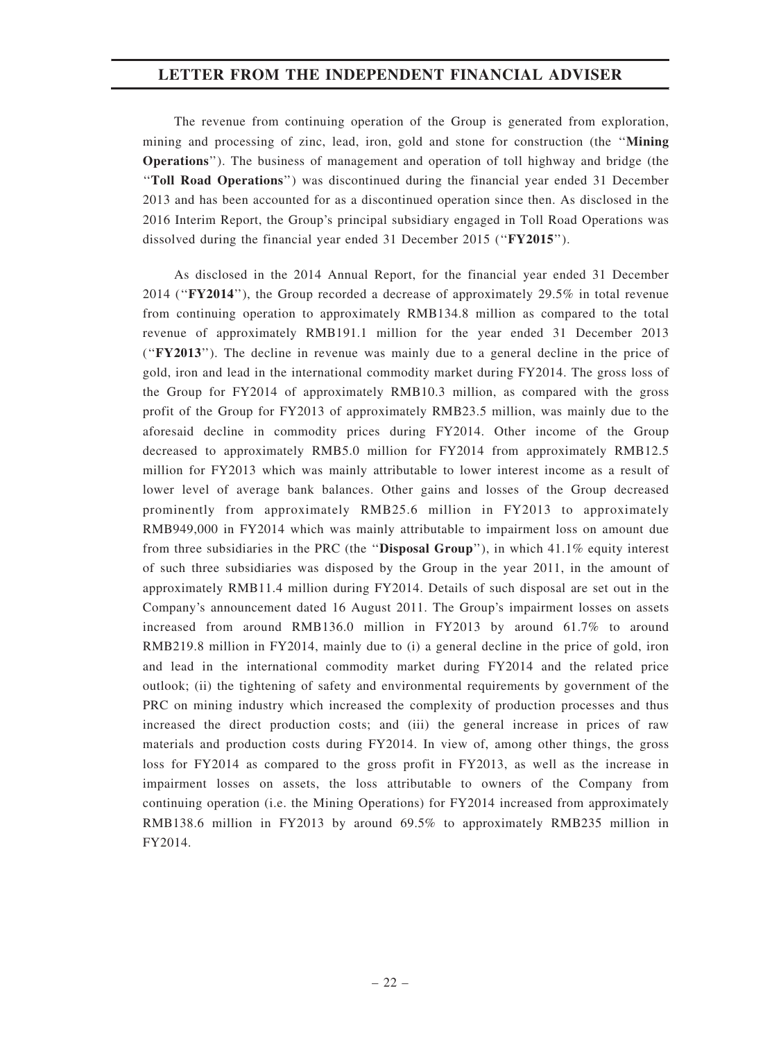The revenue from continuing operation of the Group is generated from exploration, mining and processing of zinc, lead, iron, gold and stone for construction (the "**Mining Operations**"). The business of management and operation of toll highway and bridge (the "**Toll Road Operations**") was discontinued during the financial year ended 31 December 2013 and has been accounted for as a discontinued operation since then. As disclosed in the 2016 Interim Report, the Group's principal subsidiary engaged in Toll Road Operations was dissolved during the financial year ended 31 December 2015 ("**FY2015**").

As disclosed in the 2014 Annual Report, for the financial year ended 31 December 2014 ("**FY2014**"), the Group recorded a decrease of approximately 29.5% in total revenue from continuing operation to approximately RMB134.8 million as compared to the total revenue of approximately RMB191.1 million for the year ended 31 December 2013 ("**FY2013**"). The decline in revenue was mainly due to a general decline in the price of gold, iron and lead in the international commodity market during FY2014. The gross loss of the Group for FY2014 of approximately RMB10.3 million, as compared with the gross profit of the Group for FY2013 of approximately RMB23.5 million, was mainly due to the aforesaid decline in commodity prices during FY2014. Other income of the Group decreased to approximately RMB5.0 million for FY2014 from approximately RMB12.5 million for FY2013 which was mainly attributable to lower interest income as a result of lower level of average bank balances. Other gains and losses of the Group decreased prominently from approximately RMB25.6 million in FY2013 to approximately RMB949,000 in FY2014 which was mainly attributable to impairment loss on amount due from three subsidiaries in the PRC (the "**Disposal Group**"), in which 41.1% equity interest of such three subsidiaries was disposed by the Group in the year 2011, in the amount of approximately RMB11.4 million during FY2014. Details of such disposal are set out in the Company's announcement dated 16 August 2011. The Group's impairment losses on assets increased from around RMB136.0 million in FY2013 by around 61.7% to around RMB219.8 million in FY2014, mainly due to (i) a general decline in the price of gold, iron and lead in the international commodity market during FY2014 and the related price outlook; (ii) the tightening of safety and environmental requirements by government of the PRC on mining industry which increased the complexity of production processes and thus increased the direct production costs; and (iii) the general increase in prices of raw materials and production costs during FY2014. In view of, among other things, the gross loss for FY2014 as compared to the gross profit in FY2013, as well as the increase in impairment losses on assets, the loss attributable to owners of the Company from continuing operation (i.e. the Mining Operations) for FY2014 increased from approximately RMB138.6 million in FY2013 by around 69.5% to approximately RMB235 million in FY2014.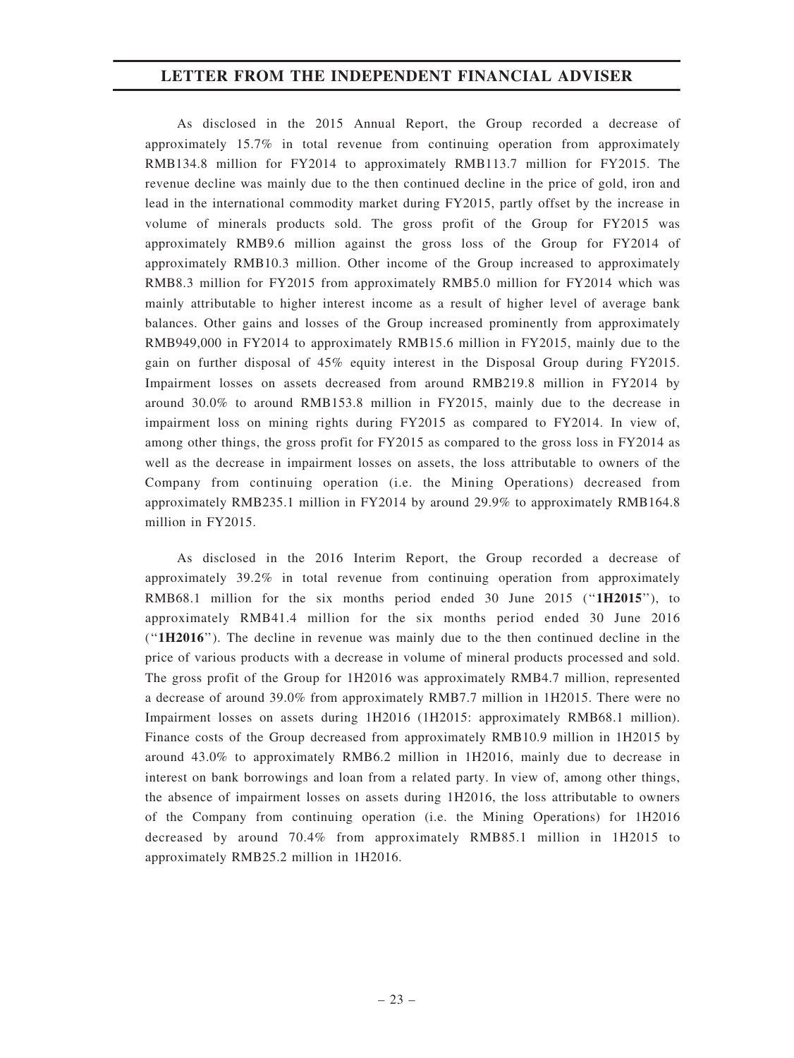As disclosed in the 2015 Annual Report, the Group recorded a decrease of approximately 15.7% in total revenue from continuing operation from approximately RMB134.8 million for FY2014 to approximately RMB113.7 million for FY2015. The revenue decline was mainly due to the then continued decline in the price of gold, iron and lead in the international commodity market during FY2015, partly offset by the increase in volume of minerals products sold. The gross profit of the Group for FY2015 was approximately RMB9.6 million against the gross loss of the Group for FY2014 of approximately RMB10.3 million. Other income of the Group increased to approximately RMB8.3 million for FY2015 from approximately RMB5.0 million for FY2014 which was mainly attributable to higher interest income as a result of higher level of average bank balances. Other gains and losses of the Group increased prominently from approximately RMB949,000 in FY2014 to approximately RMB15.6 million in FY2015, mainly due to the gain on further disposal of 45% equity interest in the Disposal Group during FY2015. Impairment losses on assets decreased from around RMB219.8 million in FY2014 by around 30.0% to around RMB153.8 million in FY2015, mainly due to the decrease in impairment loss on mining rights during FY2015 as compared to FY2014. In view of, among other things, the gross profit for FY2015 as compared to the gross loss in FY2014 as well as the decrease in impairment losses on assets, the loss attributable to owners of the Company from continuing operation (i.e. the Mining Operations) decreased from approximately RMB235.1 million in FY2014 by around 29.9% to approximately RMB164.8 million in FY2015.

As disclosed in the 2016 Interim Report, the Group recorded a decrease of approximately 39.2% in total revenue from continuing operation from approximately RMB68.1 million for the six months period ended 30 June 2015 ("**1H2015**"), to approximately RMB41.4 million for the six months period ended 30 June 2016 ("**1H2016**"). The decline in revenue was mainly due to the then continued decline in the price of various products with a decrease in volume of mineral products processed and sold. The gross profit of the Group for 1H2016 was approximately RMB4.7 million, represented a decrease of around 39.0% from approximately RMB7.7 million in 1H2015. There were no Impairment losses on assets during 1H2016 (1H2015: approximately RMB68.1 million). Finance costs of the Group decreased from approximately RMB10.9 million in 1H2015 by around 43.0% to approximately RMB6.2 million in 1H2016, mainly due to decrease in interest on bank borrowings and loan from a related party. In view of, among other things, the absence of impairment losses on assets during 1H2016, the loss attributable to owners of the Company from continuing operation (i.e. the Mining Operations) for 1H2016 decreased by around 70.4% from approximately RMB85.1 million in 1H2015 to approximately RMB25.2 million in 1H2016.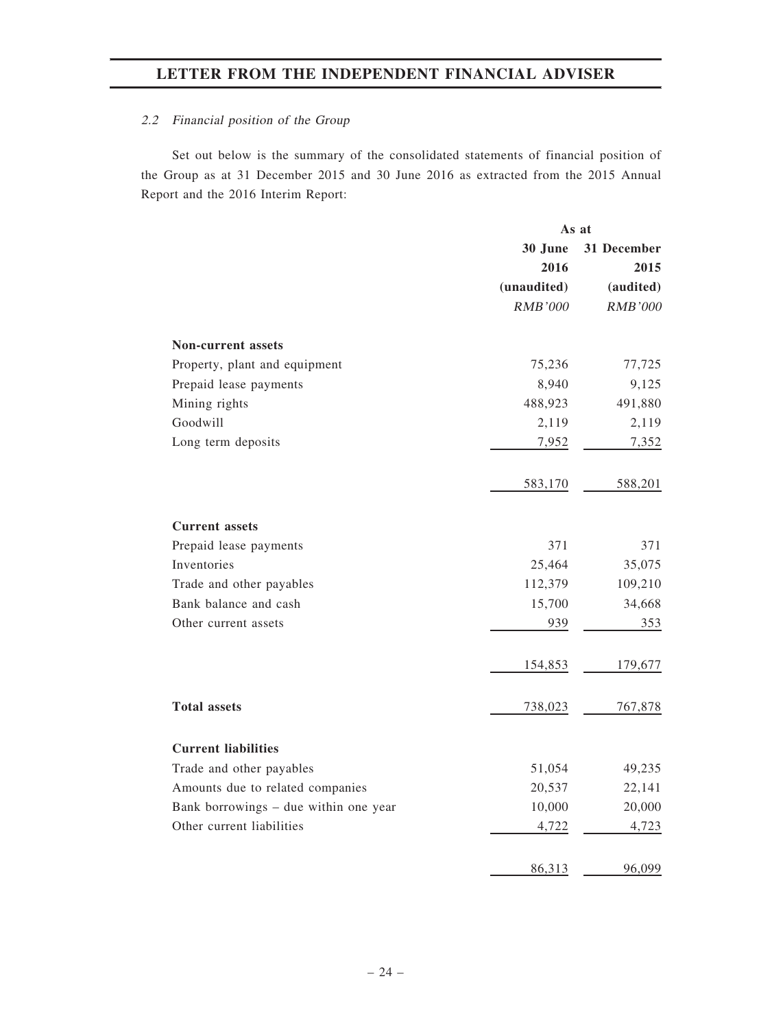#### *2.2 Financial position of the Group*

Set out below is the summary of the consolidated statements of financial position of the Group as at 31 December 2015 and 30 June 2016 as extracted from the 2015 Annual Report and the 2016 Interim Report:

| | As at | |
|---|---|---|
| | **30 June 2016** | **31 December 2015** |
| | **(unaudited)** | **(audited)** |
| | *RMB'000* | *RMB'000* |
| **Non-current assets** | | |
| Property, plant and equipment | 75,236 | 77,725 |
| Prepaid lease payments | 8,940 | 9,125 |
| Mining rights | 488,923 | 491,880 |
| Goodwill | 2,119 | 2,119 |
| Long term deposits | 7,952 | 7,352 |
| | 583,170 | 588,201 |
| **Current assets** | | |
| Prepaid lease payments | 371 | 371 |
| Inventories | 25,464 | 35,075 |
| Trade and other payables | 112,379 | 109,210 |
| Bank balance and cash | 15,700 | 34,668 |
| Other current assets | 939 | 353 |
| | 154,853 | 179,677 |
| **Total assets** | 738,023 | 767,878 |
| **Current liabilities** | | |
| Trade and other payables | 51,054 | 49,235 |
| Amounts due to related companies | 20,537 | 22,141 |
| Bank borrowings – due within one year | 10,000 | 20,000 |
| Other current liabilities | 4,722 | 4,723 |
| | 86,313 | 96,099 |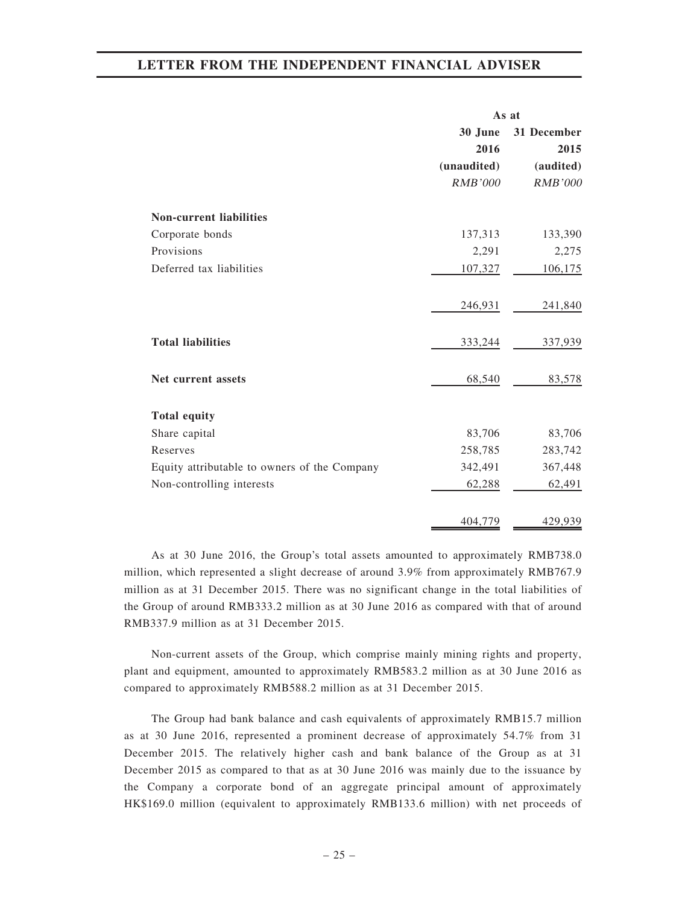|  | As at | |
|---|---|---|
|  | 30 June 2016 | 31 December 2015 |
|  | (unaudited) | (audited) |
|  | *RMB'000* | *RMB'000* |
| **Non-current liabilities** | | |
| Corporate bonds | 137,313 | 133,390 |
| Provisions | 2,291 | 2,275 |
| Deferred tax liabilities | 107,327 | 106,175 |
|  | 246,931 | 241,840 |
| **Total liabilities** | 333,244 | 337,939 |
| **Net current assets** | 68,540 | 83,578 |
| **Total equity** | | |
| Share capital | 83,706 | 83,706 |
| Reserves | 258,785 | 283,742 |
| Equity attributable to owners of the Company | 342,491 | 367,448 |
| Non-controlling interests | 62,288 | 62,491 |
|  | 404,779 | 429,939 |

As at 30 June 2016, the Group's total assets amounted to approximately RMB738.0 million, which represented a slight decrease of around 3.9% from approximately RMB767.9 million as at 31 December 2015. There was no significant change in the total liabilities of the Group of around RMB333.2 million as at 30 June 2016 as compared with that of around RMB337.9 million as at 31 December 2015.

Non-current assets of the Group, which comprise mainly mining rights and property, plant and equipment, amounted to approximately RMB583.2 million as at 30 June 2016 as compared to approximately RMB588.2 million as at 31 December 2015.

The Group had bank balance and cash equivalents of approximately RMB15.7 million as at 30 June 2016, represented a prominent decrease of approximately 54.7% from 31 December 2015. The relatively higher cash and bank balance of the Group as at 31 December 2015 as compared to that as at 30 June 2016 was mainly due to the issuance by the Company a corporate bond of an aggregate principal amount of approximately HK$169.0 million (equivalent to approximately RMB133.6 million) with net proceeds of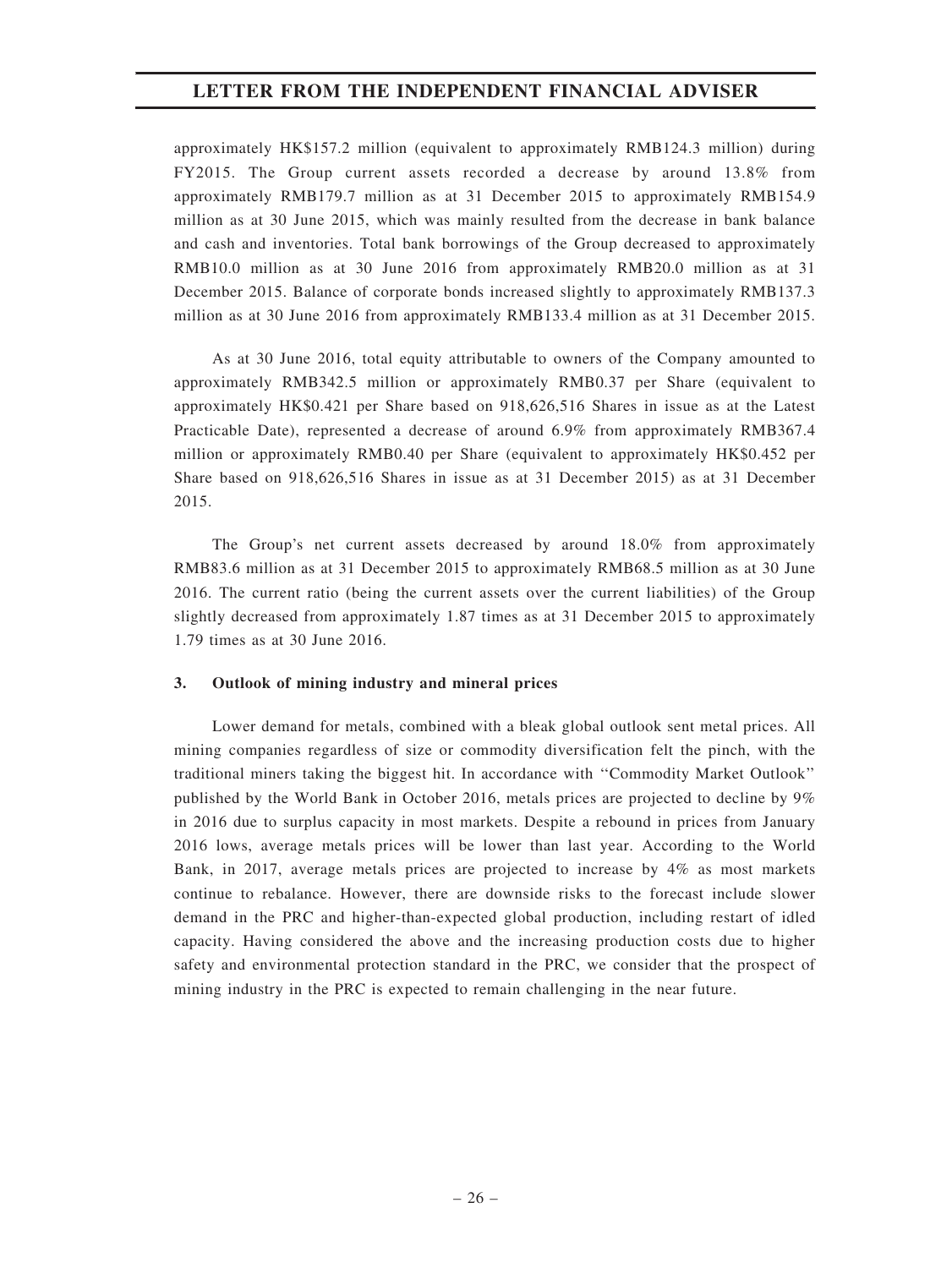approximately HK$157.2 million (equivalent to approximately RMB124.3 million) during FY2015. The Group current assets recorded a decrease by around 13.8% from approximately RMB179.7 million as at 31 December 2015 to approximately RMB154.9 million as at 30 June 2015, which was mainly resulted from the decrease in bank balance and cash and inventories. Total bank borrowings of the Group decreased to approximately RMB10.0 million as at 30 June 2016 from approximately RMB20.0 million as at 31 December 2015. Balance of corporate bonds increased slightly to approximately RMB137.3 million as at 30 June 2016 from approximately RMB133.4 million as at 31 December 2015.

As at 30 June 2016, total equity attributable to owners of the Company amounted to approximately RMB342.5 million or approximately RMB0.37 per Share (equivalent to approximately HK$0.421 per Share based on 918,626,516 Shares in issue as at the Latest Practicable Date), represented a decrease of around 6.9% from approximately RMB367.4 million or approximately RMB0.40 per Share (equivalent to approximately HK$0.452 per Share based on 918,626,516 Shares in issue as at 31 December 2015) as at 31 December 2015.

The Group's net current assets decreased by around 18.0% from approximately RMB83.6 million as at 31 December 2015 to approximately RMB68.5 million as at 30 June 2016. The current ratio (being the current assets over the current liabilities) of the Group slightly decreased from approximately 1.87 times as at 31 December 2015 to approximately 1.79 times as at 30 June 2016.

**3. Outlook of mining industry and mineral prices**

Lower demand for metals, combined with a bleak global outlook sent metal prices. All mining companies regardless of size or commodity diversification felt the pinch, with the traditional miners taking the biggest hit. In accordance with "Commodity Market Outlook" published by the World Bank in October 2016, metals prices are projected to decline by 9% in 2016 due to surplus capacity in most markets. Despite a rebound in prices from January 2016 lows, average metals prices will be lower than last year. According to the World Bank, in 2017, average metals prices are projected to increase by 4% as most markets continue to rebalance. However, there are downside risks to the forecast include slower demand in the PRC and higher-than-expected global production, including restart of idled capacity. Having considered the above and the increasing production costs due to higher safety and environmental protection standard in the PRC, we consider that the prospect of mining industry in the PRC is expected to remain challenging in the near future.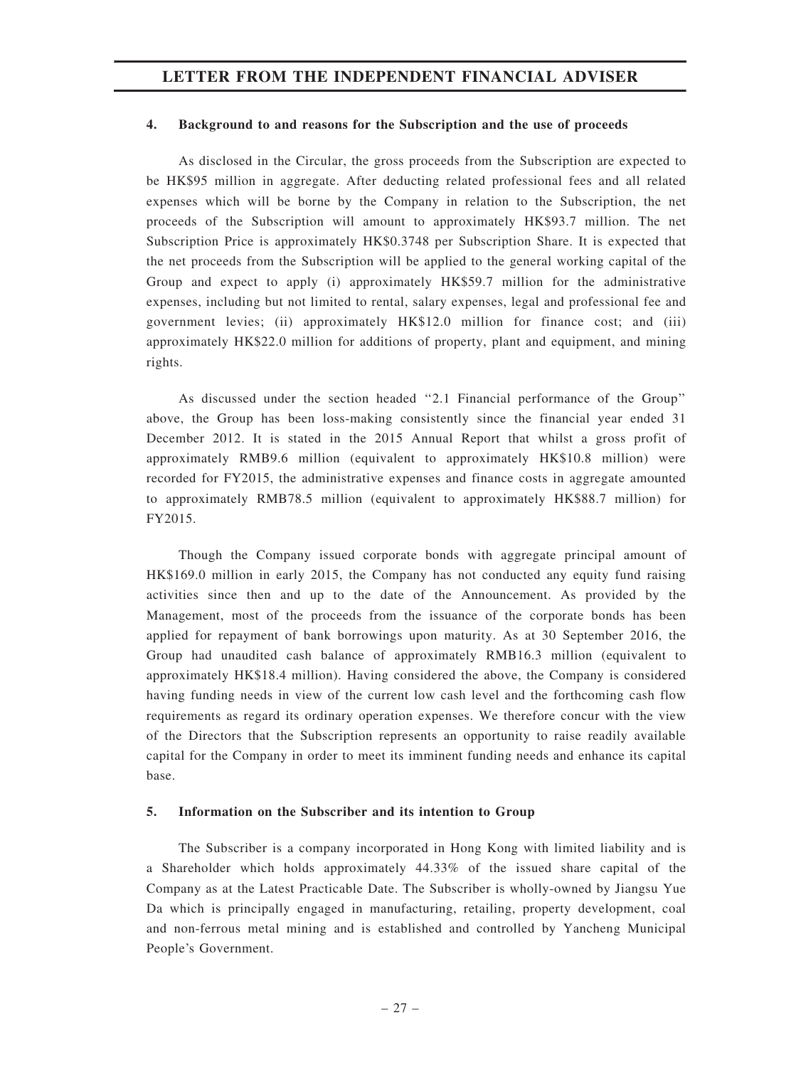#### 4. Background to and reasons for the Subscription and the use of proceeds

As disclosed in the Circular, the gross proceeds from the Subscription are expected to be HK$95 million in aggregate. After deducting related professional fees and all related expenses which will be borne by the Company in relation to the Subscription, the net proceeds of the Subscription will amount to approximately HK$93.7 million. The net Subscription Price is approximately HK$0.3748 per Subscription Share. It is expected that the net proceeds from the Subscription will be applied to the general working capital of the Group and expect to apply (i) approximately HK$59.7 million for the administrative expenses, including but not limited to rental, salary expenses, legal and professional fee and government levies; (ii) approximately HK$12.0 million for finance cost; and (iii) approximately HK$22.0 million for additions of property, plant and equipment, and mining rights.

As discussed under the section headed "2.1 Financial performance of the Group" above, the Group has been loss-making consistently since the financial year ended 31 December 2012. It is stated in the 2015 Annual Report that whilst a gross profit of approximately RMB9.6 million (equivalent to approximately HK$10.8 million) were recorded for FY2015, the administrative expenses and finance costs in aggregate amounted to approximately RMB78.5 million (equivalent to approximately HK$88.7 million) for FY2015.

Though the Company issued corporate bonds with aggregate principal amount of HK$169.0 million in early 2015, the Company has not conducted any equity fund raising activities since then and up to the date of the Announcement. As provided by the Management, most of the proceeds from the issuance of the corporate bonds has been applied for repayment of bank borrowings upon maturity. As at 30 September 2016, the Group had unaudited cash balance of approximately RMB16.3 million (equivalent to approximately HK$18.4 million). Having considered the above, the Company is considered having funding needs in view of the current low cash level and the forthcoming cash flow requirements as regard its ordinary operation expenses. We therefore concur with the view of the Directors that the Subscription represents an opportunity to raise readily available capital for the Company in order to meet its imminent funding needs and enhance its capital base.

#### 5. Information on the Subscriber and its intention to Group

The Subscriber is a company incorporated in Hong Kong with limited liability and is a Shareholder which holds approximately 44.33% of the issued share capital of the Company as at the Latest Practicable Date. The Subscriber is wholly-owned by Jiangsu Yue Da which is principally engaged in manufacturing, retailing, property development, coal and non-ferrous metal mining and is established and controlled by Yancheng Municipal People's Government.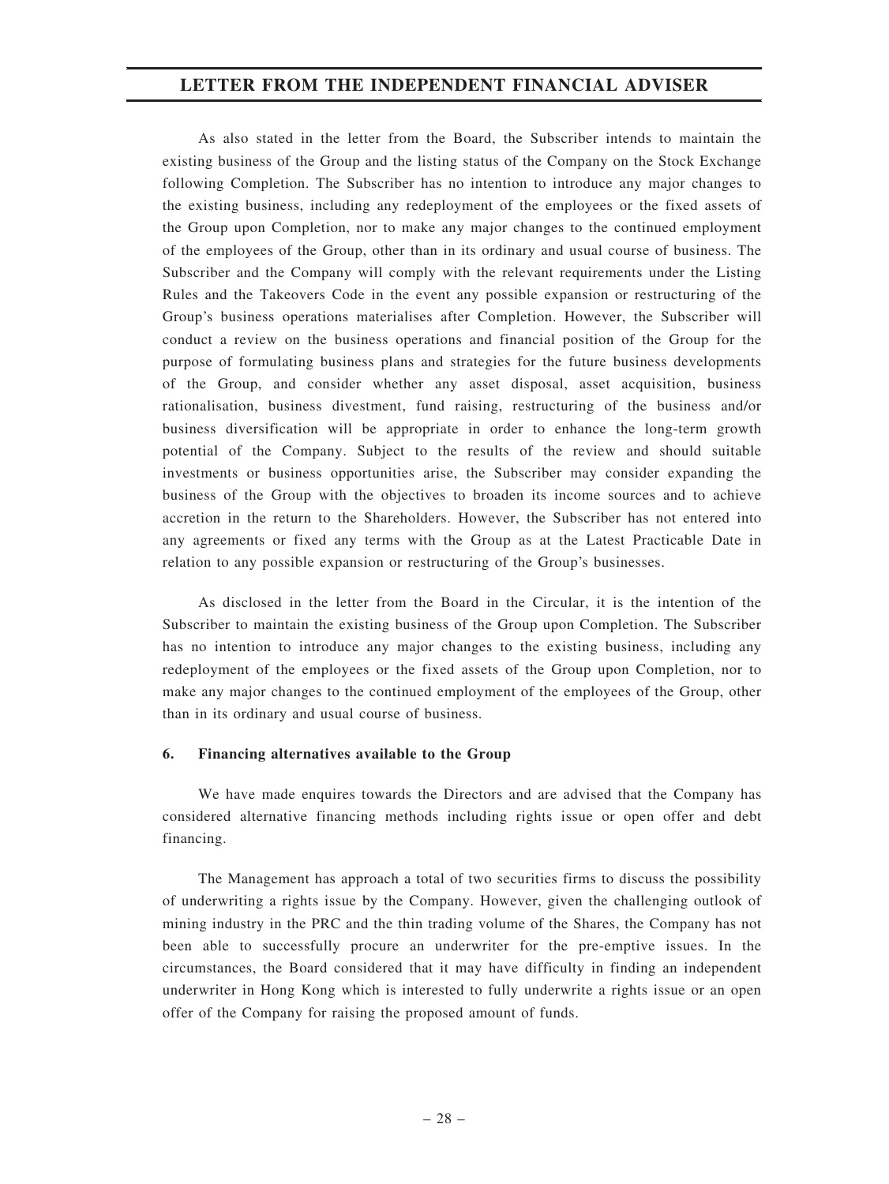As also stated in the letter from the Board, the Subscriber intends to maintain the existing business of the Group and the listing status of the Company on the Stock Exchange following Completion. The Subscriber has no intention to introduce any major changes to the existing business, including any redeployment of the employees or the fixed assets of the Group upon Completion, nor to make any major changes to the continued employment of the employees of the Group, other than in its ordinary and usual course of business. The Subscriber and the Company will comply with the relevant requirements under the Listing Rules and the Takeovers Code in the event any possible expansion or restructuring of the Group's business operations materialises after Completion. However, the Subscriber will conduct a review on the business operations and financial position of the Group for the purpose of formulating business plans and strategies for the future business developments of the Group, and consider whether any asset disposal, asset acquisition, business rationalisation, business divestment, fund raising, restructuring of the business and/or business diversification will be appropriate in order to enhance the long-term growth potential of the Company. Subject to the results of the review and should suitable investments or business opportunities arise, the Subscriber may consider expanding the business of the Group with the objectives to broaden its income sources and to achieve accretion in the return to the Shareholders. However, the Subscriber has not entered into any agreements or fixed any terms with the Group as at the Latest Practicable Date in relation to any possible expansion or restructuring of the Group's businesses.

As disclosed in the letter from the Board in the Circular, it is the intention of the Subscriber to maintain the existing business of the Group upon Completion. The Subscriber has no intention to introduce any major changes to the existing business, including any redeployment of the employees or the fixed assets of the Group upon Completion, nor to make any major changes to the continued employment of the employees of the Group, other than in its ordinary and usual course of business.

**6. Financing alternatives available to the Group**

We have made enquires towards the Directors and are advised that the Company has considered alternative financing methods including rights issue or open offer and debt financing.

The Management has approach a total of two securities firms to discuss the possibility of underwriting a rights issue by the Company. However, given the challenging outlook of mining industry in the PRC and the thin trading volume of the Shares, the Company has not been able to successfully procure an underwriter for the pre-emptive issues. In the circumstances, the Board considered that it may have difficulty in finding an independent underwriter in Hong Kong which is interested to fully underwrite a rights issue or an open offer of the Company for raising the proposed amount of funds.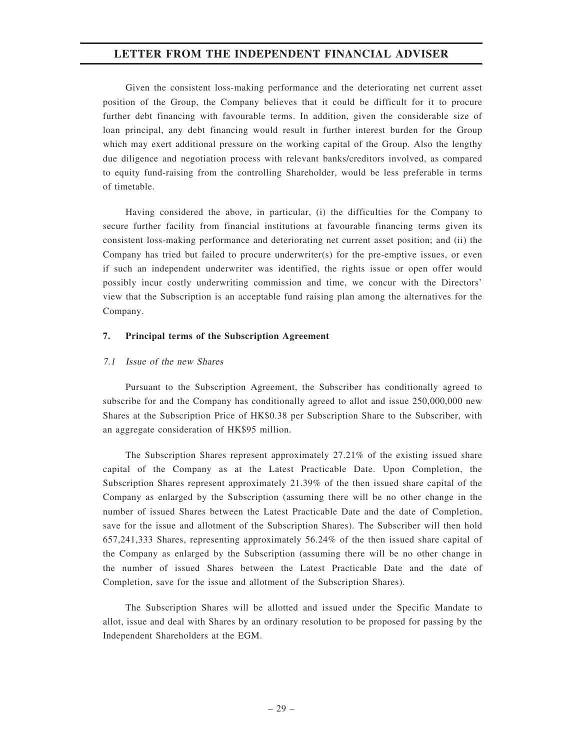Given the consistent loss-making performance and the deteriorating net current asset position of the Group, the Company believes that it could be difficult for it to procure further debt financing with favourable terms. In addition, given the considerable size of loan principal, any debt financing would result in further interest burden for the Group which may exert additional pressure on the working capital of the Group. Also the lengthy due diligence and negotiation process with relevant banks/creditors involved, as compared to equity fund-raising from the controlling Shareholder, would be less preferable in terms of timetable.

Having considered the above, in particular, (i) the difficulties for the Company to secure further facility from financial institutions at favourable financing terms given its consistent loss-making performance and deteriorating net current asset position; and (ii) the Company has tried but failed to procure underwriter(s) for the pre-emptive issues, or even if such an independent underwriter was identified, the rights issue or open offer would possibly incur costly underwriting commission and time, we concur with the Directors' view that the Subscription is an acceptable fund raising plan among the alternatives for the Company.

## 7. Principal terms of the Subscription Agreement

### *7.1 Issue of the new Shares*

Pursuant to the Subscription Agreement, the Subscriber has conditionally agreed to subscribe for and the Company has conditionally agreed to allot and issue 250,000,000 new Shares at the Subscription Price of HK$0.38 per Subscription Share to the Subscriber, with an aggregate consideration of HK$95 million.

The Subscription Shares represent approximately 27.21% of the existing issued share capital of the Company as at the Latest Practicable Date. Upon Completion, the Subscription Shares represent approximately 21.39% of the then issued share capital of the Company as enlarged by the Subscription (assuming there will be no other change in the number of issued Shares between the Latest Practicable Date and the date of Completion, save for the issue and allotment of the Subscription Shares). The Subscriber will then hold 657,241,333 Shares, representing approximately 56.24% of the then issued share capital of the Company as enlarged by the Subscription (assuming there will be no other change in the number of issued Shares between the Latest Practicable Date and the date of Completion, save for the issue and allotment of the Subscription Shares).

The Subscription Shares will be allotted and issued under the Specific Mandate to allot, issue and deal with Shares by an ordinary resolution to be proposed for passing by the Independent Shareholders at the EGM.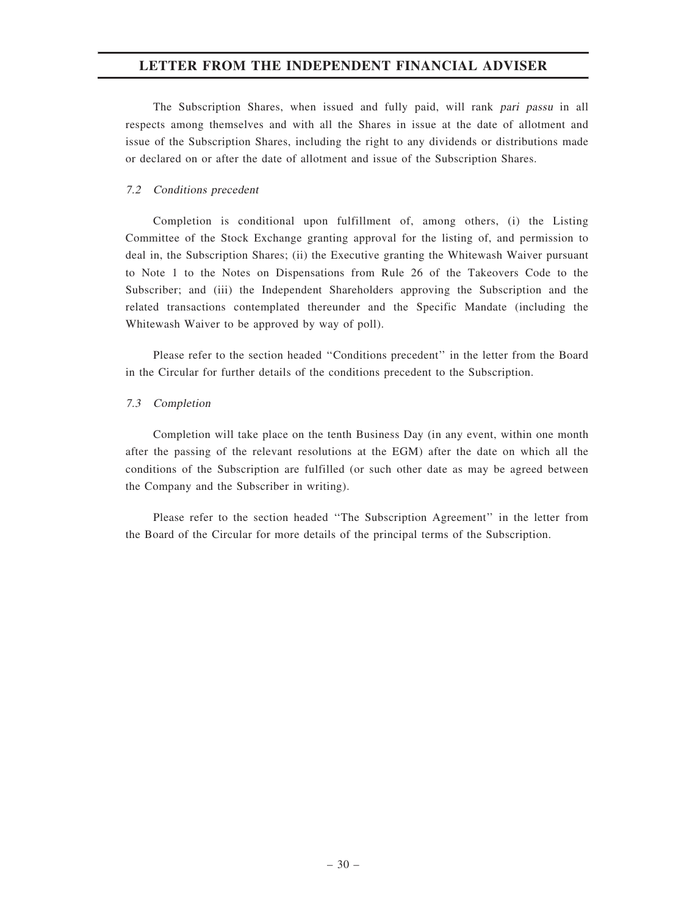The Subscription Shares, when issued and fully paid, will rank *pari passu* in all respects among themselves and with all the Shares in issue at the date of allotment and issue of the Subscription Shares, including the right to any dividends or distributions made or declared on or after the date of allotment and issue of the Subscription Shares.

#### *7.2 Conditions precedent*

Completion is conditional upon fulfillment of, among others, (i) the Listing Committee of the Stock Exchange granting approval for the listing of, and permission to deal in, the Subscription Shares; (ii) the Executive granting the Whitewash Waiver pursuant to Note 1 to the Notes on Dispensations from Rule 26 of the Takeovers Code to the Subscriber; and (iii) the Independent Shareholders approving the Subscription and the related transactions contemplated thereunder and the Specific Mandate (including the Whitewash Waiver to be approved by way of poll).

Please refer to the section headed ''Conditions precedent'' in the letter from the Board in the Circular for further details of the conditions precedent to the Subscription.

#### *7.3 Completion*

Completion will take place on the tenth Business Day (in any event, within one month after the passing of the relevant resolutions at the EGM) after the date on which all the conditions of the Subscription are fulfilled (or such other date as may be agreed between the Company and the Subscriber in writing).

Please refer to the section headed ''The Subscription Agreement'' in the letter from the Board of the Circular for more details of the principal terms of the Subscription.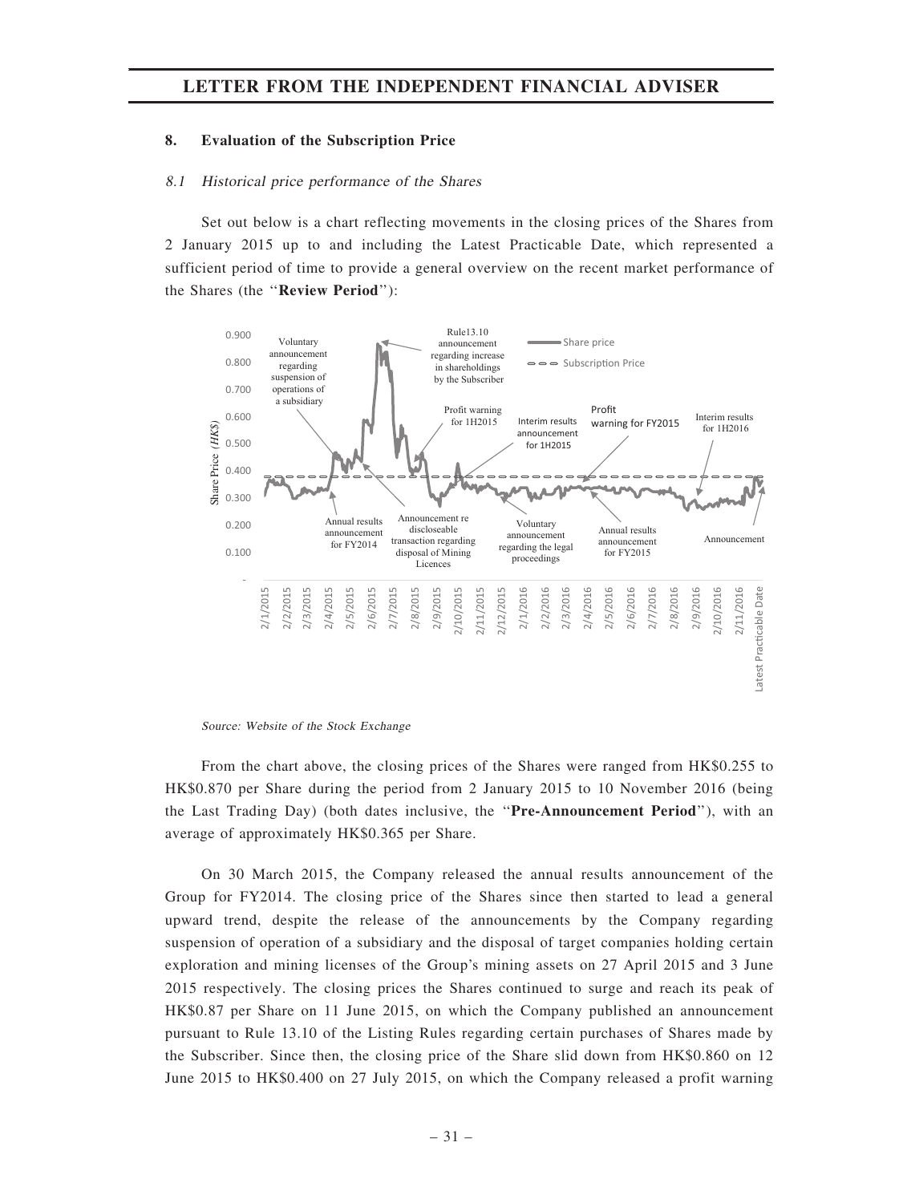## 8. Evaluation of the Subscription Price

### *8.1 Historical price performance of the Shares*

Set out below is a chart reflecting movements in the closing prices of the Shares from 2 January 2015 up to and including the Latest Practicable Date, which represented a sufficient period of time to provide a general overview on the recent market performance of the Shares (the "**Review Period**"):

*Source: Website of the Stock Exchange*

From the chart above, the closing prices of the Shares were ranged from HK$0.255 to HK$0.870 per Share during the period from 2 January 2015 to 10 November 2016 (being the Last Trading Day) (both dates inclusive, the "**Pre-Announcement Period**"), with an average of approximately HK$0.365 per Share.

On 30 March 2015, the Company released the annual results announcement of the Group for FY2014. The closing price of the Shares since then started to lead a general upward trend, despite the release of the announcements by the Company regarding suspension of operation of a subsidiary and the disposal of target companies holding certain exploration and mining licenses of the Group's mining assets on 27 April 2015 and 3 June 2015 respectively. The closing prices the Shares continued to surge and reach its peak of HK$0.87 per Share on 11 June 2015, on which the Company published an announcement pursuant to Rule 13.10 of the Listing Rules regarding certain purchases of Shares made by the Subscriber. Since then, the closing price of the Share slid down from HK$0.860 on 12 June 2015 to HK$0.400 on 27 July 2015, on which the Company released a profit warning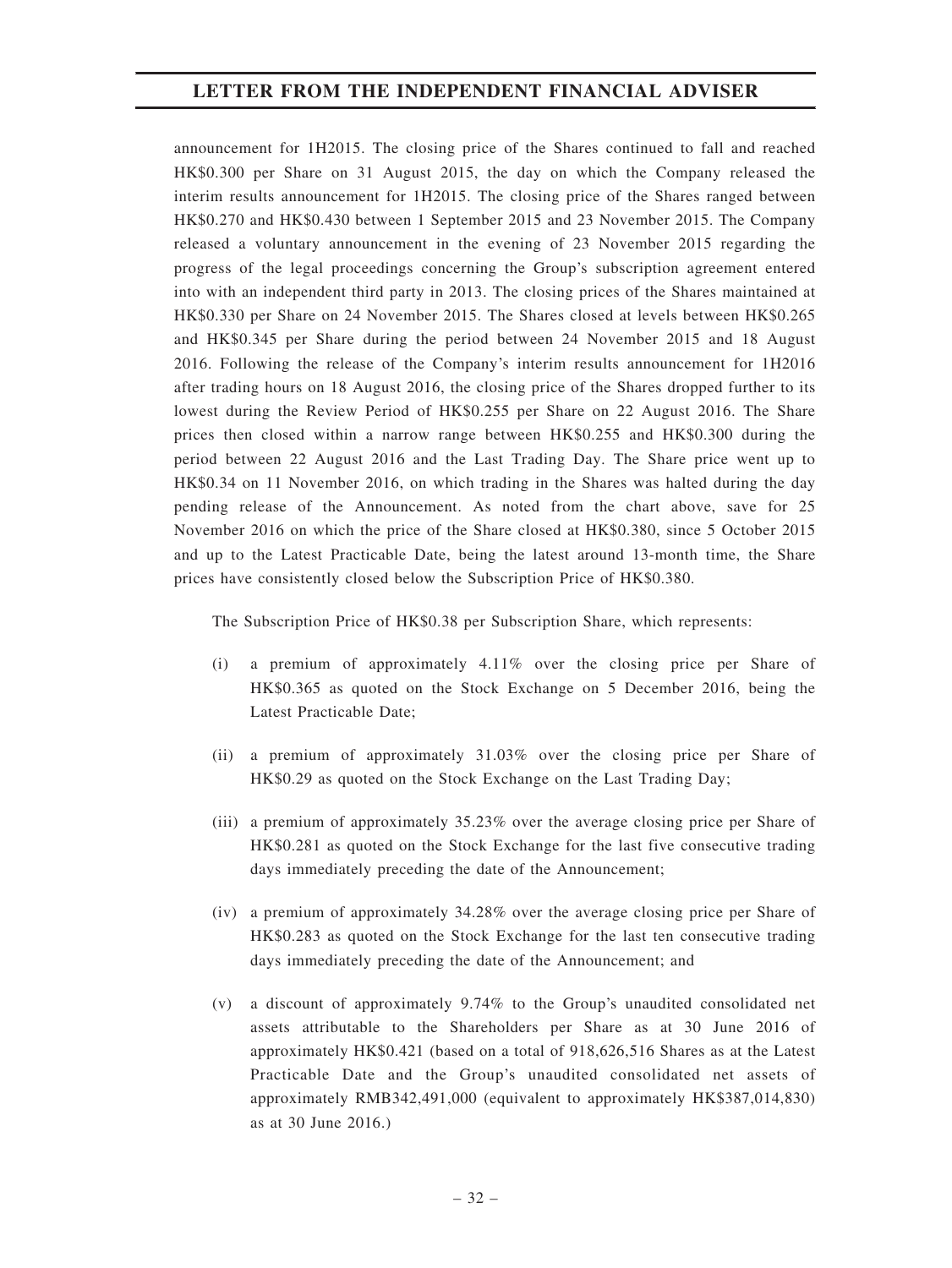announcement for 1H2015. The closing price of the Shares continued to fall and reached HK$0.300 per Share on 31 August 2015, the day on which the Company released the interim results announcement for 1H2015. The closing price of the Shares ranged between HK$0.270 and HK$0.430 between 1 September 2015 and 23 November 2015. The Company released a voluntary announcement in the evening of 23 November 2015 regarding the progress of the legal proceedings concerning the Group's subscription agreement entered into with an independent third party in 2013. The closing prices of the Shares maintained at HK$0.330 per Share on 24 November 2015. The Shares closed at levels between HK$0.265 and HK$0.345 per Share during the period between 24 November 2015 and 18 August 2016. Following the release of the Company's interim results announcement for 1H2016 after trading hours on 18 August 2016, the closing price of the Shares dropped further to its lowest during the Review Period of HK$0.255 per Share on 22 August 2016. The Share prices then closed within a narrow range between HK$0.255 and HK$0.300 during the period between 22 August 2016 and the Last Trading Day. The Share price went up to HK$0.34 on 11 November 2016, on which trading in the Shares was halted during the day pending release of the Announcement. As noted from the chart above, save for 25 November 2016 on which the price of the Share closed at HK$0.380, since 5 October 2015 and up to the Latest Practicable Date, being the latest around 13-month time, the Share prices have consistently closed below the Subscription Price of HK$0.380.

The Subscription Price of HK$0.38 per Subscription Share, which represents:

(i) a premium of approximately 4.11% over the closing price per Share of HK$0.365 as quoted on the Stock Exchange on 5 December 2016, being the Latest Practicable Date;

(ii) a premium of approximately 31.03% over the closing price per Share of HK$0.29 as quoted on the Stock Exchange on the Last Trading Day;

(iii) a premium of approximately 35.23% over the average closing price per Share of HK$0.281 as quoted on the Stock Exchange for the last five consecutive trading days immediately preceding the date of the Announcement;

(iv) a premium of approximately 34.28% over the average closing price per Share of HK$0.283 as quoted on the Stock Exchange for the last ten consecutive trading days immediately preceding the date of the Announcement; and

(v) a discount of approximately 9.74% to the Group's unaudited consolidated net assets attributable to the Shareholders per Share as at 30 June 2016 of approximately HK$0.421 (based on a total of 918,626,516 Shares as at the Latest Practicable Date and the Group's unaudited consolidated net assets of approximately RMB342,491,000 (equivalent to approximately HK$387,014,830) as at 30 June 2016.)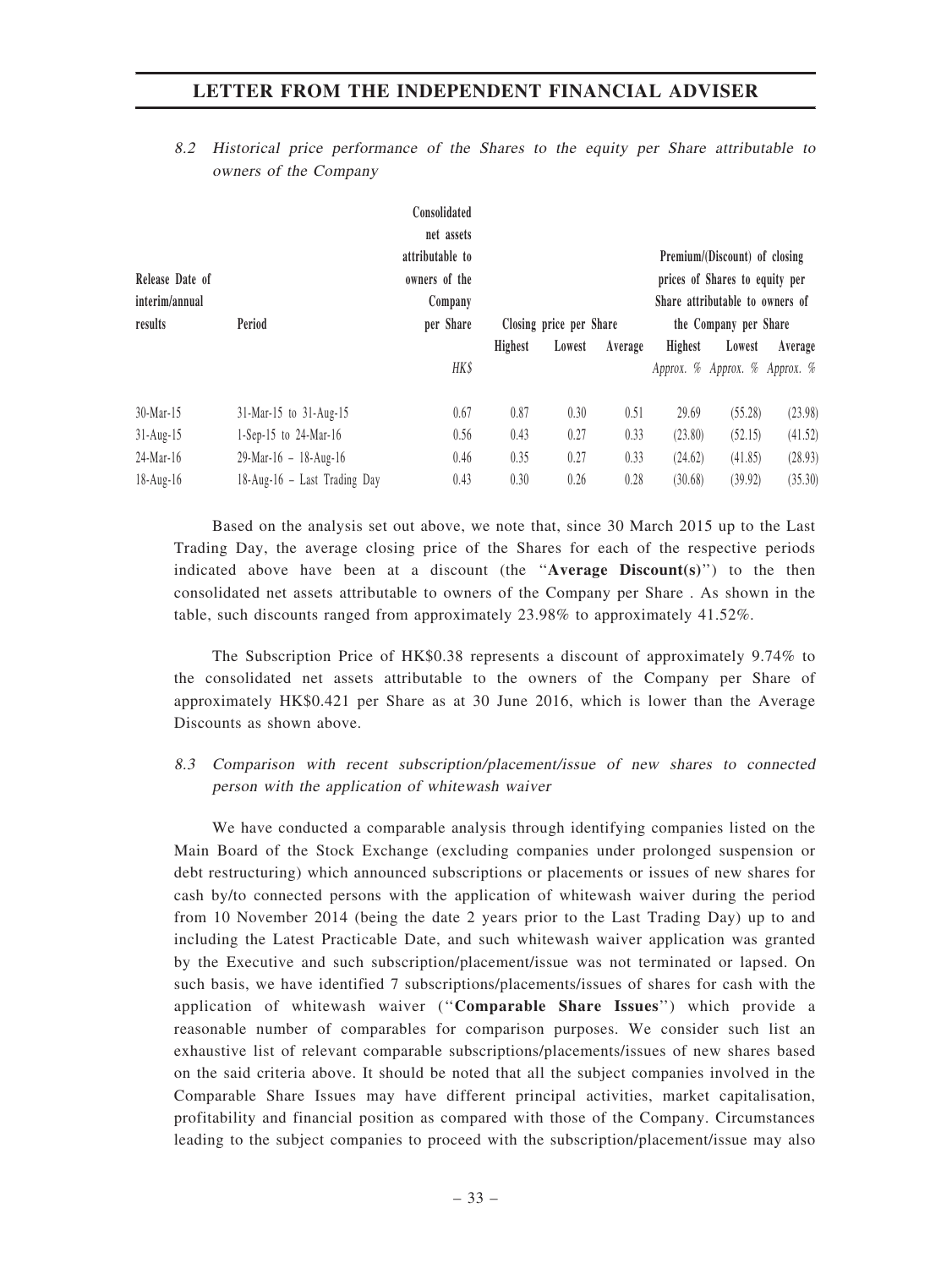*8.2 Historical price performance of the Shares to the equity per Share attributable to owners of the Company*

| Release Date of interim/annual results | Period | Consolidated net assets attributable to owners of the Company per Share | Closing price per Share | | | Premium/(Discount) of closing prices of Shares to equity per Share attributable to owners of the Company per Share | | |
|---|---|---|---|---|---|---|---|---|
| | | | Highest | Lowest | Average | Highest | Lowest | Average |
| | | HK$ | | | | Approx. % | Approx. % | Approx. % |
| 30-Mar-15 | 31-Mar-15 to 31-Aug-15 | 0.67 | 0.87 | 0.30 | 0.51 | 29.69 | (55.28) | (23.98) |
| 31-Aug-15 | 1-Sep-15 to 24-Mar-16 | 0.56 | 0.43 | 0.27 | 0.33 | (23.80) | (52.15) | (41.52) |
| 24-Mar-16 | 29-Mar-16 – 18-Aug-16 | 0.46 | 0.35 | 0.27 | 0.33 | (24.62) | (41.85) | (28.93) |
| 18-Aug-16 | 18-Aug-16 – Last Trading Day | 0.43 | 0.30 | 0.26 | 0.28 | (30.68) | (39.92) | (35.30) |

Based on the analysis set out above, we note that, since 30 March 2015 up to the Last Trading Day, the average closing price of the Shares for each of the respective periods indicated above have been at a discount (the "**Average Discount(s)**") to the then consolidated net assets attributable to owners of the Company per Share . As shown in the table, such discounts ranged from approximately 23.98% to approximately 41.52%.

The Subscription Price of HK$0.38 represents a discount of approximately 9.74% to the consolidated net assets attributable to the owners of the Company per Share of approximately HK$0.421 per Share as at 30 June 2016, which is lower than the Average Discounts as shown above.

*8.3 Comparison with recent subscription/placement/issue of new shares to connected person with the application of whitewash waiver*

We have conducted a comparable analysis through identifying companies listed on the Main Board of the Stock Exchange (excluding companies under prolonged suspension or debt restructuring) which announced subscriptions or placements or issues of new shares for cash by/to connected persons with the application of whitewash waiver during the period from 10 November 2014 (being the date 2 years prior to the Last Trading Day) up to and including the Latest Practicable Date, and such whitewash waiver application was granted by the Executive and such subscription/placement/issue was not terminated or lapsed. On such basis, we have identified 7 subscriptions/placements/issues of shares for cash with the application of whitewash waiver ("**Comparable Share Issues**") which provide a reasonable number of comparables for comparison purposes. We consider such list an exhaustive list of relevant comparable subscriptions/placements/issues of new shares based on the said criteria above. It should be noted that all the subject companies involved in the Comparable Share Issues may have different principal activities, market capitalisation, profitability and financial position as compared with those of the Company. Circumstances leading to the subject companies to proceed with the subscription/placement/issue may also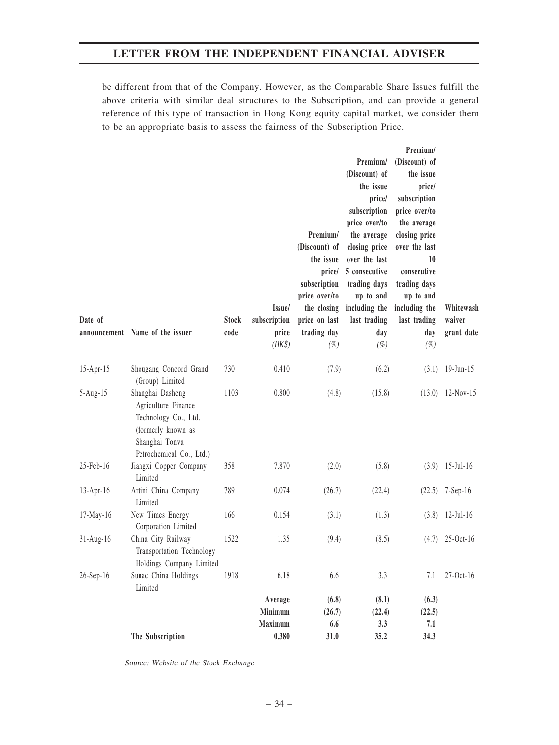be different from that of the Company. However, as the Comparable Share Issues fulfill the above criteria with similar deal structures to the Subscription, and can provide a general reference of this type of transaction in Hong Kong equity capital market, we consider them to be an appropriate basis to assess the fairness of the Subscription Price.

| Date of announcement | Name of the issuer | Stock code | Issue/ subscription price (HK$) | Premium/ (Discount) of the issue price/ subscription price over/to the closing price on last trading day (%) | Premium/ (Discount) of the issue price/ subscription price over/to the average closing price over the last 5 consecutive trading days up to and including the last trading day (%) | Premium/ (Discount) of the issue price/ subscription price over/to the average closing price over the last 10 consecutive trading days up to and including the last trading day (%) | Whitewash waiver grant date |
|---|---|---|---|---|---|---|---|
| 15-Apr-15 | Shougang Concord Grand (Group) Limited | 730 | 0.410 | (7.9) | (6.2) | (3.1) | 19-Jun-15 |
| 5-Aug-15 | Shanghai Dasheng Agriculture Finance Technology Co., Ltd. (formerly known as Shanghai Tonva Petrochemical Co., Ltd.) | 1103 | 0.800 | (4.8) | (15.8) | (13.0) | 12-Nov-15 |
| 25-Feb-16 | Jiangxi Copper Company Limited | 358 | 7.870 | (2.0) | (5.8) | (3.9) | 15-Jul-16 |
| 13-Apr-16 | Artini China Company Limited | 789 | 0.074 | (26.7) | (22.4) | (22.5) | 7-Sep-16 |
| 17-May-16 | New Times Energy Corporation Limited | 166 | 0.154 | (3.1) | (1.3) | (3.8) | 12-Jul-16 |
| 31-Aug-16 | China City Railway Transportation Technology Holdings Company Limited | 1522 | 1.35 | (9.4) | (8.5) | (4.7) | 25-Oct-16 |
| 26-Sep-16 | Sunac China Holdings Limited | 1918 | 6.18 | 6.6 | 3.3 | 7.1 | 27-Oct-16 |
| | | | **Average** | **(6.8)** | **(8.1)** | **(6.3)** | |
| | | | **Minimum** | **(26.7)** | **(22.4)** | **(22.5)** | |
| | | | **Maximum** | **6.6** | **3.3** | **7.1** | |
| | **The Subscription** | | **0.380** | **31.0** | **35.2** | **34.3** | |

*Source: Website of the Stock Exchange*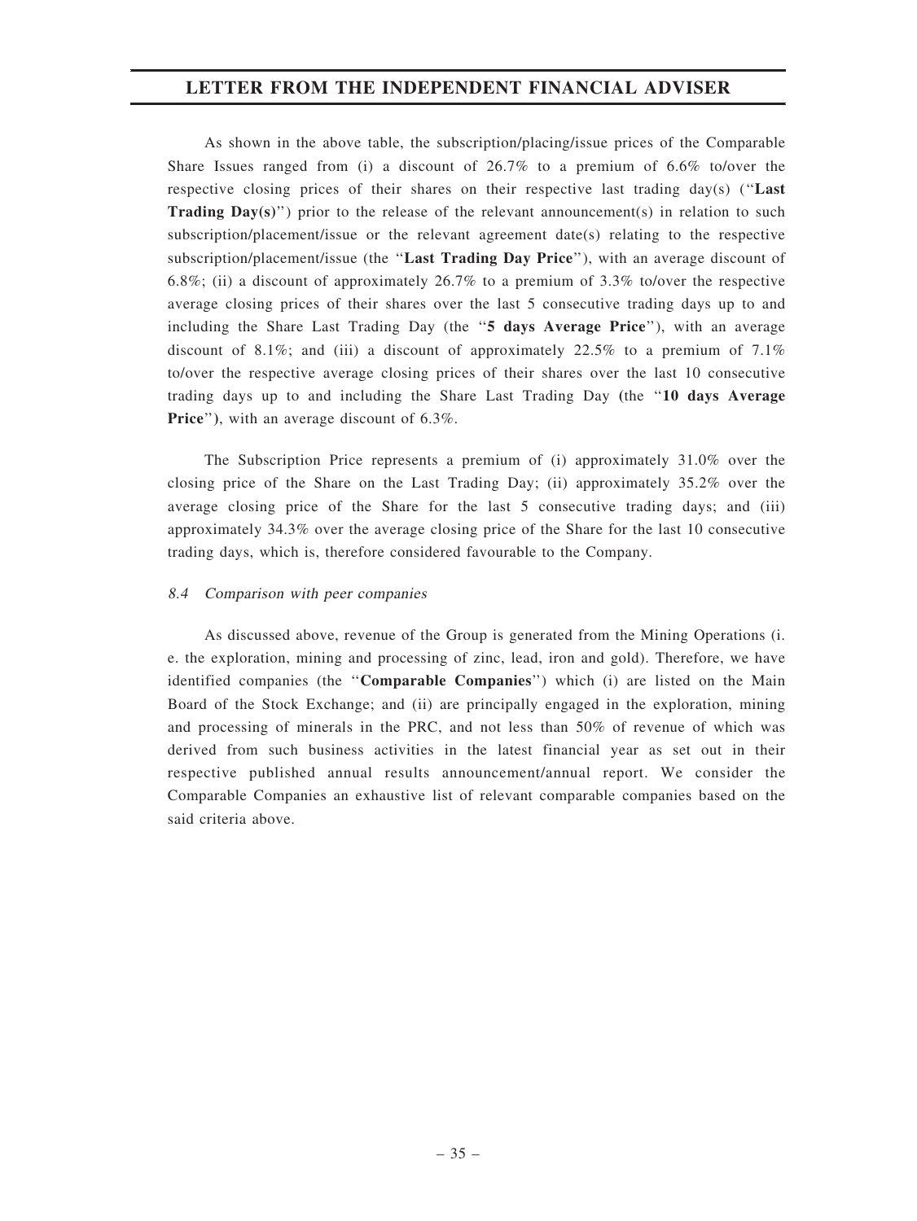As shown in the above table, the subscription/placing/issue prices of the Comparable Share Issues ranged from (i) a discount of 26.7% to a premium of 6.6% to/over the respective closing prices of their shares on their respective last trading day(s) ("**Last Trading Day(s)**") prior to the release of the relevant announcement(s) in relation to such subscription/placement/issue or the relevant agreement date(s) relating to the respective subscription/placement/issue (the "**Last Trading Day Price**"), with an average discount of 6.8%; (ii) a discount of approximately 26.7% to a premium of 3.3% to/over the respective average closing prices of their shares over the last 5 consecutive trading days up to and including the Share Last Trading Day (the "**5 days Average Price**"), with an average discount of 8.1%; and (iii) a discount of approximately 22.5% to a premium of 7.1% to/over the respective average closing prices of their shares over the last 10 consecutive trading days up to and including the Share Last Trading Day (the "**10 days Average Price**"), with an average discount of 6.3%.

The Subscription Price represents a premium of (i) approximately 31.0% over the closing price of the Share on the Last Trading Day; (ii) approximately 35.2% over the average closing price of the Share for the last 5 consecutive trading days; and (iii) approximately 34.3% over the average closing price of the Share for the last 10 consecutive trading days, which is, therefore considered favourable to the Company.

*8.4 Comparison with peer companies*

As discussed above, revenue of the Group is generated from the Mining Operations (i. e. the exploration, mining and processing of zinc, lead, iron and gold). Therefore, we have identified companies (the "**Comparable Companies**") which (i) are listed on the Main Board of the Stock Exchange; and (ii) are principally engaged in the exploration, mining and processing of minerals in the PRC, and not less than 50% of revenue of which was derived from such business activities in the latest financial year as set out in their respective published annual results announcement/annual report. We consider the Comparable Companies an exhaustive list of relevant comparable companies based on the said criteria above.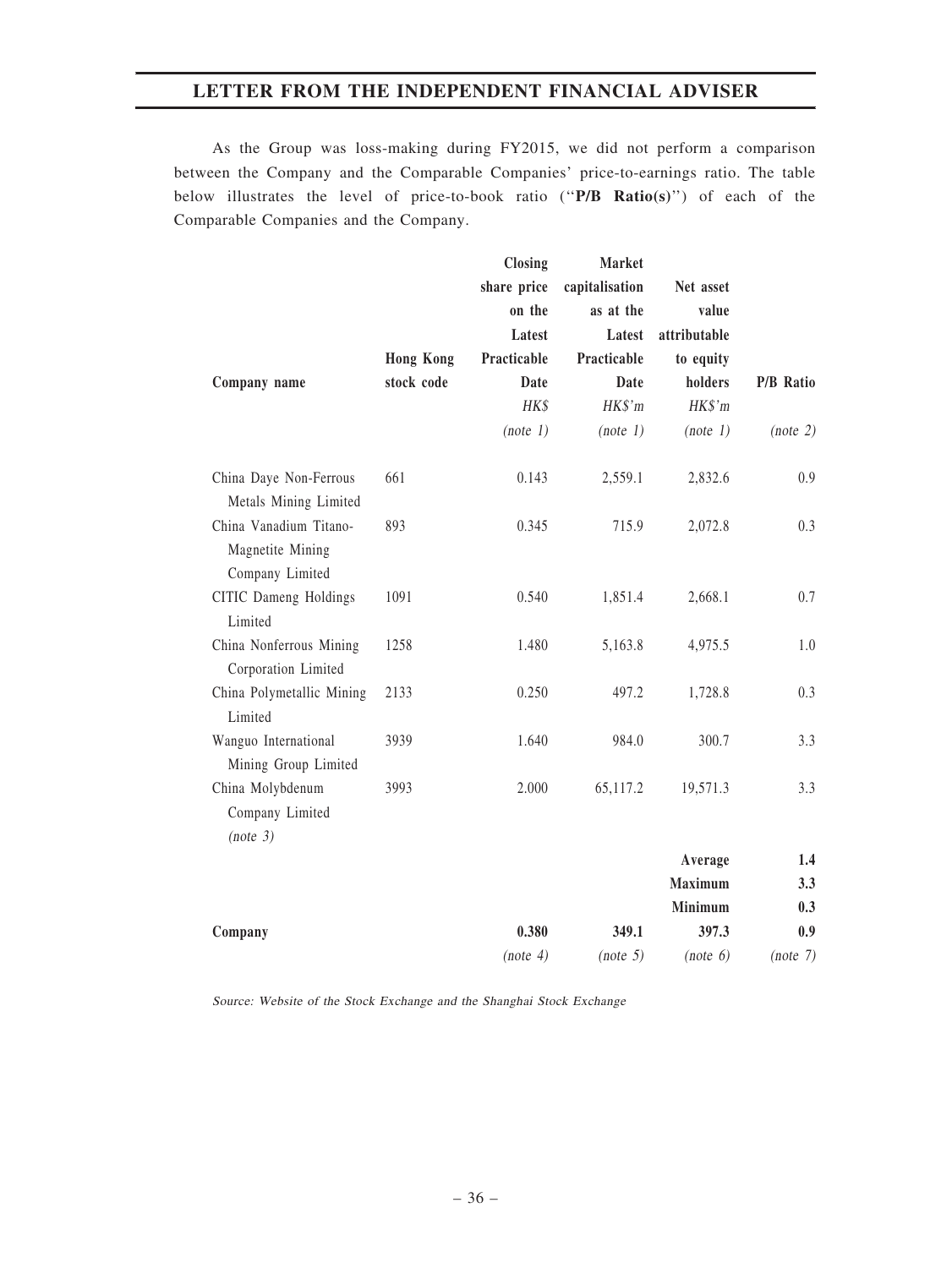As the Group was loss-making during FY2015, we did not perform a comparison between the Company and the Comparable Companies' price-to-earnings ratio. The table below illustrates the level of price-to-book ratio ("**P/B Ratio(s)**") of each of the Comparable Companies and the Company.

| Company name | Hong Kong stock code | Closing share price on the Latest Practicable Date | Market capitalisation as at the Latest Practicable Date | Net asset value attributable to equity holders | P/B Ratio |
|---|---|---|---|---|---|
| | | *HK$* | *HK$'m* | *HK$'m* | |
| | | *(note 1)* | *(note 1)* | *(note 1)* | *(note 2)* |
| China Daye Non-Ferrous Metals Mining Limited | 661 | 0.143 | 2,559.1 | 2,832.6 | 0.9 |
| China Vanadium Titano-Magnetite Mining Company Limited | 893 | 0.345 | 715.9 | 2,072.8 | 0.3 |
| CITIC Dameng Holdings Limited | 1091 | 0.540 | 1,851.4 | 2,668.1 | 0.7 |
| China Nonferrous Mining Corporation Limited | 1258 | 1.480 | 5,163.8 | 4,975.5 | 1.0 |
| China Polymetallic Mining Limited | 2133 | 0.250 | 497.2 | 1,728.8 | 0.3 |
| Wanguo International Mining Group Limited | 3939 | 1.640 | 984.0 | 300.7 | 3.3 |
| China Molybdenum Company Limited *(note 3)* | 3993 | 2.000 | 65,117.2 | 19,571.3 | 3.3 |
| | | | | **Average** | **1.4** |
| | | | | **Maximum** | **3.3** |
| | | | | **Minimum** | **0.3** |
| **Company** | | **0.380** | **349.1** | **397.3** | **0.9** |
| | | *(note 4)* | *(note 5)* | *(note 6)* | *(note 7)* |

*Source: Website of the Stock Exchange and the Shanghai Stock Exchange*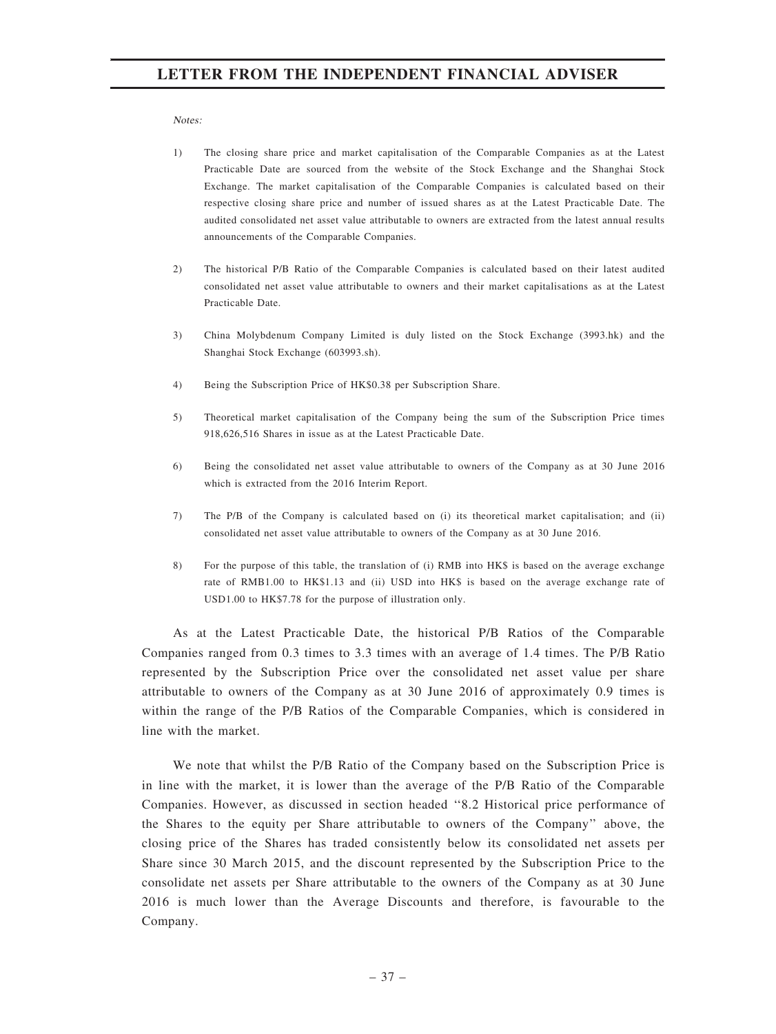*Notes:*

1) The closing share price and market capitalisation of the Comparable Companies as at the Latest Practicable Date are sourced from the website of the Stock Exchange and the Shanghai Stock Exchange. The market capitalisation of the Comparable Companies is calculated based on their respective closing share price and number of issued shares as at the Latest Practicable Date. The audited consolidated net asset value attributable to owners are extracted from the latest annual results announcements of the Comparable Companies.

2) The historical P/B Ratio of the Comparable Companies is calculated based on their latest audited consolidated net asset value attributable to owners and their market capitalisations as at the Latest Practicable Date.

3) China Molybdenum Company Limited is duly listed on the Stock Exchange (3993.hk) and the Shanghai Stock Exchange (603993.sh).

4) Being the Subscription Price of HK$0.38 per Subscription Share.

5) Theoretical market capitalisation of the Company being the sum of the Subscription Price times 918,626,516 Shares in issue as at the Latest Practicable Date.

6) Being the consolidated net asset value attributable to owners of the Company as at 30 June 2016 which is extracted from the 2016 Interim Report.

7) The P/B of the Company is calculated based on (i) its theoretical market capitalisation; and (ii) consolidated net asset value attributable to owners of the Company as at 30 June 2016.

8) For the purpose of this table, the translation of (i) RMB into HK$ is based on the average exchange rate of RMB1.00 to HK$1.13 and (ii) USD into HK$ is based on the average exchange rate of USD1.00 to HK$7.78 for the purpose of illustration only.

As at the Latest Practicable Date, the historical P/B Ratios of the Comparable Companies ranged from 0.3 times to 3.3 times with an average of 1.4 times. The P/B Ratio represented by the Subscription Price over the consolidated net asset value per share attributable to owners of the Company as at 30 June 2016 of approximately 0.9 times is within the range of the P/B Ratios of the Comparable Companies, which is considered in line with the market.

We note that whilst the P/B Ratio of the Company based on the Subscription Price is in line with the market, it is lower than the average of the P/B Ratio of the Comparable Companies. However, as discussed in section headed ''8.2 Historical price performance of the Shares to the equity per Share attributable to owners of the Company'' above, the closing price of the Shares has traded consistently below its consolidated net assets per Share since 30 March 2015, and the discount represented by the Subscription Price to the consolidate net assets per Share attributable to the owners of the Company as at 30 June 2016 is much lower than the Average Discounts and therefore, is favourable to the Company.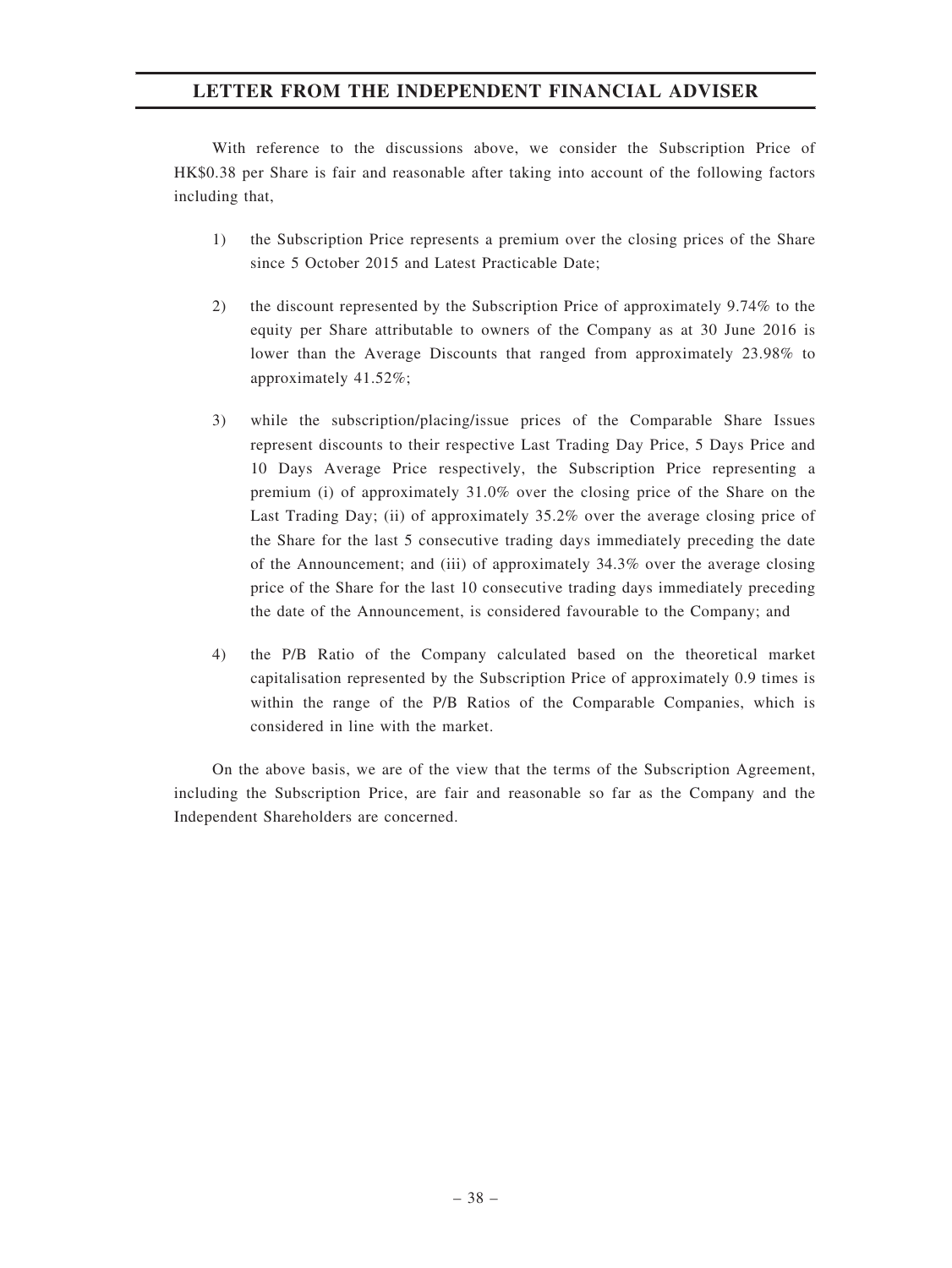With reference to the discussions above, we consider the Subscription Price of HK$0.38 per Share is fair and reasonable after taking into account of the following factors including that,

1) the Subscription Price represents a premium over the closing prices of the Share since 5 October 2015 and Latest Practicable Date;

2) the discount represented by the Subscription Price of approximately 9.74% to the equity per Share attributable to owners of the Company as at 30 June 2016 is lower than the Average Discounts that ranged from approximately 23.98% to approximately 41.52%;

3) while the subscription/placing/issue prices of the Comparable Share Issues represent discounts to their respective Last Trading Day Price, 5 Days Price and 10 Days Average Price respectively, the Subscription Price representing a premium (i) of approximately 31.0% over the closing price of the Share on the Last Trading Day; (ii) of approximately 35.2% over the average closing price of the Share for the last 5 consecutive trading days immediately preceding the date of the Announcement; and (iii) of approximately 34.3% over the average closing price of the Share for the last 10 consecutive trading days immediately preceding the date of the Announcement, is considered favourable to the Company; and

4) the P/B Ratio of the Company calculated based on the theoretical market capitalisation represented by the Subscription Price of approximately 0.9 times is within the range of the P/B Ratios of the Comparable Companies, which is considered in line with the market.

On the above basis, we are of the view that the terms of the Subscription Agreement, including the Subscription Price, are fair and reasonable so far as the Company and the Independent Shareholders are concerned.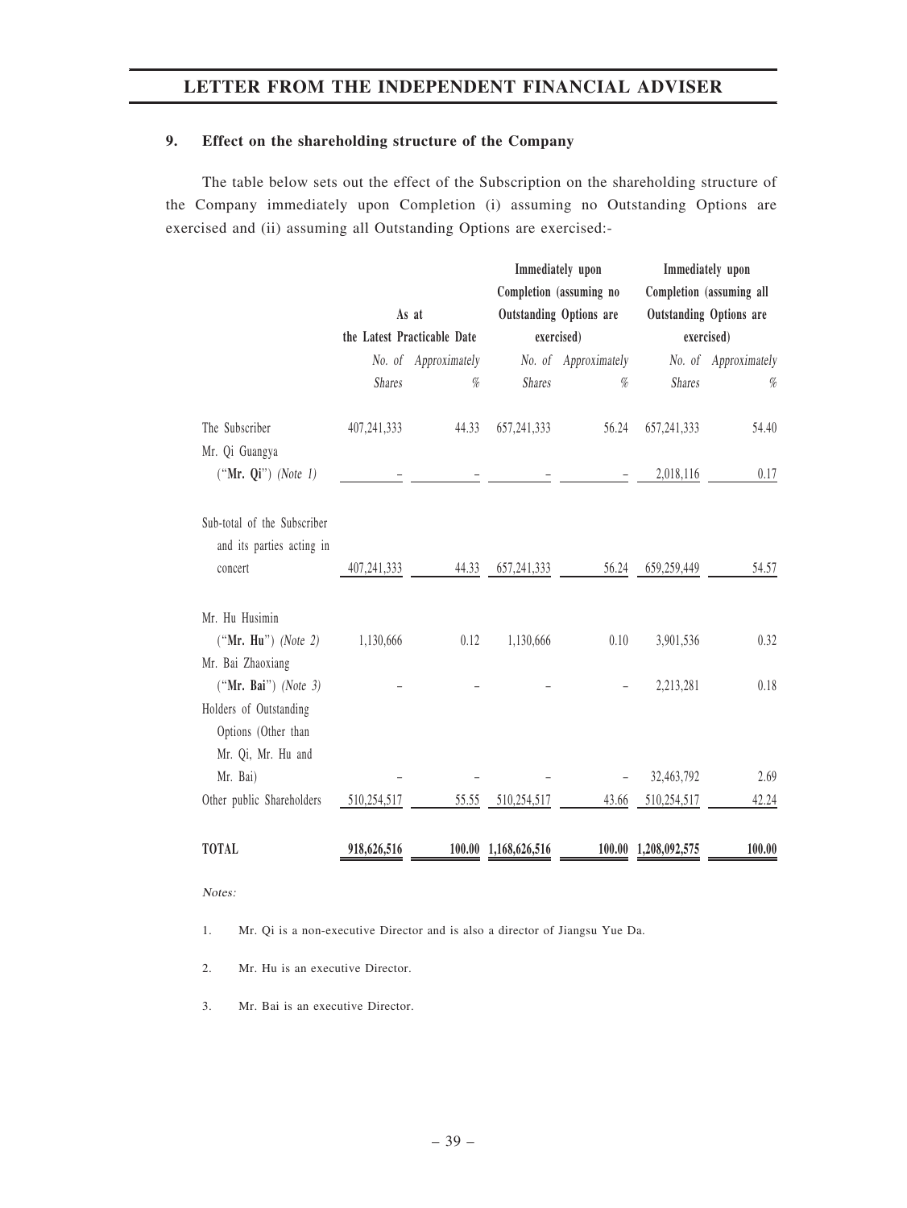### 9. Effect on the shareholding structure of the Company

The table below sets out the effect of the Subscription on the shareholding structure of the Company immediately upon Completion (i) assuming no Outstanding Options are exercised and (ii) assuming all Outstanding Options are exercised:-

| | As at the Latest Practicable Date | | Immediately upon Completion (assuming no Outstanding Options are exercised) | | Immediately upon Completion (assuming all Outstanding Options are exercised) | |
|---|---|---|---|---|---|---|
| | *No. of Shares* | *Approximately %* | *No. of Shares* | *Approximately %* | *No. of Shares* | *Approximately %* |
| The Subscriber | 407,241,333 | 44.33 | 657,241,333 | 56.24 | 657,241,333 | 54.40 |
| Mr. Qi Guangya ("**Mr. Qi**") *(Note 1)* | – | – | – | – | 2,018,116 | 0.17 |
| Sub-total of the Subscriber and its parties acting in concert | 407,241,333 | 44.33 | 657,241,333 | 56.24 | 659,259,449 | 54.57 |
| Mr. Hu Husimin ("**Mr. Hu**") *(Note 2)* | 1,130,666 | 0.12 | 1,130,666 | 0.10 | 3,901,536 | 0.32 |
| Mr. Bai Zhaoxiang ("**Mr. Bai**") *(Note 3)* | – | – | – | – | 2,213,281 | 0.18 |
| Holders of Outstanding Options (Other than Mr. Qi, Mr. Hu and Mr. Bai) | – | – | – | – | 32,463,792 | 2.69 |
| Other public Shareholders | 510,254,517 | 55.55 | 510,254,517 | 43.66 | 510,254,517 | 42.24 |
| **TOTAL** | **918,626,516** | **100.00** | **1,168,626,516** | **100.00** | **1,208,092,575** | **100.00** |

*Notes:*

1. Mr. Qi is a non-executive Director and is also a director of Jiangsu Yue Da.
2. Mr. Hu is an executive Director.
3. Mr. Bai is an executive Director.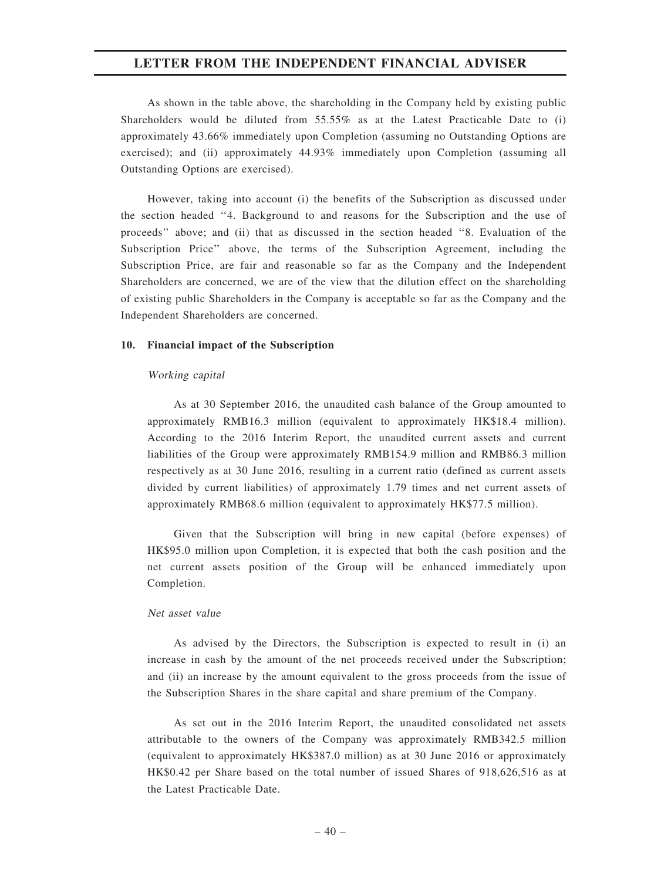As shown in the table above, the shareholding in the Company held by existing public Shareholders would be diluted from 55.55% as at the Latest Practicable Date to (i) approximately 43.66% immediately upon Completion (assuming no Outstanding Options are exercised); and (ii) approximately 44.93% immediately upon Completion (assuming all Outstanding Options are exercised).

However, taking into account (i) the benefits of the Subscription as discussed under the section headed "4. Background to and reasons for the Subscription and the use of proceeds" above; and (ii) that as discussed in the section headed "8. Evaluation of the Subscription Price" above, the terms of the Subscription Agreement, including the Subscription Price, are fair and reasonable so far as the Company and the Independent Shareholders are concerned, we are of the view that the dilution effect on the shareholding of existing public Shareholders in the Company is acceptable so far as the Company and the Independent Shareholders are concerned.

**10. Financial impact of the Subscription**

*Working capital*

As at 30 September 2016, the unaudited cash balance of the Group amounted to approximately RMB16.3 million (equivalent to approximately HK$18.4 million). According to the 2016 Interim Report, the unaudited current assets and current liabilities of the Group were approximately RMB154.9 million and RMB86.3 million respectively as at 30 June 2016, resulting in a current ratio (defined as current assets divided by current liabilities) of approximately 1.79 times and net current assets of approximately RMB68.6 million (equivalent to approximately HK$77.5 million).

Given that the Subscription will bring in new capital (before expenses) of HK$95.0 million upon Completion, it is expected that both the cash position and the net current assets position of the Group will be enhanced immediately upon Completion.

*Net asset value*

As advised by the Directors, the Subscription is expected to result in (i) an increase in cash by the amount of the net proceeds received under the Subscription; and (ii) an increase by the amount equivalent to the gross proceeds from the issue of the Subscription Shares in the share capital and share premium of the Company.

As set out in the 2016 Interim Report, the unaudited consolidated net assets attributable to the owners of the Company was approximately RMB342.5 million (equivalent to approximately HK$387.0 million) as at 30 June 2016 or approximately HK$0.42 per Share based on the total number of issued Shares of 918,626,516 as at the Latest Practicable Date.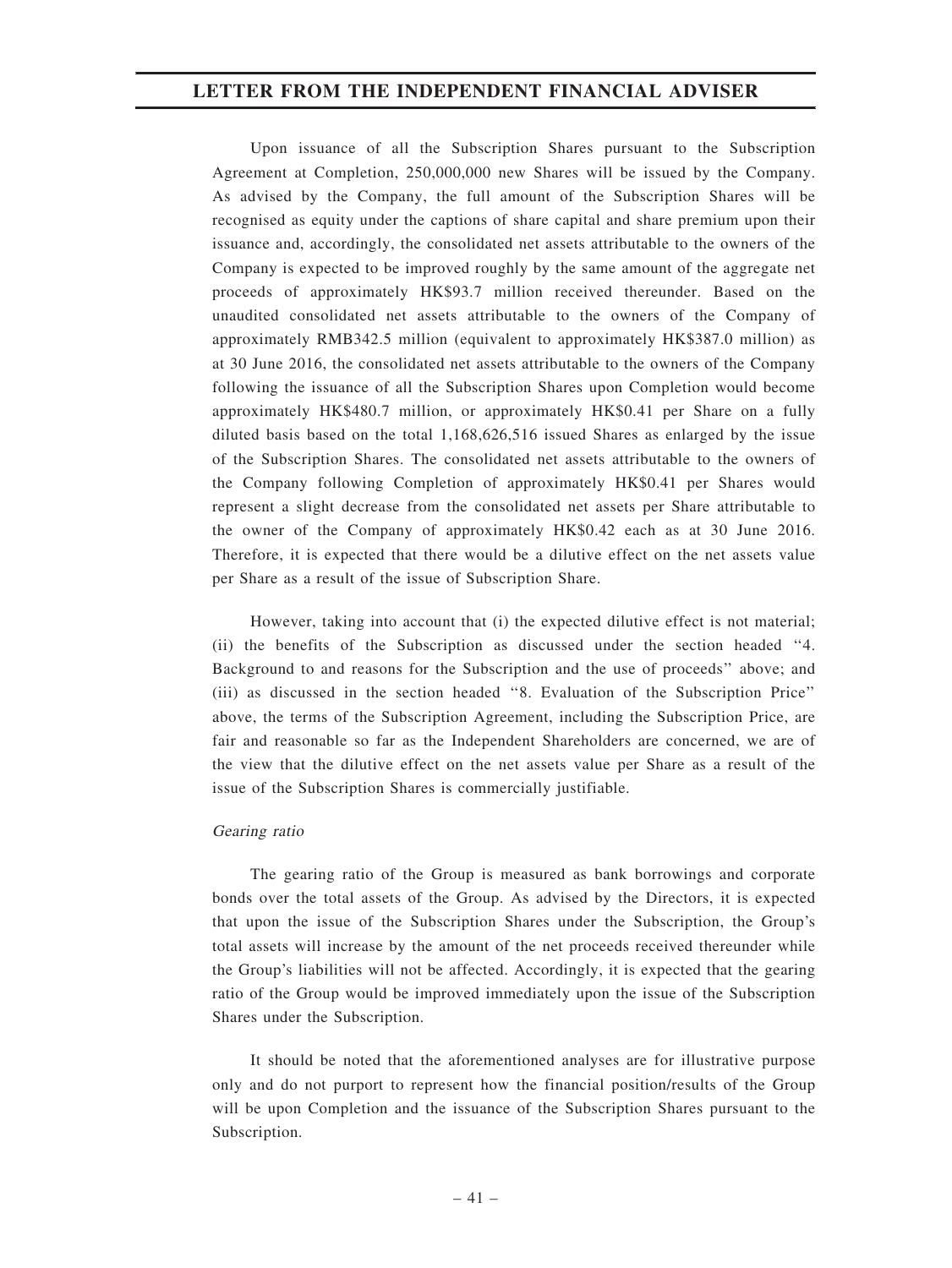Upon issuance of all the Subscription Shares pursuant to the Subscription Agreement at Completion, 250,000,000 new Shares will be issued by the Company. As advised by the Company, the full amount of the Subscription Shares will be recognised as equity under the captions of share capital and share premium upon their issuance and, accordingly, the consolidated net assets attributable to the owners of the Company is expected to be improved roughly by the same amount of the aggregate net proceeds of approximately HK$93.7 million received thereunder. Based on the unaudited consolidated net assets attributable to the owners of the Company of approximately RMB342.5 million (equivalent to approximately HK$387.0 million) as at 30 June 2016, the consolidated net assets attributable to the owners of the Company following the issuance of all the Subscription Shares upon Completion would become approximately HK$480.7 million, or approximately HK$0.41 per Share on a fully diluted basis based on the total 1,168,626,516 issued Shares as enlarged by the issue of the Subscription Shares. The consolidated net assets attributable to the owners of the Company following Completion of approximately HK$0.41 per Shares would represent a slight decrease from the consolidated net assets per Share attributable to the owner of the Company of approximately HK$0.42 each as at 30 June 2016. Therefore, it is expected that there would be a dilutive effect on the net assets value per Share as a result of the issue of Subscription Share.

However, taking into account that (i) the expected dilutive effect is not material; (ii) the benefits of the Subscription as discussed under the section headed "4. Background to and reasons for the Subscription and the use of proceeds" above; and (iii) as discussed in the section headed "8. Evaluation of the Subscription Price" above, the terms of the Subscription Agreement, including the Subscription Price, are fair and reasonable so far as the Independent Shareholders are concerned, we are of the view that the dilutive effect on the net assets value per Share as a result of the issue of the Subscription Shares is commercially justifiable.

*Gearing ratio*

The gearing ratio of the Group is measured as bank borrowings and corporate bonds over the total assets of the Group. As advised by the Directors, it is expected that upon the issue of the Subscription Shares under the Subscription, the Group's total assets will increase by the amount of the net proceeds received thereunder while the Group's liabilities will not be affected. Accordingly, it is expected that the gearing ratio of the Group would be improved immediately upon the issue of the Subscription Shares under the Subscription.

It should be noted that the aforementioned analyses are for illustrative purpose only and do not purport to represent how the financial position/results of the Group will be upon Completion and the issuance of the Subscription Shares pursuant to the Subscription.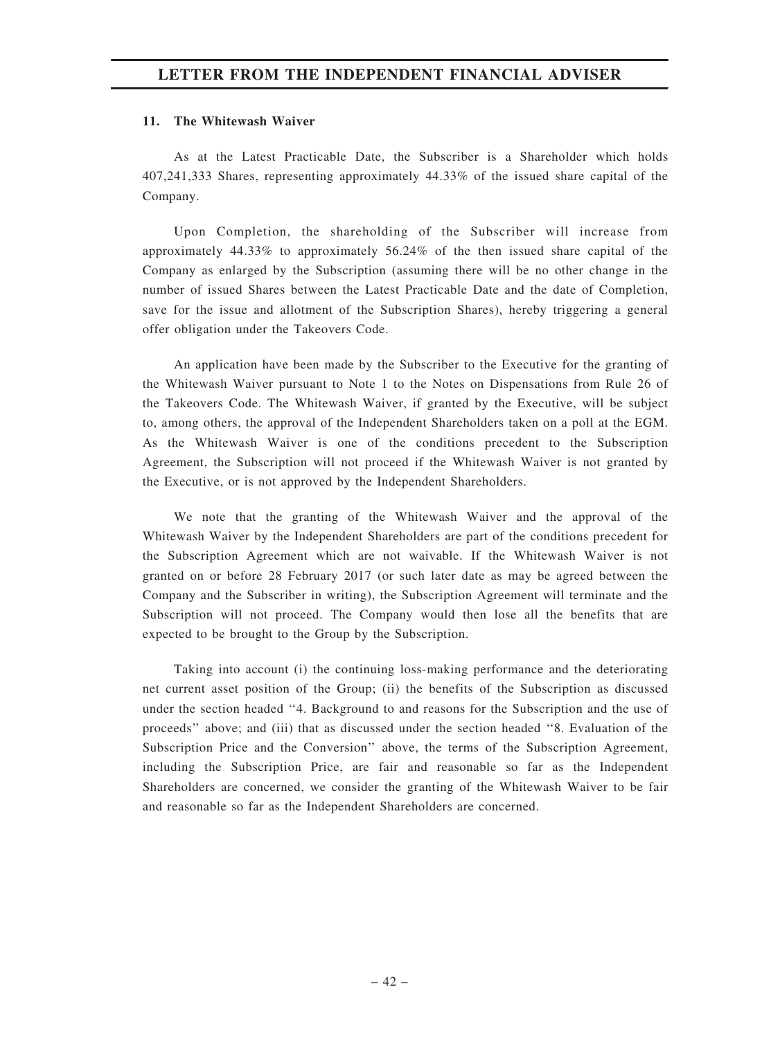#### 11. The Whitewash Waiver

As at the Latest Practicable Date, the Subscriber is a Shareholder which holds 407,241,333 Shares, representing approximately 44.33% of the issued share capital of the Company.

Upon Completion, the shareholding of the Subscriber will increase from approximately 44.33% to approximately 56.24% of the then issued share capital of the Company as enlarged by the Subscription (assuming there will be no other change in the number of issued Shares between the Latest Practicable Date and the date of Completion, save for the issue and allotment of the Subscription Shares), hereby triggering a general offer obligation under the Takeovers Code.

An application have been made by the Subscriber to the Executive for the granting of the Whitewash Waiver pursuant to Note 1 to the Notes on Dispensations from Rule 26 of the Takeovers Code. The Whitewash Waiver, if granted by the Executive, will be subject to, among others, the approval of the Independent Shareholders taken on a poll at the EGM. As the Whitewash Waiver is one of the conditions precedent to the Subscription Agreement, the Subscription will not proceed if the Whitewash Waiver is not granted by the Executive, or is not approved by the Independent Shareholders.

We note that the granting of the Whitewash Waiver and the approval of the Whitewash Waiver by the Independent Shareholders are part of the conditions precedent for the Subscription Agreement which are not waivable. If the Whitewash Waiver is not granted on or before 28 February 2017 (or such later date as may be agreed between the Company and the Subscriber in writing), the Subscription Agreement will terminate and the Subscription will not proceed. The Company would then lose all the benefits that are expected to be brought to the Group by the Subscription.

Taking into account (i) the continuing loss-making performance and the deteriorating net current asset position of the Group; (ii) the benefits of the Subscription as discussed under the section headed "4. Background to and reasons for the Subscription and the use of proceeds" above; and (iii) that as discussed under the section headed "8. Evaluation of the Subscription Price and the Conversion" above, the terms of the Subscription Agreement, including the Subscription Price, are fair and reasonable so far as the Independent Shareholders are concerned, we consider the granting of the Whitewash Waiver to be fair and reasonable so far as the Independent Shareholders are concerned.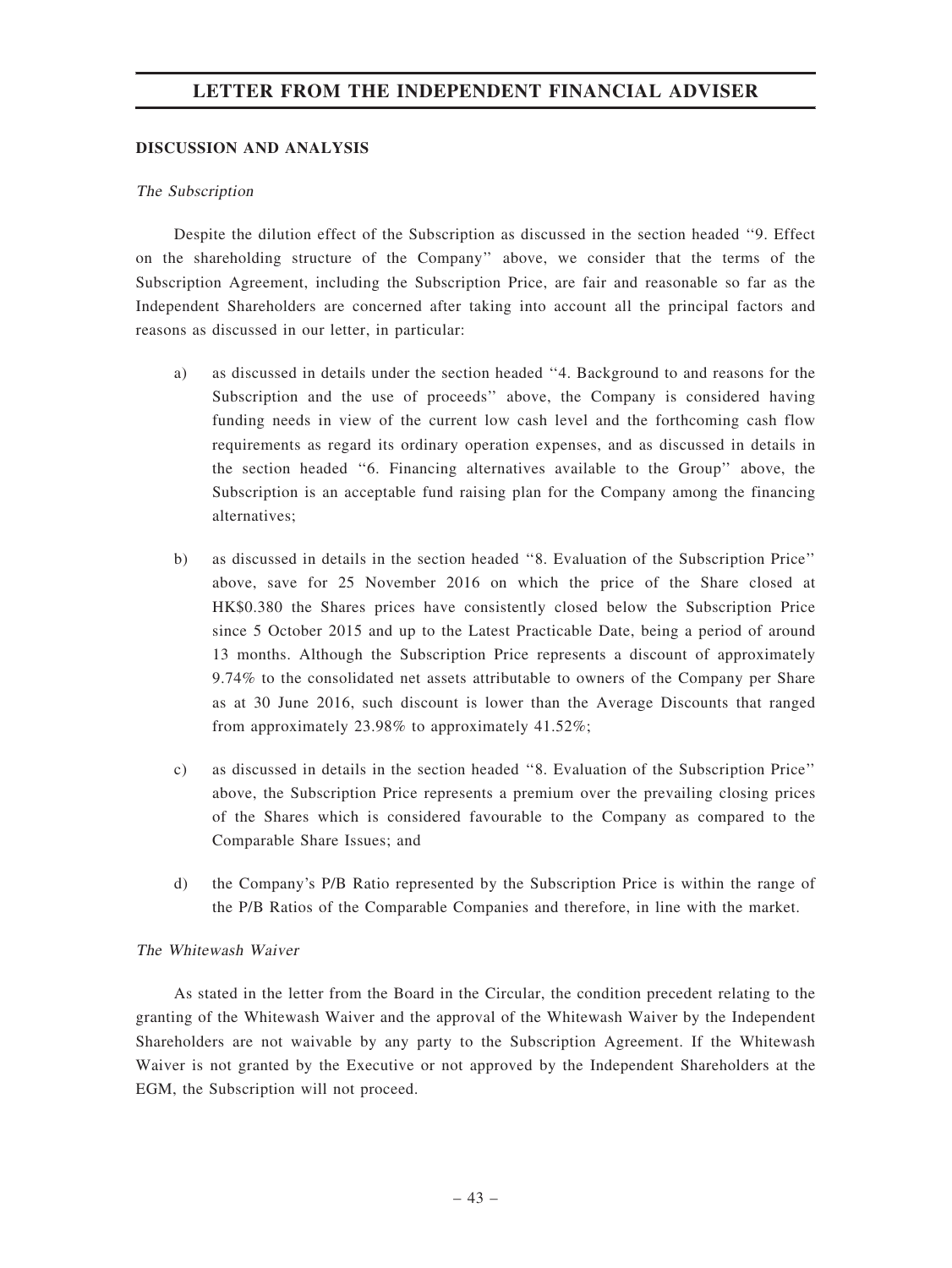## DISCUSSION AND ANALYSIS

### *The Subscription*

Despite the dilution effect of the Subscription as discussed in the section headed ''9. Effect on the shareholding structure of the Company'' above, we consider that the terms of the Subscription Agreement, including the Subscription Price, are fair and reasonable so far as the Independent Shareholders are concerned after taking into account all the principal factors and reasons as discussed in our letter, in particular:

a) as discussed in details under the section headed ''4. Background to and reasons for the Subscription and the use of proceeds'' above, the Company is considered having funding needs in view of the current low cash level and the forthcoming cash flow requirements as regard its ordinary operation expenses, and as discussed in details in the section headed ''6. Financing alternatives available to the Group'' above, the Subscription is an acceptable fund raising plan for the Company among the financing alternatives;

b) as discussed in details in the section headed ''8. Evaluation of the Subscription Price'' above, save for 25 November 2016 on which the price of the Share closed at HK$0.380 the Shares prices have consistently closed below the Subscription Price since 5 October 2015 and up to the Latest Practicable Date, being a period of around 13 months. Although the Subscription Price represents a discount of approximately 9.74% to the consolidated net assets attributable to owners of the Company per Share as at 30 June 2016, such discount is lower than the Average Discounts that ranged from approximately 23.98% to approximately 41.52%;

c) as discussed in details in the section headed ''8. Evaluation of the Subscription Price'' above, the Subscription Price represents a premium over the prevailing closing prices of the Shares which is considered favourable to the Company as compared to the Comparable Share Issues; and

d) the Company's P/B Ratio represented by the Subscription Price is within the range of the P/B Ratios of the Comparable Companies and therefore, in line with the market.

### *The Whitewash Waiver*

As stated in the letter from the Board in the Circular, the condition precedent relating to the granting of the Whitewash Waiver and the approval of the Whitewash Waiver by the Independent Shareholders are not waivable by any party to the Subscription Agreement. If the Whitewash Waiver is not granted by the Executive or not approved by the Independent Shareholders at the EGM, the Subscription will not proceed.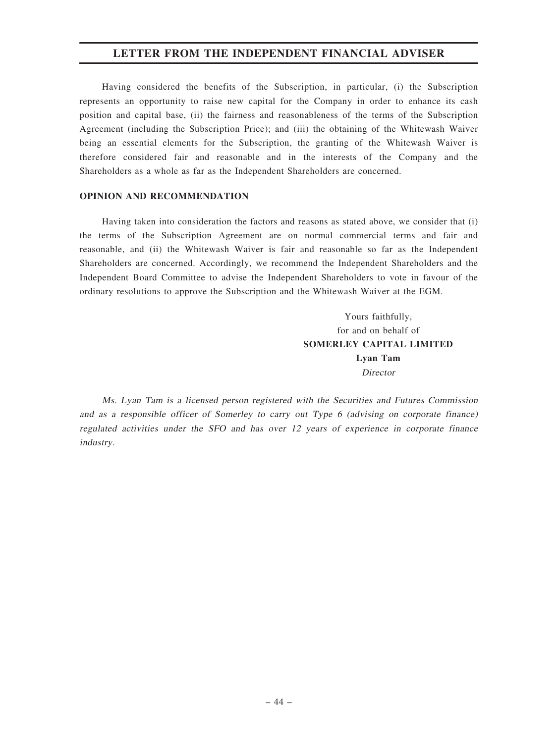Having considered the benefits of the Subscription, in particular, (i) the Subscription represents an opportunity to raise new capital for the Company in order to enhance its cash position and capital base, (ii) the fairness and reasonableness of the terms of the Subscription Agreement (including the Subscription Price); and (iii) the obtaining of the Whitewash Waiver being an essential elements for the Subscription, the granting of the Whitewash Waiver is therefore considered fair and reasonable and in the interests of the Company and the Shareholders as a whole as far as the Independent Shareholders are concerned.

**OPINION AND RECOMMENDATION**

Having taken into consideration the factors and reasons as stated above, we consider that (i) the terms of the Subscription Agreement are on normal commercial terms and fair and reasonable, and (ii) the Whitewash Waiver is fair and reasonable so far as the Independent Shareholders are concerned. Accordingly, we recommend the Independent Shareholders and the Independent Board Committee to advise the Independent Shareholders to vote in favour of the ordinary resolutions to approve the Subscription and the Whitewash Waiver at the EGM.

Yours faithfully,
for and on behalf of
**SOMERLEY CAPITAL LIMITED**
**Lyan Tam**
*Director*

*Ms. Lyan Tam is a licensed person registered with the Securities and Futures Commission and as a responsible officer of Somerley to carry out Type 6 (advising on corporate finance) regulated activities under the SFO and has over 12 years of experience in corporate finance industry.*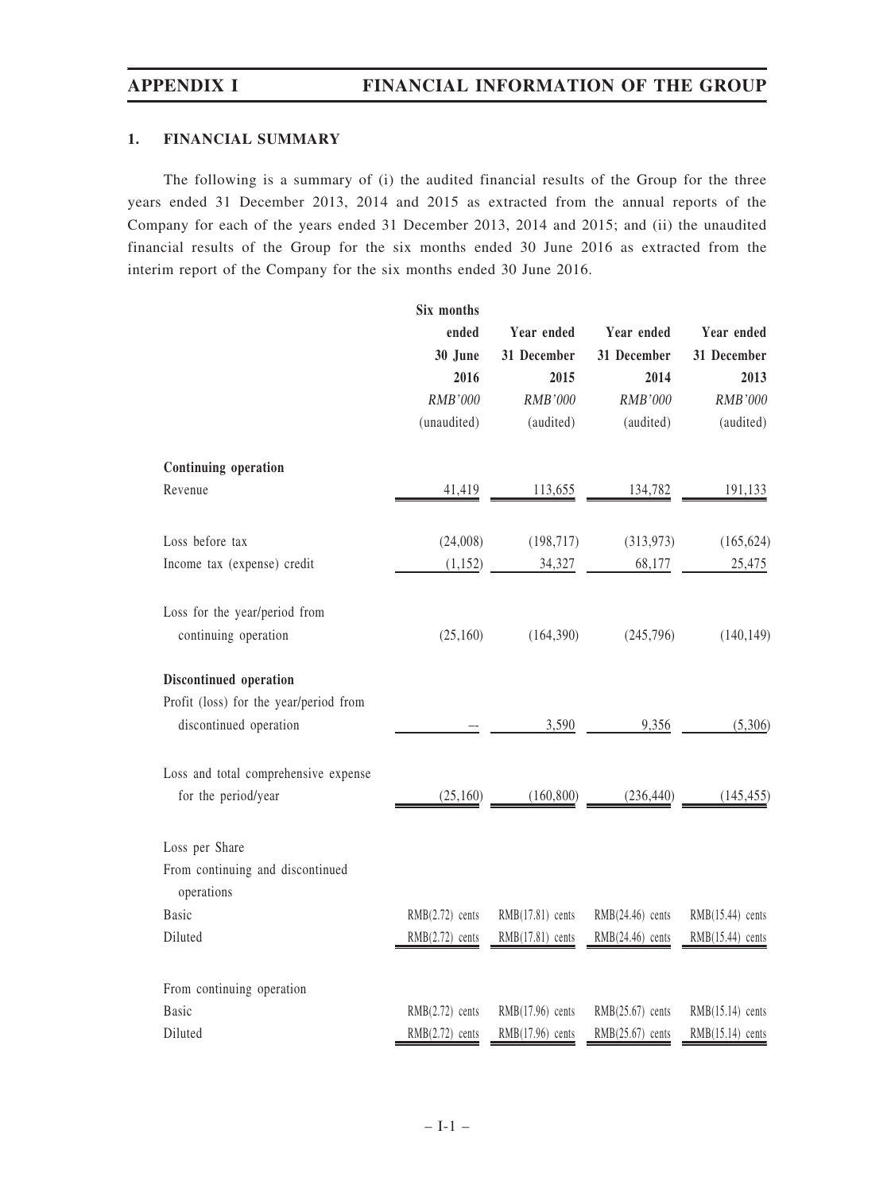## 1. FINANCIAL SUMMARY

The following is a summary of (i) the audited financial results of the Group for the three years ended 31 December 2013, 2014 and 2015 as extracted from the annual reports of the Company for each of the years ended 31 December 2013, 2014 and 2015; and (ii) the unaudited financial results of the Group for the six months ended 30 June 2016 as extracted from the interim report of the Company for the six months ended 30 June 2016.

| | Six months ended 30 June 2016 | Year ended 31 December 2015 | Year ended 31 December 2014 | Year ended 31 December 2013 |
|---|---|---|---|---|
| | *RMB'000* | *RMB'000* | *RMB'000* | *RMB'000* |
| | (unaudited) | (audited) | (audited) | (audited) |
| **Continuing operation** | | | | |
| Revenue | 41,419 | 113,655 | 134,782 | 191,133 |
| Loss before tax | (24,008) | (198,717) | (313,973) | (165,624) |
| Income tax (expense) credit | (1,152) | 34,327 | 68,177 | 25,475 |
| Loss for the year/period from continuing operation | (25,160) | (164,390) | (245,796) | (140,149) |
| **Discontinued operation** | | | | |
| Profit (loss) for the year/period from discontinued operation | – | 3,590 | 9,356 | (5,306) |
| Loss and total comprehensive expense for the period/year | (25,160) | (160,800) | (236,440) | (145,455) |
| Loss per Share | | | | |
| From continuing and discontinued operations | | | | |
| Basic | RMB(2.72) cents | RMB(17.81) cents | RMB(24.46) cents | RMB(15.44) cents |
| Diluted | RMB(2.72) cents | RMB(17.81) cents | RMB(24.46) cents | RMB(15.44) cents |
| From continuing operation | | | | |
| Basic | RMB(2.72) cents | RMB(17.96) cents | RMB(25.67) cents | RMB(15.14) cents |
| Diluted | RMB(2.72) cents | RMB(17.96) cents | RMB(25.67) cents | RMB(15.14) cents |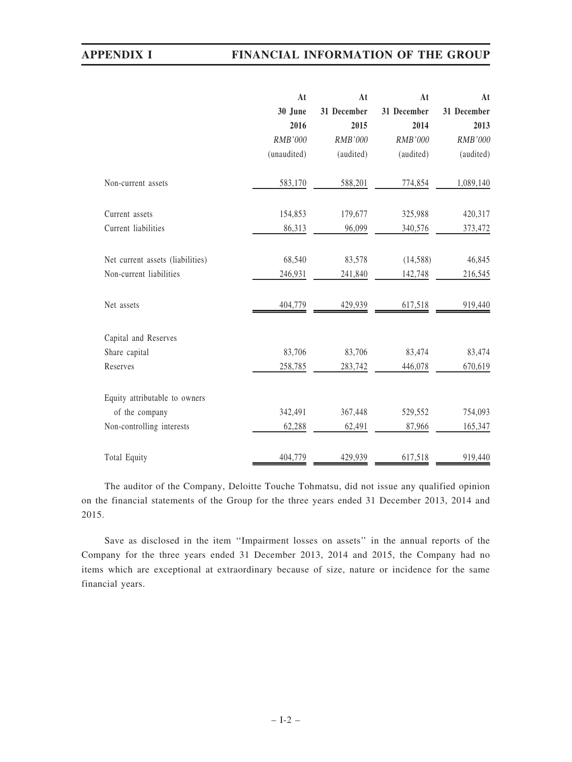| | At 30 June 2016 | At 31 December 2015 | At 31 December 2014 | At 31 December 2013 |
|---|---|---|---|---|
| | *RMB'000* | *RMB'000* | *RMB'000* | *RMB'000* |
| | (unaudited) | (audited) | (audited) | (audited) |
| Non-current assets | 583,170 | 588,201 | 774,854 | 1,089,140 |
| Current assets | 154,853 | 179,677 | 325,988 | 420,317 |
| Current liabilities | 86,313 | 96,099 | 340,576 | 373,472 |
| Net current assets (liabilities) | 68,540 | 83,578 | (14,588) | 46,845 |
| Non-current liabilities | 246,931 | 241,840 | 142,748 | 216,545 |
| Net assets | 404,779 | 429,939 | 617,518 | 919,440 |
| Capital and Reserves | | | | |
| Share capital | 83,706 | 83,706 | 83,474 | 83,474 |
| Reserves | 258,785 | 283,742 | 446,078 | 670,619 |
| Equity attributable to owners of the company | 342,491 | 367,448 | 529,552 | 754,093 |
| Non-controlling interests | 62,288 | 62,491 | 87,966 | 165,347 |
| Total Equity | 404,779 | 429,939 | 617,518 | 919,440 |

The auditor of the Company, Deloitte Touche Tohmatsu, did not issue any qualified opinion on the financial statements of the Group for the three years ended 31 December 2013, 2014 and 2015.

Save as disclosed in the item "Impairment losses on assets" in the annual reports of the Company for the three years ended 31 December 2013, 2014 and 2015, the Company had no items which are exceptional at extraordinary because of size, nature or incidence for the same financial years.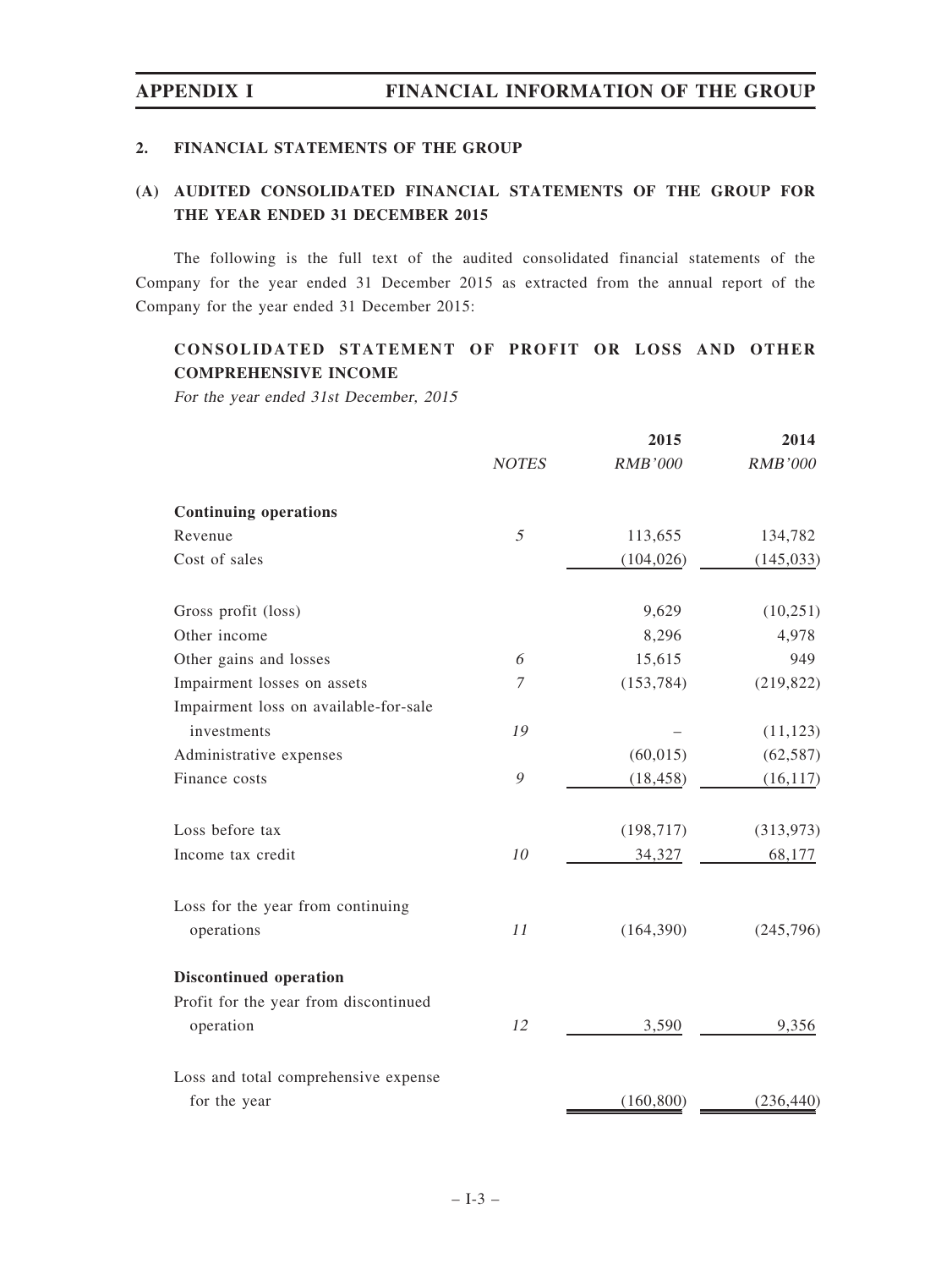## 2. FINANCIAL STATEMENTS OF THE GROUP

### (A) AUDITED CONSOLIDATED FINANCIAL STATEMENTS OF THE GROUP FOR THE YEAR ENDED 31 DECEMBER 2015

The following is the full text of the audited consolidated financial statements of the Company for the year ended 31 December 2015 as extracted from the annual report of the Company for the year ended 31 December 2015:

### CONSOLIDATED STATEMENT OF PROFIT OR LOSS AND OTHER COMPREHENSIVE INCOME

*For the year ended 31st December, 2015*

| | *NOTES* | 2015<br>*RMB'000* | 2014<br>*RMB'000* |
|---|---|---|---|
| **Continuing operations** | | | |
| Revenue | *5* | 113,655 | 134,782 |
| Cost of sales | | (104,026) | (145,033) |
| Gross profit (loss) | | 9,629 | (10,251) |
| Other income | | 8,296 | 4,978 |
| Other gains and losses | *6* | 15,615 | 949 |
| Impairment losses on assets | *7* | (153,784) | (219,822) |
| Impairment loss on available-for-sale investments | *19* | – | (11,123) |
| Administrative expenses | | (60,015) | (62,587) |
| Finance costs | *9* | (18,458) | (16,117) |
| Loss before tax | | (198,717) | (313,973) |
| Income tax credit | *10* | 34,327 | 68,177 |
| Loss for the year from continuing operations | *11* | (164,390) | (245,796) |
| **Discontinued operation** | | | |
| Profit for the year from discontinued operation | *12* | 3,590 | 9,356 |
| Loss and total comprehensive expense for the year | | (160,800) | (236,440) |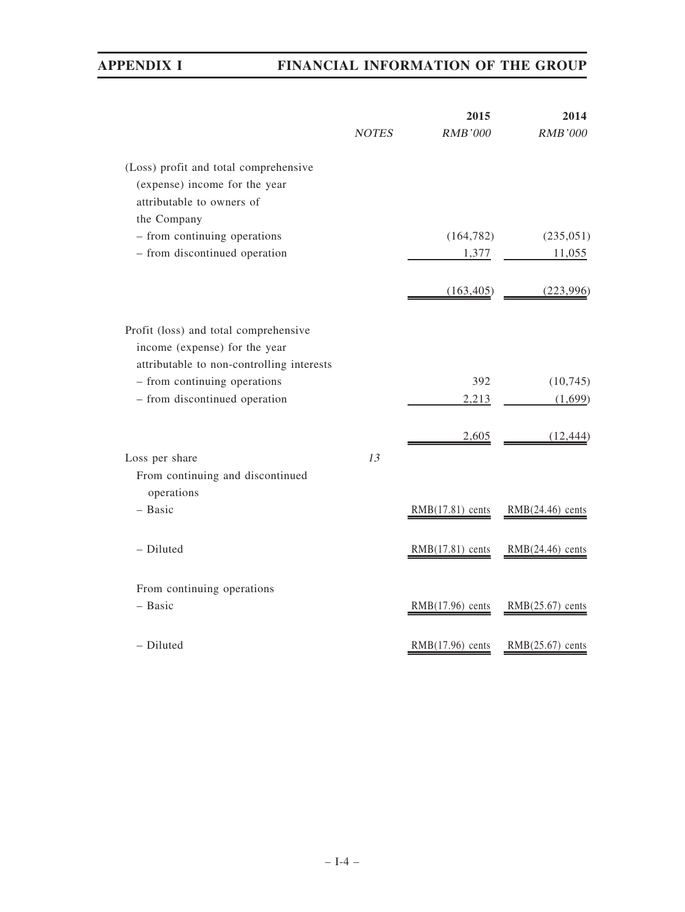| | NOTES | 2015<br>RMB'000 | 2014<br>RMB'000 |
|---|---|---|---|
| (Loss) profit and total comprehensive (expense) income for the year attributable to owners of the Company | | | |
| – from continuing operations | | (164,782) | (235,051) |
| – from discontinued operation | | 1,377 | 11,055 |
| | | (163,405) | (223,996) |
| Profit (loss) and total comprehensive income (expense) for the year attributable to non-controlling interests | | | |
| – from continuing operations | | 392 | (10,745) |
| – from discontinued operation | | 2,213 | (1,699) |
| | | 2,605 | (12,444) |
| Loss per share | 13 | | |
| From continuing and discontinued operations | | | |
| – Basic | | RMB(17.81) cents | RMB(24.46) cents |
| – Diluted | | RMB(17.81) cents | RMB(24.46) cents |
| From continuing operations | | | |
| – Basic | | RMB(17.96) cents | RMB(25.67) cents |
| – Diluted | | RMB(17.96) cents | RMB(25.67) cents |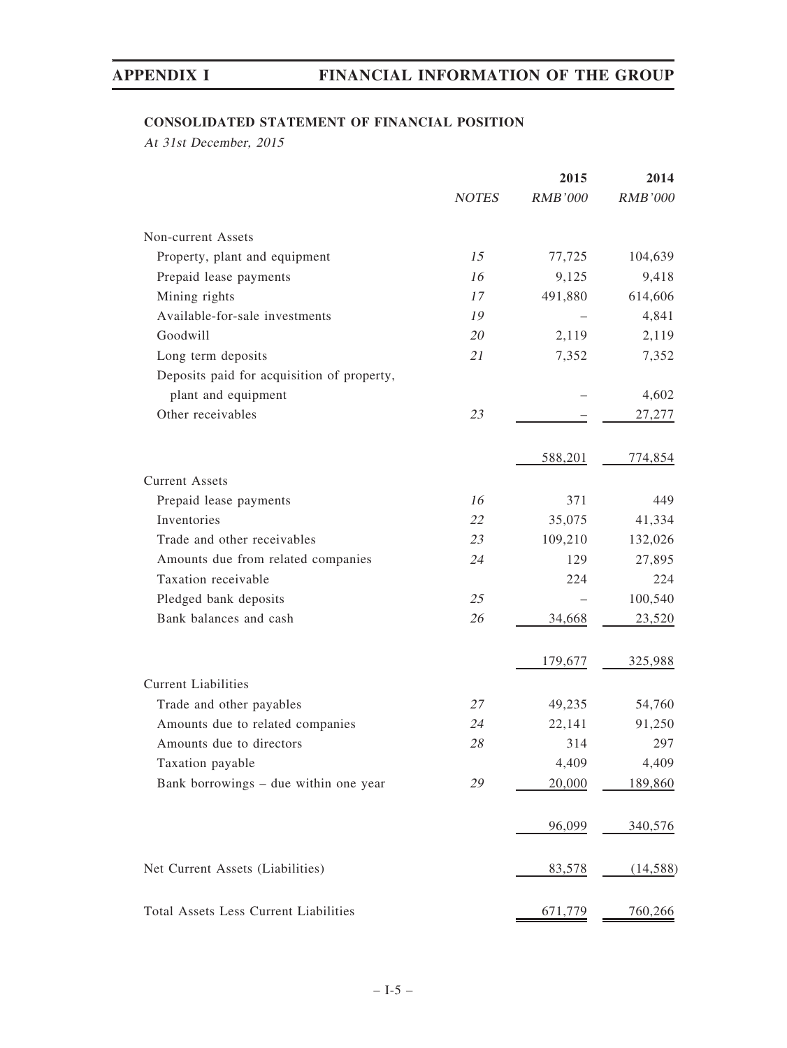### CONSOLIDATED STATEMENT OF FINANCIAL POSITION

*At 31st December, 2015*

| | NOTES | 2015 RMB'000 | 2014 RMB'000 |
|---|---|---|---|
| **Non-current Assets** | | | |
| Property, plant and equipment | 15 | 77,725 | 104,639 |
| Prepaid lease payments | 16 | 9,125 | 9,418 |
| Mining rights | 17 | 491,880 | 614,606 |
| Available-for-sale investments | 19 | – | 4,841 |
| Goodwill | 20 | 2,119 | 2,119 |
| Long term deposits | 21 | 7,352 | 7,352 |
| Deposits paid for acquisition of property, plant and equipment | | – | 4,602 |
| Other receivables | 23 | – | 27,277 |
| | | 588,201 | 774,854 |
| **Current Assets** | | | |
| Prepaid lease payments | 16 | 371 | 449 |
| Inventories | 22 | 35,075 | 41,334 |
| Trade and other receivables | 23 | 109,210 | 132,026 |
| Amounts due from related companies | 24 | 129 | 27,895 |
| Taxation receivable | | 224 | 224 |
| Pledged bank deposits | 25 | – | 100,540 |
| Bank balances and cash | 26 | 34,668 | 23,520 |
| | | 179,677 | 325,988 |
| **Current Liabilities** | | | |
| Trade and other payables | 27 | 49,235 | 54,760 |
| Amounts due to related companies | 24 | 22,141 | 91,250 |
| Amounts due to directors | 28 | 314 | 297 |
| Taxation payable | | 4,409 | 4,409 |
| Bank borrowings – due within one year | 29 | 20,000 | 189,860 |
| | | 96,099 | 340,576 |
| **Net Current Assets (Liabilities)** | | 83,578 | (14,588) |
| **Total Assets Less Current Liabilities** | | 671,779 | 760,266 |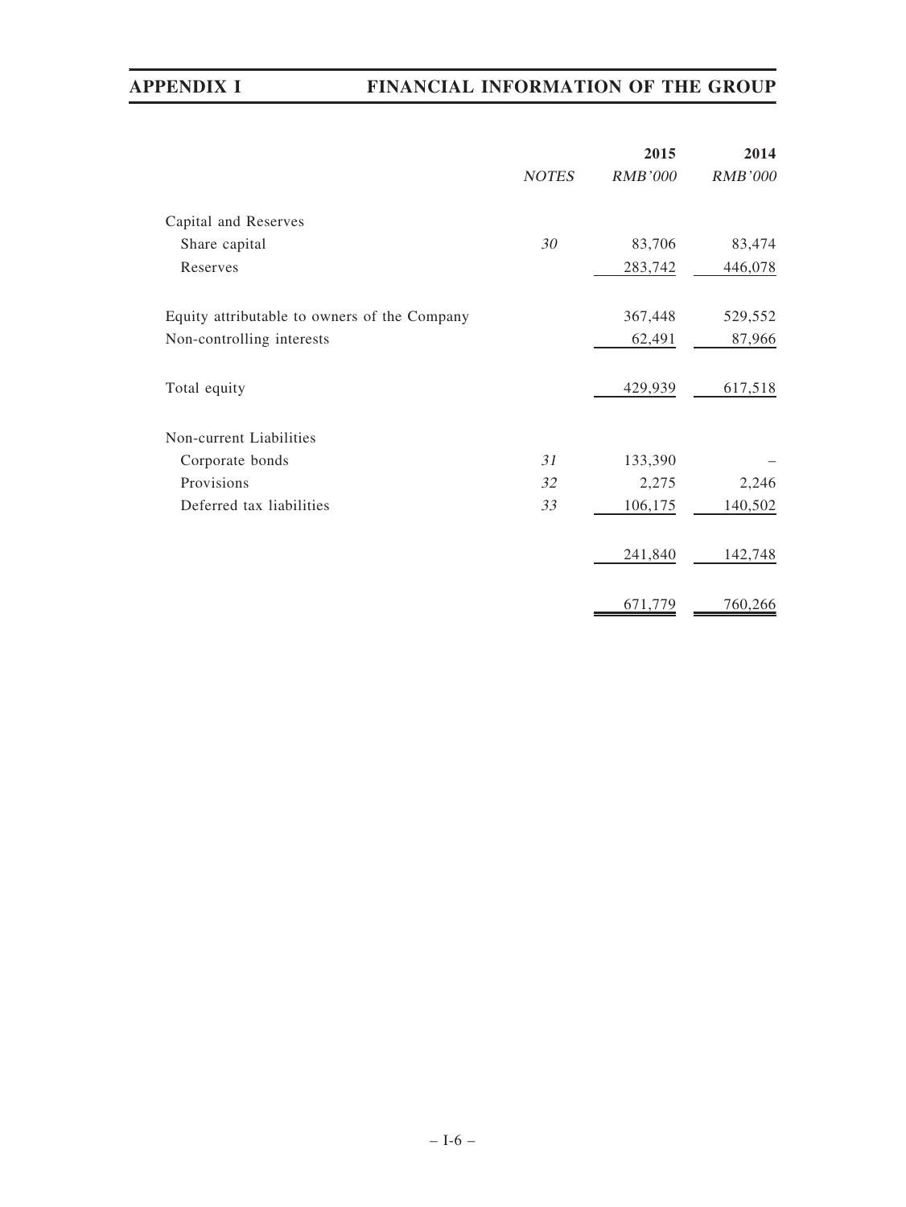| | NOTES | 2015 RMB'000 | 2014 RMB'000 |
|---|---|---|---|
| Capital and Reserves | | | |
| Share capital | 30 | 83,706 | 83,474 |
| Reserves | | 283,742 | 446,078 |
| Equity attributable to owners of the Company | | 367,448 | 529,552 |
| Non-controlling interests | | 62,491 | 87,966 |
| Total equity | | 429,939 | 617,518 |
| Non-current Liabilities | | | |
| Corporate bonds | 31 | 133,390 | – |
| Provisions | 32 | 2,275 | 2,246 |
| Deferred tax liabilities | 33 | 106,175 | 140,502 |
| | | 241,840 | 142,748 |
| | | 671,779 | 760,266 |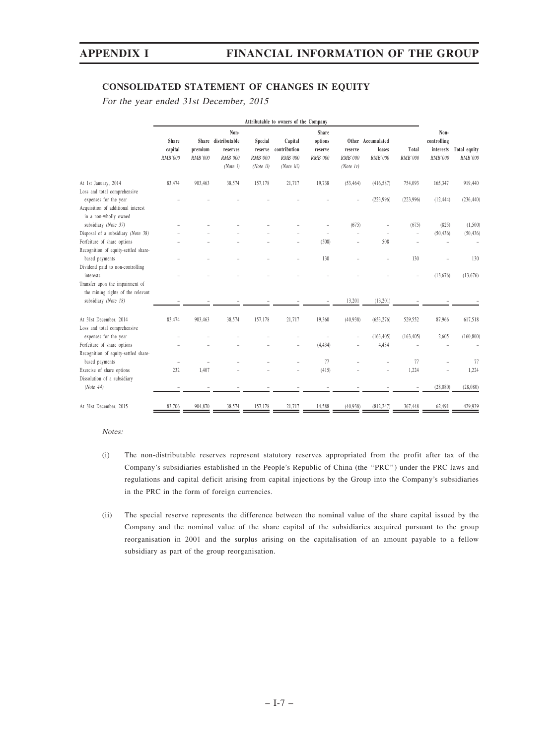## CONSOLIDATED STATEMENT OF CHANGES IN EQUITY

*For the year ended 31st December, 2015*

| | Attributable to owners of the Company | | | | | | | | | | |
|---|---|---|---|---|---|---|---|---|---|---|---|
| | Share capital RMB'000 | Share premium RMB'000 | Non-distributable reserves RMB'000 (Note i) | Special reserve RMB'000 (Note ii) | Capital contribution RMB'000 (Note iii) | Share options reserve RMB'000 | Other reserve RMB'000 (Note iv) | Accumulated losses RMB'000 | Total RMB'000 | Non-controlling interests RMB'000 | Total equity RMB'000 |
| At 1st January, 2014 | 83,474 | 903,463 | 38,574 | 157,178 | 21,717 | 19,738 | (53,464) | (416,587) | 754,093 | 165,347 | 919,440 |
| Loss and total comprehensive expenses for the year | – | – | – | – | – | – | – | (223,996) | (223,996) | (12,444) | (236,440) |
| Acquisition of additional interest in a non-wholly owned subsidiary *(Note 37)* | – | – | – | – | – | – | (675) | – | (675) | (825) | (1,500) |
| Disposal of a subsidiary *(Note 38)* | – | – | – | – | – | – | – | – | – | (50,436) | (50,436) |
| Forfeiture of share options | – | – | – | – | – | (508) | – | 508 | – | – | – |
| Recognition of equity-settled share-based payments | – | – | – | – | – | 130 | – | – | 130 | – | 130 |
| Dividend paid to non-controlling interests | – | – | – | – | – | – | – | – | – | (13,676) | (13,676) |
| Transfer upon the impairment of the mining rights of the relevant subsidiary *(Note 18)* | – | – | – | – | – | – | 13,201 | (13,201) | – | – | – |
| At 31st December, 2014 | 83,474 | 903,463 | 38,574 | 157,178 | 21,717 | 19,360 | (40,938) | (653,276) | 529,552 | 87,966 | 617,518 |
| Loss and total comprehensive expenses for the year | – | – | – | – | – | – | – | (163,405) | (163,405) | 2,605 | (160,800) |
| Forfeiture of share options | – | – | – | – | – | (4,434) | – | 4,434 | – | – | – |
| Recognition of equity-settled share-based payments | – | – | – | – | – | 77 | – | – | 77 | – | 77 |
| Exercise of share options | 232 | 1,407 | – | – | – | (415) | – | – | 1,224 | – | 1,224 |
| Dissolution of a subsidiary *(Note 44)* | – | – | – | – | – | – | – | – | – | (28,080) | (28,080) |
| At 31st December, 2015 | 83,706 | 904,870 | 38,574 | 157,178 | 21,717 | 14,588 | (40,938) | (812,247) | 367,448 | 62,491 | 429,939 |

*Notes:*

(i) The non-distributable reserves represent statutory reserves appropriated from the profit after tax of the Company's subsidiaries established in the People's Republic of China (the "PRC") under the PRC laws and regulations and capital deficit arising from capital injections by the Group into the Company's subsidiaries in the PRC in the form of foreign currencies.

(ii) The special reserve represents the difference between the nominal value of the share capital issued by the Company and the nominal value of the share capital of the subsidiaries acquired pursuant to the group reorganisation in 2001 and the surplus arising on the capitalisation of an amount payable to a fellow subsidiary as part of the group reorganisation.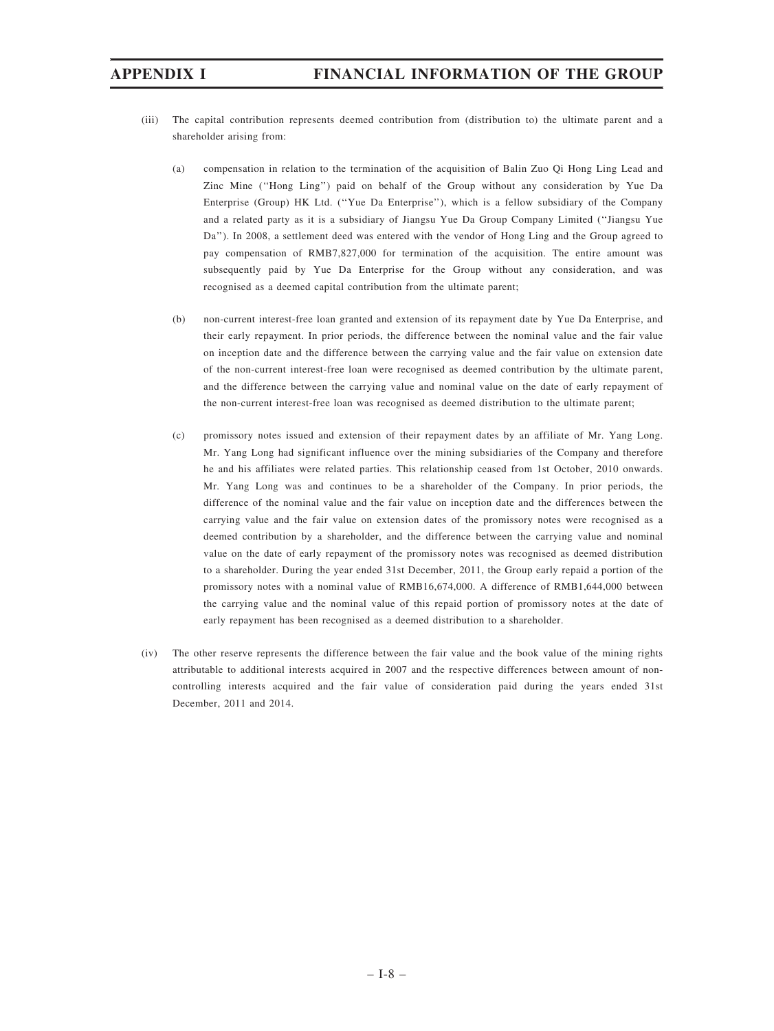(iii) The capital contribution represents deemed contribution from (distribution to) the ultimate parent and a shareholder arising from:

(a) compensation in relation to the termination of the acquisition of Balin Zuo Qi Hong Ling Lead and Zinc Mine (''Hong Ling'') paid on behalf of the Group without any consideration by Yue Da Enterprise (Group) HK Ltd. (''Yue Da Enterprise''), which is a fellow subsidiary of the Company and a related party as it is a subsidiary of Jiangsu Yue Da Group Company Limited (''Jiangsu Yue Da''). In 2008, a settlement deed was entered with the vendor of Hong Ling and the Group agreed to pay compensation of RMB7,827,000 for termination of the acquisition. The entire amount was subsequently paid by Yue Da Enterprise for the Group without any consideration, and was recognised as a deemed capital contribution from the ultimate parent;

(b) non-current interest-free loan granted and extension of its repayment date by Yue Da Enterprise, and their early repayment. In prior periods, the difference between the nominal value and the fair value on inception date and the difference between the carrying value and the fair value on extension date of the non-current interest-free loan were recognised as deemed contribution by the ultimate parent, and the difference between the carrying value and nominal value on the date of early repayment of the non-current interest-free loan was recognised as deemed distribution to the ultimate parent;

(c) promissory notes issued and extension of their repayment dates by an affiliate of Mr. Yang Long. Mr. Yang Long had significant influence over the mining subsidiaries of the Company and therefore he and his affiliates were related parties. This relationship ceased from 1st October, 2010 onwards. Mr. Yang Long was and continues to be a shareholder of the Company. In prior periods, the difference of the nominal value and the fair value on inception date and the differences between the carrying value and the fair value on extension dates of the promissory notes were recognised as a deemed contribution by a shareholder, and the difference between the carrying value and nominal value on the date of early repayment of the promissory notes was recognised as deemed distribution to a shareholder. During the year ended 31st December, 2011, the Group early repaid a portion of the promissory notes with a nominal value of RMB16,674,000. A difference of RMB1,644,000 between the carrying value and the nominal value of this repaid portion of promissory notes at the date of early repayment has been recognised as a deemed distribution to a shareholder.

(iv) The other reserve represents the difference between the fair value and the book value of the mining rights attributable to additional interests acquired in 2007 and the respective differences between amount of non-controlling interests acquired and the fair value of consideration paid during the years ended 31st December, 2011 and 2014.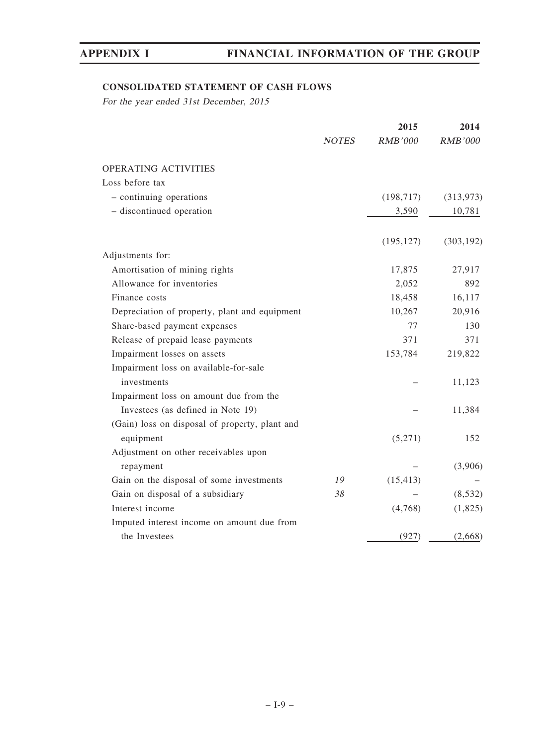### CONSOLIDATED STATEMENT OF CASH FLOWS

*For the year ended 31st December, 2015*

| | NOTES | 2015 RMB'000 | 2014 RMB'000 |
|---|---|---|---|
| OPERATING ACTIVITIES | | | |
| Loss before tax | | | |
| – continuing operations | | (198,717) | (313,973) |
| – discontinued operation | | 3,590 | 10,781 |
| | | (195,127) | (303,192) |
| Adjustments for: | | | |
| Amortisation of mining rights | | 17,875 | 27,917 |
| Allowance for inventories | | 2,052 | 892 |
| Finance costs | | 18,458 | 16,117 |
| Depreciation of property, plant and equipment | | 10,267 | 20,916 |
| Share-based payment expenses | | 77 | 130 |
| Release of prepaid lease payments | | 371 | 371 |
| Impairment losses on assets | | 153,784 | 219,822 |
| Impairment loss on available-for-sale investments | | – | 11,123 |
| Impairment loss on amount due from the Investees (as defined in Note 19) | | – | 11,384 |
| (Gain) loss on disposal of property, plant and equipment | | (5,271) | 152 |
| Adjustment on other receivables upon repayment | | – | (3,906) |
| Gain on the disposal of some investments | 19 | (15,413) | – |
| Gain on disposal of a subsidiary | 38 | – | (8,532) |
| Interest income | | (4,768) | (1,825) |
| Imputed interest income on amount due from the Investees | | (927) | (2,668) |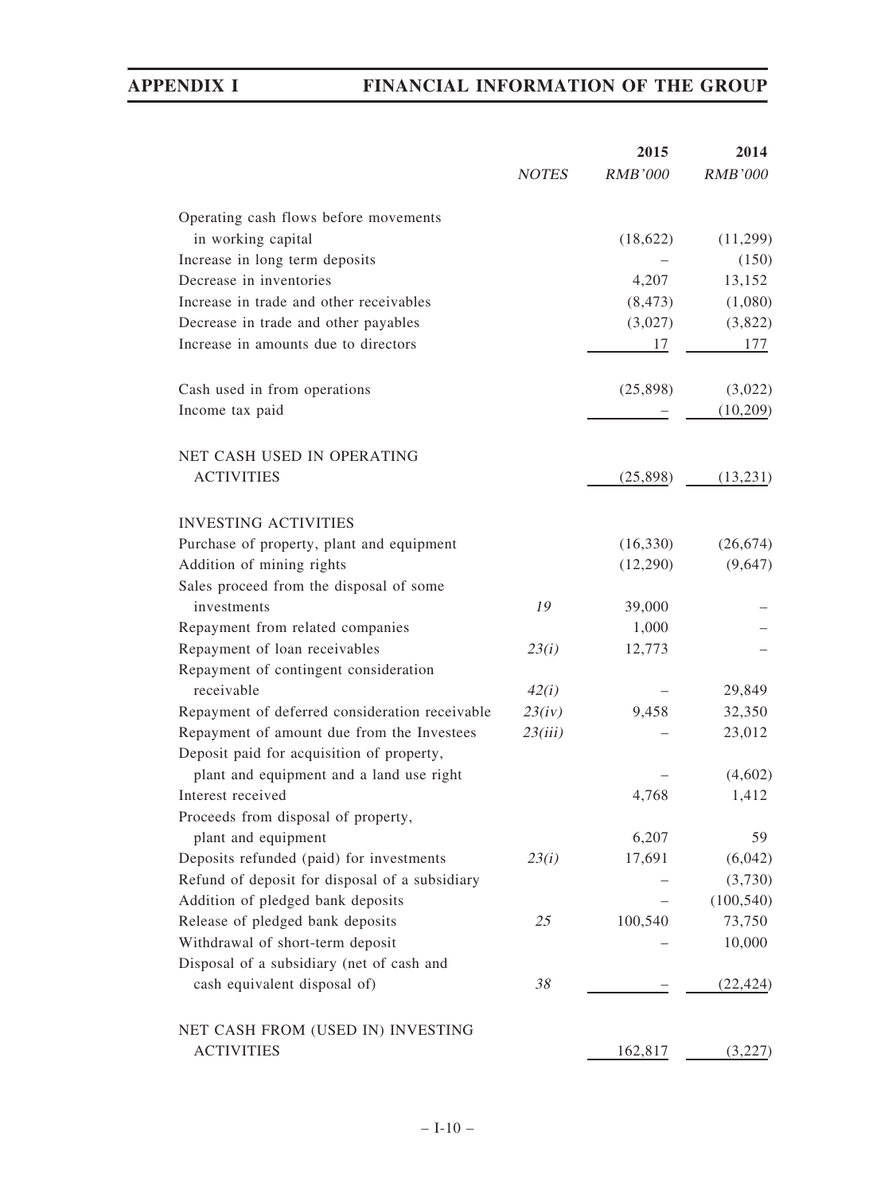| | NOTES | 2015 RMB'000 | 2014 RMB'000 |
|---|---|---|---|
| Operating cash flows before movements in working capital | | (18,622) | (11,299) |
| Increase in long term deposits | | – | (150) |
| Decrease in inventories | | 4,207 | 13,152 |
| Increase in trade and other receivables | | (8,473) | (1,080) |
| Decrease in trade and other payables | | (3,027) | (3,822) |
| Increase in amounts due to directors | | 17 | 177 |
| Cash used in from operations | | (25,898) | (3,022) |
| Income tax paid | | – | (10,209) |
| NET CASH USED IN OPERATING ACTIVITIES | | (25,898) | (13,231) |
| INVESTING ACTIVITIES | | | |
| Purchase of property, plant and equipment | | (16,330) | (26,674) |
| Addition of mining rights | | (12,290) | (9,647) |
| Sales proceed from the disposal of some investments | 19 | 39,000 | – |
| Repayment from related companies | | 1,000 | – |
| Repayment of loan receivables | 23(i) | 12,773 | – |
| Repayment of contingent consideration receivable | 42(i) | – | 29,849 |
| Repayment of deferred consideration receivable | 23(iv) | 9,458 | 32,350 |
| Repayment of amount due from the Investees | 23(iii) | – | 23,012 |
| Deposit paid for acquisition of property, plant and equipment and a land use right | | – | (4,602) |
| Interest received | | 4,768 | 1,412 |
| Proceeds from disposal of property, plant and equipment | | 6,207 | 59 |
| Deposits refunded (paid) for investments | 23(i) | 17,691 | (6,042) |
| Refund of deposit for disposal of a subsidiary | | – | (3,730) |
| Addition of pledged bank deposits | | – | (100,540) |
| Release of pledged bank deposits | 25 | 100,540 | 73,750 |
| Withdrawal of short-term deposit | | – | 10,000 |
| Disposal of a subsidiary (net of cash and cash equivalent disposal of) | 38 | – | (22,424) |
| NET CASH FROM (USED IN) INVESTING ACTIVITIES | | 162,817 | (3,227) |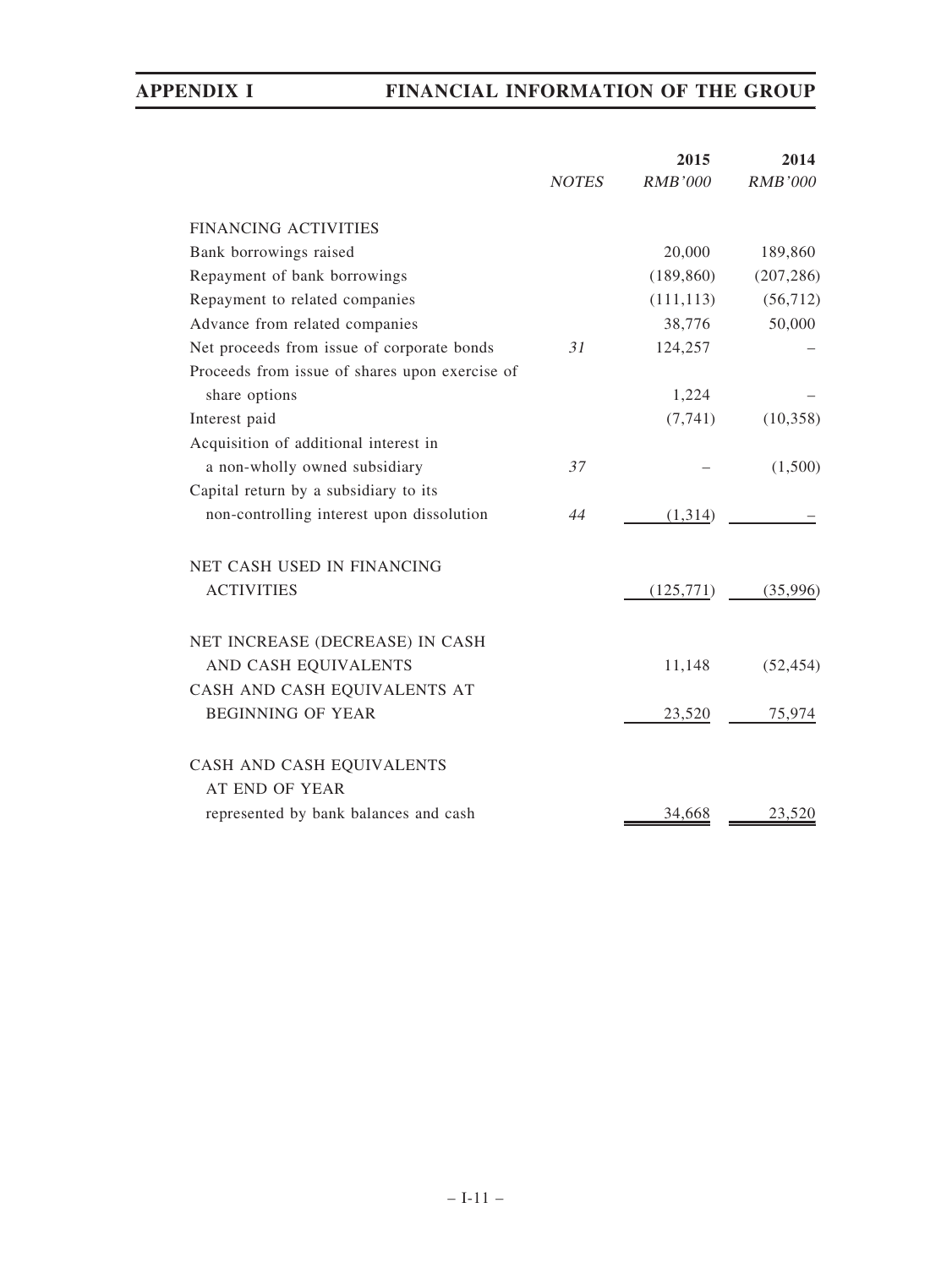| | NOTES | 2015 RMB'000 | 2014 RMB'000 |
|---|---|---|---|
| FINANCING ACTIVITIES | | | |
| Bank borrowings raised | | 20,000 | 189,860 |
| Repayment of bank borrowings | | (189,860) | (207,286) |
| Repayment to related companies | | (111,113) | (56,712) |
| Advance from related companies | | 38,776 | 50,000 |
| Net proceeds from issue of corporate bonds | 31 | 124,257 | – |
| Proceeds from issue of shares upon exercise of share options | | 1,224 | – |
| Interest paid | | (7,741) | (10,358) |
| Acquisition of additional interest in a non-wholly owned subsidiary | 37 | – | (1,500) |
| Capital return by a subsidiary to its non-controlling interest upon dissolution | 44 | (1,314) | – |
| NET CASH USED IN FINANCING ACTIVITIES | | (125,771) | (35,996) |
| NET INCREASE (DECREASE) IN CASH AND CASH EQUIVALENTS | | 11,148 | (52,454) |
| CASH AND CASH EQUIVALENTS AT BEGINNING OF YEAR | | 23,520 | 75,974 |
| CASH AND CASH EQUIVALENTS AT END OF YEAR represented by bank balances and cash | | 34,668 | 23,520 |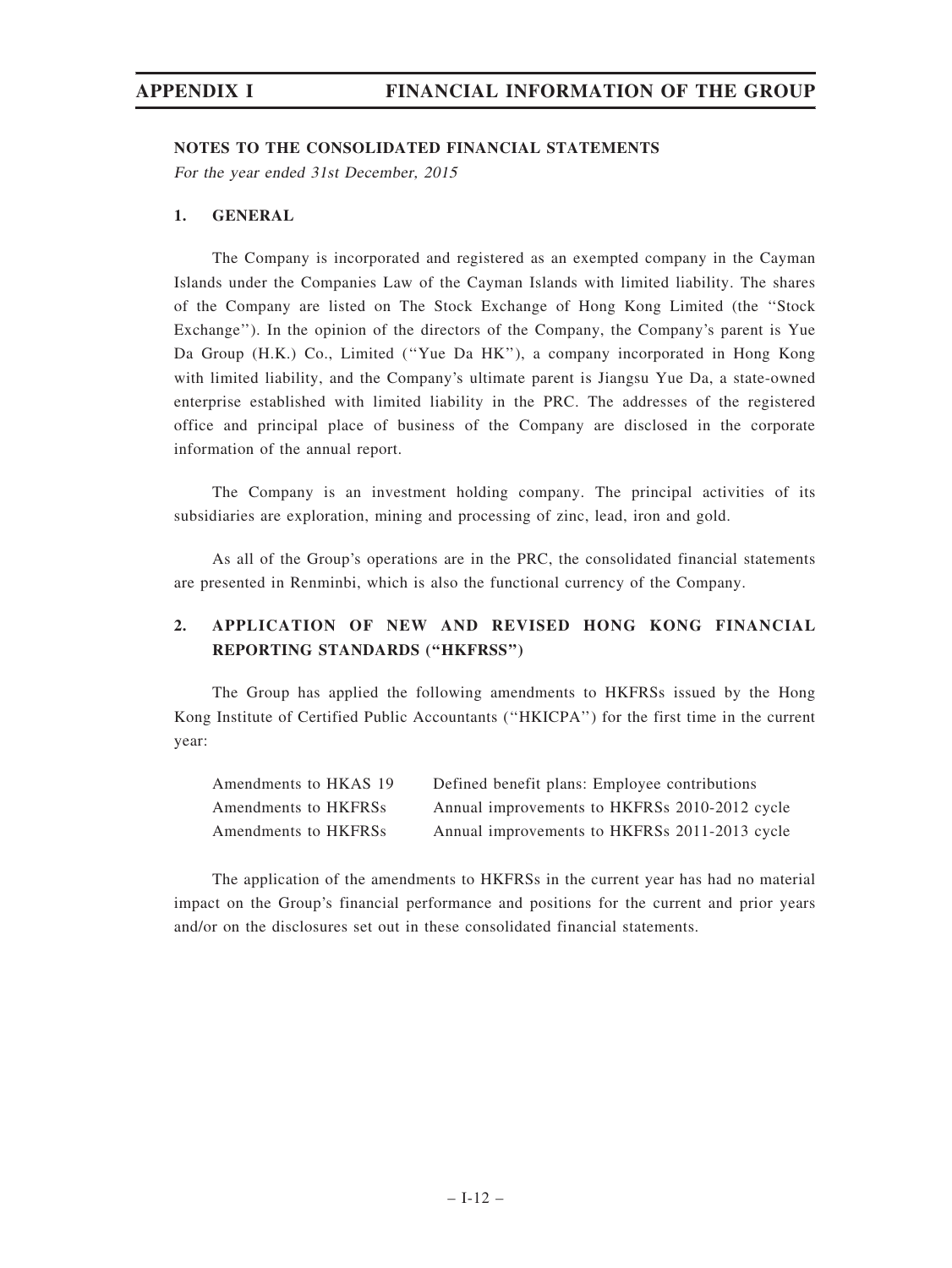## NOTES TO THE CONSOLIDATED FINANCIAL STATEMENTS

*For the year ended 31st December, 2015*

### 1. GENERAL

The Company is incorporated and registered as an exempted company in the Cayman Islands under the Companies Law of the Cayman Islands with limited liability. The shares of the Company are listed on The Stock Exchange of Hong Kong Limited (the ''Stock Exchange''). In the opinion of the directors of the Company, the Company's parent is Yue Da Group (H.K.) Co., Limited (''Yue Da HK''), a company incorporated in Hong Kong with limited liability, and the Company's ultimate parent is Jiangsu Yue Da, a state-owned enterprise established with limited liability in the PRC. The addresses of the registered office and principal place of business of the Company are disclosed in the corporate information of the annual report.

The Company is an investment holding company. The principal activities of its subsidiaries are exploration, mining and processing of zinc, lead, iron and gold.

As all of the Group's operations are in the PRC, the consolidated financial statements are presented in Renminbi, which is also the functional currency of the Company.

### 2. APPLICATION OF NEW AND REVISED HONG KONG FINANCIAL REPORTING STANDARDS (''HKFRSS'')

The Group has applied the following amendments to HKFRSs issued by the Hong Kong Institute of Certified Public Accountants (''HKICPA'') for the first time in the current year:

| | |
|---|---|
| Amendments to HKAS 19 | Defined benefit plans: Employee contributions |
| Amendments to HKFRSs | Annual improvements to HKFRSs 2010-2012 cycle |
| Amendments to HKFRSs | Annual improvements to HKFRSs 2011-2013 cycle |

The application of the amendments to HKFRSs in the current year has had no material impact on the Group's financial performance and positions for the current and prior years and/or on the disclosures set out in these consolidated financial statements.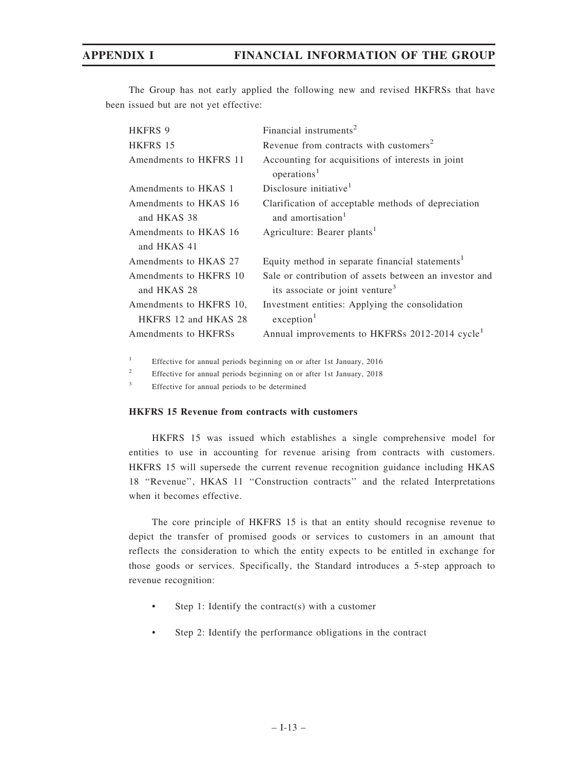The Group has not early applied the following new and revised HKFRSs that have been issued but are not yet effective:

| | |
|---|---|
| HKFRS 9 | Financial instruments[2] |
| HKFRS 15 | Revenue from contracts with customers[2] |
| Amendments to HKFRS 11 | Accounting for acquisitions of interests in joint operations[1] |
| Amendments to HKAS 1 | Disclosure initiative[1] |
| Amendments to HKAS 16 and HKAS 38 | Clarification of acceptable methods of depreciation and amortisation[1] |
| Amendments to HKAS 16 and HKAS 41 | Agriculture: Bearer plants[1] |
| Amendments to HKAS 27 | Equity method in separate financial statements[1] |
| Amendments to HKFRS 10 and HKAS 28 | Sale or contribution of assets between an investor and its associate or joint venture[3] |
| Amendments to HKFRS 10, HKFRS 12 and HKAS 28 | Investment entities: Applying the consolidation exception[1] |
| Amendments to HKFRSs | Annual improvements to HKFRSs 2012-2014 cycle[1] |

[1] Effective for annual periods beginning on or after 1st January, 2016

[2] Effective for annual periods beginning on or after 1st January, 2018

[3] Effective for annual periods to be determined

**HKFRS 15 Revenue from contracts with customers**

HKFRS 15 was issued which establishes a single comprehensive model for entities to use in accounting for revenue arising from contracts with customers. HKFRS 15 will supersede the current revenue recognition guidance including HKAS 18 "Revenue", HKAS 11 "Construction contracts" and the related Interpretations when it becomes effective.

The core principle of HKFRS 15 is that an entity should recognise revenue to depict the transfer of promised goods or services to customers in an amount that reflects the consideration to which the entity expects to be entitled in exchange for those goods or services. Specifically, the Standard introduces a 5-step approach to revenue recognition:

- Step 1: Identify the contract(s) with a customer
- Step 2: Identify the performance obligations in the contract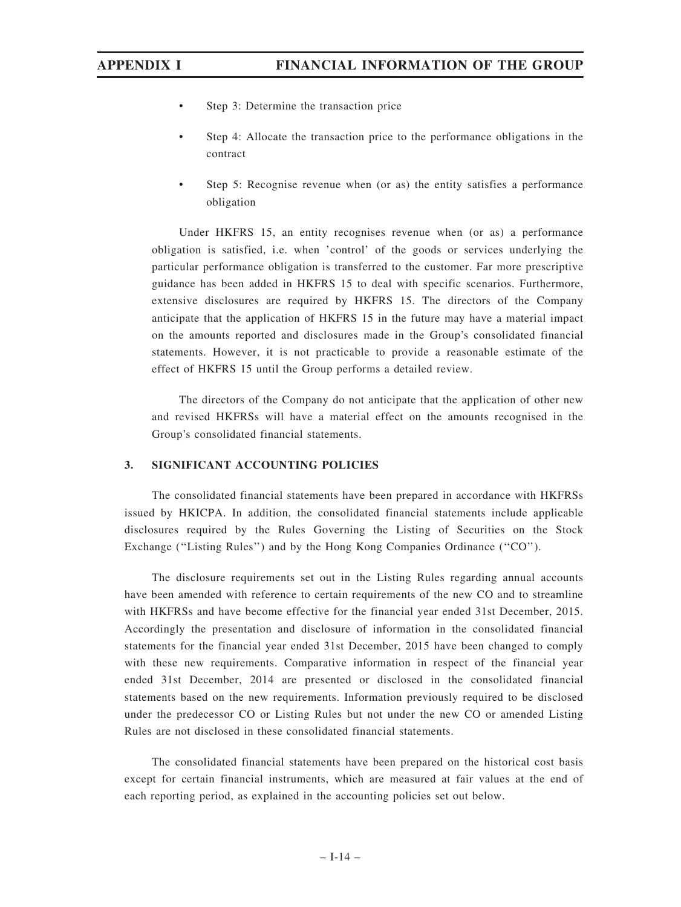- Step 3: Determine the transaction price
- Step 4: Allocate the transaction price to the performance obligations in the contract
- Step 5: Recognise revenue when (or as) the entity satisfies a performance obligation

Under HKFRS 15, an entity recognises revenue when (or as) a performance obligation is satisfied, i.e. when 'control' of the goods or services underlying the particular performance obligation is transferred to the customer. Far more prescriptive guidance has been added in HKFRS 15 to deal with specific scenarios. Furthermore, extensive disclosures are required by HKFRS 15. The directors of the Company anticipate that the application of HKFRS 15 in the future may have a material impact on the amounts reported and disclosures made in the Group's consolidated financial statements. However, it is not practicable to provide a reasonable estimate of the effect of HKFRS 15 until the Group performs a detailed review.

The directors of the Company do not anticipate that the application of other new and revised HKFRSs will have a material effect on the amounts recognised in the Group's consolidated financial statements.

## 3. SIGNIFICANT ACCOUNTING POLICIES

The consolidated financial statements have been prepared in accordance with HKFRSs issued by HKICPA. In addition, the consolidated financial statements include applicable disclosures required by the Rules Governing the Listing of Securities on the Stock Exchange (''Listing Rules'') and by the Hong Kong Companies Ordinance (''CO'').

The disclosure requirements set out in the Listing Rules regarding annual accounts have been amended with reference to certain requirements of the new CO and to streamline with HKFRSs and have become effective for the financial year ended 31st December, 2015. Accordingly the presentation and disclosure of information in the consolidated financial statements for the financial year ended 31st December, 2015 have been changed to comply with these new requirements. Comparative information in respect of the financial year ended 31st December, 2014 are presented or disclosed in the consolidated financial statements based on the new requirements. Information previously required to be disclosed under the predecessor CO or Listing Rules but not under the new CO or amended Listing Rules are not disclosed in these consolidated financial statements.

The consolidated financial statements have been prepared on the historical cost basis except for certain financial instruments, which are measured at fair values at the end of each reporting period, as explained in the accounting policies set out below.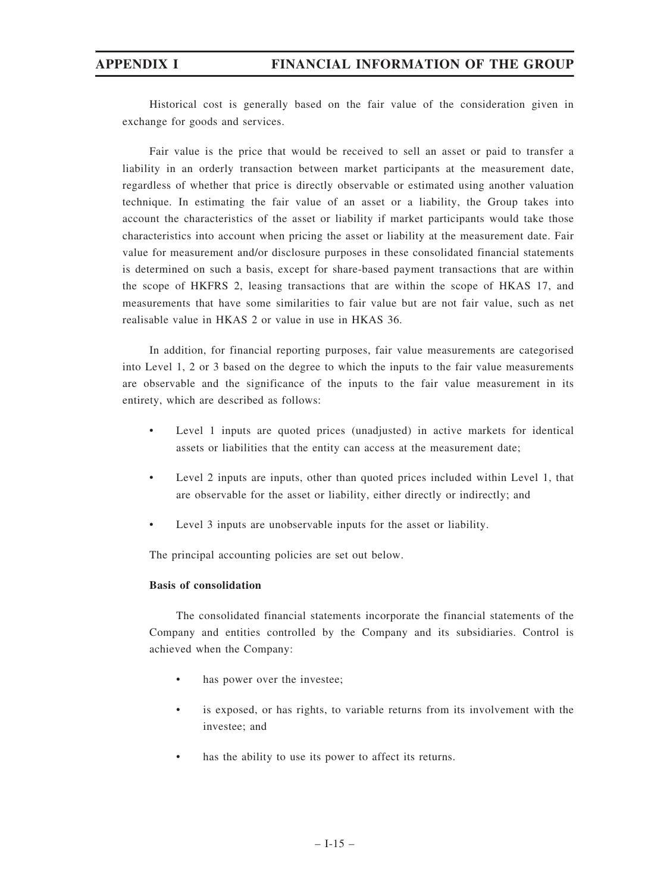Historical cost is generally based on the fair value of the consideration given in exchange for goods and services.

Fair value is the price that would be received to sell an asset or paid to transfer a liability in an orderly transaction between market participants at the measurement date, regardless of whether that price is directly observable or estimated using another valuation technique. In estimating the fair value of an asset or a liability, the Group takes into account the characteristics of the asset or liability if market participants would take those characteristics into account when pricing the asset or liability at the measurement date. Fair value for measurement and/or disclosure purposes in these consolidated financial statements is determined on such a basis, except for share-based payment transactions that are within the scope of HKFRS 2, leasing transactions that are within the scope of HKAS 17, and measurements that have some similarities to fair value but are not fair value, such as net realisable value in HKAS 2 or value in use in HKAS 36.

In addition, for financial reporting purposes, fair value measurements are categorised into Level 1, 2 or 3 based on the degree to which the inputs to the fair value measurements are observable and the significance of the inputs to the fair value measurement in its entirety, which are described as follows:

- Level 1 inputs are quoted prices (unadjusted) in active markets for identical assets or liabilities that the entity can access at the measurement date;
- Level 2 inputs are inputs, other than quoted prices included within Level 1, that are observable for the asset or liability, either directly or indirectly; and
- Level 3 inputs are unobservable inputs for the asset or liability.

The principal accounting policies are set out below.

**Basis of consolidation**

The consolidated financial statements incorporate the financial statements of the Company and entities controlled by the Company and its subsidiaries. Control is achieved when the Company:

- has power over the investee;
- is exposed, or has rights, to variable returns from its involvement with the investee; and
- has the ability to use its power to affect its returns.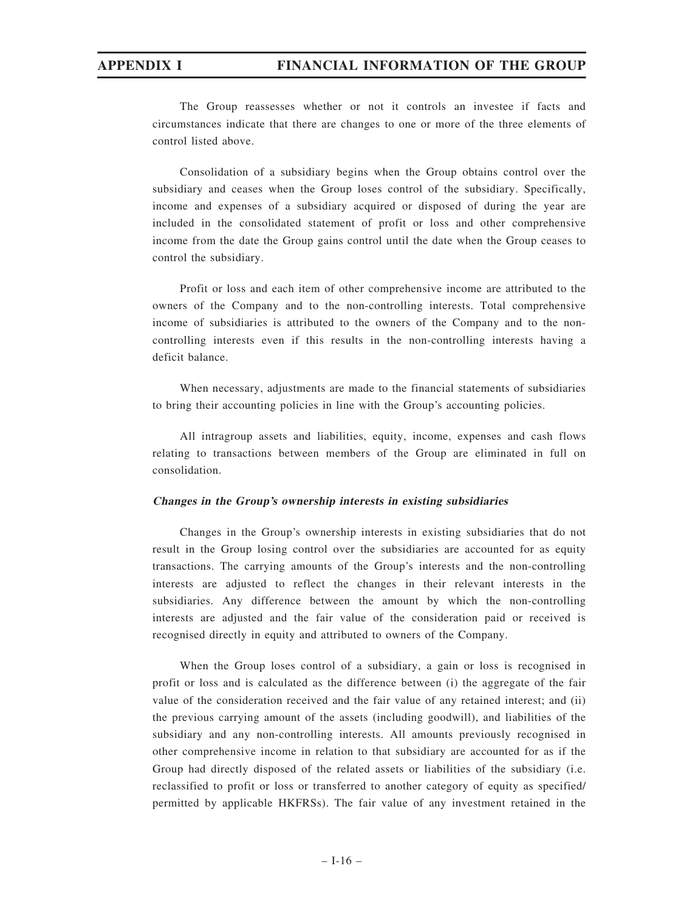The Group reassesses whether or not it controls an investee if facts and circumstances indicate that there are changes to one or more of the three elements of control listed above.

Consolidation of a subsidiary begins when the Group obtains control over the subsidiary and ceases when the Group loses control of the subsidiary. Specifically, income and expenses of a subsidiary acquired or disposed of during the year are included in the consolidated statement of profit or loss and other comprehensive income from the date the Group gains control until the date when the Group ceases to control the subsidiary.

Profit or loss and each item of other comprehensive income are attributed to the owners of the Company and to the non-controlling interests. Total comprehensive income of subsidiaries is attributed to the owners of the Company and to the non-controlling interests even if this results in the non-controlling interests having a deficit balance.

When necessary, adjustments are made to the financial statements of subsidiaries to bring their accounting policies in line with the Group's accounting policies.

All intragroup assets and liabilities, equity, income, expenses and cash flows relating to transactions between members of the Group are eliminated in full on consolidation.

***Changes in the Group's ownership interests in existing subsidiaries***

Changes in the Group's ownership interests in existing subsidiaries that do not result in the Group losing control over the subsidiaries are accounted for as equity transactions. The carrying amounts of the Group's interests and the non-controlling interests are adjusted to reflect the changes in their relevant interests in the subsidiaries. Any difference between the amount by which the non-controlling interests are adjusted and the fair value of the consideration paid or received is recognised directly in equity and attributed to owners of the Company.

When the Group loses control of a subsidiary, a gain or loss is recognised in profit or loss and is calculated as the difference between (i) the aggregate of the fair value of the consideration received and the fair value of any retained interest; and (ii) the previous carrying amount of the assets (including goodwill), and liabilities of the subsidiary and any non-controlling interests. All amounts previously recognised in other comprehensive income in relation to that subsidiary are accounted for as if the Group had directly disposed of the related assets or liabilities of the subsidiary (i.e. reclassified to profit or loss or transferred to another category of equity as specified/ permitted by applicable HKFRSs). The fair value of any investment retained in the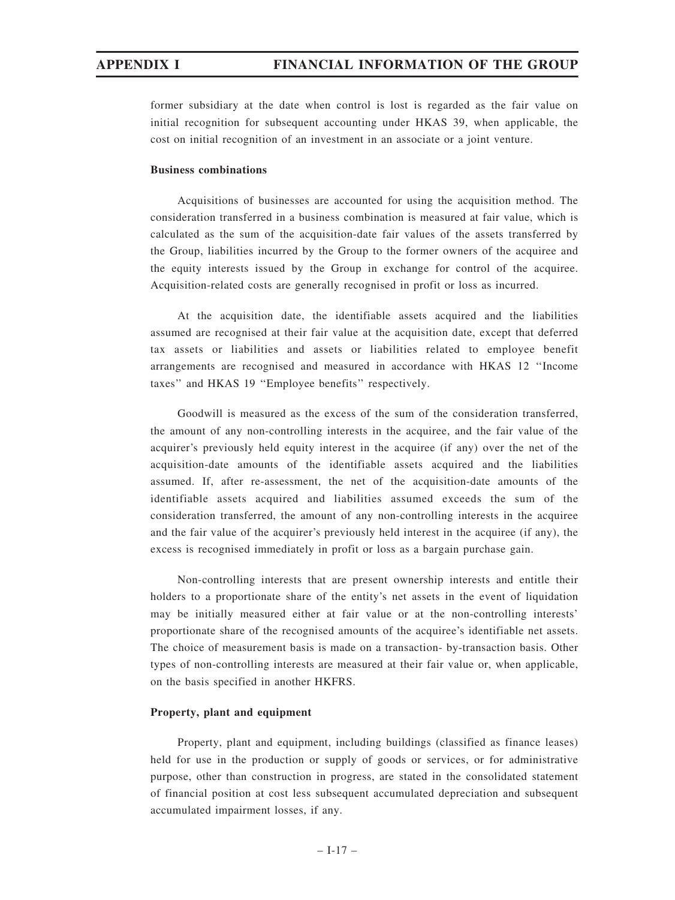former subsidiary at the date when control is lost is regarded as the fair value on initial recognition for subsequent accounting under HKAS 39, when applicable, the cost on initial recognition of an investment in an associate or a joint venture.

**Business combinations**

Acquisitions of businesses are accounted for using the acquisition method. The consideration transferred in a business combination is measured at fair value, which is calculated as the sum of the acquisition-date fair values of the assets transferred by the Group, liabilities incurred by the Group to the former owners of the acquiree and the equity interests issued by the Group in exchange for control of the acquiree. Acquisition-related costs are generally recognised in profit or loss as incurred.

At the acquisition date, the identifiable assets acquired and the liabilities assumed are recognised at their fair value at the acquisition date, except that deferred tax assets or liabilities and assets or liabilities related to employee benefit arrangements are recognised and measured in accordance with HKAS 12 ''Income taxes'' and HKAS 19 ''Employee benefits'' respectively.

Goodwill is measured as the excess of the sum of the consideration transferred, the amount of any non-controlling interests in the acquiree, and the fair value of the acquirer's previously held equity interest in the acquiree (if any) over the net of the acquisition-date amounts of the identifiable assets acquired and the liabilities assumed. If, after re-assessment, the net of the acquisition-date amounts of the identifiable assets acquired and liabilities assumed exceeds the sum of the consideration transferred, the amount of any non-controlling interests in the acquiree and the fair value of the acquirer's previously held interest in the acquiree (if any), the excess is recognised immediately in profit or loss as a bargain purchase gain.

Non-controlling interests that are present ownership interests and entitle their holders to a proportionate share of the entity's net assets in the event of liquidation may be initially measured either at fair value or at the non-controlling interests' proportionate share of the recognised amounts of the acquiree's identifiable net assets. The choice of measurement basis is made on a transaction- by-transaction basis. Other types of non-controlling interests are measured at their fair value or, when applicable, on the basis specified in another HKFRS.

**Property, plant and equipment**

Property, plant and equipment, including buildings (classified as finance leases) held for use in the production or supply of goods or services, or for administrative purpose, other than construction in progress, are stated in the consolidated statement of financial position at cost less subsequent accumulated depreciation and subsequent accumulated impairment losses, if any.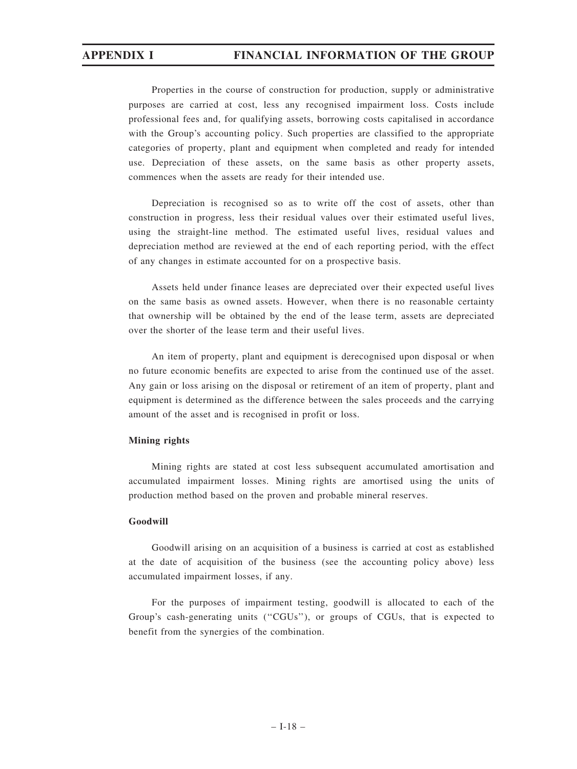Properties in the course of construction for production, supply or administrative purposes are carried at cost, less any recognised impairment loss. Costs include professional fees and, for qualifying assets, borrowing costs capitalised in accordance with the Group's accounting policy. Such properties are classified to the appropriate categories of property, plant and equipment when completed and ready for intended use. Depreciation of these assets, on the same basis as other property assets, commences when the assets are ready for their intended use.

Depreciation is recognised so as to write off the cost of assets, other than construction in progress, less their residual values over their estimated useful lives, using the straight-line method. The estimated useful lives, residual values and depreciation method are reviewed at the end of each reporting period, with the effect of any changes in estimate accounted for on a prospective basis.

Assets held under finance leases are depreciated over their expected useful lives on the same basis as owned assets. However, when there is no reasonable certainty that ownership will be obtained by the end of the lease term, assets are depreciated over the shorter of the lease term and their useful lives.

An item of property, plant and equipment is derecognised upon disposal or when no future economic benefits are expected to arise from the continued use of the asset. Any gain or loss arising on the disposal or retirement of an item of property, plant and equipment is determined as the difference between the sales proceeds and the carrying amount of the asset and is recognised in profit or loss.

**Mining rights**

Mining rights are stated at cost less subsequent accumulated amortisation and accumulated impairment losses. Mining rights are amortised using the units of production method based on the proven and probable mineral reserves.

**Goodwill**

Goodwill arising on an acquisition of a business is carried at cost as established at the date of acquisition of the business (see the accounting policy above) less accumulated impairment losses, if any.

For the purposes of impairment testing, goodwill is allocated to each of the Group's cash-generating units ("CGUs"), or groups of CGUs, that is expected to benefit from the synergies of the combination.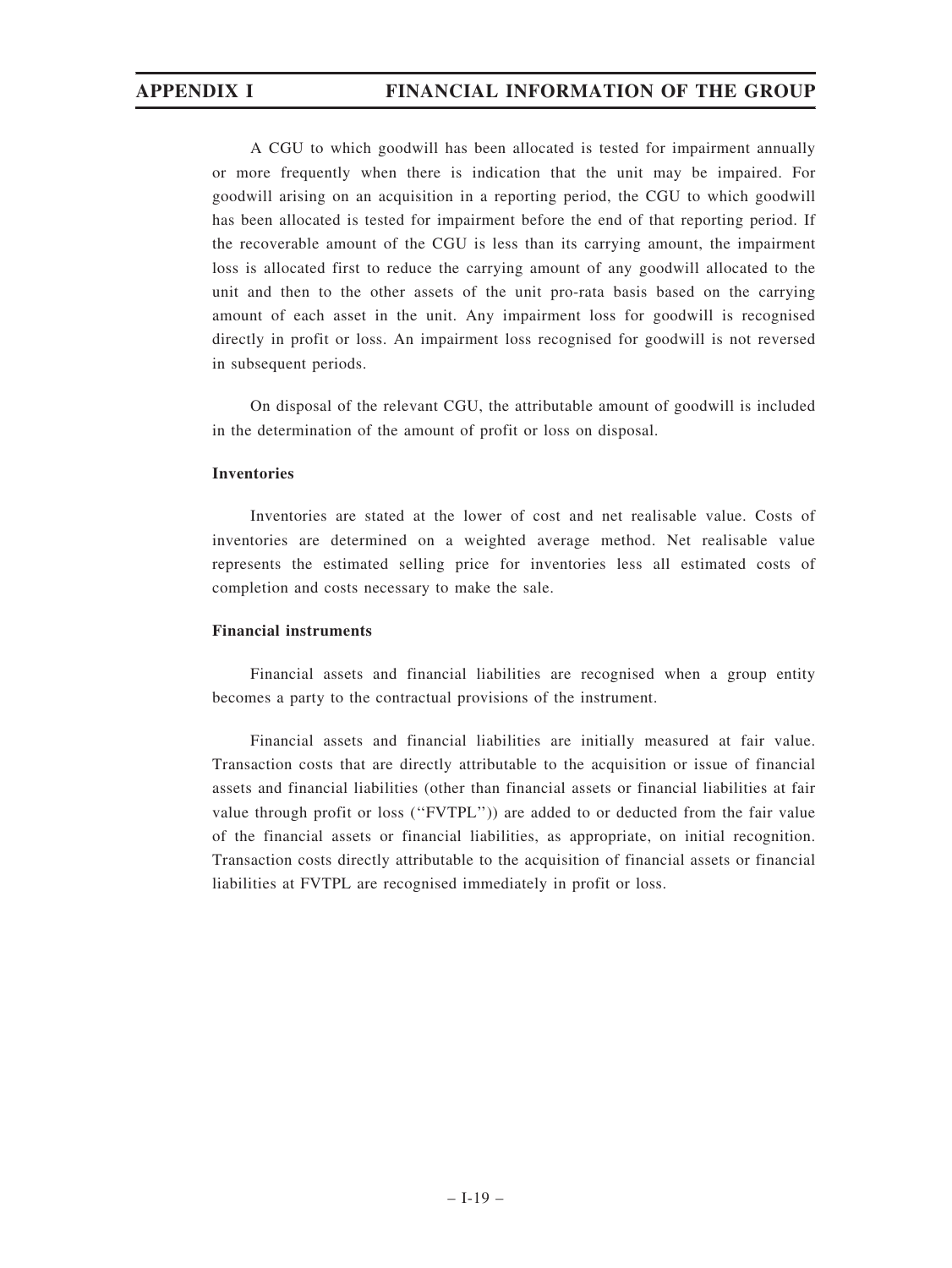A CGU to which goodwill has been allocated is tested for impairment annually or more frequently when there is indication that the unit may be impaired. For goodwill arising on an acquisition in a reporting period, the CGU to which goodwill has been allocated is tested for impairment before the end of that reporting period. If the recoverable amount of the CGU is less than its carrying amount, the impairment loss is allocated first to reduce the carrying amount of any goodwill allocated to the unit and then to the other assets of the unit pro-rata basis based on the carrying amount of each asset in the unit. Any impairment loss for goodwill is recognised directly in profit or loss. An impairment loss recognised for goodwill is not reversed in subsequent periods.

On disposal of the relevant CGU, the attributable amount of goodwill is included in the determination of the amount of profit or loss on disposal.

**Inventories**

Inventories are stated at the lower of cost and net realisable value. Costs of inventories are determined on a weighted average method. Net realisable value represents the estimated selling price for inventories less all estimated costs of completion and costs necessary to make the sale.

**Financial instruments**

Financial assets and financial liabilities are recognised when a group entity becomes a party to the contractual provisions of the instrument.

Financial assets and financial liabilities are initially measured at fair value. Transaction costs that are directly attributable to the acquisition or issue of financial assets and financial liabilities (other than financial assets or financial liabilities at fair value through profit or loss (''FVTPL'')) are added to or deducted from the fair value of the financial assets or financial liabilities, as appropriate, on initial recognition. Transaction costs directly attributable to the acquisition of financial assets or financial liabilities at FVTPL are recognised immediately in profit or loss.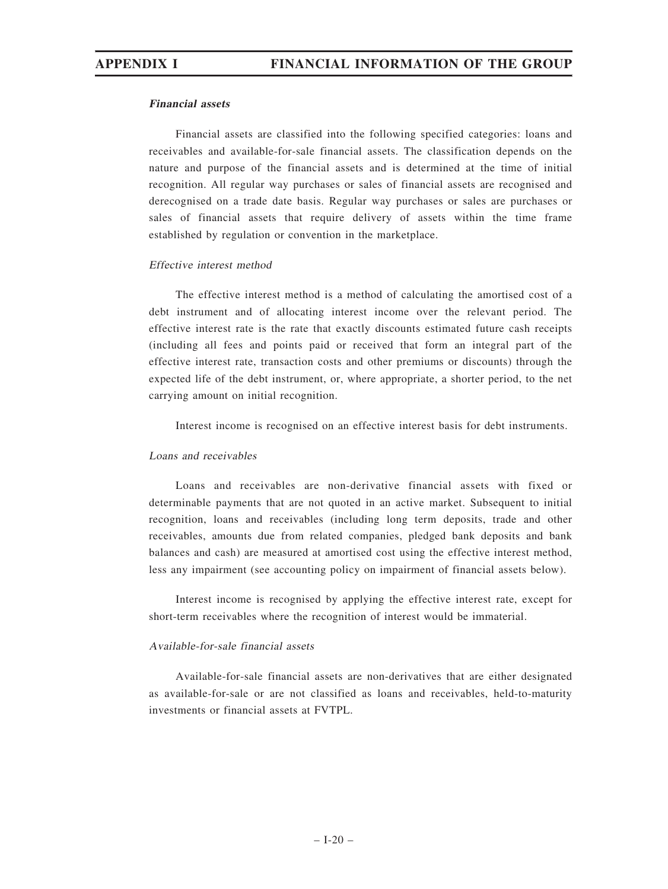***Financial assets***

Financial assets are classified into the following specified categories: loans and receivables and available-for-sale financial assets. The classification depends on the nature and purpose of the financial assets and is determined at the time of initial recognition. All regular way purchases or sales of financial assets are recognised and derecognised on a trade date basis. Regular way purchases or sales are purchases or sales of financial assets that require delivery of assets within the time frame established by regulation or convention in the marketplace.

*Effective interest method*

The effective interest method is a method of calculating the amortised cost of a debt instrument and of allocating interest income over the relevant period. The effective interest rate is the rate that exactly discounts estimated future cash receipts (including all fees and points paid or received that form an integral part of the effective interest rate, transaction costs and other premiums or discounts) through the expected life of the debt instrument, or, where appropriate, a shorter period, to the net carrying amount on initial recognition.

Interest income is recognised on an effective interest basis for debt instruments.

*Loans and receivables*

Loans and receivables are non-derivative financial assets with fixed or determinable payments that are not quoted in an active market. Subsequent to initial recognition, loans and receivables (including long term deposits, trade and other receivables, amounts due from related companies, pledged bank deposits and bank balances and cash) are measured at amortised cost using the effective interest method, less any impairment (see accounting policy on impairment of financial assets below).

Interest income is recognised by applying the effective interest rate, except for short-term receivables where the recognition of interest would be immaterial.

*Available-for-sale financial assets*

Available-for-sale financial assets are non-derivatives that are either designated as available-for-sale or are not classified as loans and receivables, held-to-maturity investments or financial assets at FVTPL.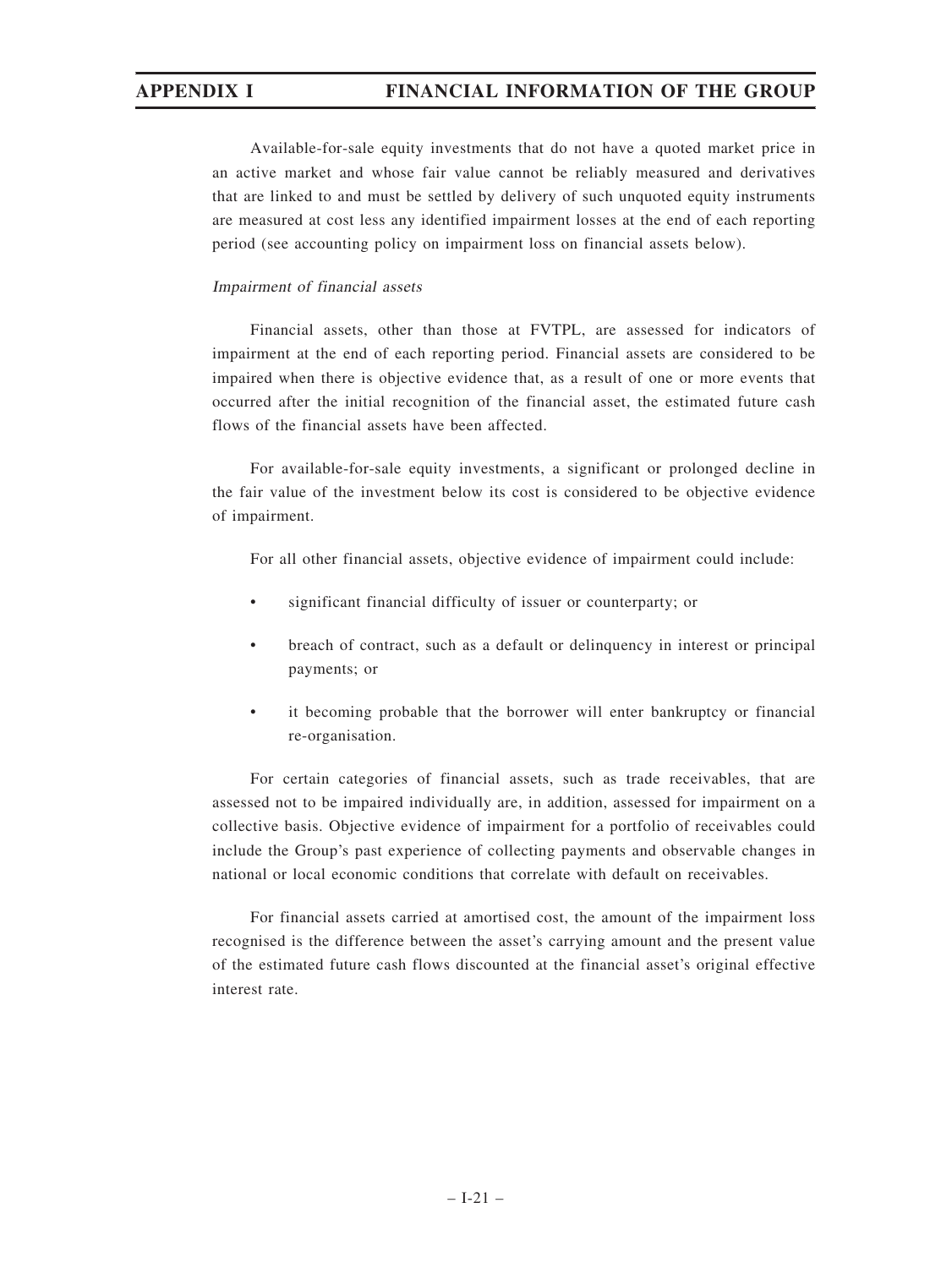Available-for-sale equity investments that do not have a quoted market price in an active market and whose fair value cannot be reliably measured and derivatives that are linked to and must be settled by delivery of such unquoted equity instruments are measured at cost less any identified impairment losses at the end of each reporting period (see accounting policy on impairment loss on financial assets below).

*Impairment of financial assets*

Financial assets, other than those at FVTPL, are assessed for indicators of impairment at the end of each reporting period. Financial assets are considered to be impaired when there is objective evidence that, as a result of one or more events that occurred after the initial recognition of the financial asset, the estimated future cash flows of the financial assets have been affected.

For available-for-sale equity investments, a significant or prolonged decline in the fair value of the investment below its cost is considered to be objective evidence of impairment.

For all other financial assets, objective evidence of impairment could include:

- significant financial difficulty of issuer or counterparty; or
- breach of contract, such as a default or delinquency in interest or principal payments; or
- it becoming probable that the borrower will enter bankruptcy or financial re-organisation.

For certain categories of financial assets, such as trade receivables, that are assessed not to be impaired individually are, in addition, assessed for impairment on a collective basis. Objective evidence of impairment for a portfolio of receivables could include the Group's past experience of collecting payments and observable changes in national or local economic conditions that correlate with default on receivables.

For financial assets carried at amortised cost, the amount of the impairment loss recognised is the difference between the asset's carrying amount and the present value of the estimated future cash flows discounted at the financial asset's original effective interest rate.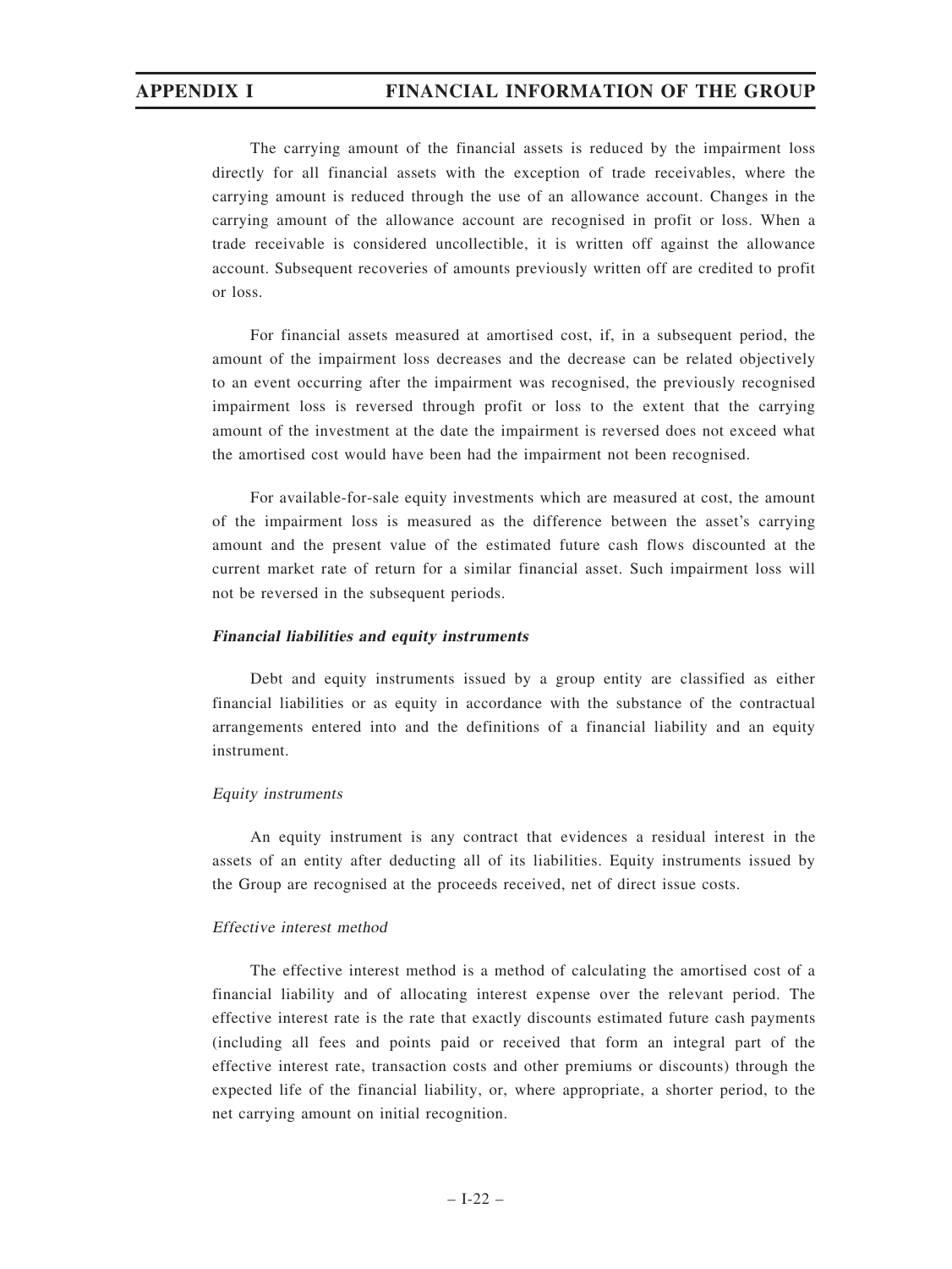The carrying amount of the financial assets is reduced by the impairment loss directly for all financial assets with the exception of trade receivables, where the carrying amount is reduced through the use of an allowance account. Changes in the carrying amount of the allowance account are recognised in profit or loss. When a trade receivable is considered uncollectible, it is written off against the allowance account. Subsequent recoveries of amounts previously written off are credited to profit or loss.

For financial assets measured at amortised cost, if, in a subsequent period, the amount of the impairment loss decreases and the decrease can be related objectively to an event occurring after the impairment was recognised, the previously recognised impairment loss is reversed through profit or loss to the extent that the carrying amount of the investment at the date the impairment is reversed does not exceed what the amortised cost would have been had the impairment not been recognised.

For available-for-sale equity investments which are measured at cost, the amount of the impairment loss is measured as the difference between the asset's carrying amount and the present value of the estimated future cash flows discounted at the current market rate of return for a similar financial asset. Such impairment loss will not be reversed in the subsequent periods.

***Financial liabilities and equity instruments***

Debt and equity instruments issued by a group entity are classified as either financial liabilities or as equity in accordance with the substance of the contractual arrangements entered into and the definitions of a financial liability and an equity instrument.

*Equity instruments*

An equity instrument is any contract that evidences a residual interest in the assets of an entity after deducting all of its liabilities. Equity instruments issued by the Group are recognised at the proceeds received, net of direct issue costs.

*Effective interest method*

The effective interest method is a method of calculating the amortised cost of a financial liability and of allocating interest expense over the relevant period. The effective interest rate is the rate that exactly discounts estimated future cash payments (including all fees and points paid or received that form an integral part of the effective interest rate, transaction costs and other premiums or discounts) through the expected life of the financial liability, or, where appropriate, a shorter period, to the net carrying amount on initial recognition.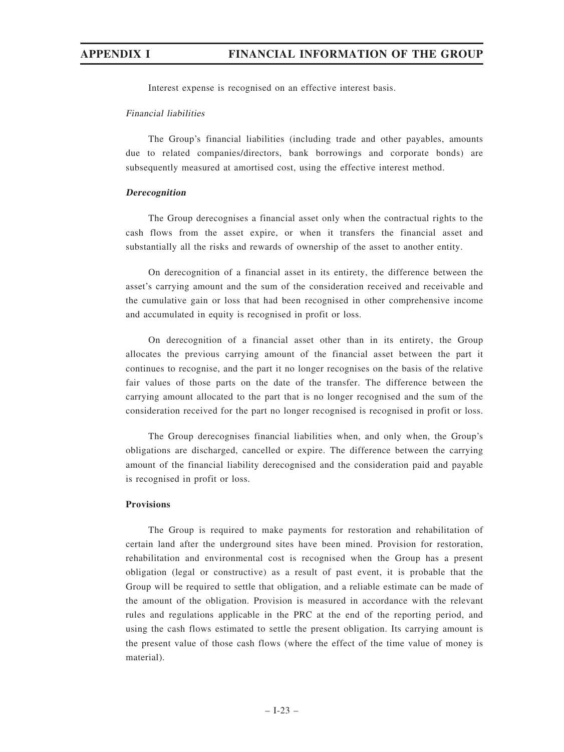Interest expense is recognised on an effective interest basis.

*Financial liabilities*

The Group's financial liabilities (including trade and other payables, amounts due to related companies/directors, bank borrowings and corporate bonds) are subsequently measured at amortised cost, using the effective interest method.

***Derecognition***

The Group derecognises a financial asset only when the contractual rights to the cash flows from the asset expire, or when it transfers the financial asset and substantially all the risks and rewards of ownership of the asset to another entity.

On derecognition of a financial asset in its entirety, the difference between the asset's carrying amount and the sum of the consideration received and receivable and the cumulative gain or loss that had been recognised in other comprehensive income and accumulated in equity is recognised in profit or loss.

On derecognition of a financial asset other than in its entirety, the Group allocates the previous carrying amount of the financial asset between the part it continues to recognise, and the part it no longer recognises on the basis of the relative fair values of those parts on the date of the transfer. The difference between the carrying amount allocated to the part that is no longer recognised and the sum of the consideration received for the part no longer recognised is recognised in profit or loss.

The Group derecognises financial liabilities when, and only when, the Group's obligations are discharged, cancelled or expire. The difference between the carrying amount of the financial liability derecognised and the consideration paid and payable is recognised in profit or loss.

**Provisions**

The Group is required to make payments for restoration and rehabilitation of certain land after the underground sites have been mined. Provision for restoration, rehabilitation and environmental cost is recognised when the Group has a present obligation (legal or constructive) as a result of past event, it is probable that the Group will be required to settle that obligation, and a reliable estimate can be made of the amount of the obligation. Provision is measured in accordance with the relevant rules and regulations applicable in the PRC at the end of the reporting period, and using the cash flows estimated to settle the present obligation. Its carrying amount is the present value of those cash flows (where the effect of the time value of money is material).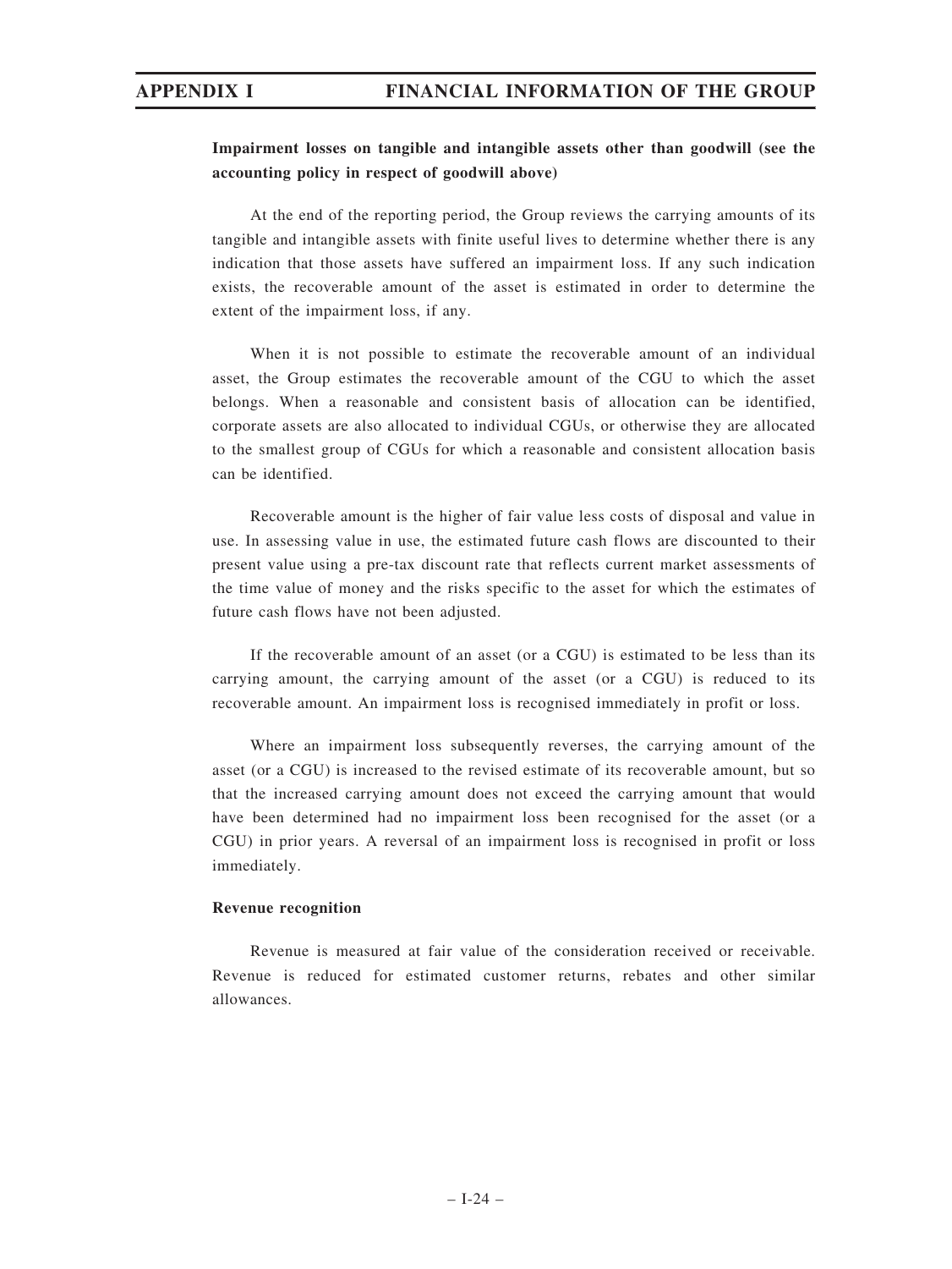**Impairment losses on tangible and intangible assets other than goodwill (see the accounting policy in respect of goodwill above)**

At the end of the reporting period, the Group reviews the carrying amounts of its tangible and intangible assets with finite useful lives to determine whether there is any indication that those assets have suffered an impairment loss. If any such indication exists, the recoverable amount of the asset is estimated in order to determine the extent of the impairment loss, if any.

When it is not possible to estimate the recoverable amount of an individual asset, the Group estimates the recoverable amount of the CGU to which the asset belongs. When a reasonable and consistent basis of allocation can be identified, corporate assets are also allocated to individual CGUs, or otherwise they are allocated to the smallest group of CGUs for which a reasonable and consistent allocation basis can be identified.

Recoverable amount is the higher of fair value less costs of disposal and value in use. In assessing value in use, the estimated future cash flows are discounted to their present value using a pre-tax discount rate that reflects current market assessments of the time value of money and the risks specific to the asset for which the estimates of future cash flows have not been adjusted.

If the recoverable amount of an asset (or a CGU) is estimated to be less than its carrying amount, the carrying amount of the asset (or a CGU) is reduced to its recoverable amount. An impairment loss is recognised immediately in profit or loss.

Where an impairment loss subsequently reverses, the carrying amount of the asset (or a CGU) is increased to the revised estimate of its recoverable amount, but so that the increased carrying amount does not exceed the carrying amount that would have been determined had no impairment loss been recognised for the asset (or a CGU) in prior years. A reversal of an impairment loss is recognised in profit or loss immediately.

**Revenue recognition**

Revenue is measured at fair value of the consideration received or receivable. Revenue is reduced for estimated customer returns, rebates and other similar allowances.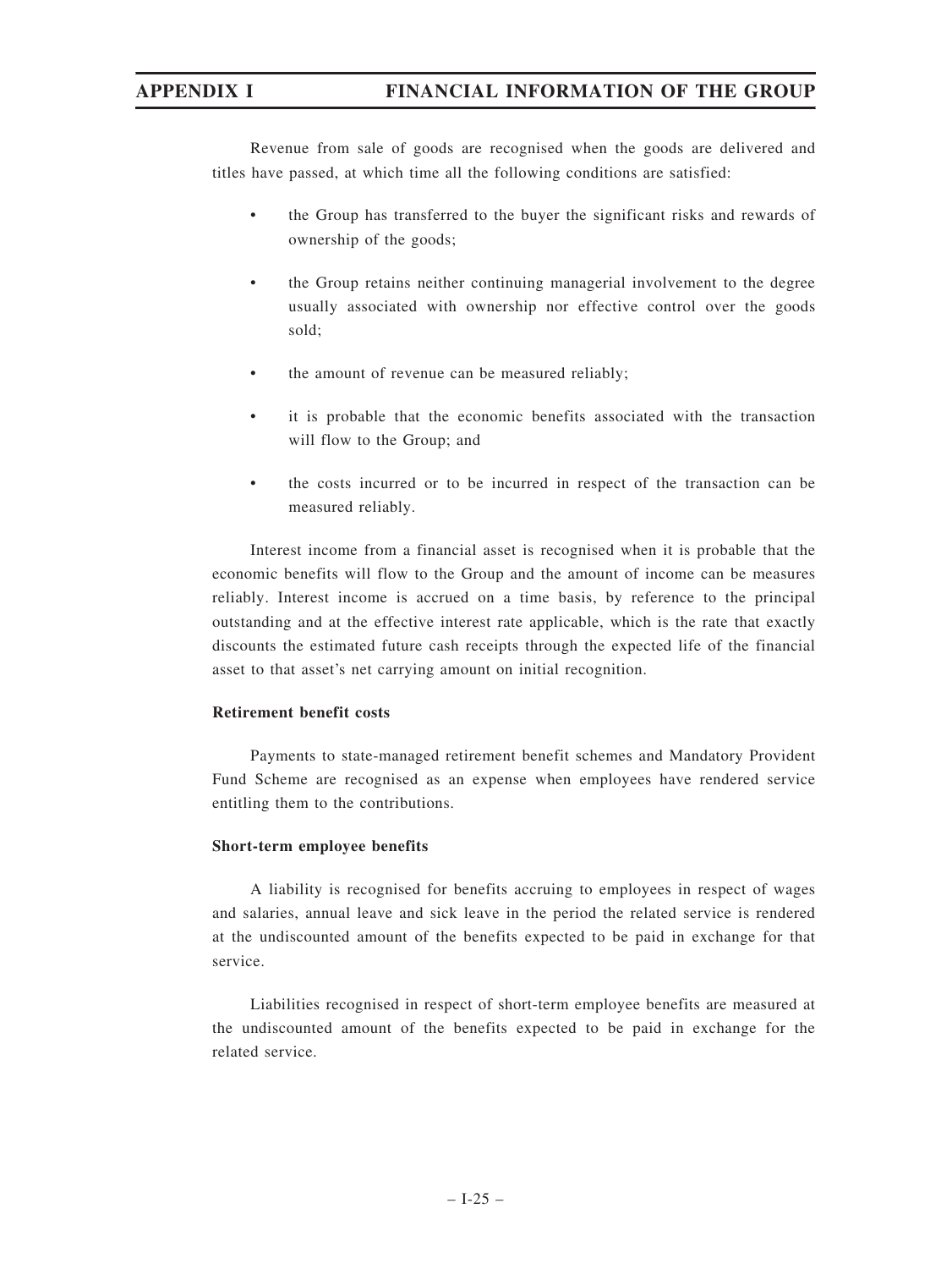Revenue from sale of goods are recognised when the goods are delivered and titles have passed, at which time all the following conditions are satisfied:

- the Group has transferred to the buyer the significant risks and rewards of ownership of the goods;
- the Group retains neither continuing managerial involvement to the degree usually associated with ownership nor effective control over the goods sold;
- the amount of revenue can be measured reliably;
- it is probable that the economic benefits associated with the transaction will flow to the Group; and
- the costs incurred or to be incurred in respect of the transaction can be measured reliably.

Interest income from a financial asset is recognised when it is probable that the economic benefits will flow to the Group and the amount of income can be measures reliably. Interest income is accrued on a time basis, by reference to the principal outstanding and at the effective interest rate applicable, which is the rate that exactly discounts the estimated future cash receipts through the expected life of the financial asset to that asset's net carrying amount on initial recognition.

**Retirement benefit costs**

Payments to state-managed retirement benefit schemes and Mandatory Provident Fund Scheme are recognised as an expense when employees have rendered service entitling them to the contributions.

**Short-term employee benefits**

A liability is recognised for benefits accruing to employees in respect of wages and salaries, annual leave and sick leave in the period the related service is rendered at the undiscounted amount of the benefits expected to be paid in exchange for that service.

Liabilities recognised in respect of short-term employee benefits are measured at the undiscounted amount of the benefits expected to be paid in exchange for the related service.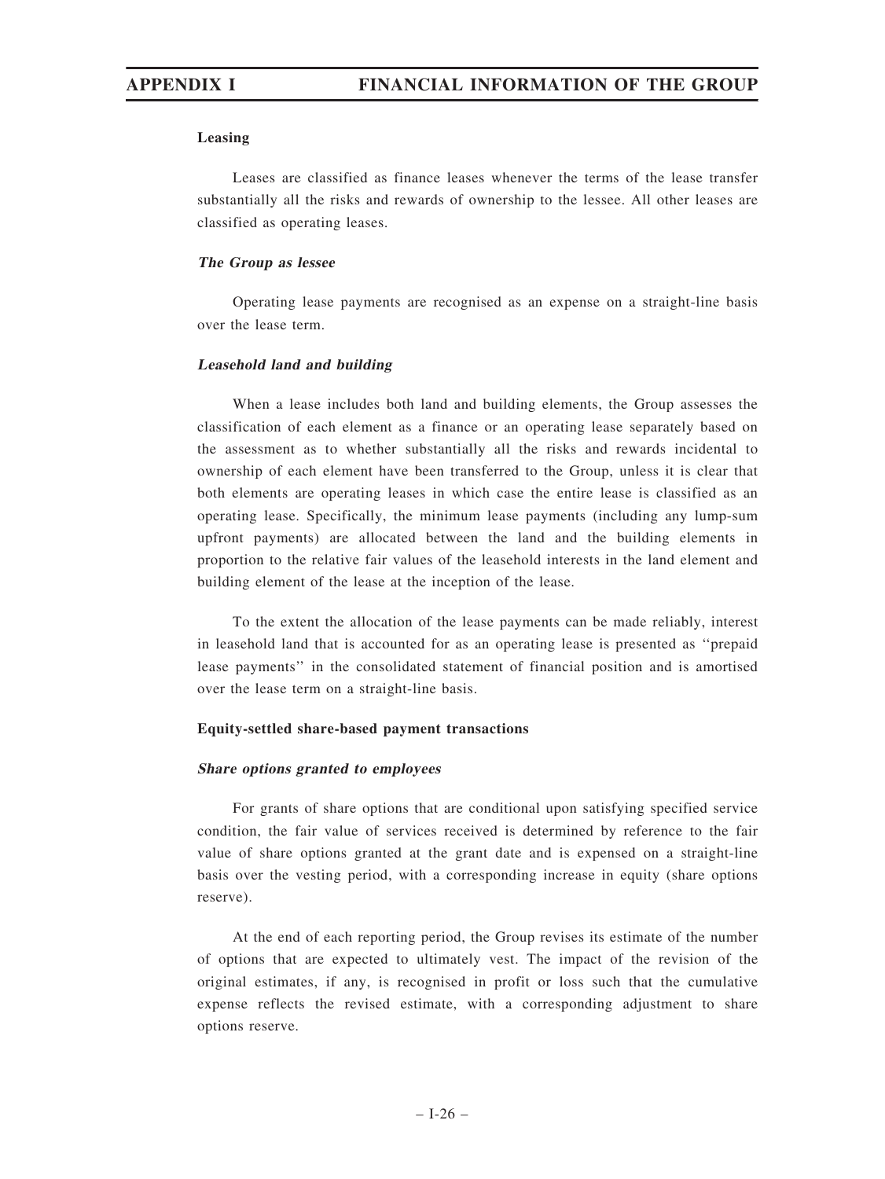**Leasing**

Leases are classified as finance leases whenever the terms of the lease transfer substantially all the risks and rewards of ownership to the lessee. All other leases are classified as operating leases.

***The Group as lessee***

Operating lease payments are recognised as an expense on a straight-line basis over the lease term.

***Leasehold land and building***

When a lease includes both land and building elements, the Group assesses the classification of each element as a finance or an operating lease separately based on the assessment as to whether substantially all the risks and rewards incidental to ownership of each element have been transferred to the Group, unless it is clear that both elements are operating leases in which case the entire lease is classified as an operating lease. Specifically, the minimum lease payments (including any lump-sum upfront payments) are allocated between the land and the building elements in proportion to the relative fair values of the leasehold interests in the land element and building element of the lease at the inception of the lease.

To the extent the allocation of the lease payments can be made reliably, interest in leasehold land that is accounted for as an operating lease is presented as ''prepaid lease payments'' in the consolidated statement of financial position and is amortised over the lease term on a straight-line basis.

**Equity-settled share-based payment transactions**

***Share options granted to employees***

For grants of share options that are conditional upon satisfying specified service condition, the fair value of services received is determined by reference to the fair value of share options granted at the grant date and is expensed on a straight-line basis over the vesting period, with a corresponding increase in equity (share options reserve).

At the end of each reporting period, the Group revises its estimate of the number of options that are expected to ultimately vest. The impact of the revision of the original estimates, if any, is recognised in profit or loss such that the cumulative expense reflects the revised estimate, with a corresponding adjustment to share options reserve.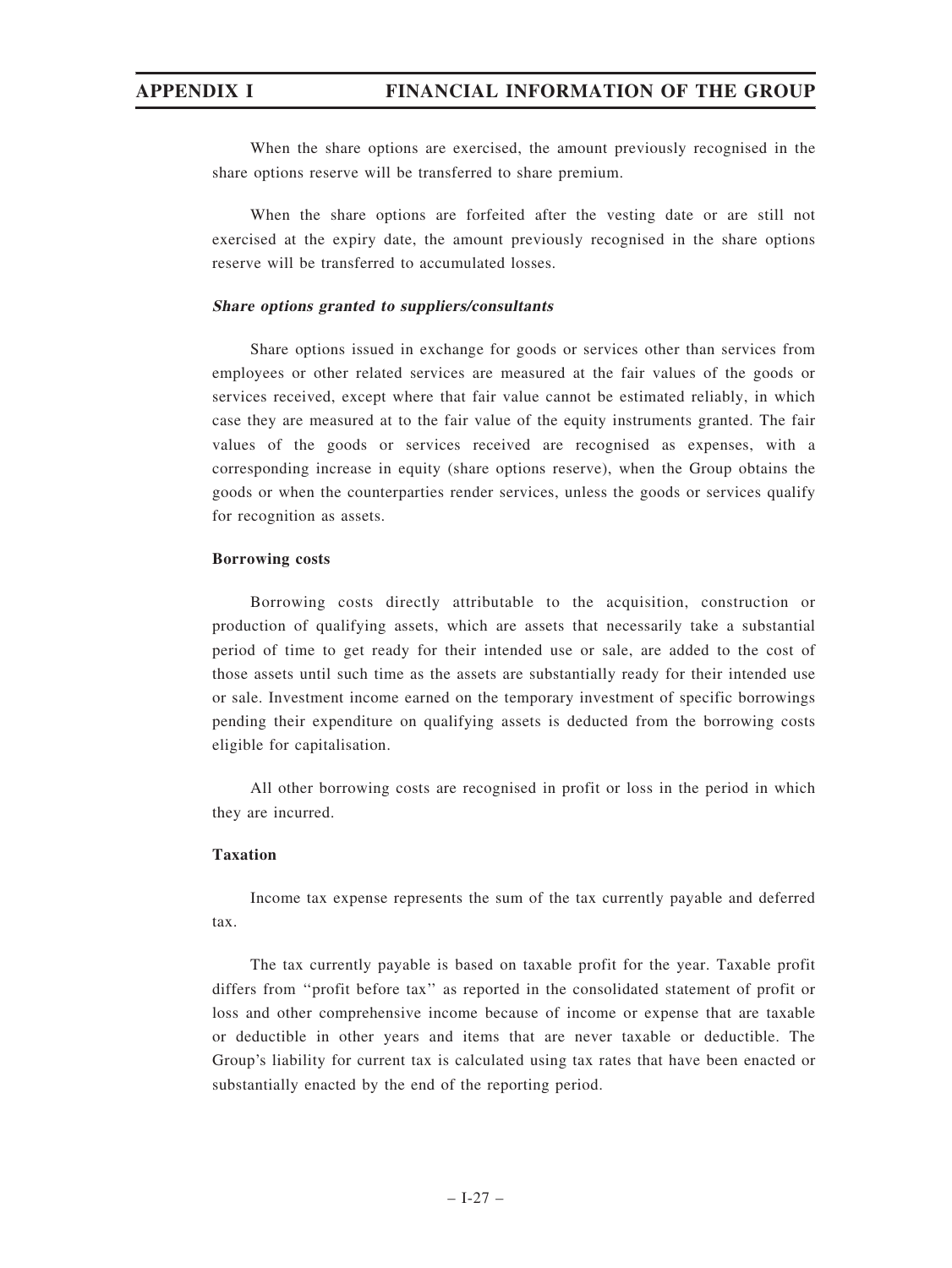When the share options are exercised, the amount previously recognised in the share options reserve will be transferred to share premium.

When the share options are forfeited after the vesting date or are still not exercised at the expiry date, the amount previously recognised in the share options reserve will be transferred to accumulated losses.

***Share options granted to suppliers/consultants***

Share options issued in exchange for goods or services other than services from employees or other related services are measured at the fair values of the goods or services received, except where that fair value cannot be estimated reliably, in which case they are measured at to the fair value of the equity instruments granted. The fair values of the goods or services received are recognised as expenses, with a corresponding increase in equity (share options reserve), when the Group obtains the goods or when the counterparties render services, unless the goods or services qualify for recognition as assets.

**Borrowing costs**

Borrowing costs directly attributable to the acquisition, construction or production of qualifying assets, which are assets that necessarily take a substantial period of time to get ready for their intended use or sale, are added to the cost of those assets until such time as the assets are substantially ready for their intended use or sale. Investment income earned on the temporary investment of specific borrowings pending their expenditure on qualifying assets is deducted from the borrowing costs eligible for capitalisation.

All other borrowing costs are recognised in profit or loss in the period in which they are incurred.

**Taxation**

Income tax expense represents the sum of the tax currently payable and deferred tax.

The tax currently payable is based on taxable profit for the year. Taxable profit differs from ''profit before tax'' as reported in the consolidated statement of profit or loss and other comprehensive income because of income or expense that are taxable or deductible in other years and items that are never taxable or deductible. The Group's liability for current tax is calculated using tax rates that have been enacted or substantially enacted by the end of the reporting period.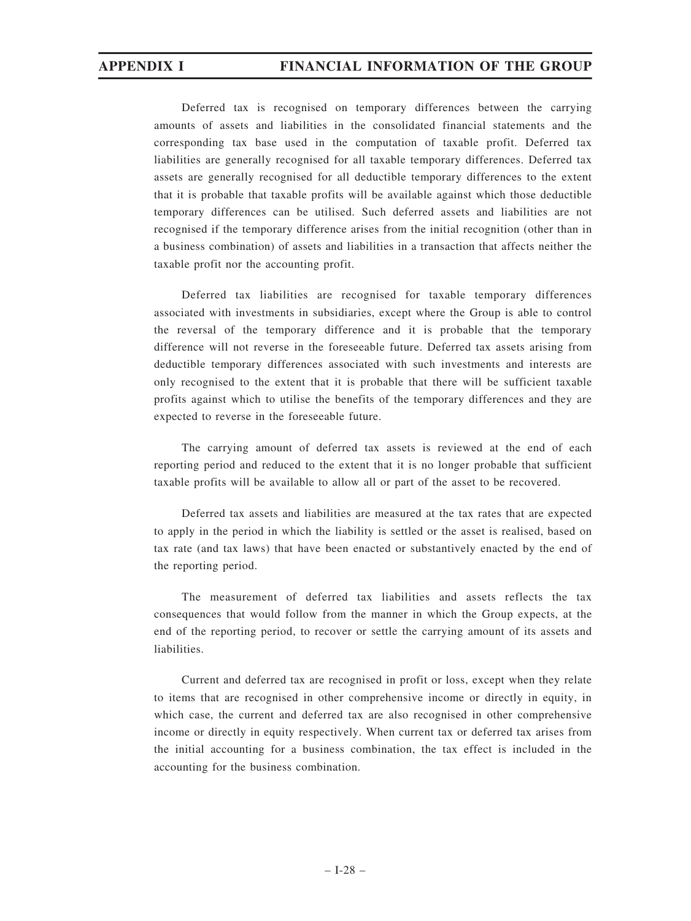Deferred tax is recognised on temporary differences between the carrying amounts of assets and liabilities in the consolidated financial statements and the corresponding tax base used in the computation of taxable profit. Deferred tax liabilities are generally recognised for all taxable temporary differences. Deferred tax assets are generally recognised for all deductible temporary differences to the extent that it is probable that taxable profits will be available against which those deductible temporary differences can be utilised. Such deferred assets and liabilities are not recognised if the temporary difference arises from the initial recognition (other than in a business combination) of assets and liabilities in a transaction that affects neither the taxable profit nor the accounting profit.

Deferred tax liabilities are recognised for taxable temporary differences associated with investments in subsidiaries, except where the Group is able to control the reversal of the temporary difference and it is probable that the temporary difference will not reverse in the foreseeable future. Deferred tax assets arising from deductible temporary differences associated with such investments and interests are only recognised to the extent that it is probable that there will be sufficient taxable profits against which to utilise the benefits of the temporary differences and they are expected to reverse in the foreseeable future.

The carrying amount of deferred tax assets is reviewed at the end of each reporting period and reduced to the extent that it is no longer probable that sufficient taxable profits will be available to allow all or part of the asset to be recovered.

Deferred tax assets and liabilities are measured at the tax rates that are expected to apply in the period in which the liability is settled or the asset is realised, based on tax rate (and tax laws) that have been enacted or substantively enacted by the end of the reporting period.

The measurement of deferred tax liabilities and assets reflects the tax consequences that would follow from the manner in which the Group expects, at the end of the reporting period, to recover or settle the carrying amount of its assets and liabilities.

Current and deferred tax are recognised in profit or loss, except when they relate to items that are recognised in other comprehensive income or directly in equity, in which case, the current and deferred tax are also recognised in other comprehensive income or directly in equity respectively. When current tax or deferred tax arises from the initial accounting for a business combination, the tax effect is included in the accounting for the business combination.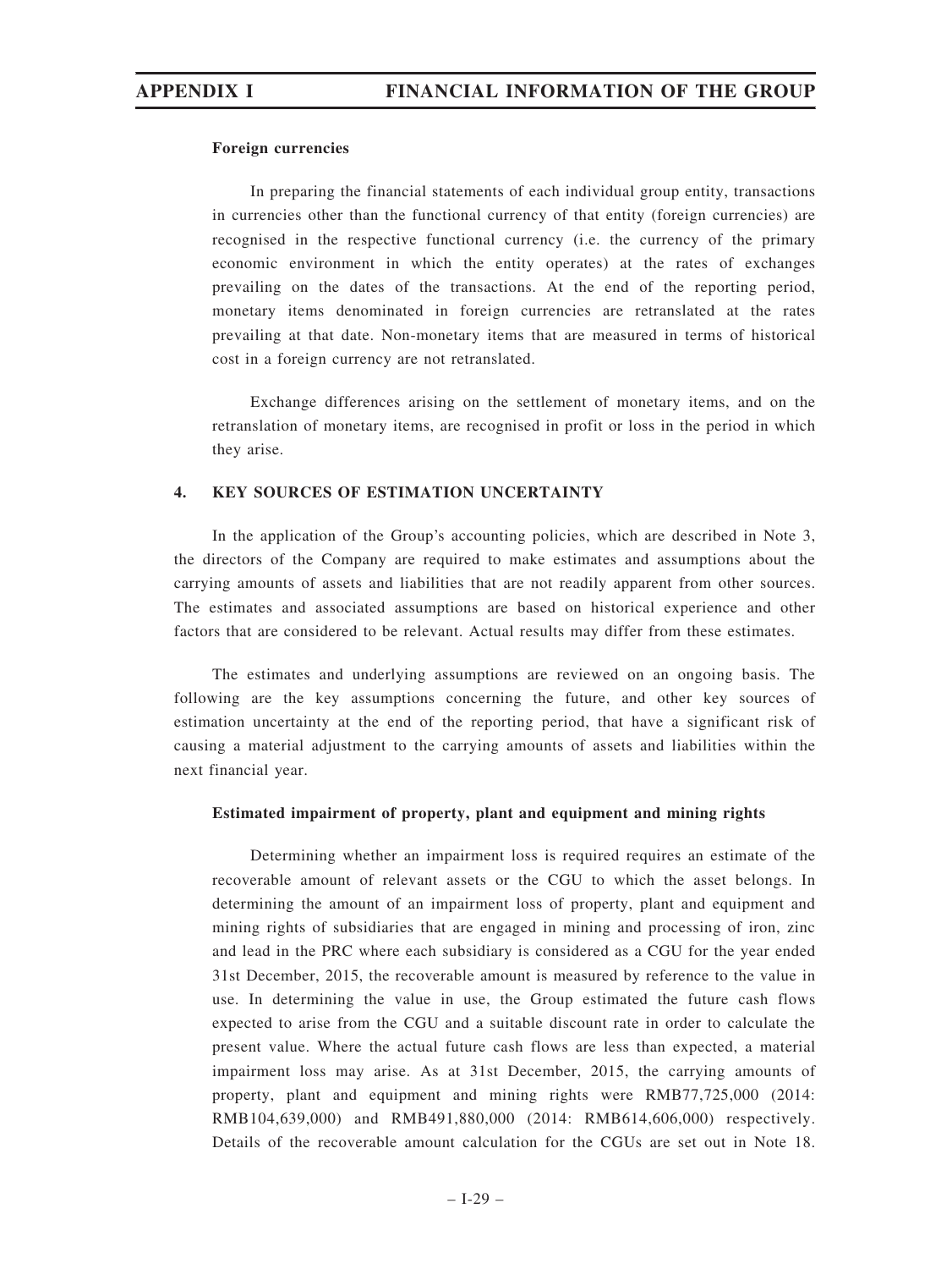**Foreign currencies**

In preparing the financial statements of each individual group entity, transactions in currencies other than the functional currency of that entity (foreign currencies) are recognised in the respective functional currency (i.e. the currency of the primary economic environment in which the entity operates) at the rates of exchanges prevailing on the dates of the transactions. At the end of the reporting period, monetary items denominated in foreign currencies are retranslated at the rates prevailing at that date. Non-monetary items that are measured in terms of historical cost in a foreign currency are not retranslated.

Exchange differences arising on the settlement of monetary items, and on the retranslation of monetary items, are recognised in profit or loss in the period in which they arise.

## 4. KEY SOURCES OF ESTIMATION UNCERTAINTY

In the application of the Group's accounting policies, which are described in Note 3, the directors of the Company are required to make estimates and assumptions about the carrying amounts of assets and liabilities that are not readily apparent from other sources. The estimates and associated assumptions are based on historical experience and other factors that are considered to be relevant. Actual results may differ from these estimates.

The estimates and underlying assumptions are reviewed on an ongoing basis. The following are the key assumptions concerning the future, and other key sources of estimation uncertainty at the end of the reporting period, that have a significant risk of causing a material adjustment to the carrying amounts of assets and liabilities within the next financial year.

**Estimated impairment of property, plant and equipment and mining rights**

Determining whether an impairment loss is required requires an estimate of the recoverable amount of relevant assets or the CGU to which the asset belongs. In determining the amount of an impairment loss of property, plant and equipment and mining rights of subsidiaries that are engaged in mining and processing of iron, zinc and lead in the PRC where each subsidiary is considered as a CGU for the year ended 31st December, 2015, the recoverable amount is measured by reference to the value in use. In determining the value in use, the Group estimated the future cash flows expected to arise from the CGU and a suitable discount rate in order to calculate the present value. Where the actual future cash flows are less than expected, a material impairment loss may arise. As at 31st December, 2015, the carrying amounts of property, plant and equipment and mining rights were RMB77,725,000 (2014: RMB104,639,000) and RMB491,880,000 (2014: RMB614,606,000) respectively. Details of the recoverable amount calculation for the CGUs are set out in Note 18.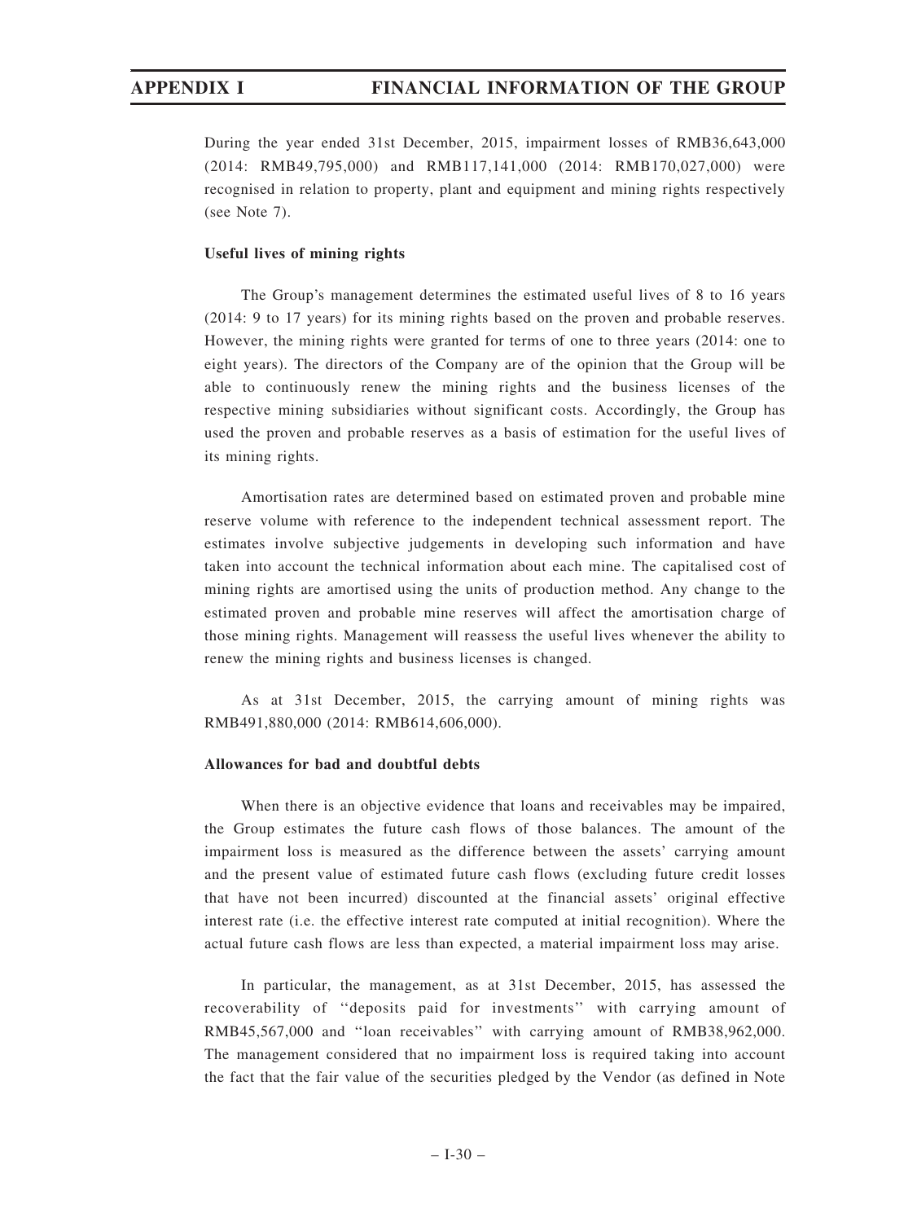During the year ended 31st December, 2015, impairment losses of RMB36,643,000 (2014: RMB49,795,000) and RMB117,141,000 (2014: RMB170,027,000) were recognised in relation to property, plant and equipment and mining rights respectively (see Note 7).

**Useful lives of mining rights**

The Group's management determines the estimated useful lives of 8 to 16 years (2014: 9 to 17 years) for its mining rights based on the proven and probable reserves. However, the mining rights were granted for terms of one to three years (2014: one to eight years). The directors of the Company are of the opinion that the Group will be able to continuously renew the mining rights and the business licenses of the respective mining subsidiaries without significant costs. Accordingly, the Group has used the proven and probable reserves as a basis of estimation for the useful lives of its mining rights.

Amortisation rates are determined based on estimated proven and probable mine reserve volume with reference to the independent technical assessment report. The estimates involve subjective judgements in developing such information and have taken into account the technical information about each mine. The capitalised cost of mining rights are amortised using the units of production method. Any change to the estimated proven and probable mine reserves will affect the amortisation charge of those mining rights. Management will reassess the useful lives whenever the ability to renew the mining rights and business licenses is changed.

As at 31st December, 2015, the carrying amount of mining rights was RMB491,880,000 (2014: RMB614,606,000).

**Allowances for bad and doubtful debts**

When there is an objective evidence that loans and receivables may be impaired, the Group estimates the future cash flows of those balances. The amount of the impairment loss is measured as the difference between the assets' carrying amount and the present value of estimated future cash flows (excluding future credit losses that have not been incurred) discounted at the financial assets' original effective interest rate (i.e. the effective interest rate computed at initial recognition). Where the actual future cash flows are less than expected, a material impairment loss may arise.

In particular, the management, as at 31st December, 2015, has assessed the recoverability of "deposits paid for investments" with carrying amount of RMB45,567,000 and "loan receivables" with carrying amount of RMB38,962,000. The management considered that no impairment loss is required taking into account the fact that the fair value of the securities pledged by the Vendor (as defined in Note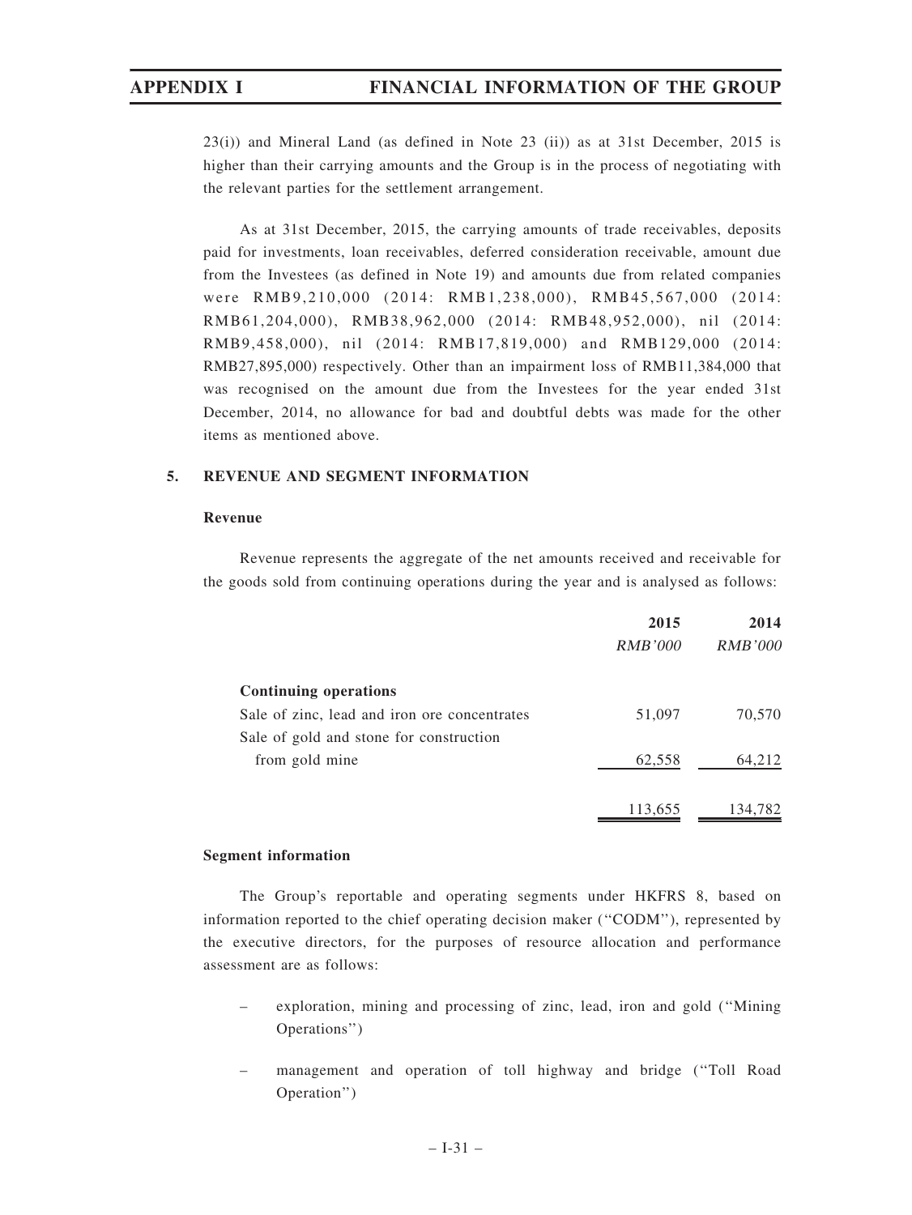23(i)) and Mineral Land (as defined in Note 23 (ii)) as at 31st December, 2015 is higher than their carrying amounts and the Group is in the process of negotiating with the relevant parties for the settlement arrangement.

As at 31st December, 2015, the carrying amounts of trade receivables, deposits paid for investments, loan receivables, deferred consideration receivable, amount due from the Investees (as defined in Note 19) and amounts due from related companies were RMB9,210,000 (2014: RMB1,238,000), RMB45,567,000 (2014: RMB61,204,000), RMB38,962,000 (2014: RMB48,952,000), nil (2014: RMB9,458,000), nil (2014: RMB17,819,000) and RMB129,000 (2014: RMB27,895,000) respectively. Other than an impairment loss of RMB11,384,000 that was recognised on the amount due from the Investees for the year ended 31st December, 2014, no allowance for bad and doubtful debts was made for the other items as mentioned above.

## 5. REVENUE AND SEGMENT INFORMATION

### Revenue

Revenue represents the aggregate of the net amounts received and receivable for the goods sold from continuing operations during the year and is analysed as follows:

| | 2015 | 2014 |
|---|---|---|
| | *RMB'000* | *RMB'000* |
| **Continuing operations** | | |
| Sale of zinc, lead and iron ore concentrates | 51,097 | 70,570 |
| Sale of gold and stone for construction from gold mine | 62,558 | 64,212 |
| | 113,655 | 134,782 |

### Segment information

The Group's reportable and operating segments under HKFRS 8, based on information reported to the chief operating decision maker ("CODM"), represented by the executive directors, for the purposes of resource allocation and performance assessment are as follows:

- exploration, mining and processing of zinc, lead, iron and gold ("Mining Operations")
- management and operation of toll highway and bridge ("Toll Road Operation")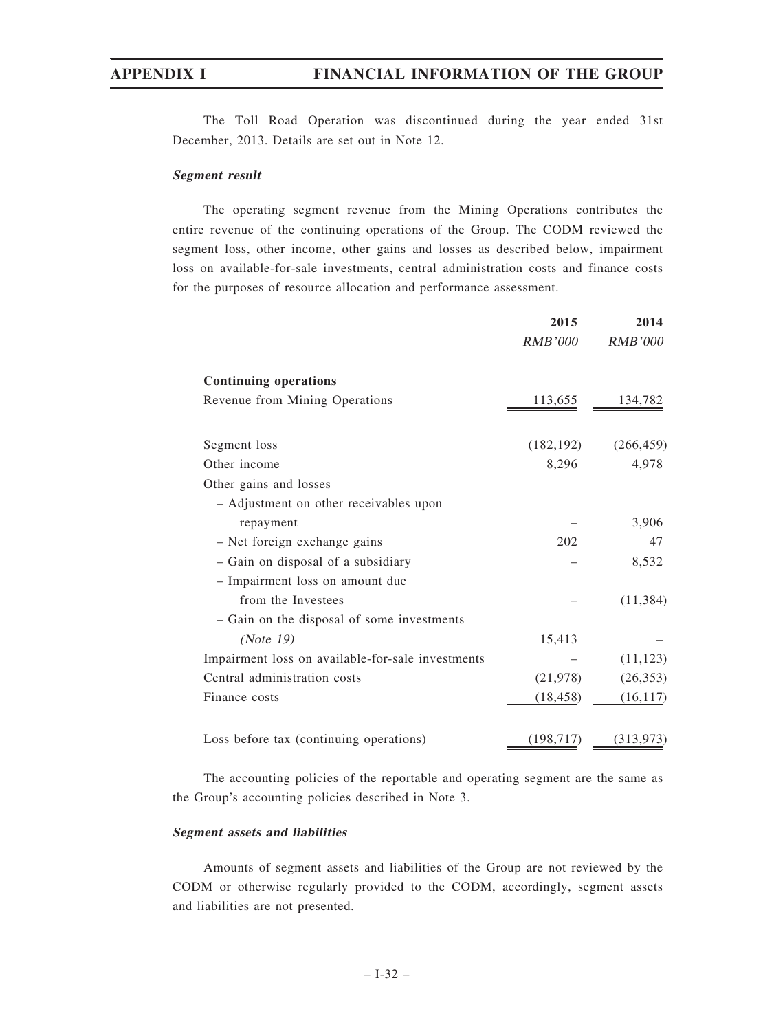The Toll Road Operation was discontinued during the year ended 31st December, 2013. Details are set out in Note 12.

***Segment result***

The operating segment revenue from the Mining Operations contributes the entire revenue of the continuing operations of the Group. The CODM reviewed the segment loss, other income, other gains and losses as described below, impairment loss on available-for-sale investments, central administration costs and finance costs for the purposes of resource allocation and performance assessment.

| | 2015 | 2014 |
|---|---|---|
| | *RMB'000* | *RMB'000* |
| **Continuing operations** | | |
| Revenue from Mining Operations | 113,655 | 134,782 |
| | | |
| Segment loss | (182,192) | (266,459) |
| Other income | 8,296 | 4,978 |
| Other gains and losses | | |
| – Adjustment on other receivables upon repayment | – | 3,906 |
| – Net foreign exchange gains | 202 | 47 |
| – Gain on disposal of a subsidiary | – | 8,532 |
| – Impairment loss on amount due from the Investees | – | (11,384) |
| – Gain on the disposal of some investments *(Note 19)* | 15,413 | – |
| Impairment loss on available-for-sale investments | – | (11,123) |
| Central administration costs | (21,978) | (26,353) |
| Finance costs | (18,458) | (16,117) |
| | | |
| Loss before tax (continuing operations) | (198,717) | (313,973) |

The accounting policies of the reportable and operating segment are the same as the Group's accounting policies described in Note 3.

***Segment assets and liabilities***

Amounts of segment assets and liabilities of the Group are not reviewed by the CODM or otherwise regularly provided to the CODM, accordingly, segment assets and liabilities are not presented.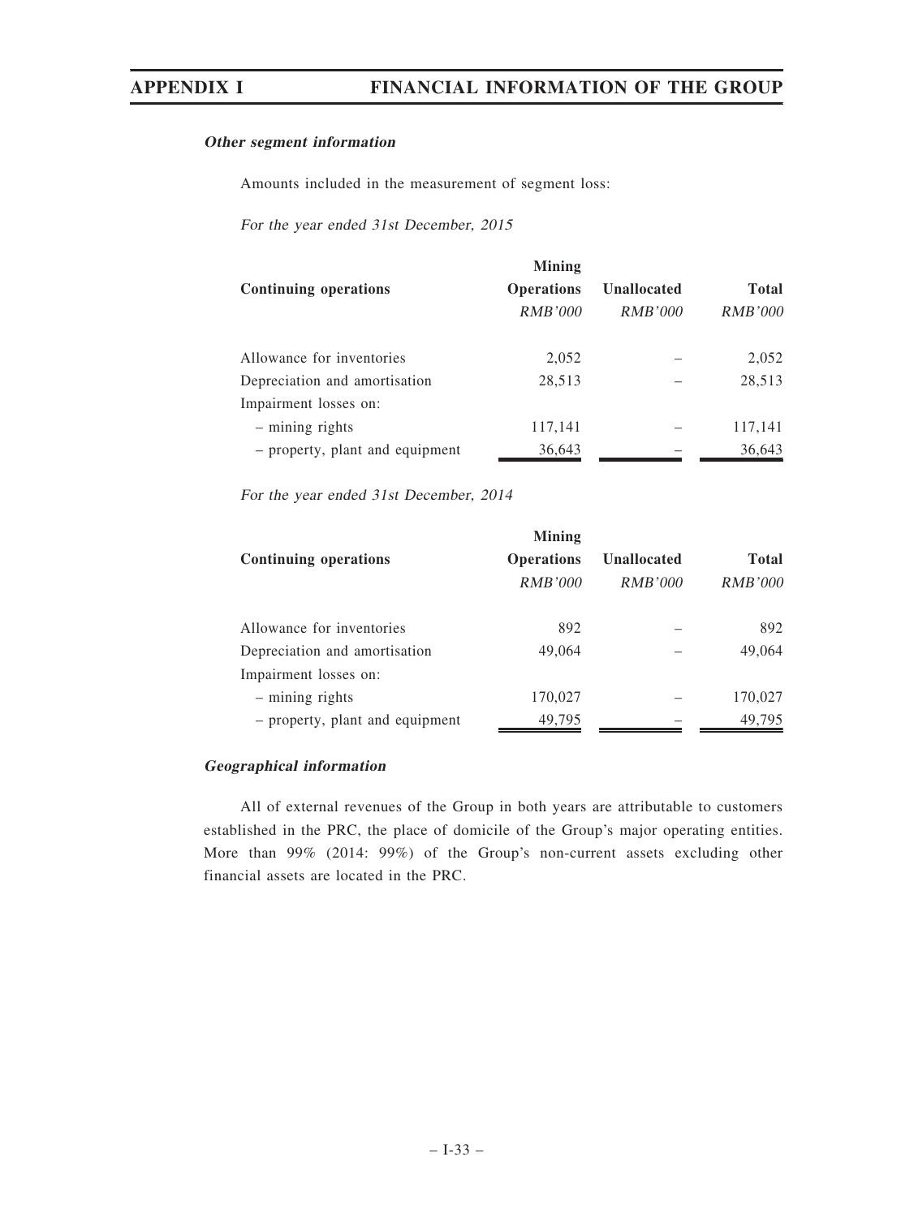***Other segment information***

Amounts included in the measurement of segment loss:

*For the year ended 31st December, 2015*

| Continuing operations | Mining Operations | Unallocated | Total |
|---|---|---|---|
| | *RMB'000* | *RMB'000* | *RMB'000* |
| Allowance for inventories | 2,052 | – | 2,052 |
| Depreciation and amortisation | 28,513 | – | 28,513 |
| Impairment losses on: | | | |
| – mining rights | 117,141 | – | 117,141 |
| – property, plant and equipment | 36,643 | – | 36,643 |

*For the year ended 31st December, 2014*

| Continuing operations | Mining Operations | Unallocated | Total |
|---|---|---|---|
| | *RMB'000* | *RMB'000* | *RMB'000* |
| Allowance for inventories | 892 | – | 892 |
| Depreciation and amortisation | 49,064 | – | 49,064 |
| Impairment losses on: | | | |
| – mining rights | 170,027 | – | 170,027 |
| – property, plant and equipment | 49,795 | – | 49,795 |

***Geographical information***

All of external revenues of the Group in both years are attributable to customers established in the PRC, the place of domicile of the Group's major operating entities. More than 99% (2014: 99%) of the Group's non-current assets excluding other financial assets are located in the PRC.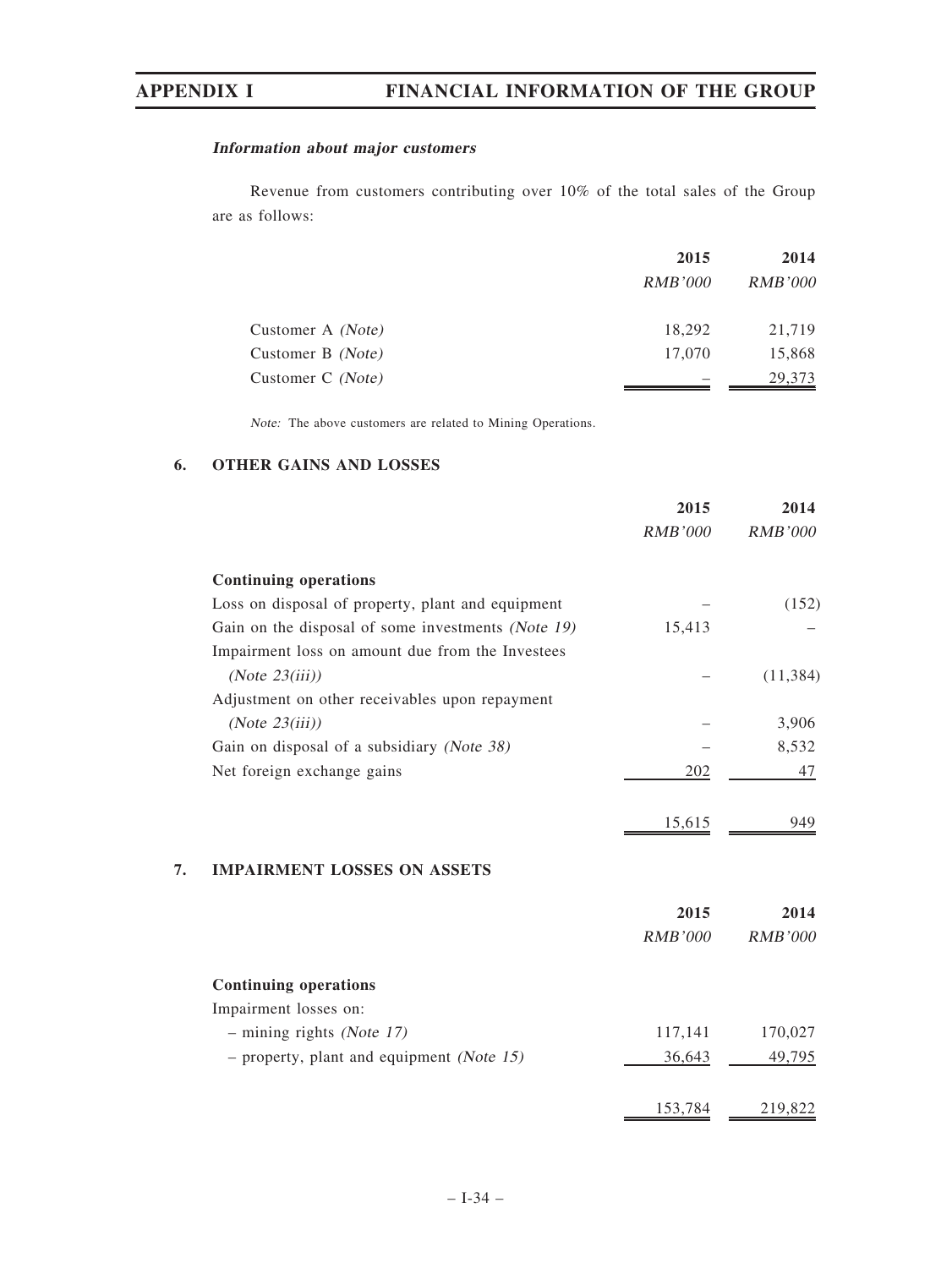***Information about major customers***

Revenue from customers contributing over 10% of the total sales of the Group are as follows:

| | 2015 | 2014 |
|---|---|---|
| | *RMB'000* | *RMB'000* |
| Customer A *(Note)* | 18,292 | 21,719 |
| Customer B *(Note)* | 17,070 | 15,868 |
| Customer C *(Note)* | – | 29,373 |

*Note:* The above customers are related to Mining Operations.

## 6. OTHER GAINS AND LOSSES

| | 2015 | 2014 |
|---|---|---|
| | *RMB'000* | *RMB'000* |
| **Continuing operations** | | |
| Loss on disposal of property, plant and equipment | – | (152) |
| Gain on the disposal of some investments *(Note 19)* | 15,413 | – |
| Impairment loss on amount due from the Investees *(Note 23(iii))* | – | (11,384) |
| Adjustment on other receivables upon repayment *(Note 23(iii))* | – | 3,906 |
| Gain on disposal of a subsidiary *(Note 38)* | – | 8,532 |
| Net foreign exchange gains | 202 | 47 |
| | 15,615 | 949 |

## 7. IMPAIRMENT LOSSES ON ASSETS

| | 2015 | 2014 |
|---|---|---|
| | *RMB'000* | *RMB'000* |
| **Continuing operations** | | |
| Impairment losses on: | | |
| – mining rights *(Note 17)* | 117,141 | 170,027 |
| – property, plant and equipment *(Note 15)* | 36,643 | 49,795 |
| | 153,784 | 219,822 |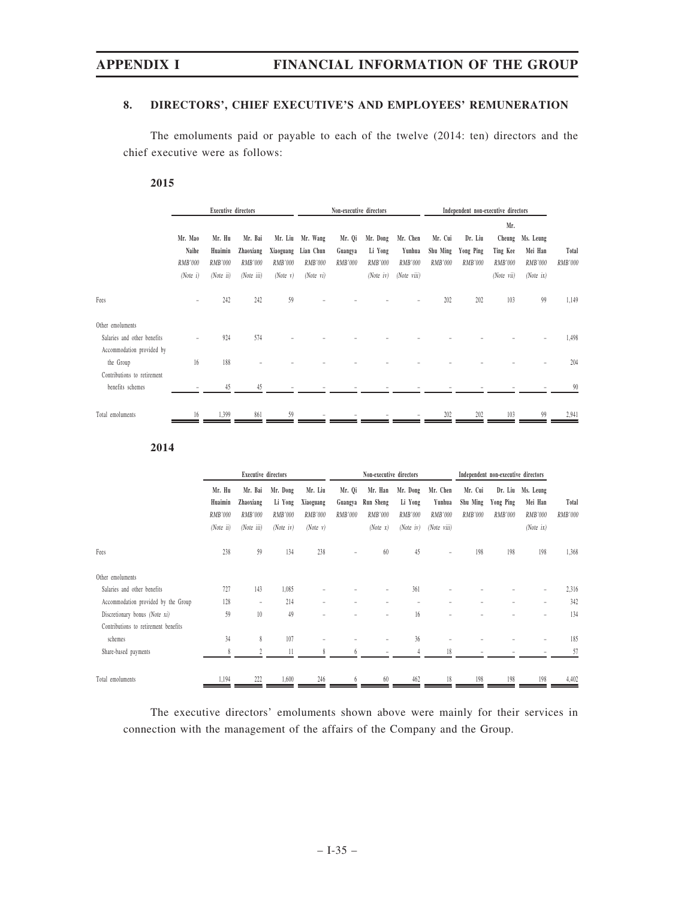## 8. DIRECTORS', CHIEF EXECUTIVE'S AND EMPLOYEES' REMUNERATION

The emoluments paid or payable to each of the twelve (2014: ten) directors and the chief executive were as follows:

**2015**

| | Executive directors | | | | Non-executive directors | | | | Independent non-executive directors | | | | |
|---|---|---|---|---|---|---|---|---|---|---|---|---|---|
| | Mr. Mao Naihe RMB'000 (Note i) | Mr. Hu Huaimin RMB'000 (Note ii) | Mr. Bai Zhaoxiang RMB'000 (Note iii) | Mr. Liu Xiaoguang RMB'000 (Note v) | Mr. Wang Lian Chun RMB'000 (Note vi) | Mr. Qi Guangya RMB'000 | Mr. Dong Li Yong RMB'000 (Note iv) | Mr. Chen Yunhua RMB'000 (Note viii) | Mr. Cui Shu Ming RMB'000 | Dr. Liu Yong Ping RMB'000 | Mr. Cheung Ting Kee RMB'000 (Note vii) | Ms. Leung Mei Han RMB'000 (Note ix) | Total RMB'000 |
| Fees | – | 242 | 242 | 59 | – | – | – | – | 202 | 202 | 103 | 99 | 1,149 |
| Other emoluments | | | | | | | | | | | | | |
| Salaries and other benefits | – | 924 | 574 | – | – | – | – | – | – | – | – | – | 1,498 |
| Accommodation provided by the Group | 16 | 188 | – | – | – | – | – | – | – | – | – | – | 204 |
| Contributions to retirement benefits schemes | – | 45 | 45 | – | – | – | – | – | – | – | – | – | 90 |
| Total emoluments | 16 | 1,399 | 861 | 59 | – | – | – | – | 202 | 202 | 103 | 99 | 2,941 |

**2014**

| | Executive directors | | | | Non-executive directors | | | | Independent non-executive directors | | | |
|---|---|---|---|---|---|---|---|---|---|---|---|---|
| | Mr. Hu Huaimin RMB'000 (Note ii) | Mr. Bai Zhaoxiang RMB'000 (Note iii) | Mr. Dong Li Yong RMB'000 (Note iv) | Mr. Liu Xiaoguang RMB'000 (Note v) | Mr. Qi Guangya RMB'000 | Mr. Han Run Sheng RMB'000 (Note x) | Mr. Dong Li Yong RMB'000 (Note iv) | Mr. Chen Yunhua RMB'000 (Note viii) | Mr. Cui Shu Ming RMB'000 | Dr. Liu Yong Ping RMB'000 | Ms. Leung Mei Han RMB'000 (Note ix) | Total RMB'000 |
| Fees | 238 | 59 | 134 | 238 | – | 60 | 45 | – | 198 | 198 | 198 | 1,368 |
| Other emoluments | | | | | | | | | | | | |
| Salaries and other benefits | 727 | 143 | 1,085 | – | – | – | 361 | – | – | – | – | 2,316 |
| Accommodation provided by the Group | 128 | – | 214 | – | – | – | – | – | – | – | – | 342 |
| Discretionary bonus (Note xi) | 59 | 10 | 49 | – | – | – | 16 | – | – | – | – | 134 |
| Contributions to retirement benefits schemes | 34 | 8 | 107 | – | – | – | 36 | – | – | – | – | 185 |
| Share-based payments | 8 | 2 | 11 | 8 | 6 | – | 4 | 18 | – | – | – | 57 |
| Total emoluments | 1,194 | 222 | 1,600 | 246 | 6 | 60 | 462 | 18 | 198 | 198 | 198 | 4,402 |

The executive directors' emoluments shown above were mainly for their services in connection with the management of the affairs of the Company and the Group.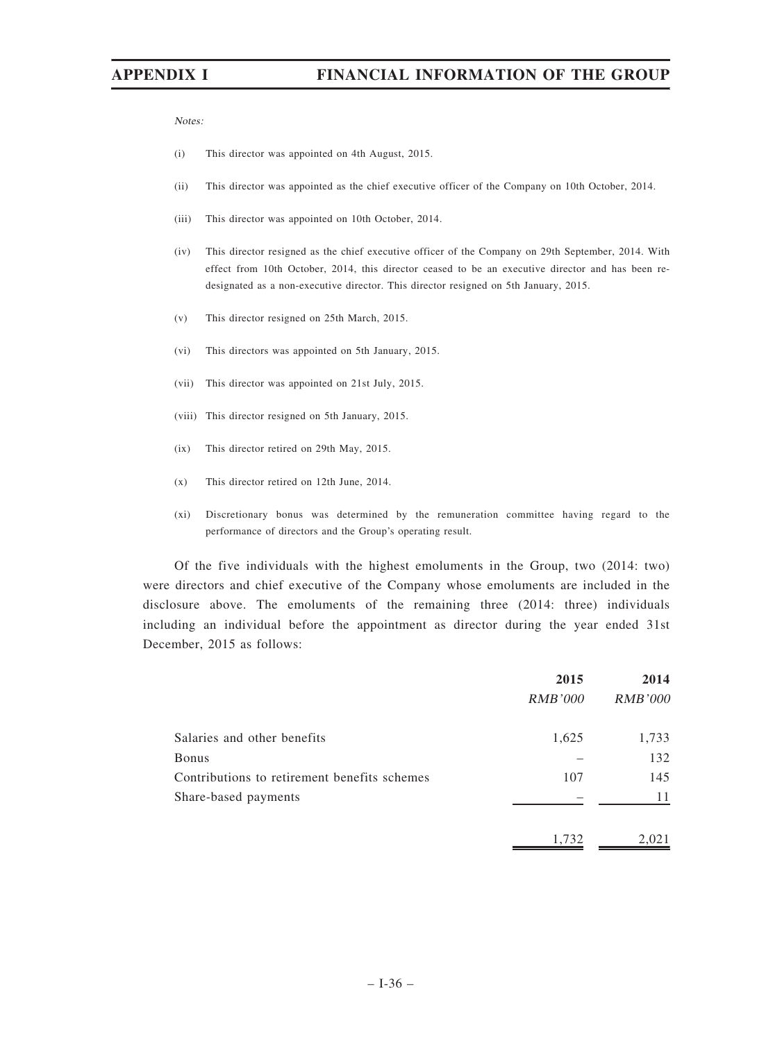*Notes:*

(i) This director was appointed on 4th August, 2015.

(ii) This director was appointed as the chief executive officer of the Company on 10th October, 2014.

(iii) This director was appointed on 10th October, 2014.

(iv) This director resigned as the chief executive officer of the Company on 29th September, 2014. With effect from 10th October, 2014, this director ceased to be an executive director and has been re-designated as a non-executive director. This director resigned on 5th January, 2015.

(v) This director resigned on 25th March, 2015.

(vi) This directors was appointed on 5th January, 2015.

(vii) This director was appointed on 21st July, 2015.

(viii) This director resigned on 5th January, 2015.

(ix) This director retired on 29th May, 2015.

(x) This director retired on 12th June, 2014.

(xi) Discretionary bonus was determined by the remuneration committee having regard to the performance of directors and the Group's operating result.

Of the five individuals with the highest emoluments in the Group, two (2014: two) were directors and chief executive of the Company whose emoluments are included in the disclosure above. The emoluments of the remaining three (2014: three) individuals including an individual before the appointment as director during the year ended 31st December, 2015 as follows:

| | 2015 | 2014 |
|---|---|---|
| | *RMB'000* | *RMB'000* |
| Salaries and other benefits | 1,625 | 1,733 |
| Bonus | – | 132 |
| Contributions to retirement benefits schemes | 107 | 145 |
| Share-based payments | – | 11 |
| | 1,732 | 2,021 |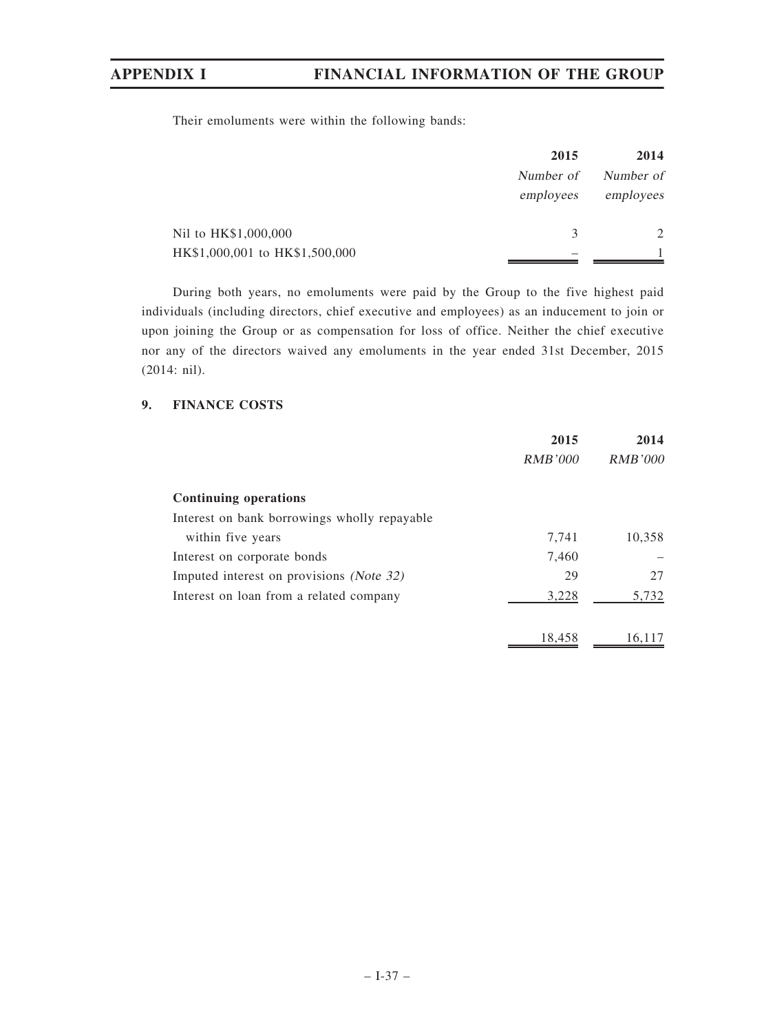Their emoluments were within the following bands:

| | 2015 | 2014 |
|---|---|---|
| | *Number of employees* | *Number of employees* |
| Nil to HK$1,000,000 | 3 | 2 |
| HK$1,000,001 to HK$1,500,000 | – | 1 |

During both years, no emoluments were paid by the Group to the five highest paid individuals (including directors, chief executive and employees) as an inducement to join or upon joining the Group or as compensation for loss of office. Neither the chief executive nor any of the directors waived any emoluments in the year ended 31st December, 2015 (2014: nil).

## 9. FINANCE COSTS

| | 2015 | 2014 |
|---|---|---|
| | *RMB'000* | *RMB'000* |
| **Continuing operations** | | |
| Interest on bank borrowings wholly repayable within five years | 7,741 | 10,358 |
| Interest on corporate bonds | 7,460 | – |
| Imputed interest on provisions *(Note 32)* | 29 | 27 |
| Interest on loan from a related company | 3,228 | 5,732 |
| | 18,458 | 16,117 |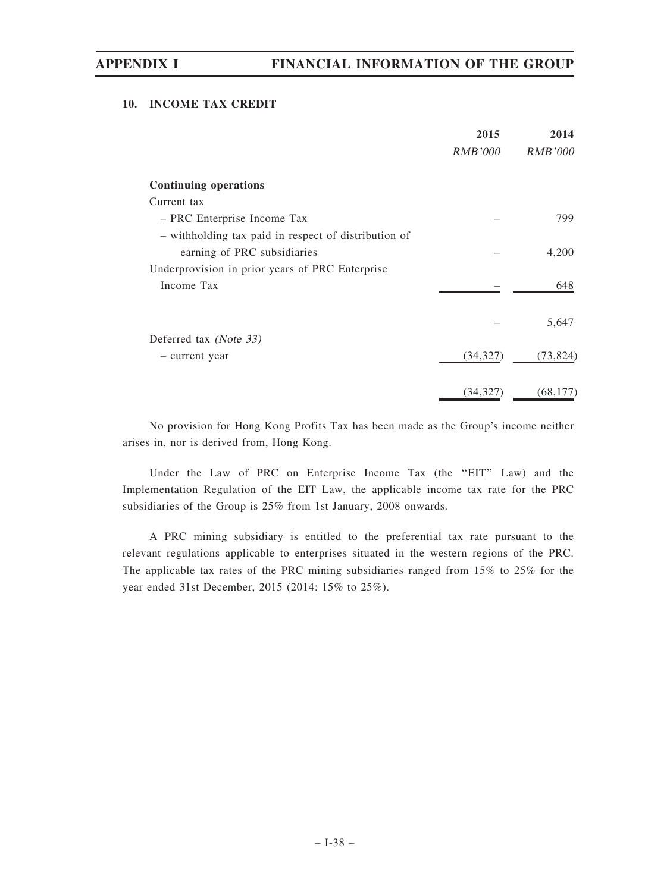## 10. INCOME TAX CREDIT

| | 2015 | 2014 |
|---|---|---|
| | *RMB'000* | *RMB'000* |
| **Continuing operations** | | |
| Current tax | | |
| – PRC Enterprise Income Tax | – | 799 |
| – withholding tax paid in respect of distribution of earning of PRC subsidiaries | – | 4,200 |
| Underprovision in prior years of PRC Enterprise Income Tax | – | 648 |
| | – | 5,647 |
| Deferred tax *(Note 33)* | | |
| – current year | (34,327) | (73,824) |
| | (34,327) | (68,177) |

No provision for Hong Kong Profits Tax has been made as the Group's income neither arises in, nor is derived from, Hong Kong.

Under the Law of PRC on Enterprise Income Tax (the "EIT" Law) and the Implementation Regulation of the EIT Law, the applicable income tax rate for the PRC subsidiaries of the Group is 25% from 1st January, 2008 onwards.

A PRC mining subsidiary is entitled to the preferential tax rate pursuant to the relevant regulations applicable to enterprises situated in the western regions of the PRC. The applicable tax rates of the PRC mining subsidiaries ranged from 15% to 25% for the year ended 31st December, 2015 (2014: 15% to 25%).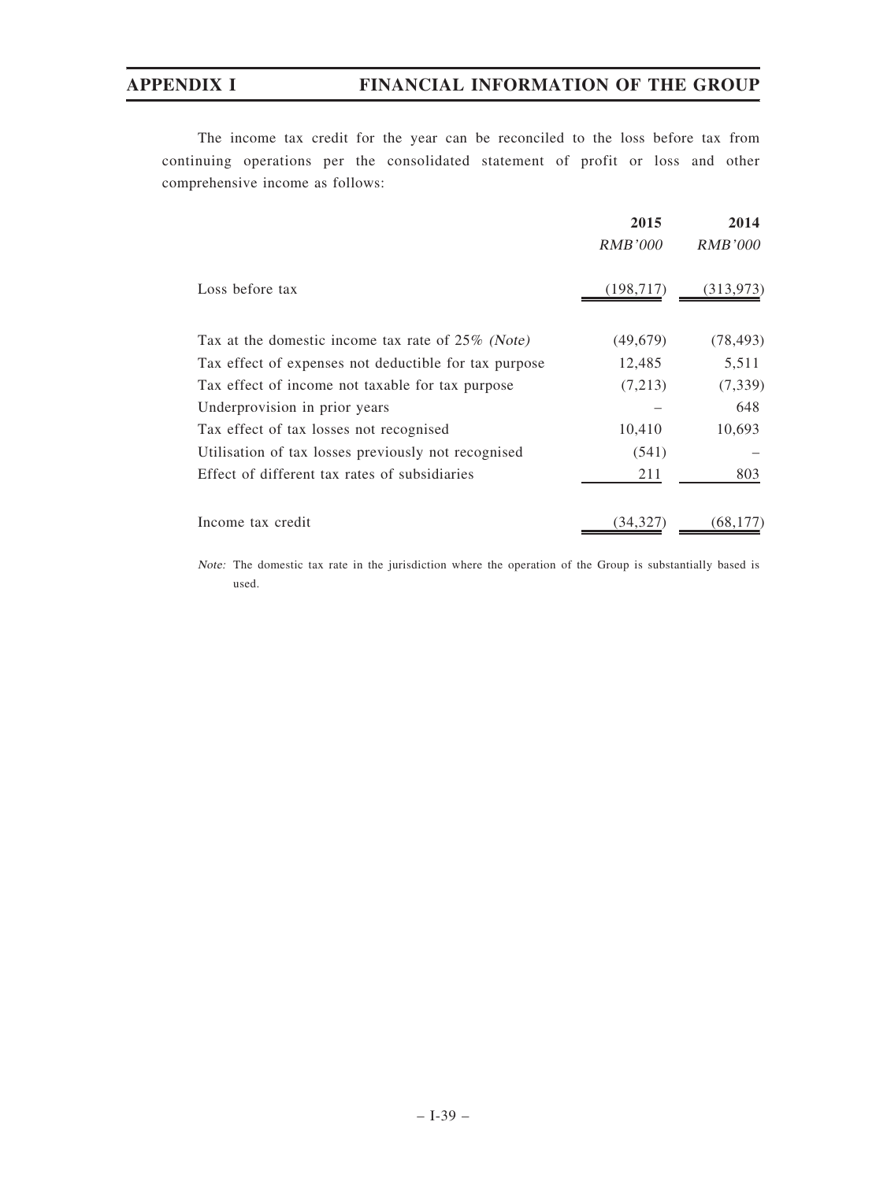The income tax credit for the year can be reconciled to the loss before tax from continuing operations per the consolidated statement of profit or loss and other comprehensive income as follows:

| | 2015 | 2014 |
|---|---|---|
| | *RMB'000* | *RMB'000* |
| Loss before tax | (198,717) | (313,973) |
| Tax at the domestic income tax rate of 25% *(Note)* | (49,679) | (78,493) |
| Tax effect of expenses not deductible for tax purpose | 12,485 | 5,511 |
| Tax effect of income not taxable for tax purpose | (7,213) | (7,339) |
| Underprovision in prior years | – | 648 |
| Tax effect of tax losses not recognised | 10,410 | 10,693 |
| Utilisation of tax losses previously not recognised | (541) | – |
| Effect of different tax rates of subsidiaries | 211 | 803 |
| Income tax credit | (34,327) | (68,177) |

*Note:* The domestic tax rate in the jurisdiction where the operation of the Group is substantially based is used.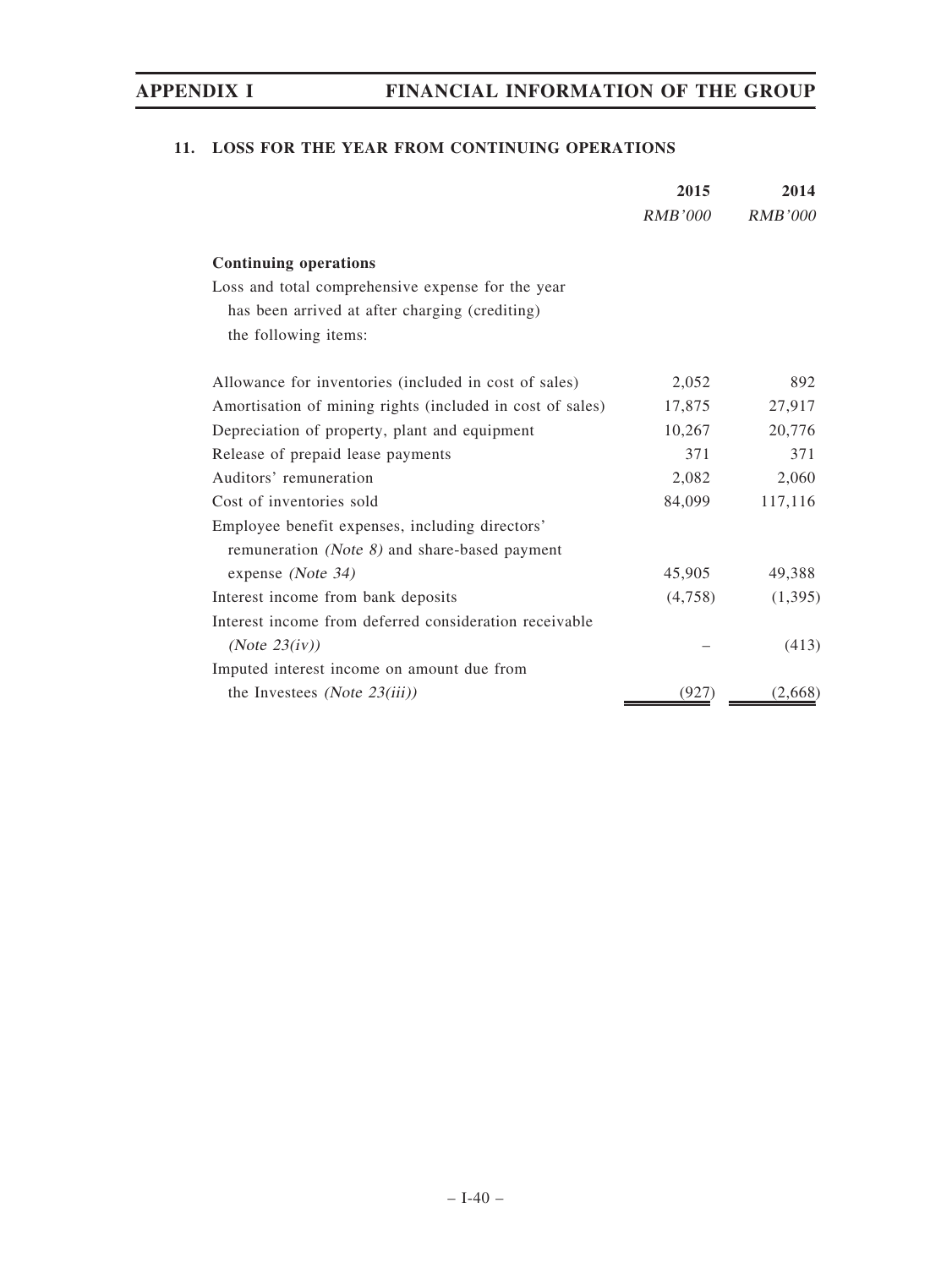## 11. LOSS FOR THE YEAR FROM CONTINUING OPERATIONS

| | 2015 | 2014 |
|---|---|---|
| | *RMB'000* | *RMB'000* |
| **Continuing operations** | | |
| Loss and total comprehensive expense for the year has been arrived at after charging (crediting) the following items: | | |
| Allowance for inventories (included in cost of sales) | 2,052 | 892 |
| Amortisation of mining rights (included in cost of sales) | 17,875 | 27,917 |
| Depreciation of property, plant and equipment | 10,267 | 20,776 |
| Release of prepaid lease payments | 371 | 371 |
| Auditors' remuneration | 2,082 | 2,060 |
| Cost of inventories sold | 84,099 | 117,116 |
| Employee benefit expenses, including directors' remuneration *(Note 8)* and share-based payment expense *(Note 34)* | 45,905 | 49,388 |
| Interest income from bank deposits | (4,758) | (1,395) |
| Interest income from deferred consideration receivable *(Note 23(iv))* | – | (413) |
| Imputed interest income on amount due from the Investees *(Note 23(iii))* | (927) | (2,668) |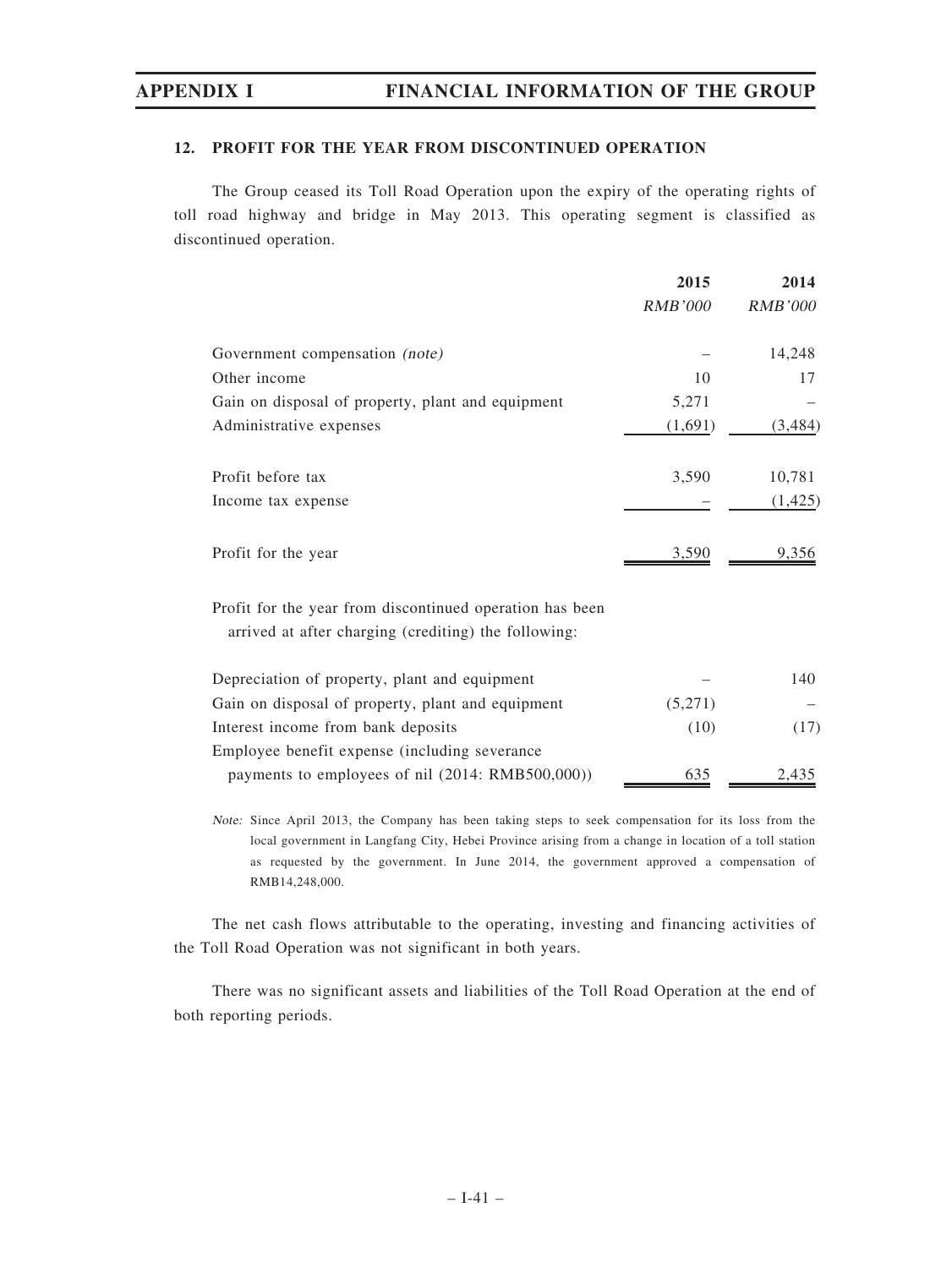## 12. PROFIT FOR THE YEAR FROM DISCONTINUED OPERATION

The Group ceased its Toll Road Operation upon the expiry of the operating rights of toll road highway and bridge in May 2013. This operating segment is classified as discontinued operation.

| | 2015 | 2014 |
|---|---|---|
| | *RMB'000* | *RMB'000* |
| Government compensation *(note)* | – | 14,248 |
| Other income | 10 | 17 |
| Gain on disposal of property, plant and equipment | 5,271 | – |
| Administrative expenses | (1,691) | (3,484) |
| Profit before tax | 3,590 | 10,781 |
| Income tax expense | – | (1,425) |
| Profit for the year | 3,590 | 9,356 |
| Profit for the year from discontinued operation has been arrived at after charging (crediting) the following: | | |
| Depreciation of property, plant and equipment | – | 140 |
| Gain on disposal of property, plant and equipment | (5,271) | – |
| Interest income from bank deposits | (10) | (17) |
| Employee benefit expense (including severance payments to employees of nil (2014: RMB500,000)) | 635 | 2,435 |

*Note:* Since April 2013, the Company has been taking steps to seek compensation for its loss from the local government in Langfang City, Hebei Province arising from a change in location of a toll station as requested by the government. In June 2014, the government approved a compensation of RMB14,248,000.

The net cash flows attributable to the operating, investing and financing activities of the Toll Road Operation was not significant in both years.

There was no significant assets and liabilities of the Toll Road Operation at the end of both reporting periods.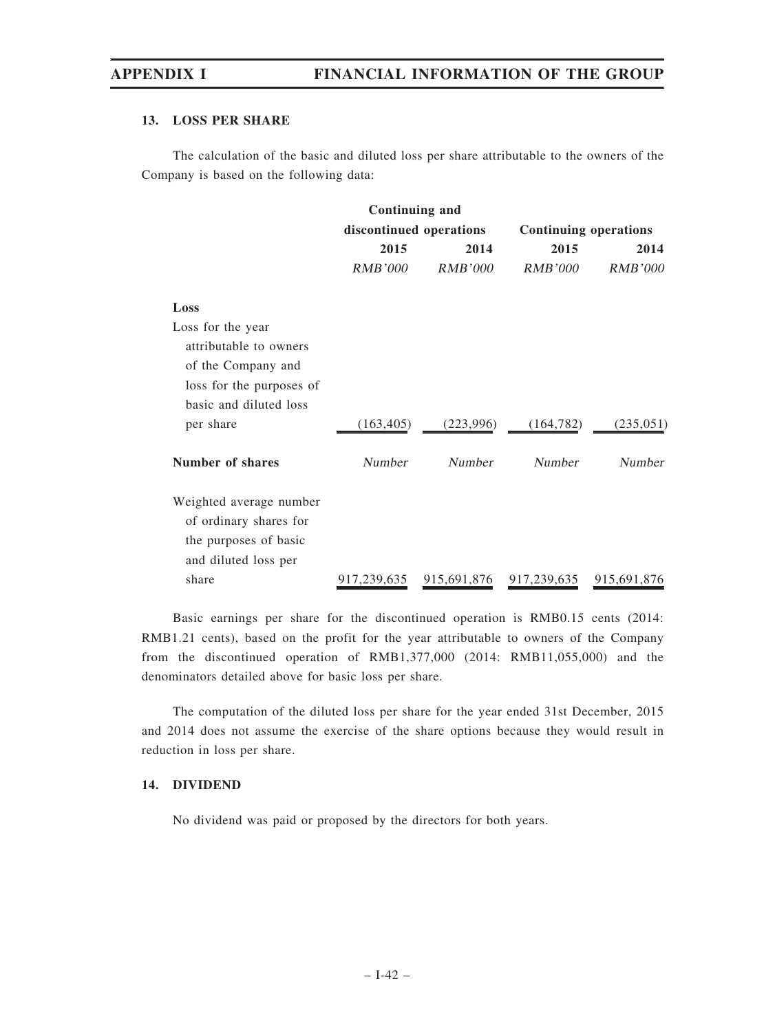### 13. LOSS PER SHARE

The calculation of the basic and diluted loss per share attributable to the owners of the Company is based on the following data:

| | Continuing and discontinued operations | | Continuing operations | |
|---|---|---|---|---|
| | 2015 | 2014 | 2015 | 2014 |
| | *RMB'000* | *RMB'000* | *RMB'000* | *RMB'000* |
| **Loss** | | | | |
| Loss for the year attributable to owners of the Company and loss for the purposes of basic and diluted loss per share | (163,405) | (223,996) | (164,782) | (235,051) |
| **Number of shares** | *Number* | *Number* | *Number* | *Number* |
| Weighted average number of ordinary shares for the purposes of basic and diluted loss per share | 917,239,635 | 915,691,876 | 917,239,635 | 915,691,876 |

Basic earnings per share for the discontinued operation is RMB0.15 cents (2014: RMB1.21 cents), based on the profit for the year attributable to owners of the Company from the discontinued operation of RMB1,377,000 (2014: RMB11,055,000) and the denominators detailed above for basic loss per share.

The computation of the diluted loss per share for the year ended 31st December, 2015 and 2014 does not assume the exercise of the share options because they would result in reduction in loss per share.

### 14. DIVIDEND

No dividend was paid or proposed by the directors for both years.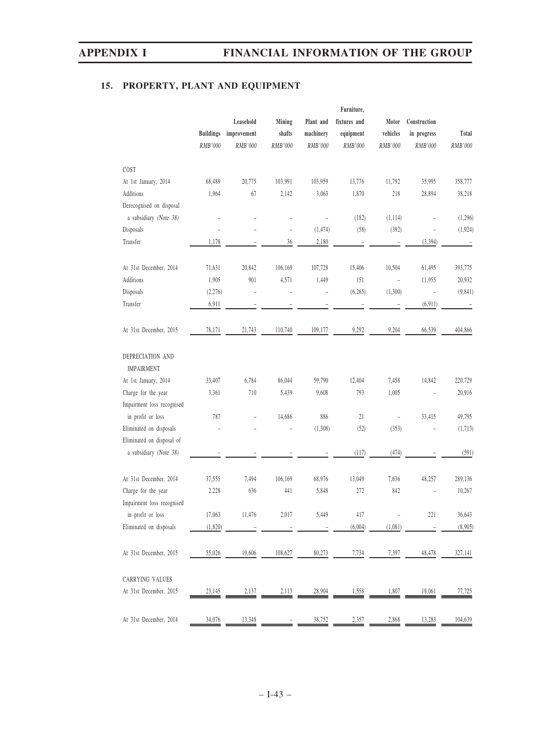## 15. PROPERTY, PLANT AND EQUIPMENT

| | Buildings | Leasehold improvement | Mining shafts | Plant and machinery | Furniture, fixtures and equipment | Motor vehicles | Construction in progress | Total |
|---|---|---|---|---|---|---|---|---|
| | *RMB'000* | *RMB'000* | *RMB'000* | *RMB'000* | *RMB'000* | *RMB'000* | *RMB'000* | *RMB'000* |
| COST | | | | | | | | |
| At 1st January, 2014 | 68,489 | 20,775 | 103,991 | 103,959 | 13,776 | 11,792 | 35,995 | 358,777 |
| Additions | 1,964 | 67 | 2,142 | 3,063 | 1,870 | 218 | 28,894 | 38,218 |
| Derecognised on disposal a subsidiary *(Note 38)* | – | – | – | – | (182) | (1,114) | – | (1,296) |
| Disposals | – | – | – | (1,474) | (58) | (392) | – | (1,924) |
| Transfer | 1,178 | – | 36 | 2,180 | – | – | (3,394) | – |
| At 31st December, 2014 | 71,631 | 20,842 | 106,169 | 107,728 | 15,406 | 10,504 | 61,495 | 393,775 |
| Additions | 1,905 | 901 | 4,571 | 1,449 | 151 | – | 11,955 | 20,932 |
| Disposals | (2,276) | – | – | – | (6,265) | (1,300) | – | (9,841) |
| Transfer | 6,911 | – | – | – | – | – | (6,911) | – |
| At 31st December, 2015 | 78,171 | 21,743 | 110,740 | 109,177 | 9,292 | 9,204 | 66,539 | 404,866 |
| DEPRECIATION AND IMPAIRMENT | | | | | | | | |
| At 1st January, 2014 | 33,407 | 6,784 | 86,044 | 59,790 | 12,404 | 7,458 | 14,842 | 220,729 |
| Charge for the year | 3,361 | 710 | 5,439 | 9,608 | 793 | 1,005 | – | 20,916 |
| Impairment loss recognised in profit or loss | 787 | – | 14,686 | 886 | 21 | – | 33,415 | 49,795 |
| Eliminated on disposals | – | – | – | (1,308) | (52) | (353) | – | (1,713) |
| Eliminated on disposal of a subsidiary *(Note 38)* | – | – | – | – | (117) | (474) | – | (591) |
| At 31st December, 2014 | 37,555 | 7,494 | 106,169 | 68,976 | 13,049 | 7,636 | 48,257 | 289,136 |
| Charge for the year | 2,228 | 636 | 441 | 5,848 | 272 | 842 | – | 10,267 |
| Impairment loss recognised in profit or loss | 17,063 | 11,476 | 2,017 | 5,449 | 417 | – | 221 | 36,643 |
| Eliminated on disposals | (1,820) | – | – | – | (6,004) | (1,081) | – | (8,905) |
| At 31st December, 2015 | 55,026 | 19,606 | 108,627 | 80,273 | 7,734 | 7,397 | 48,478 | 327,141 |
| CARRYING VALUES | | | | | | | | |
| At 31st December, 2015 | 23,145 | 2,137 | 2,113 | 28,904 | 1,558 | 1,807 | 18,061 | 77,725 |
| At 31st December, 2014 | 34,076 | 13,348 | – | 38,752 | 2,357 | 2,868 | 13,283 | 104,639 |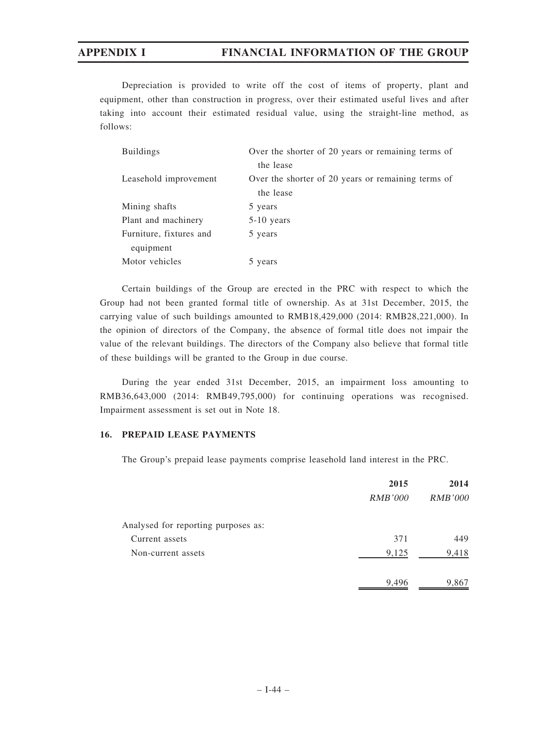Depreciation is provided to write off the cost of items of property, plant and equipment, other than construction in progress, over their estimated useful lives and after taking into account their estimated residual value, using the straight-line method, as follows:

| | |
|---|---|
| Buildings | Over the shorter of 20 years or remaining terms of the lease |
| Leasehold improvement | Over the shorter of 20 years or remaining terms of the lease |
| Mining shafts | 5 years |
| Plant and machinery | 5-10 years |
| Furniture, fixtures and equipment | 5 years |
| Motor vehicles | 5 years |

Certain buildings of the Group are erected in the PRC with respect to which the Group had not been granted formal title of ownership. As at 31st December, 2015, the carrying value of such buildings amounted to RMB18,429,000 (2014: RMB28,221,000). In the opinion of directors of the Company, the absence of formal title does not impair the value of the relevant buildings. The directors of the Company also believe that formal title of these buildings will be granted to the Group in due course.

During the year ended 31st December, 2015, an impairment loss amounting to RMB36,643,000 (2014: RMB49,795,000) for continuing operations was recognised. Impairment assessment is set out in Note 18.

## 16. PREPAID LEASE PAYMENTS

The Group's prepaid lease payments comprise leasehold land interest in the PRC.

| | 2015 | 2014 |
|---|---|---|
| | *RMB'000* | *RMB'000* |
| Analysed for reporting purposes as: | | |
| Current assets | 371 | 449 |
| Non-current assets | 9,125 | 9,418 |
| | 9,496 | 9,867 |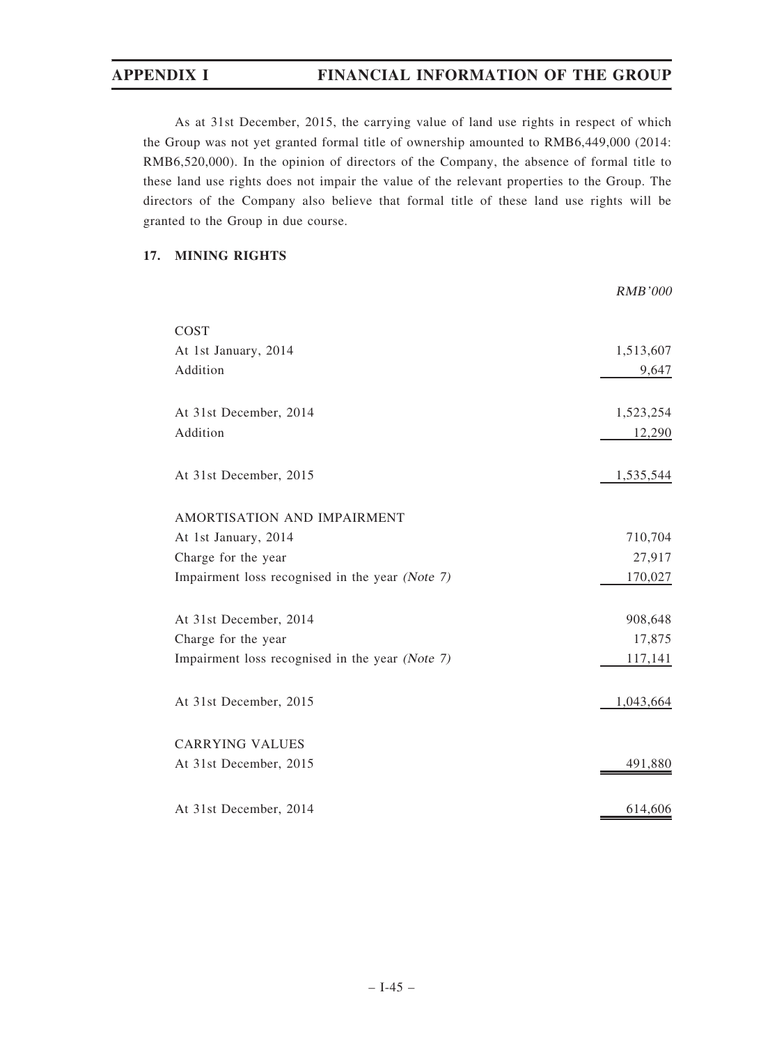As at 31st December, 2015, the carrying value of land use rights in respect of which the Group was not yet granted formal title of ownership amounted to RMB6,449,000 (2014: RMB6,520,000). In the opinion of directors of the Company, the absence of formal title to these land use rights does not impair the value of the relevant properties to the Group. The directors of the Company also believe that formal title of these land use rights will be granted to the Group in due course.

## 17. MINING RIGHTS

| | *RMB'000* |
|---|---|
| COST | |
| At 1st January, 2014 | 1,513,607 |
| Addition | 9,647 |
| At 31st December, 2014 | 1,523,254 |
| Addition | 12,290 |
| At 31st December, 2015 | 1,535,544 |
| AMORTISATION AND IMPAIRMENT | |
| At 1st January, 2014 | 710,704 |
| Charge for the year | 27,917 |
| Impairment loss recognised in the year *(Note 7)* | 170,027 |
| At 31st December, 2014 | 908,648 |
| Charge for the year | 17,875 |
| Impairment loss recognised in the year *(Note 7)* | 117,141 |
| At 31st December, 2015 | 1,043,664 |
| CARRYING VALUES | |
| At 31st December, 2015 | 491,880 |
| At 31st December, 2014 | 614,606 |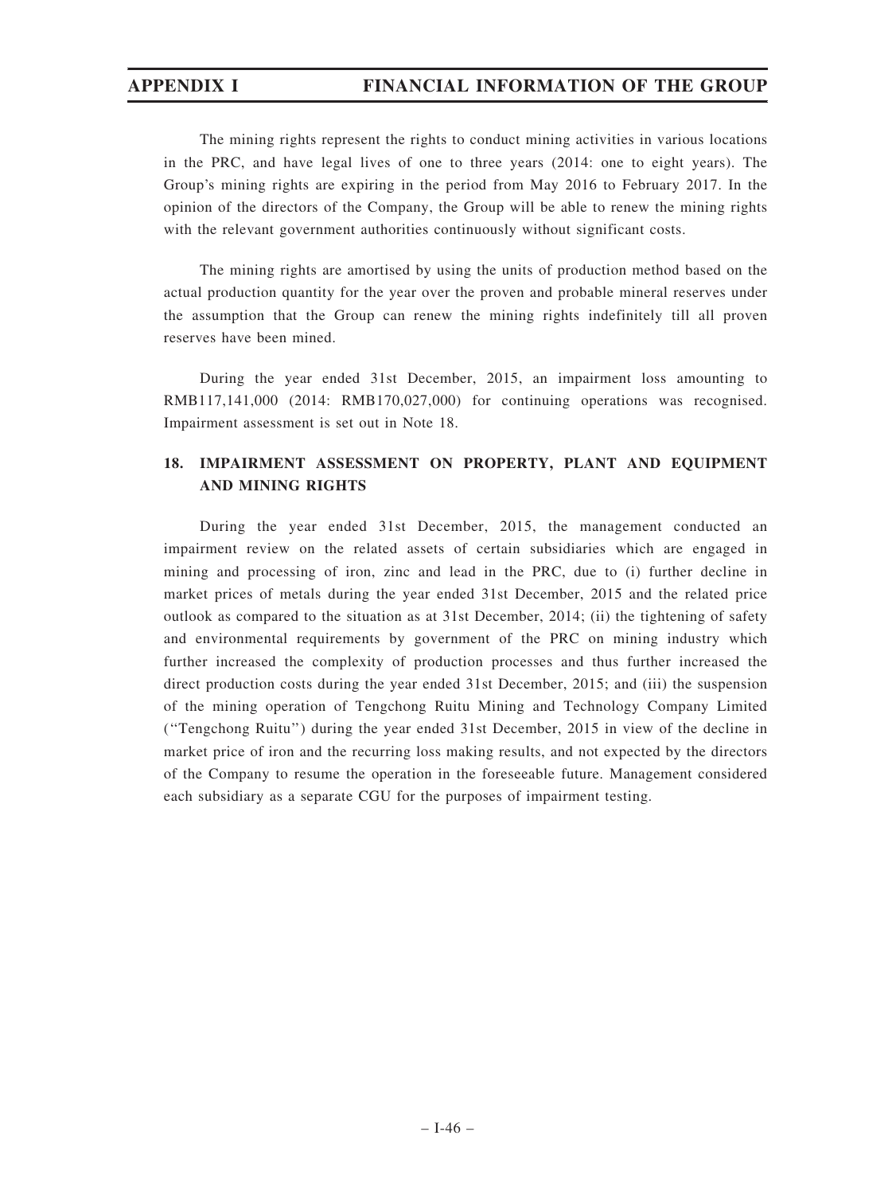The mining rights represent the rights to conduct mining activities in various locations in the PRC, and have legal lives of one to three years (2014: one to eight years). The Group's mining rights are expiring in the period from May 2016 to February 2017. In the opinion of the directors of the Company, the Group will be able to renew the mining rights with the relevant government authorities continuously without significant costs.

The mining rights are amortised by using the units of production method based on the actual production quantity for the year over the proven and probable mineral reserves under the assumption that the Group can renew the mining rights indefinitely till all proven reserves have been mined.

During the year ended 31st December, 2015, an impairment loss amounting to RMB117,141,000 (2014: RMB170,027,000) for continuing operations was recognised. Impairment assessment is set out in Note 18.

## 18. IMPAIRMENT ASSESSMENT ON PROPERTY, PLANT AND EQUIPMENT AND MINING RIGHTS

During the year ended 31st December, 2015, the management conducted an impairment review on the related assets of certain subsidiaries which are engaged in mining and processing of iron, zinc and lead in the PRC, due to (i) further decline in market prices of metals during the year ended 31st December, 2015 and the related price outlook as compared to the situation as at 31st December, 2014; (ii) the tightening of safety and environmental requirements by government of the PRC on mining industry which further increased the complexity of production processes and thus further increased the direct production costs during the year ended 31st December, 2015; and (iii) the suspension of the mining operation of Tengchong Ruitu Mining and Technology Company Limited ("Tengchong Ruitu") during the year ended 31st December, 2015 in view of the decline in market price of iron and the recurring loss making results, and not expected by the directors of the Company to resume the operation in the foreseeable future. Management considered each subsidiary as a separate CGU for the purposes of impairment testing.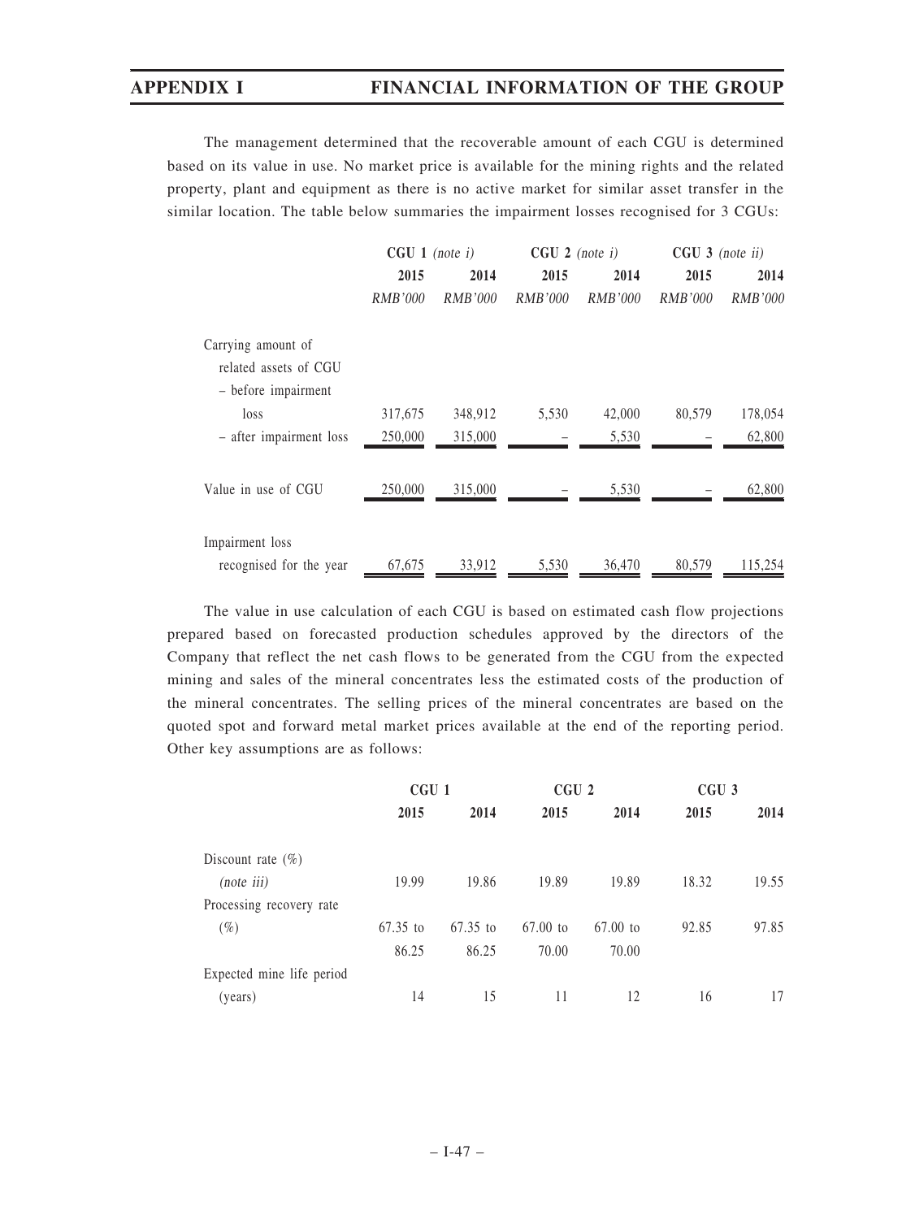The management determined that the recoverable amount of each CGU is determined based on its value in use. No market price is available for the mining rights and the related property, plant and equipment as there is no active market for similar asset transfer in the similar location. The table below summaries the impairment losses recognised for 3 CGUs:

| | **CGU 1** *(note i)* | | **CGU 2** *(note i)* | | **CGU 3** *(note ii)* | |
|---|---|---|---|---|---|---|
| | **2015** | **2014** | **2015** | **2014** | **2015** | **2014** |
| | *RMB'000* | *RMB'000* | *RMB'000* | *RMB'000* | *RMB'000* | *RMB'000* |
| Carrying amount of related assets of CGU | | | | | | |
| – before impairment loss | 317,675 | 348,912 | 5,530 | 42,000 | 80,579 | 178,054 |
| – after impairment loss | 250,000 | 315,000 | – | 5,530 | – | 62,800 |
| Value in use of CGU | 250,000 | 315,000 | – | 5,530 | – | 62,800 |
| Impairment loss recognised for the year | 67,675 | 33,912 | 5,530 | 36,470 | 80,579 | 115,254 |

The value in use calculation of each CGU is based on estimated cash flow projections prepared based on forecasted production schedules approved by the directors of the Company that reflect the net cash flows to be generated from the CGU from the expected mining and sales of the mineral concentrates less the estimated costs of the production of the mineral concentrates. The selling prices of the mineral concentrates are based on the quoted spot and forward metal market prices available at the end of the reporting period. Other key assumptions are as follows:

| | **CGU 1** | | **CGU 2** | | **CGU 3** | |
|---|---|---|---|---|---|---|
| | **2015** | **2014** | **2015** | **2014** | **2015** | **2014** |
| Discount rate (%) *(note iii)* | 19.99 | 19.86 | 19.89 | 19.89 | 18.32 | 19.55 |
| Processing recovery rate (%) | 67.35 to 86.25 | 67.35 to 86.25 | 67.00 to 70.00 | 67.00 to 70.00 | 92.85 | 97.85 |
| Expected mine life period (years) | 14 | 15 | 11 | 12 | 16 | 17 |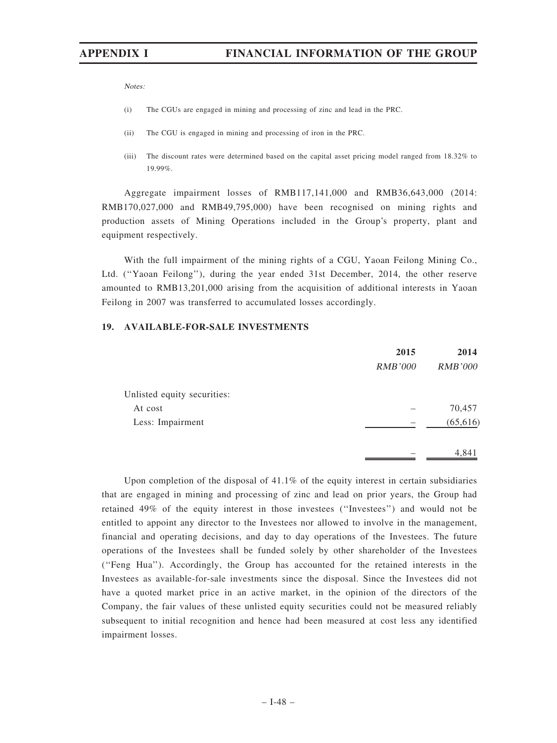*Notes:*

(i) The CGUs are engaged in mining and processing of zinc and lead in the PRC.

(ii) The CGU is engaged in mining and processing of iron in the PRC.

(iii) The discount rates were determined based on the capital asset pricing model ranged from 18.32% to 19.99%.

Aggregate impairment losses of RMB117,141,000 and RMB36,643,000 (2014: RMB170,027,000 and RMB49,795,000) have been recognised on mining rights and production assets of Mining Operations included in the Group's property, plant and equipment respectively.

With the full impairment of the mining rights of a CGU, Yaoan Feilong Mining Co., Ltd. ("Yaoan Feilong"), during the year ended 31st December, 2014, the other reserve amounted to RMB13,201,000 arising from the acquisition of additional interests in Yaoan Feilong in 2007 was transferred to accumulated losses accordingly.

## 19. AVAILABLE-FOR-SALE INVESTMENTS

| | 2015 | 2014 |
|---|---|---|
| | *RMB'000* | *RMB'000* |
| Unlisted equity securities: | | |
| At cost | – | 70,457 |
| Less: Impairment | – | (65,616) |
| | – | 4,841 |

Upon completion of the disposal of 41.1% of the equity interest in certain subsidiaries that are engaged in mining and processing of zinc and lead on prior years, the Group had retained 49% of the equity interest in those investees ("Investees") and would not be entitled to appoint any director to the Investees nor allowed to involve in the management, financial and operating decisions, and day to day operations of the Investees. The future operations of the Investees shall be funded solely by other shareholder of the Investees ("Feng Hua"). Accordingly, the Group has accounted for the retained interests in the Investees as available-for-sale investments since the disposal. Since the Investees did not have a quoted market price in an active market, in the opinion of the directors of the Company, the fair values of these unlisted equity securities could not be measured reliably subsequent to initial recognition and hence had been measured at cost less any identified impairment losses.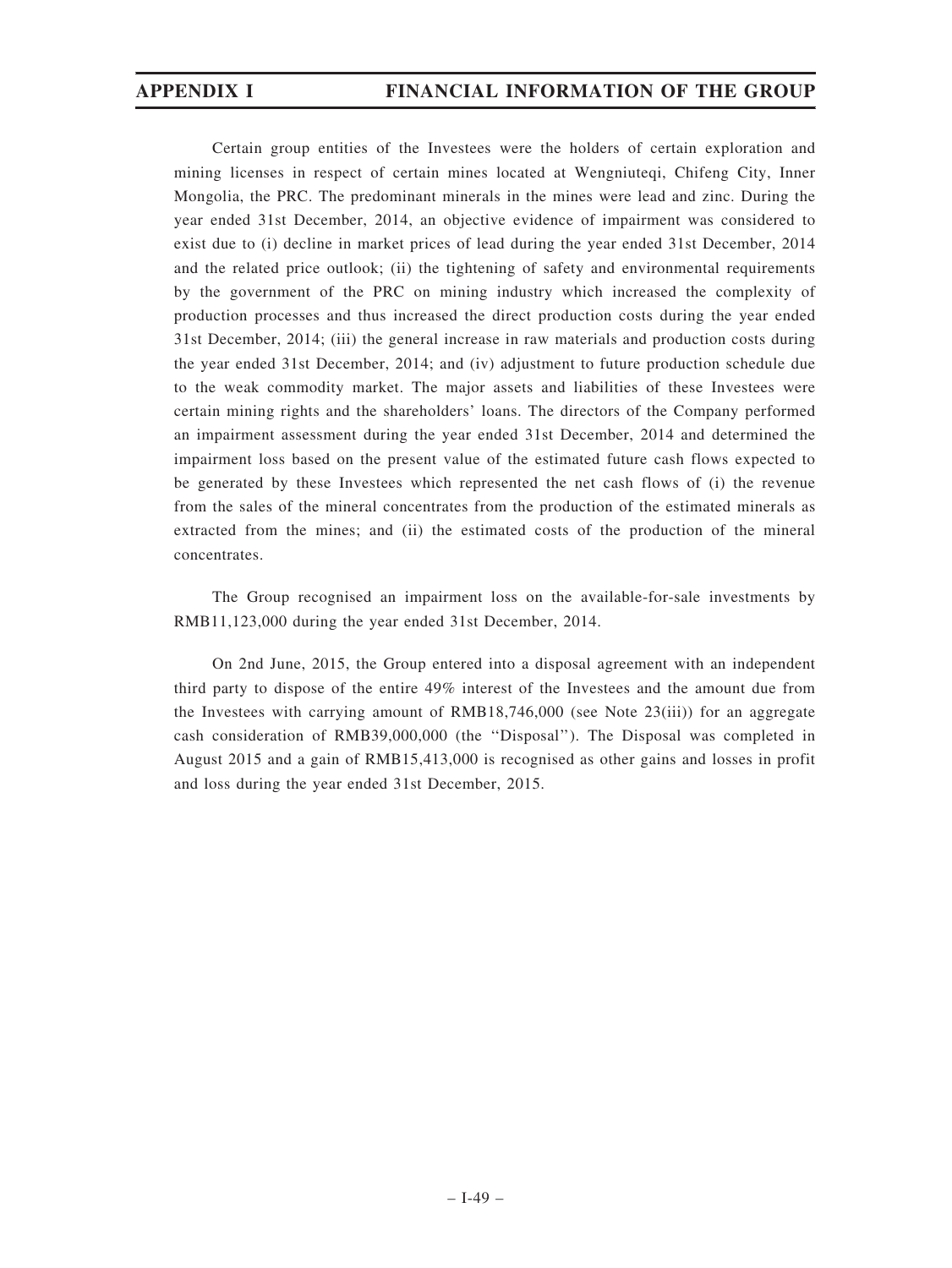Certain group entities of the Investees were the holders of certain exploration and mining licenses in respect of certain mines located at Wengniuteqi, Chifeng City, Inner Mongolia, the PRC. The predominant minerals in the mines were lead and zinc. During the year ended 31st December, 2014, an objective evidence of impairment was considered to exist due to (i) decline in market prices of lead during the year ended 31st December, 2014 and the related price outlook; (ii) the tightening of safety and environmental requirements by the government of the PRC on mining industry which increased the complexity of production processes and thus increased the direct production costs during the year ended 31st December, 2014; (iii) the general increase in raw materials and production costs during the year ended 31st December, 2014; and (iv) adjustment to future production schedule due to the weak commodity market. The major assets and liabilities of these Investees were certain mining rights and the shareholders' loans. The directors of the Company performed an impairment assessment during the year ended 31st December, 2014 and determined the impairment loss based on the present value of the estimated future cash flows expected to be generated by these Investees which represented the net cash flows of (i) the revenue from the sales of the mineral concentrates from the production of the estimated minerals as extracted from the mines; and (ii) the estimated costs of the production of the mineral concentrates.

The Group recognised an impairment loss on the available-for-sale investments by RMB11,123,000 during the year ended 31st December, 2014.

On 2nd June, 2015, the Group entered into a disposal agreement with an independent third party to dispose of the entire 49% interest of the Investees and the amount due from the Investees with carrying amount of RMB18,746,000 (see Note 23(iii)) for an aggregate cash consideration of RMB39,000,000 (the ''Disposal''). The Disposal was completed in August 2015 and a gain of RMB15,413,000 is recognised as other gains and losses in profit and loss during the year ended 31st December, 2015.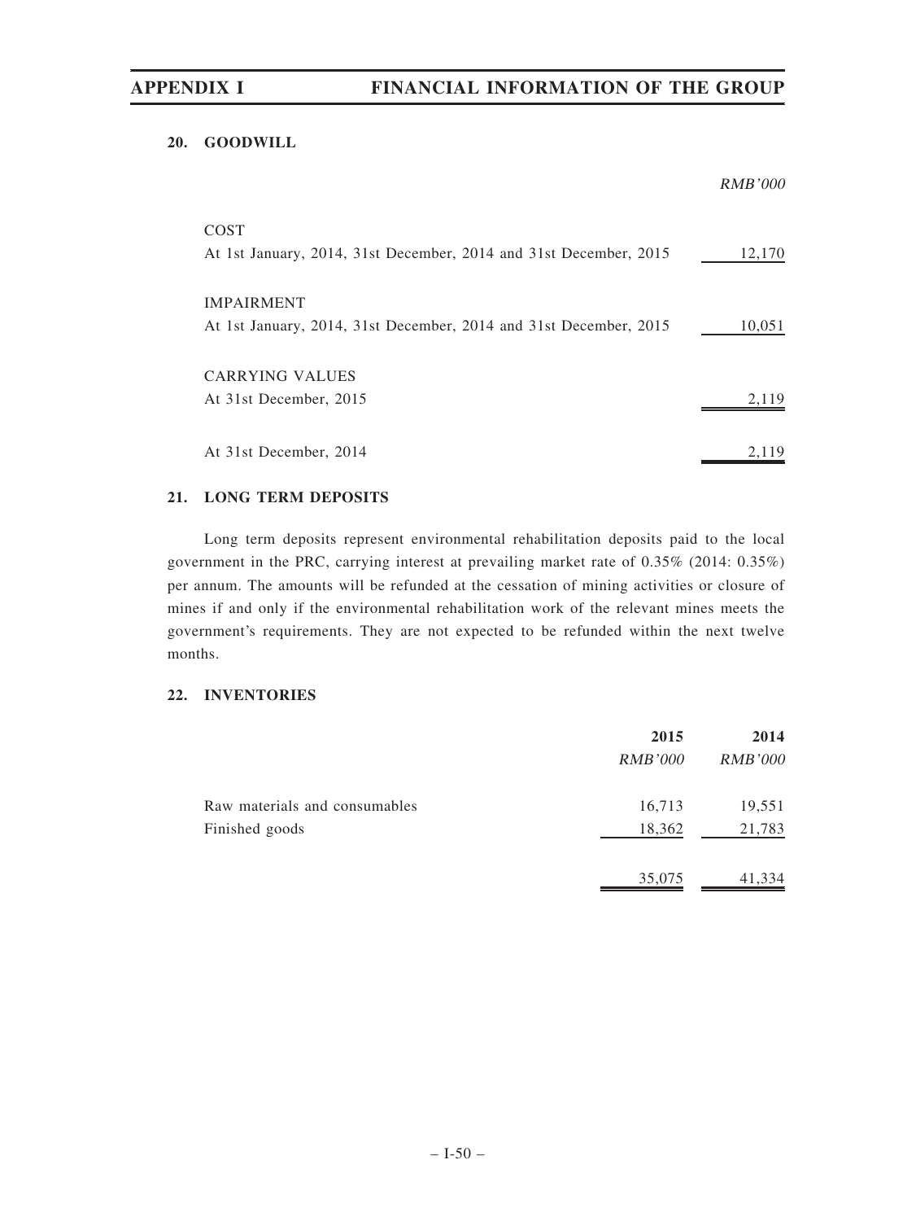### 20. GOODWILL

| | *RMB'000* |
|---|---|
| COST | |
| At 1st January, 2014, 31st December, 2014 and 31st December, 2015 | 12,170 |
| IMPAIRMENT | |
| At 1st January, 2014, 31st December, 2014 and 31st December, 2015 | 10,051 |
| CARRYING VALUES | |
| At 31st December, 2015 | 2,119 |
| At 31st December, 2014 | 2,119 |

### 21. LONG TERM DEPOSITS

Long term deposits represent environmental rehabilitation deposits paid to the local government in the PRC, carrying interest at prevailing market rate of 0.35% (2014: 0.35%) per annum. The amounts will be refunded at the cessation of mining activities or closure of mines if and only if the environmental rehabilitation work of the relevant mines meets the government's requirements. They are not expected to be refunded within the next twelve months.

### 22. INVENTORIES

| | **2015** | **2014** |
|---|---|---|
| | *RMB'000* | *RMB'000* |
| Raw materials and consumables | 16,713 | 19,551 |
| Finished goods | 18,362 | 21,783 |
| | 35,075 | 41,334 |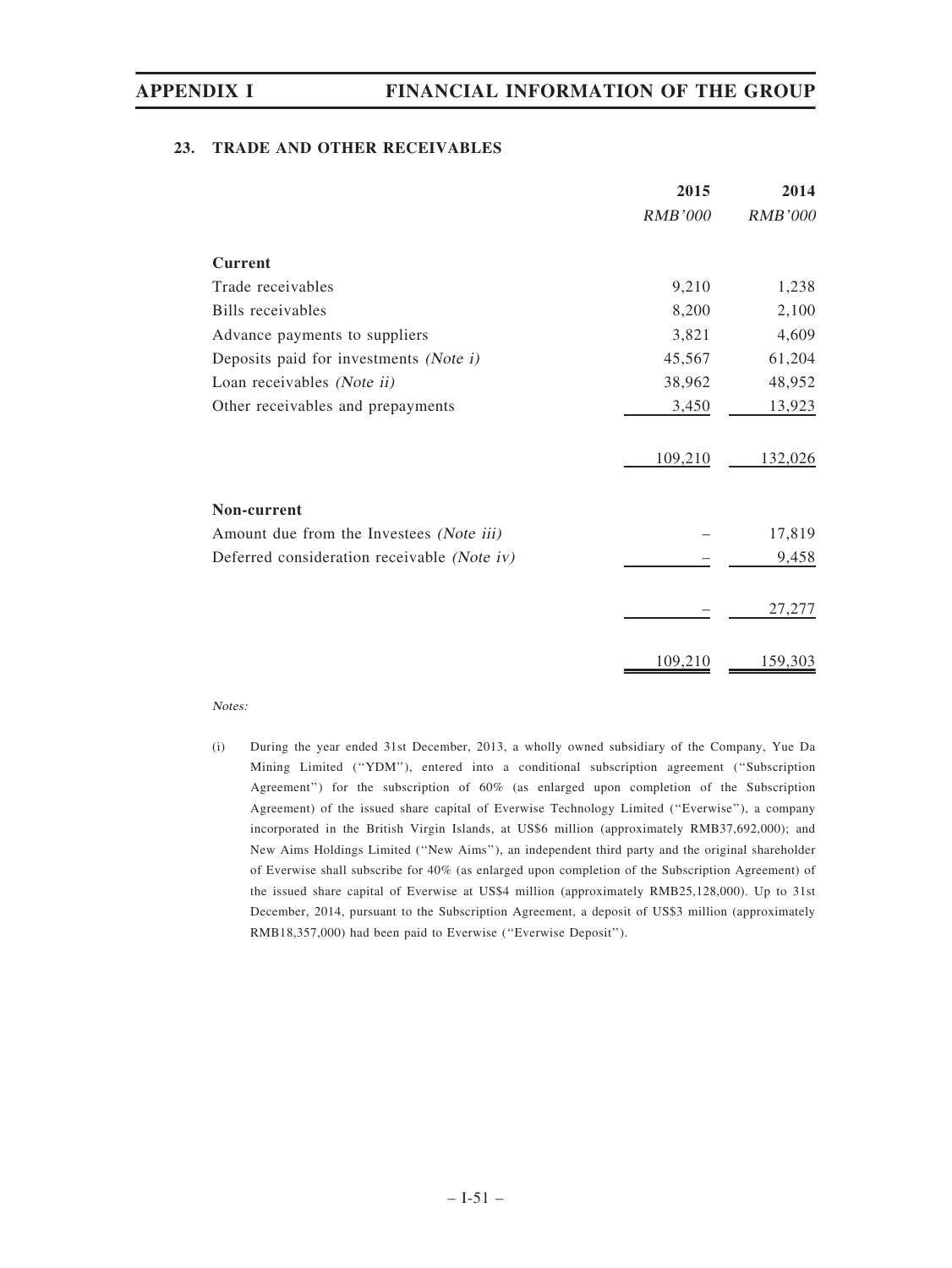### 23. TRADE AND OTHER RECEIVABLES

| | 2015 | 2014 |
|---|---|---|
| | *RMB'000* | *RMB'000* |
| **Current** | | |
| Trade receivables | 9,210 | 1,238 |
| Bills receivables | 8,200 | 2,100 |
| Advance payments to suppliers | 3,821 | 4,609 |
| Deposits paid for investments *(Note i)* | 45,567 | 61,204 |
| Loan receivables *(Note ii)* | 38,962 | 48,952 |
| Other receivables and prepayments | 3,450 | 13,923 |
| | 109,210 | 132,026 |
| **Non-current** | | |
| Amount due from the Investees *(Note iii)* | – | 17,819 |
| Deferred consideration receivable *(Note iv)* | – | 9,458 |
| | – | 27,277 |
| | 109,210 | 159,303 |

*Notes:*

(i) During the year ended 31st December, 2013, a wholly owned subsidiary of the Company, Yue Da Mining Limited ("YDM"), entered into a conditional subscription agreement ("Subscription Agreement") for the subscription of 60% (as enlarged upon completion of the Subscription Agreement) of the issued share capital of Everwise Technology Limited ("Everwise"), a company incorporated in the British Virgin Islands, at US$6 million (approximately RMB37,692,000); and New Aims Holdings Limited ("New Aims"), an independent third party and the original shareholder of Everwise shall subscribe for 40% (as enlarged upon completion of the Subscription Agreement) of the issued share capital of Everwise at US$4 million (approximately RMB25,128,000). Up to 31st December, 2014, pursuant to the Subscription Agreement, a deposit of US$3 million (approximately RMB18,357,000) had been paid to Everwise ("Everwise Deposit").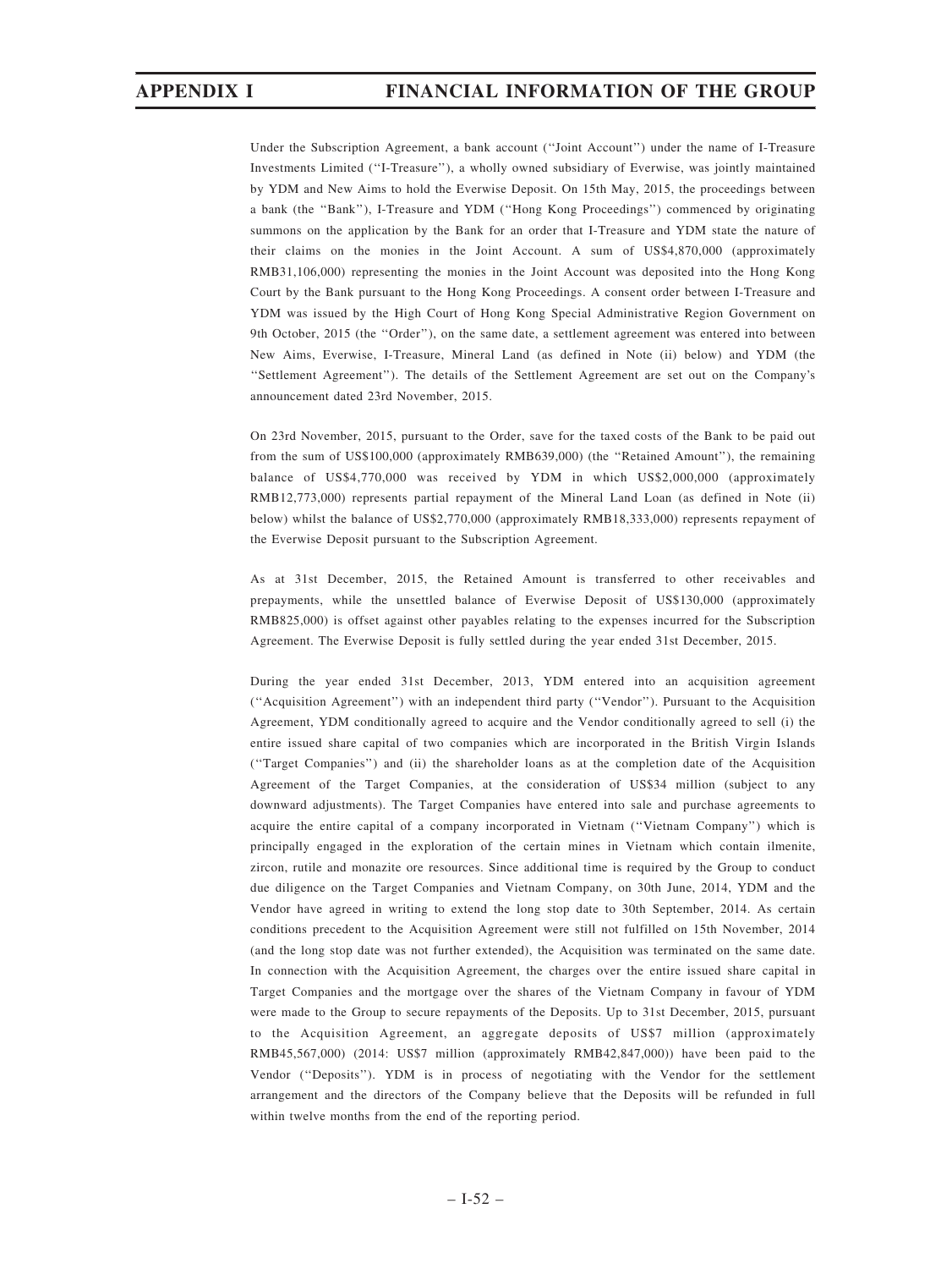Under the Subscription Agreement, a bank account (''Joint Account'') under the name of I-Treasure Investments Limited (''I-Treasure''), a wholly owned subsidiary of Everwise, was jointly maintained by YDM and New Aims to hold the Everwise Deposit. On 15th May, 2015, the proceedings between a bank (the ''Bank''), I-Treasure and YDM (''Hong Kong Proceedings'') commenced by originating summons on the application by the Bank for an order that I-Treasure and YDM state the nature of their claims on the monies in the Joint Account. A sum of US$4,870,000 (approximately RMB31,106,000) representing the monies in the Joint Account was deposited into the Hong Kong Court by the Bank pursuant to the Hong Kong Proceedings. A consent order between I-Treasure and YDM was issued by the High Court of Hong Kong Special Administrative Region Government on 9th October, 2015 (the ''Order''), on the same date, a settlement agreement was entered into between New Aims, Everwise, I-Treasure, Mineral Land (as defined in Note (ii) below) and YDM (the ''Settlement Agreement''). The details of the Settlement Agreement are set out on the Company's announcement dated 23rd November, 2015.

On 23rd November, 2015, pursuant to the Order, save for the taxed costs of the Bank to be paid out from the sum of US$100,000 (approximately RMB639,000) (the ''Retained Amount''), the remaining balance of US$4,770,000 was received by YDM in which US$2,000,000 (approximately RMB12,773,000) represents partial repayment of the Mineral Land Loan (as defined in Note (ii) below) whilst the balance of US$2,770,000 (approximately RMB18,333,000) represents repayment of the Everwise Deposit pursuant to the Subscription Agreement.

As at 31st December, 2015, the Retained Amount is transferred to other receivables and prepayments, while the unsettled balance of Everwise Deposit of US$130,000 (approximately RMB825,000) is offset against other payables relating to the expenses incurred for the Subscription Agreement. The Everwise Deposit is fully settled during the year ended 31st December, 2015.

During the year ended 31st December, 2013, YDM entered into an acquisition agreement (''Acquisition Agreement'') with an independent third party (''Vendor''). Pursuant to the Acquisition Agreement, YDM conditionally agreed to acquire and the Vendor conditionally agreed to sell (i) the entire issued share capital of two companies which are incorporated in the British Virgin Islands (''Target Companies'') and (ii) the shareholder loans as at the completion date of the Acquisition Agreement of the Target Companies, at the consideration of US$34 million (subject to any downward adjustments). The Target Companies have entered into sale and purchase agreements to acquire the entire capital of a company incorporated in Vietnam (''Vietnam Company'') which is principally engaged in the exploration of the certain mines in Vietnam which contain ilmenite, zircon, rutile and monazite ore resources. Since additional time is required by the Group to conduct due diligence on the Target Companies and Vietnam Company, on 30th June, 2014, YDM and the Vendor have agreed in writing to extend the long stop date to 30th September, 2014. As certain conditions precedent to the Acquisition Agreement were still not fulfilled on 15th November, 2014 (and the long stop date was not further extended), the Acquisition was terminated on the same date. In connection with the Acquisition Agreement, the charges over the entire issued share capital in Target Companies and the mortgage over the shares of the Vietnam Company in favour of YDM were made to the Group to secure repayments of the Deposits. Up to 31st December, 2015, pursuant to the Acquisition Agreement, an aggregate deposits of US$7 million (approximately RMB45,567,000) (2014: US$7 million (approximately RMB42,847,000)) have been paid to the Vendor (''Deposits''). YDM is in process of negotiating with the Vendor for the settlement arrangement and the directors of the Company believe that the Deposits will be refunded in full within twelve months from the end of the reporting period.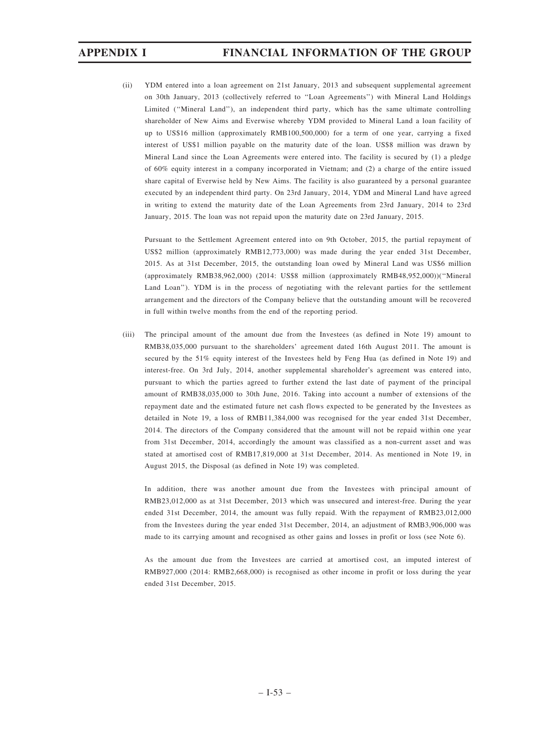(ii) YDM entered into a loan agreement on 21st January, 2013 and subsequent supplemental agreement on 30th January, 2013 (collectively referred to "Loan Agreements") with Mineral Land Holdings Limited ("Mineral Land"), an independent third party, which has the same ultimate controlling shareholder of New Aims and Everwise whereby YDM provided to Mineral Land a loan facility of up to US$16 million (approximately RMB100,500,000) for a term of one year, carrying a fixed interest of US$1 million payable on the maturity date of the loan. US$8 million was drawn by Mineral Land since the Loan Agreements were entered into. The facility is secured by (1) a pledge of 60% equity interest in a company incorporated in Vietnam; and (2) a charge of the entire issued share capital of Everwise held by New Aims. The facility is also guaranteed by a personal guarantee executed by an independent third party. On 23rd January, 2014, YDM and Mineral Land have agreed in writing to extend the maturity date of the Loan Agreements from 23rd January, 2014 to 23rd January, 2015. The loan was not repaid upon the maturity date on 23rd January, 2015.

Pursuant to the Settlement Agreement entered into on 9th October, 2015, the partial repayment of US$2 million (approximately RMB12,773,000) was made during the year ended 31st December, 2015. As at 31st December, 2015, the outstanding loan owed by Mineral Land was US$6 million (approximately RMB38,962,000) (2014: US$8 million (approximately RMB48,952,000))("Mineral Land Loan"). YDM is in the process of negotiating with the relevant parties for the settlement arrangement and the directors of the Company believe that the outstanding amount will be recovered in full within twelve months from the end of the reporting period.

(iii) The principal amount of the amount due from the Investees (as defined in Note 19) amount to RMB38,035,000 pursuant to the shareholders' agreement dated 16th August 2011. The amount is secured by the 51% equity interest of the Investees held by Feng Hua (as defined in Note 19) and interest-free. On 3rd July, 2014, another supplemental shareholder's agreement was entered into, pursuant to which the parties agreed to further extend the last date of payment of the principal amount of RMB38,035,000 to 30th June, 2016. Taking into account a number of extensions of the repayment date and the estimated future net cash flows expected to be generated by the Investees as detailed in Note 19, a loss of RMB11,384,000 was recognised for the year ended 31st December, 2014. The directors of the Company considered that the amount will not be repaid within one year from 31st December, 2014, accordingly the amount was classified as a non-current asset and was stated at amortised cost of RMB17,819,000 at 31st December, 2014. As mentioned in Note 19, in August 2015, the Disposal (as defined in Note 19) was completed.

In addition, there was another amount due from the Investees with principal amount of RMB23,012,000 as at 31st December, 2013 which was unsecured and interest-free. During the year ended 31st December, 2014, the amount was fully repaid. With the repayment of RMB23,012,000 from the Investees during the year ended 31st December, 2014, an adjustment of RMB3,906,000 was made to its carrying amount and recognised as other gains and losses in profit or loss (see Note 6).

As the amount due from the Investees are carried at amortised cost, an imputed interest of RMB927,000 (2014: RMB2,668,000) is recognised as other income in profit or loss during the year ended 31st December, 2015.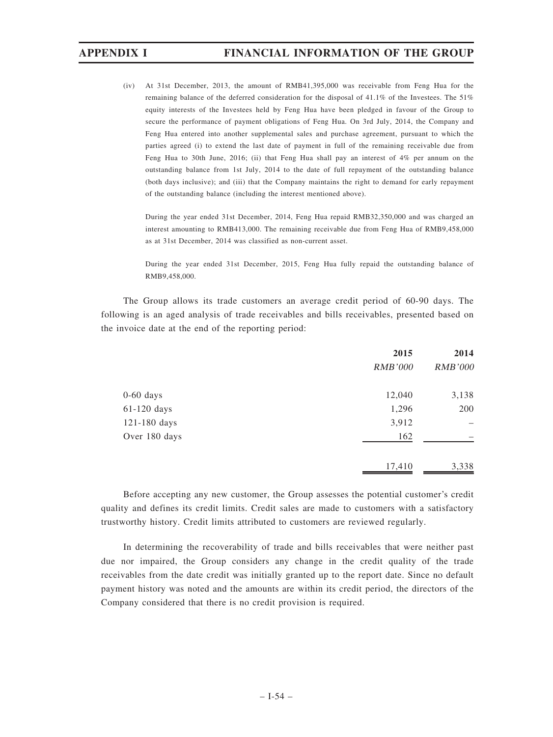(iv) At 31st December, 2013, the amount of RMB41,395,000 was receivable from Feng Hua for the remaining balance of the deferred consideration for the disposal of 41.1% of the Investees. The 51% equity interests of the Investees held by Feng Hua have been pledged in favour of the Group to secure the performance of payment obligations of Feng Hua. On 3rd July, 2014, the Company and Feng Hua entered into another supplemental sales and purchase agreement, pursuant to which the parties agreed (i) to extend the last date of payment in full of the remaining receivable due from Feng Hua to 30th June, 2016; (ii) that Feng Hua shall pay an interest of 4% per annum on the outstanding balance from 1st July, 2014 to the date of full repayment of the outstanding balance (both days inclusive); and (iii) that the Company maintains the right to demand for early repayment of the outstanding balance (including the interest mentioned above).

During the year ended 31st December, 2014, Feng Hua repaid RMB32,350,000 and was charged an interest amounting to RMB413,000. The remaining receivable due from Feng Hua of RMB9,458,000 as at 31st December, 2014 was classified as non-current asset.

During the year ended 31st December, 2015, Feng Hua fully repaid the outstanding balance of RMB9,458,000.

The Group allows its trade customers an average credit period of 60-90 days. The following is an aged analysis of trade receivables and bills receivables, presented based on the invoice date at the end of the reporting period:

| | 2015 | 2014 |
|---|---|---|
| | *RMB'000* | *RMB'000* |
| 0-60 days | 12,040 | 3,138 |
| 61-120 days | 1,296 | 200 |
| 121-180 days | 3,912 | – |
| Over 180 days | 162 | – |
| | 17,410 | 3,338 |

Before accepting any new customer, the Group assesses the potential customer's credit quality and defines its credit limits. Credit sales are made to customers with a satisfactory trustworthy history. Credit limits attributed to customers are reviewed regularly.

In determining the recoverability of trade and bills receivables that were neither past due nor impaired, the Group considers any change in the credit quality of the trade receivables from the date credit was initially granted up to the report date. Since no default payment history was noted and the amounts are within its credit period, the directors of the Company considered that there is no credit provision is required.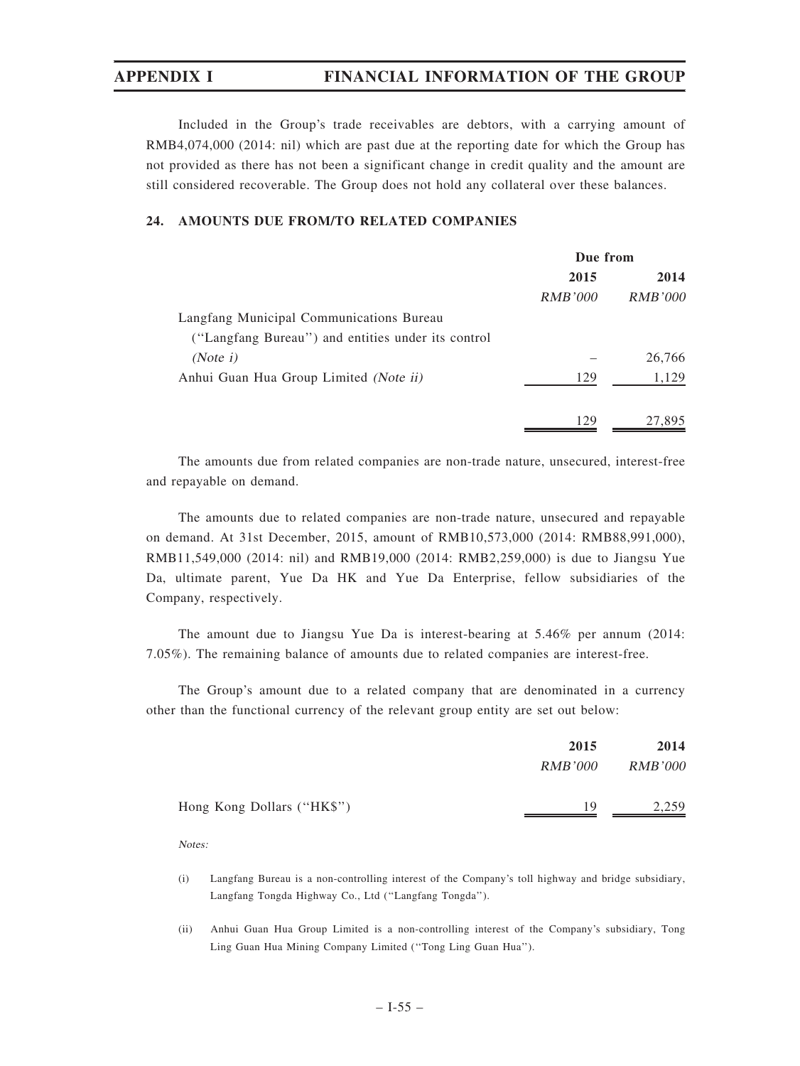Included in the Group's trade receivables are debtors, with a carrying amount of RMB4,074,000 (2014: nil) which are past due at the reporting date for which the Group has not provided as there has not been a significant change in credit quality and the amount are still considered recoverable. The Group does not hold any collateral over these balances.

### 24. AMOUNTS DUE FROM/TO RELATED COMPANIES

| | Due from | |
|---|---|---|
| | 2015 | 2014 |
| | *RMB'000* | *RMB'000* |
| Langfang Municipal Communications Bureau ("Langfang Bureau") and entities under its control *(Note i)* | – | 26,766 |
| Anhui Guan Hua Group Limited *(Note ii)* | 129 | 1,129 |
| | 129 | 27,895 |

The amounts due from related companies are non-trade nature, unsecured, interest-free and repayable on demand.

The amounts due to related companies are non-trade nature, unsecured and repayable on demand. At 31st December, 2015, amount of RMB10,573,000 (2014: RMB88,991,000), RMB11,549,000 (2014: nil) and RMB19,000 (2014: RMB2,259,000) is due to Jiangsu Yue Da, ultimate parent, Yue Da HK and Yue Da Enterprise, fellow subsidiaries of the Company, respectively.

The amount due to Jiangsu Yue Da is interest-bearing at 5.46% per annum (2014: 7.05%). The remaining balance of amounts due to related companies are interest-free.

The Group's amount due to a related company that are denominated in a currency other than the functional currency of the relevant group entity are set out below:

| | 2015 | 2014 |
|---|---|---|
| | *RMB'000* | *RMB'000* |
| Hong Kong Dollars ("HK$") | 19 | 2,259 |

*Notes:*

(i) Langfang Bureau is a non-controlling interest of the Company's toll highway and bridge subsidiary, Langfang Tongda Highway Co., Ltd ("Langfang Tongda").

(ii) Anhui Guan Hua Group Limited is a non-controlling interest of the Company's subsidiary, Tong Ling Guan Hua Mining Company Limited ("Tong Ling Guan Hua").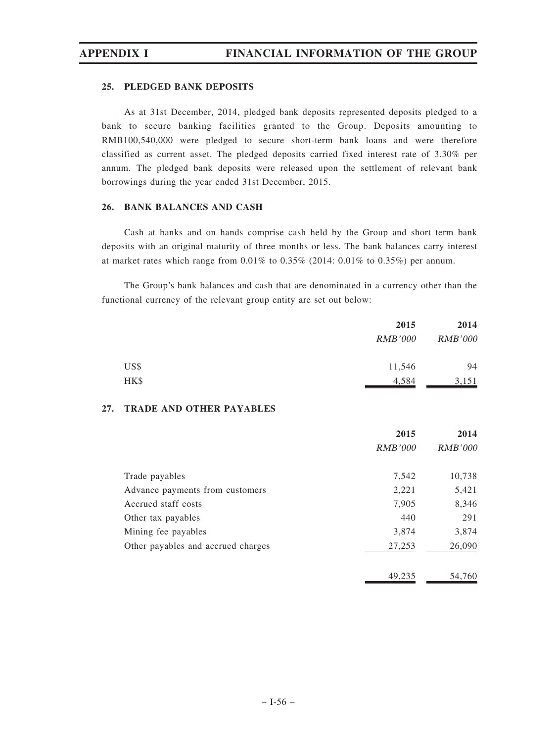### 25. PLEDGED BANK DEPOSITS

As at 31st December, 2014, pledged bank deposits represented deposits pledged to a bank to secure banking facilities granted to the Group. Deposits amounting to RMB100,540,000 were pledged to secure short-term bank loans and were therefore classified as current asset. The pledged deposits carried fixed interest rate of 3.30% per annum. The pledged bank deposits were released upon the settlement of relevant bank borrowings during the year ended 31st December, 2015.

### 26. BANK BALANCES AND CASH

Cash at banks and on hands comprise cash held by the Group and short term bank deposits with an original maturity of three months or less. The bank balances carry interest at market rates which range from 0.01% to 0.35% (2014: 0.01% to 0.35%) per annum.

The Group's bank balances and cash that are denominated in a currency other than the functional currency of the relevant group entity are set out below:

| | 2015 | 2014 |
|---|---|---|
| | *RMB'000* | *RMB'000* |
| US$ | 11,546 | 94 |
| HK$ | 4,584 | 3,151 |

### 27. TRADE AND OTHER PAYABLES

| | 2015 | 2014 |
|---|---|---|
| | *RMB'000* | *RMB'000* |
| Trade payables | 7,542 | 10,738 |
| Advance payments from customers | 2,221 | 5,421 |
| Accrued staff costs | 7,905 | 8,346 |
| Other tax payables | 440 | 291 |
| Mining fee payables | 3,874 | 3,874 |
| Other payables and accrued charges | 27,253 | 26,090 |
| | 49,235 | 54,760 |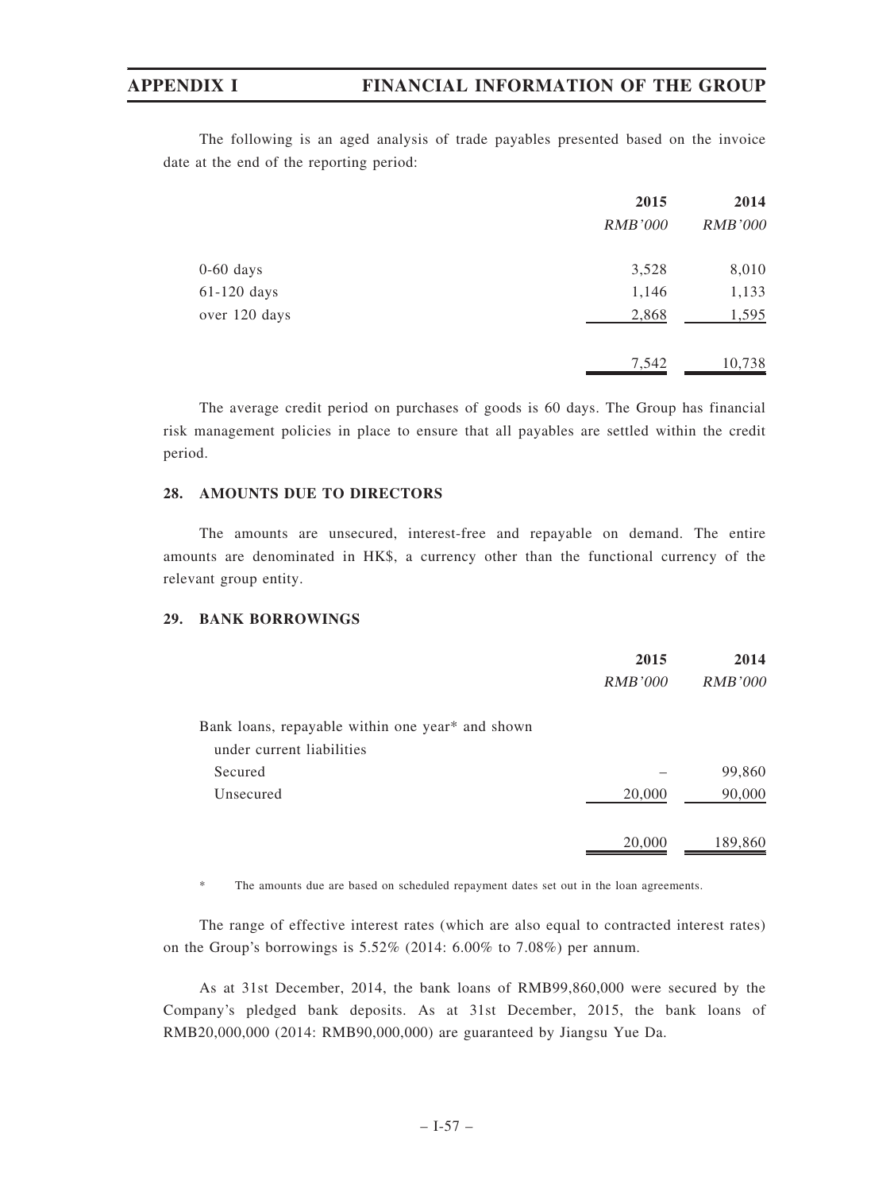The following is an aged analysis of trade payables presented based on the invoice date at the end of the reporting period:

| | 2015 | 2014 |
|---|---|---|
| | *RMB'000* | *RMB'000* |
| 0-60 days | 3,528 | 8,010 |
| 61-120 days | 1,146 | 1,133 |
| over 120 days | 2,868 | 1,595 |
| | 7,542 | 10,738 |

The average credit period on purchases of goods is 60 days. The Group has financial risk management policies in place to ensure that all payables are settled within the credit period.

### 28. AMOUNTS DUE TO DIRECTORS

The amounts are unsecured, interest-free and repayable on demand. The entire amounts are denominated in HK$, a currency other than the functional currency of the relevant group entity.

### 29. BANK BORROWINGS

| | 2015 | 2014 |
|---|---|---|
| | *RMB'000* | *RMB'000* |
| Bank loans, repayable within one year* and shown under current liabilities | | |
| Secured | – | 99,860 |
| Unsecured | 20,000 | 90,000 |
| | 20,000 | 189,860 |

\* The amounts due are based on scheduled repayment dates set out in the loan agreements.

The range of effective interest rates (which are also equal to contracted interest rates) on the Group's borrowings is 5.52% (2014: 6.00% to 7.08%) per annum.

As at 31st December, 2014, the bank loans of RMB99,860,000 were secured by the Company's pledged bank deposits. As at 31st December, 2015, the bank loans of RMB20,000,000 (2014: RMB90,000,000) are guaranteed by Jiangsu Yue Da.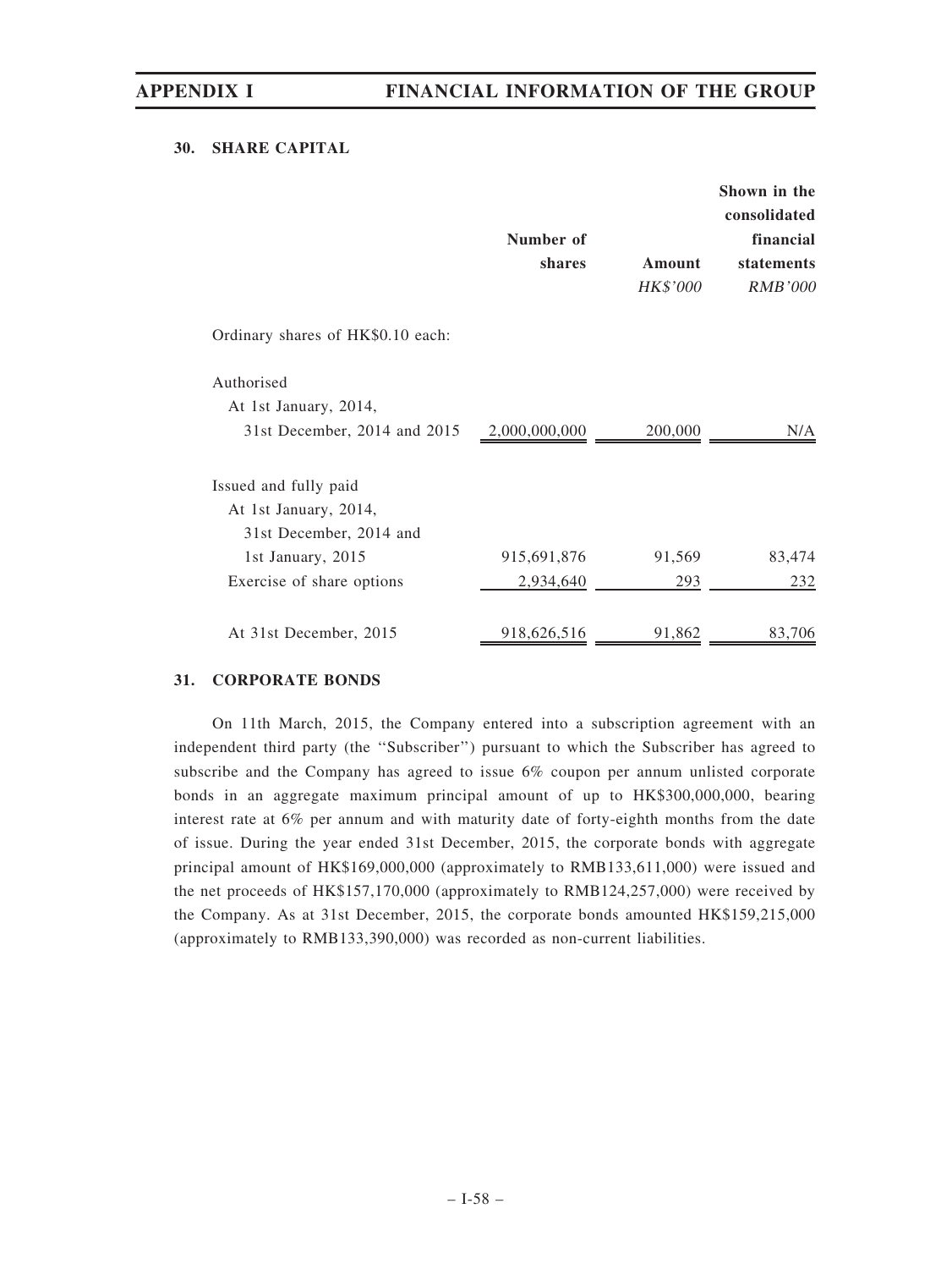### 30. SHARE CAPITAL

| | Number of shares | Amount *HK$'000* | Shown in the consolidated financial statements *RMB'000* |
|---|---|---|---|
| Ordinary shares of HK$0.10 each: | | | |
| Authorised | | | |
| At 1st January, 2014, 31st December, 2014 and 2015 | 2,000,000,000 | 200,000 | N/A |
| Issued and fully paid | | | |
| At 1st January, 2014, 31st December, 2014 and 1st January, 2015 | 915,691,876 | 91,569 | 83,474 |
| Exercise of share options | 2,934,640 | 293 | 232 |
| At 31st December, 2015 | 918,626,516 | 91,862 | 83,706 |

### 31. CORPORATE BONDS

On 11th March, 2015, the Company entered into a subscription agreement with an independent third party (the "Subscriber") pursuant to which the Subscriber has agreed to subscribe and the Company has agreed to issue 6% coupon per annum unlisted corporate bonds in an aggregate maximum principal amount of up to HK$300,000,000, bearing interest rate at 6% per annum and with maturity date of forty-eighth months from the date of issue. During the year ended 31st December, 2015, the corporate bonds with aggregate principal amount of HK$169,000,000 (approximately to RMB133,611,000) were issued and the net proceeds of HK$157,170,000 (approximately to RMB124,257,000) were received by the Company. As at 31st December, 2015, the corporate bonds amounted HK$159,215,000 (approximately to RMB133,390,000) was recorded as non-current liabilities.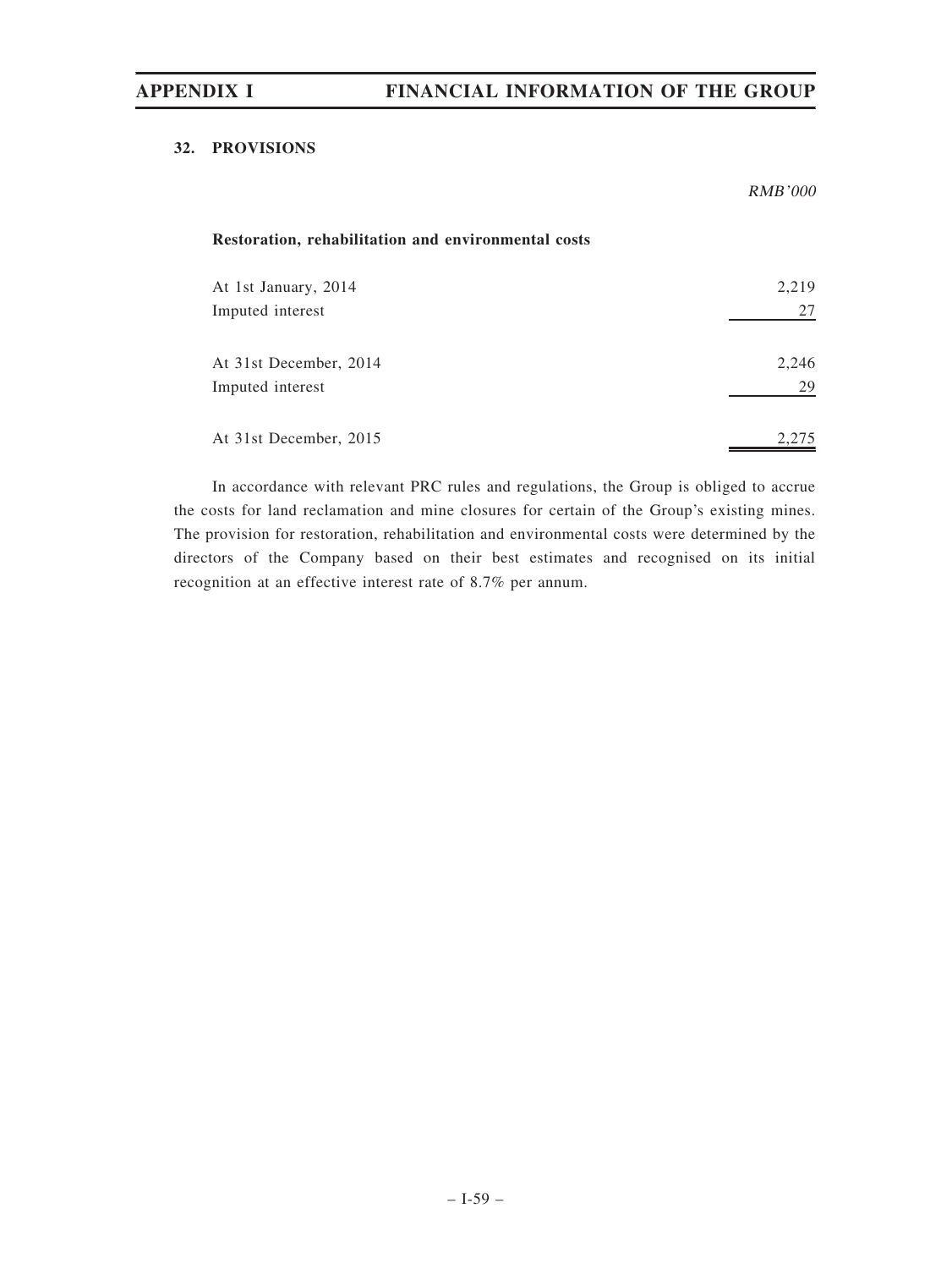## 32. PROVISIONS

| | *RMB'000* |
|---|---|
| **Restoration, rehabilitation and environmental costs** | |
| At 1st January, 2014 | 2,219 |
| Imputed interest | 27 |
| At 31st December, 2014 | 2,246 |
| Imputed interest | 29 |
| At 31st December, 2015 | 2,275 |

In accordance with relevant PRC rules and regulations, the Group is obliged to accrue the costs for land reclamation and mine closures for certain of the Group's existing mines. The provision for restoration, rehabilitation and environmental costs were determined by the directors of the Company based on their best estimates and recognised on its initial recognition at an effective interest rate of 8.7% per annum.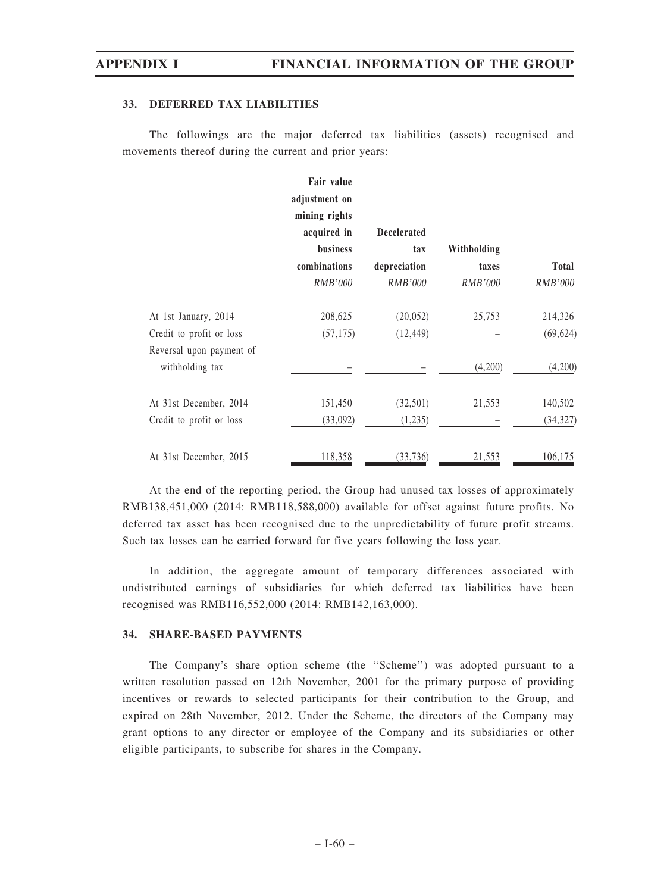### 33. DEFERRED TAX LIABILITIES

The followings are the major deferred tax liabilities (assets) recognised and movements thereof during the current and prior years:

| | Fair value adjustment on mining rights acquired in business combinations | Decelerated tax depreciation | Withholding taxes | Total |
|---|---|---|---|---|
| | *RMB'000* | *RMB'000* | *RMB'000* | *RMB'000* |
| At 1st January, 2014 | 208,625 | (20,052) | 25,753 | 214,326 |
| Credit to profit or loss | (57,175) | (12,449) | – | (69,624) |
| Reversal upon payment of withholding tax | – | – | (4,200) | (4,200) |
| At 31st December, 2014 | 151,450 | (32,501) | 21,553 | 140,502 |
| Credit to profit or loss | (33,092) | (1,235) | – | (34,327) |
| At 31st December, 2015 | 118,358 | (33,736) | 21,553 | 106,175 |

At the end of the reporting period, the Group had unused tax losses of approximately RMB138,451,000 (2014: RMB118,588,000) available for offset against future profits. No deferred tax asset has been recognised due to the unpredictability of future profit streams. Such tax losses can be carried forward for five years following the loss year.

In addition, the aggregate amount of temporary differences associated with undistributed earnings of subsidiaries for which deferred tax liabilities have been recognised was RMB116,552,000 (2014: RMB142,163,000).

### 34. SHARE-BASED PAYMENTS

The Company's share option scheme (the "Scheme") was adopted pursuant to a written resolution passed on 12th November, 2001 for the primary purpose of providing incentives or rewards to selected participants for their contribution to the Group, and expired on 28th November, 2012. Under the Scheme, the directors of the Company may grant options to any director or employee of the Company and its subsidiaries or other eligible participants, to subscribe for shares in the Company.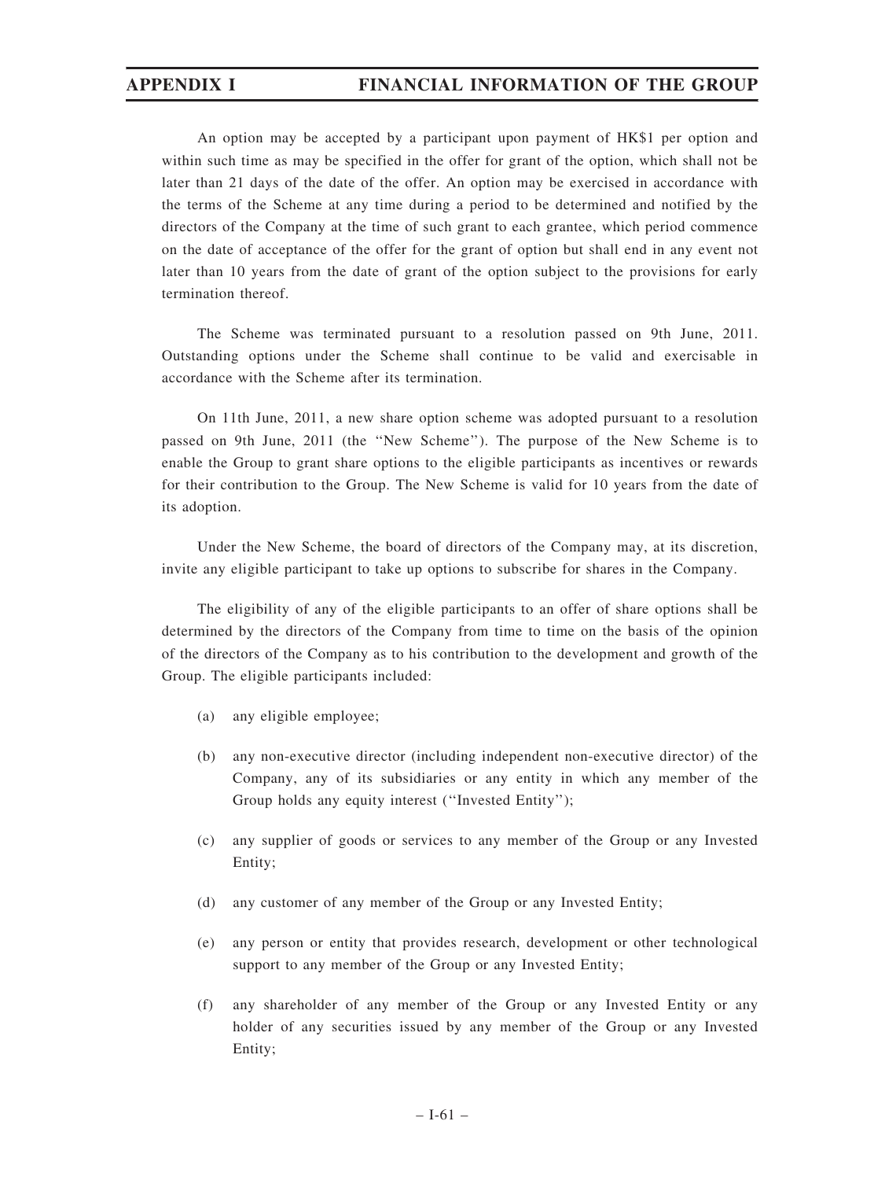An option may be accepted by a participant upon payment of HK$1 per option and within such time as may be specified in the offer for grant of the option, which shall not be later than 21 days of the date of the offer. An option may be exercised in accordance with the terms of the Scheme at any time during a period to be determined and notified by the directors of the Company at the time of such grant to each grantee, which period commence on the date of acceptance of the offer for the grant of option but shall end in any event not later than 10 years from the date of grant of the option subject to the provisions for early termination thereof.

The Scheme was terminated pursuant to a resolution passed on 9th June, 2011. Outstanding options under the Scheme shall continue to be valid and exercisable in accordance with the Scheme after its termination.

On 11th June, 2011, a new share option scheme was adopted pursuant to a resolution passed on 9th June, 2011 (the ''New Scheme''). The purpose of the New Scheme is to enable the Group to grant share options to the eligible participants as incentives or rewards for their contribution to the Group. The New Scheme is valid for 10 years from the date of its adoption.

Under the New Scheme, the board of directors of the Company may, at its discretion, invite any eligible participant to take up options to subscribe for shares in the Company.

The eligibility of any of the eligible participants to an offer of share options shall be determined by the directors of the Company from time to time on the basis of the opinion of the directors of the Company as to his contribution to the development and growth of the Group. The eligible participants included:

(a) any eligible employee;

(b) any non-executive director (including independent non-executive director) of the Company, any of its subsidiaries or any entity in which any member of the Group holds any equity interest (''Invested Entity'');

(c) any supplier of goods or services to any member of the Group or any Invested Entity;

(d) any customer of any member of the Group or any Invested Entity;

(e) any person or entity that provides research, development or other technological support to any member of the Group or any Invested Entity;

(f) any shareholder of any member of the Group or any Invested Entity or any holder of any securities issued by any member of the Group or any Invested Entity;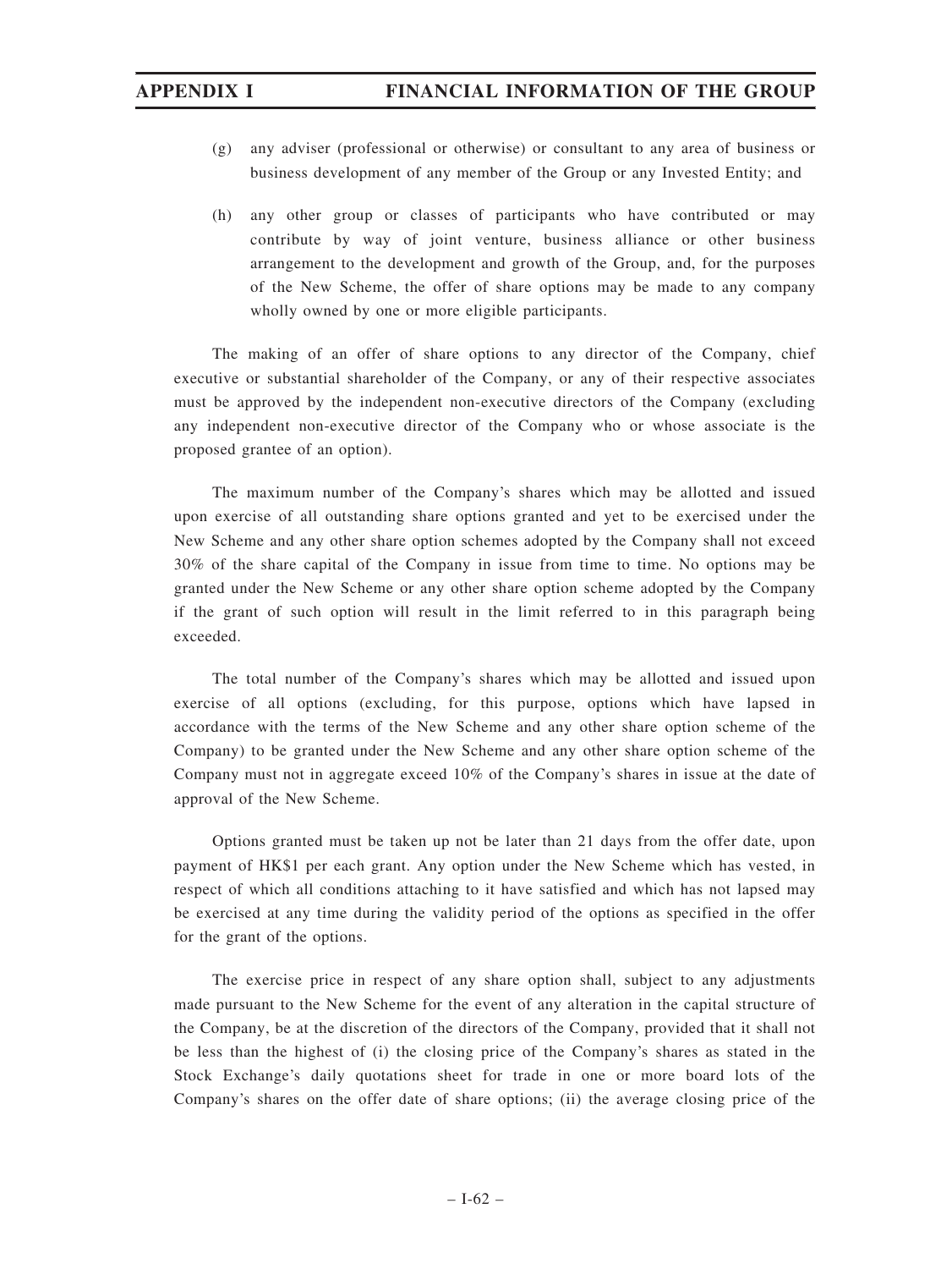(g) any adviser (professional or otherwise) or consultant to any area of business or business development of any member of the Group or any Invested Entity; and

(h) any other group or classes of participants who have contributed or may contribute by way of joint venture, business alliance or other business arrangement to the development and growth of the Group, and, for the purposes of the New Scheme, the offer of share options may be made to any company wholly owned by one or more eligible participants.

The making of an offer of share options to any director of the Company, chief executive or substantial shareholder of the Company, or any of their respective associates must be approved by the independent non-executive directors of the Company (excluding any independent non-executive director of the Company who or whose associate is the proposed grantee of an option).

The maximum number of the Company's shares which may be allotted and issued upon exercise of all outstanding share options granted and yet to be exercised under the New Scheme and any other share option schemes adopted by the Company shall not exceed 30% of the share capital of the Company in issue from time to time. No options may be granted under the New Scheme or any other share option scheme adopted by the Company if the grant of such option will result in the limit referred to in this paragraph being exceeded.

The total number of the Company's shares which may be allotted and issued upon exercise of all options (excluding, for this purpose, options which have lapsed in accordance with the terms of the New Scheme and any other share option scheme of the Company) to be granted under the New Scheme and any other share option scheme of the Company must not in aggregate exceed 10% of the Company's shares in issue at the date of approval of the New Scheme.

Options granted must be taken up not be later than 21 days from the offer date, upon payment of HK$1 per each grant. Any option under the New Scheme which has vested, in respect of which all conditions attaching to it have satisfied and which has not lapsed may be exercised at any time during the validity period of the options as specified in the offer for the grant of the options.

The exercise price in respect of any share option shall, subject to any adjustments made pursuant to the New Scheme for the event of any alteration in the capital structure of the Company, be at the discretion of the directors of the Company, provided that it shall not be less than the highest of (i) the closing price of the Company's shares as stated in the Stock Exchange's daily quotations sheet for trade in one or more board lots of the Company's shares on the offer date of share options; (ii) the average closing price of the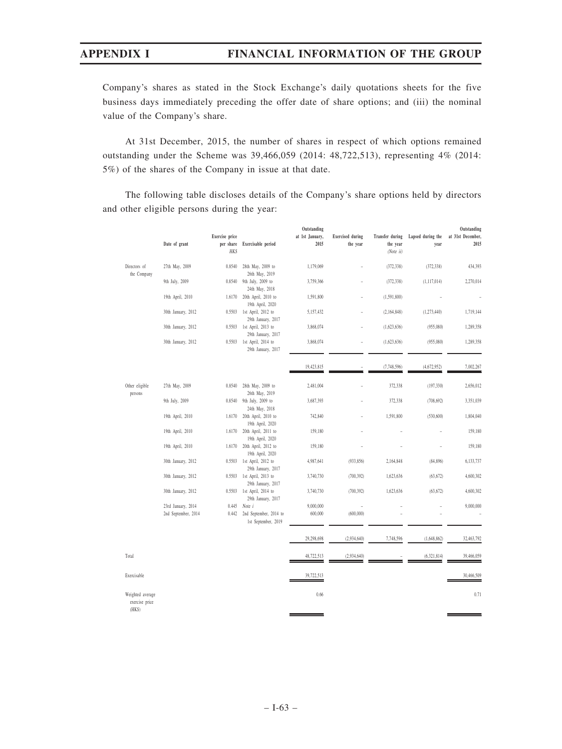Company's shares as stated in the Stock Exchange's daily quotations sheets for the five business days immediately preceding the offer date of share options; and (iii) the nominal value of the Company's share.

At 31st December, 2015, the number of shares in respect of which options remained outstanding under the Scheme was 39,466,059 (2014: 48,722,513), representing 4% (2014: 5%) of the shares of the Company in issue at that date.

The following table discloses details of the Company's share options held by directors and other eligible persons during the year:

| | Date of grant | Exercise price per share HK$ | Exercisable period | Outstanding at 1st January, 2015 | Exercised during the year | Transfer during the year (Note ii) | Lapsed during the year | Outstanding at 31st December, 2015 |
|---|---|---|---|---|---|---|---|---|
| Directors of the Company | 27th May, 2009 | 0.8540 | 28th May, 2009 to 26th May, 2019 | 1,179,069 | – | (372,338) | (372,338) | 434,393 |
| | 9th July, 2009 | 0.8540 | 9th July, 2009 to 24th May, 2018 | 3,759,366 | – | (372,338) | (1,117,014) | 2,270,014 |
| | 19th April, 2010 | 1.6170 | 20th April, 2010 to 19th April, 2020 | 1,591,800 | – | (1,591,800) | – | – |
| | 30th January, 2012 | 0.5503 | 1st April, 2012 to 29th January, 2017 | 5,157,432 | – | (2,164,848) | (1,273,440) | 1,719,144 |
| | 30th January, 2012 | 0.5503 | 1st April, 2013 to 29th January, 2017 | 3,868,074 | – | (1,623,636) | (955,080) | 1,289,358 |
| | 30th January, 2012 | 0.5503 | 1st April, 2014 to 29th January, 2017 | 3,868,074 | – | (1,623,636) | (955,080) | 1,289,358 |
| | | | | 19,423,815 | – | (7,748,596) | (4,672,952) | 7,002,267 |
| Other eligible persons | 27th May, 2009 | 0.8540 | 28th May, 2009 to 26th May, 2019 | 2,481,004 | – | 372,338 | (197,330) | 2,656,012 |
| | 9th July, 2009 | 0.8540 | 9th July, 2009 to 24th May, 2018 | 3,687,393 | – | 372,338 | (708,692) | 3,351,039 |
| | 19th April, 2010 | 1.6170 | 20th April, 2010 to 19th April, 2020 | 742,840 | – | 1,591,800 | (530,600) | 1,804,040 |
| | 19th April, 2010 | 1.6170 | 20th April, 2011 to 19th April, 2020 | 159,180 | – | – | – | 159,180 |
| | 19th April, 2010 | 1.6170 | 20th April, 2012 to 19th April, 2020 | 159,180 | – | – | – | 159,180 |
| | 30th January, 2012 | 0.5503 | 1st April, 2012 to 29th January, 2017 | 4,987,641 | (933,856) | 2,164,848 | (84,896) | 6,133,737 |
| | 30th January, 2012 | 0.5503 | 1st April, 2013 to 29th January, 2017 | 3,740,730 | (700,392) | 1,623,636 | (63,672) | 4,600,302 |
| | 30th January, 2012 | 0.5503 | 1st April, 2014 to 29th January, 2017 | 3,740,730 | (700,392) | 1,623,636 | (63,672) | 4,600,302 |
| | 23rd January, 2014 | 0.445 | Note i | 9,000,000 | – | – | – | 9,000,000 |
| | 2nd September, 2014 | 0.442 | 2nd September, 2014 to 1st September, 2019 | 600,000 | (600,000) | – | – | – |
| | | | | 29,298,698 | (2,934,640) | 7,748,596 | (1,648,862) | 32,463,792 |
| Total | | | | 48,722,513 | (2,934,640) | – | (6,321,814) | 39,466,059 |
| Exercisable | | | | 39,722,513 | | | | 30,466,509 |
| Weighted average exercise price (HK$) | | | | 0.66 | | | | 0.71 |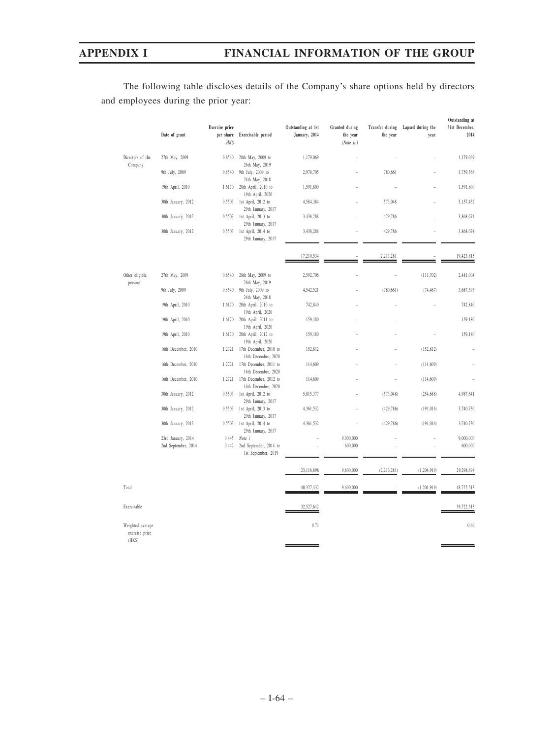The following table discloses details of the Company's share options held by directors and employees during the prior year:

| | Date of grant | Exercise price per share HK$ | Exercisable period | Outstanding at 1st January, 2014 | Granted during the year (Note iii) | Transfer during the year | Lapsed during the year | Outstanding at 31st December, 2014 |
|---|---|---|---|---|---|---|---|---|
| Directors of the Company | 27th May, 2009 | 0.8540 | 28th May, 2009 to 26th May, 2019 | 1,179,069 | – | – | – | 1,179,069 |
| | 9th July, 2009 | 0.8540 | 9th July, 2009 to 24th May, 2018 | 2,978,705 | – | 780,661 | – | 3,759,366 |
| | 19th April, 2010 | 1.6170 | 20th April, 2010 to 19th April, 2020 | 1,591,800 | – | – | – | 1,591,800 |
| | 30th January, 2012 | 0.5503 | 1st April, 2012 to 29th January, 2017 | 4,584,384 | – | 573,048 | – | 5,157,432 |
| | 30th January, 2012 | 0.5503 | 1st April, 2013 to 29th January, 2017 | 3,438,288 | – | 429,786 | – | 3,868,074 |
| | 30th January, 2012 | 0.5503 | 1st April, 2014 to 29th January, 2017 | 3,438,288 | – | 429,786 | – | 3,868,074 |
| | | | | 17,210,534 | – | 2,213,281 | – | 19,423,815 |
| Other eligible persons | 27th May, 2009 | 0.8540 | 28th May, 2009 to 26th May, 2019 | 2,592,706 | – | – | (111,702) | 2,481,004 |
| | 9th July, 2009 | 0.8540 | 9th July, 2009 to 24th May, 2018 | 4,542,521 | – | (780,661) | (74,467) | 3,687,393 |
| | 19th April, 2010 | 1.6170 | 20th April, 2010 to 19th April, 2020 | 742,840 | – | – | – | 742,840 |
| | 19th April, 2010 | 1.6170 | 20th April, 2011 to 19th April, 2020 | 159,180 | – | – | – | 159,180 |
| | 19th April, 2010 | 1.6170 | 20th April, 2012 to 19th April, 2020 | 159,180 | – | – | – | 159,180 |
| | 16th December, 2010 | 1.2721 | 17th December, 2010 to 16th December, 2020 | 152,812 | – | – | (152,812) | – |
| | 16th December, 2010 | 1.2721 | 17th December, 2011 to 16th December, 2020 | 114,609 | – | – | (114,609) | – |
| | 16th December, 2010 | 1.2721 | 17th December, 2012 to 16th December, 2020 | 114,609 | – | – | (114,609) | – |
| | 30th January, 2012 | 0.5503 | 1st April, 2012 to 29th January, 2017 | 5,815,377 | – | (573,048) | (254,688) | 4,987,641 |
| | 30th January, 2012 | 0.5503 | 1st April, 2013 to 29th January, 2017 | 4,361,532 | – | (429,786) | (191,016) | 3,740,730 |
| | 30th January, 2012 | 0.5503 | 1st April, 2014 to 29th January, 2017 | 4,361,532 | – | (429,786) | (191,016) | 3,740,730 |
| | 23rd January, 2014 | 0.445 | Note i | – | 9,000,000 | – | – | 9,000,000 |
| | 2nd September, 2014 | 0.442 | 2nd September, 2014 to 1st September, 2019 | – | 600,000 | – | – | 600,000 |
| | | | | 23,116,898 | 9,600,000 | (2,213,281) | (1,204,919) | 29,298,698 |
| Total | | | | 40,327,432 | 9,600,000 | – | (1,204,919) | 48,722,513 |
| Exercisable | | | | 32,527,612 | | | | 39,722,513 |
| Weighted average exercise price (HK$) | | | | 0.71 | | | | 0.66 |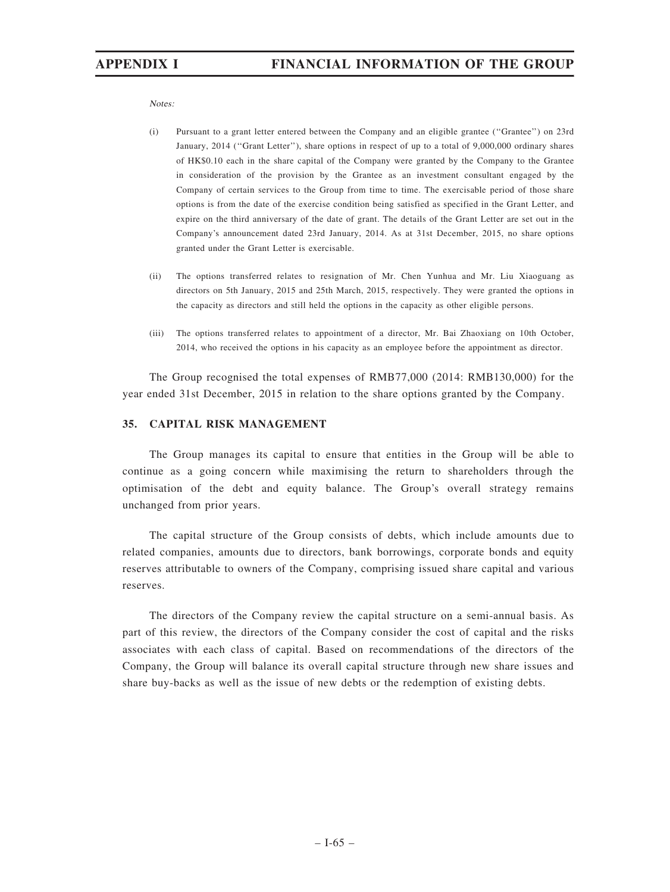*Notes:*

(i) Pursuant to a grant letter entered between the Company and an eligible grantee (''Grantee'') on 23rd January, 2014 (''Grant Letter''), share options in respect of up to a total of 9,000,000 ordinary shares of HK$0.10 each in the share capital of the Company were granted by the Company to the Grantee in consideration of the provision by the Grantee as an investment consultant engaged by the Company of certain services to the Group from time to time. The exercisable period of those share options is from the date of the exercise condition being satisfied as specified in the Grant Letter, and expire on the third anniversary of the date of grant. The details of the Grant Letter are set out in the Company's announcement dated 23rd January, 2014. As at 31st December, 2015, no share options granted under the Grant Letter is exercisable.

(ii) The options transferred relates to resignation of Mr. Chen Yunhua and Mr. Liu Xiaoguang as directors on 5th January, 2015 and 25th March, 2015, respectively. They were granted the options in the capacity as directors and still held the options in the capacity as other eligible persons.

(iii) The options transferred relates to appointment of a director, Mr. Bai Zhaoxiang on 10th October, 2014, who received the options in his capacity as an employee before the appointment as director.

The Group recognised the total expenses of RMB77,000 (2014: RMB130,000) for the year ended 31st December, 2015 in relation to the share options granted by the Company.

### 35. CAPITAL RISK MANAGEMENT

The Group manages its capital to ensure that entities in the Group will be able to continue as a going concern while maximising the return to shareholders through the optimisation of the debt and equity balance. The Group's overall strategy remains unchanged from prior years.

The capital structure of the Group consists of debts, which include amounts due to related companies, amounts due to directors, bank borrowings, corporate bonds and equity reserves attributable to owners of the Company, comprising issued share capital and various reserves.

The directors of the Company review the capital structure on a semi-annual basis. As part of this review, the directors of the Company consider the cost of capital and the risks associates with each class of capital. Based on recommendations of the directors of the Company, the Group will balance its overall capital structure through new share issues and share buy-backs as well as the issue of new debts or the redemption of existing debts.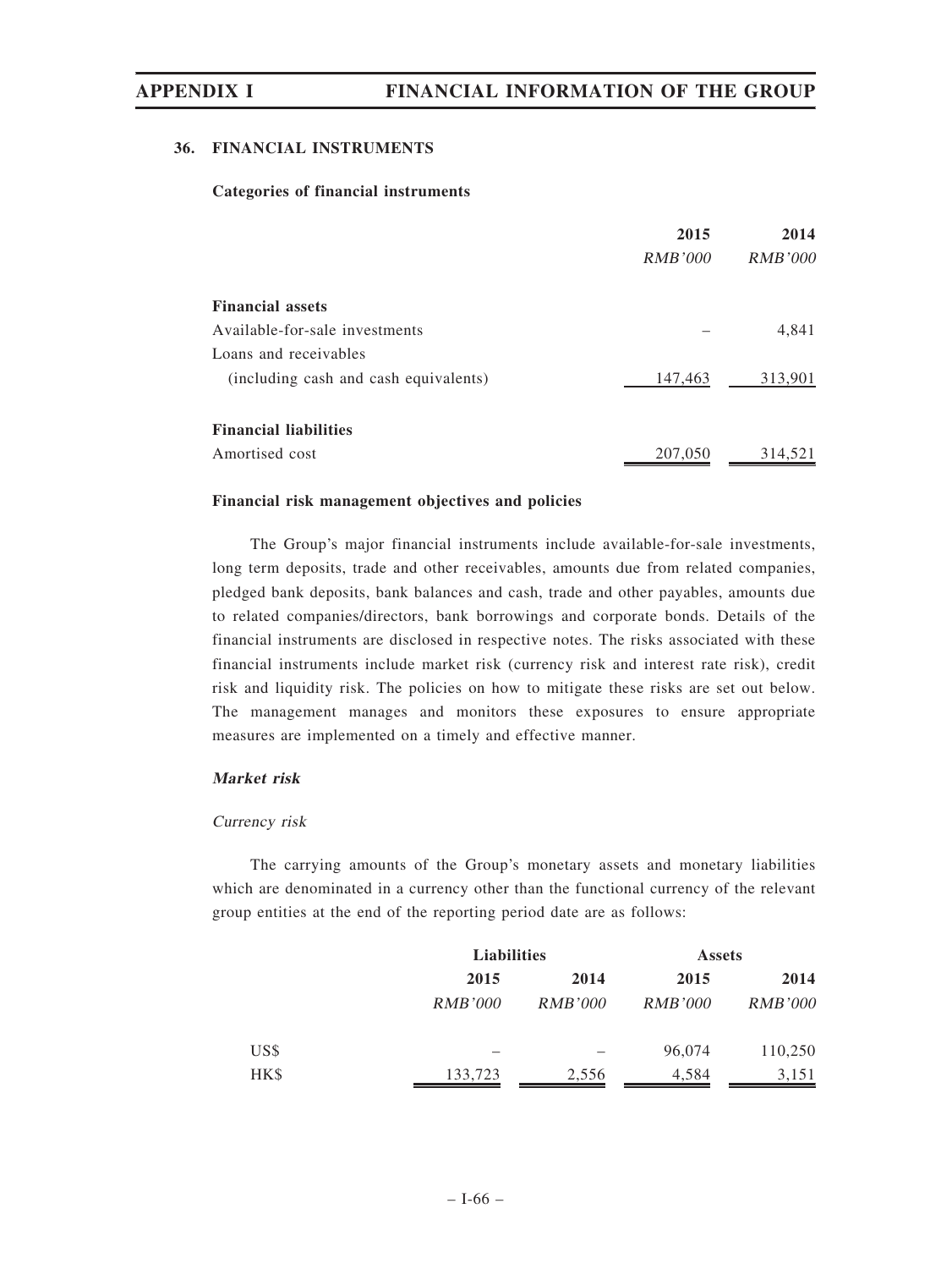## 36. FINANCIAL INSTRUMENTS

**Categories of financial instruments**

| | 2015 | 2014 |
|---|---|---|
| | *RMB'000* | *RMB'000* |
| **Financial assets** | | |
| Available-for-sale investments | – | 4,841 |
| Loans and receivables (including cash and cash equivalents) | 147,463 | 313,901 |
| **Financial liabilities** | | |
| Amortised cost | 207,050 | 314,521 |

**Financial risk management objectives and policies**

The Group's major financial instruments include available-for-sale investments, long term deposits, trade and other receivables, amounts due from related companies, pledged bank deposits, bank balances and cash, trade and other payables, amounts due to related companies/directors, bank borrowings and corporate bonds. Details of the financial instruments are disclosed in respective notes. The risks associated with these financial instruments include market risk (currency risk and interest rate risk), credit risk and liquidity risk. The policies on how to mitigate these risks are set out below. The management manages and monitors these exposures to ensure appropriate measures are implemented on a timely and effective manner.

***Market risk***

*Currency risk*

The carrying amounts of the Group's monetary assets and monetary liabilities which are denominated in a currency other than the functional currency of the relevant group entities at the end of the reporting period date are as follows:

| | Liabilities | | Assets | |
|---|---|---|---|---|
| | 2015 | 2014 | 2015 | 2014 |
| | *RMB'000* | *RMB'000* | *RMB'000* | *RMB'000* |
| US$ | – | – | 96,074 | 110,250 |
| HK$ | 133,723 | 2,556 | 4,584 | 3,151 |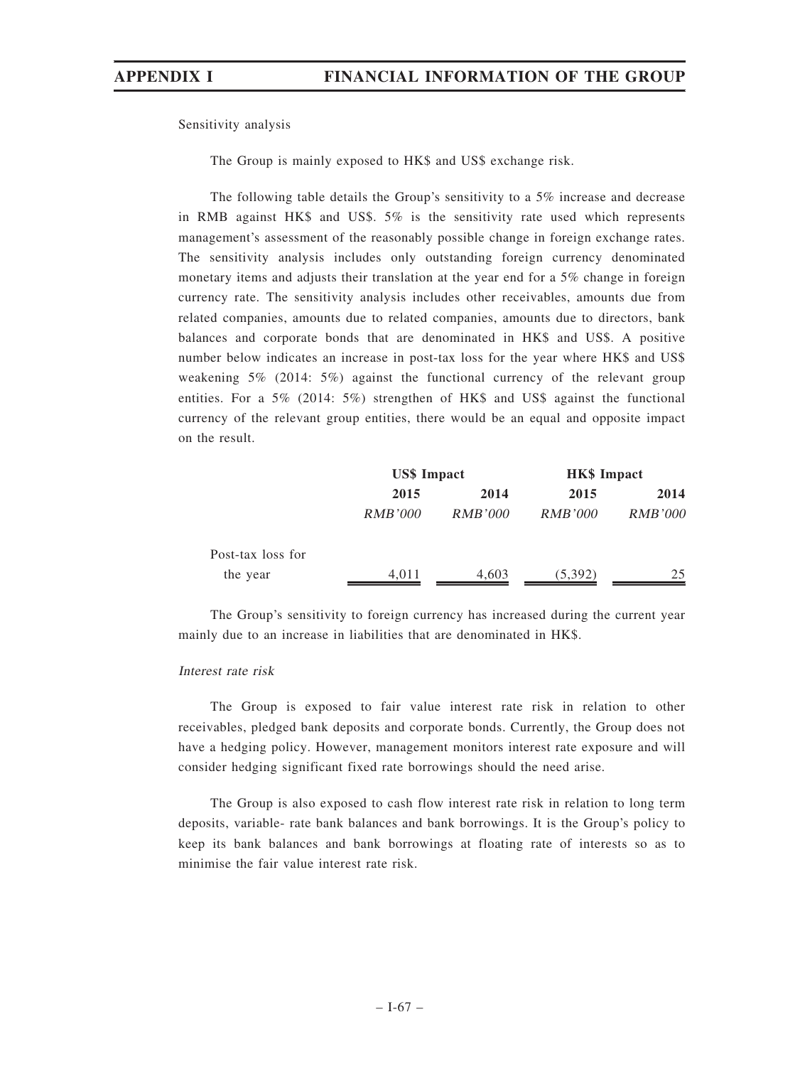Sensitivity analysis

The Group is mainly exposed to HK$ and US$ exchange risk.

The following table details the Group's sensitivity to a 5% increase and decrease in RMB against HK$ and US$. 5% is the sensitivity rate used which represents management's assessment of the reasonably possible change in foreign exchange rates. The sensitivity analysis includes only outstanding foreign currency denominated monetary items and adjusts their translation at the year end for a 5% change in foreign currency rate. The sensitivity analysis includes other receivables, amounts due from related companies, amounts due to related companies, amounts due to directors, bank balances and corporate bonds that are denominated in HK$ and US$. A positive number below indicates an increase in post-tax loss for the year where HK$ and US$ weakening 5% (2014: 5%) against the functional currency of the relevant group entities. For a 5% (2014: 5%) strengthen of HK$ and US$ against the functional currency of the relevant group entities, there would be an equal and opposite impact on the result.

| | **US$ Impact** | | **HK$ Impact** | |
|---|---|---|---|---|
| | **2015** | **2014** | **2015** | **2014** |
| | *RMB'000* | *RMB'000* | *RMB'000* | *RMB'000* |
| Post-tax loss for the year | 4,011 | 4,603 | (5,392) | 25 |

The Group's sensitivity to foreign currency has increased during the current year mainly due to an increase in liabilities that are denominated in HK$.

*Interest rate risk*

The Group is exposed to fair value interest rate risk in relation to other receivables, pledged bank deposits and corporate bonds. Currently, the Group does not have a hedging policy. However, management monitors interest rate exposure and will consider hedging significant fixed rate borrowings should the need arise.

The Group is also exposed to cash flow interest rate risk in relation to long term deposits, variable- rate bank balances and bank borrowings. It is the Group's policy to keep its bank balances and bank borrowings at floating rate of interests so as to minimise the fair value interest rate risk.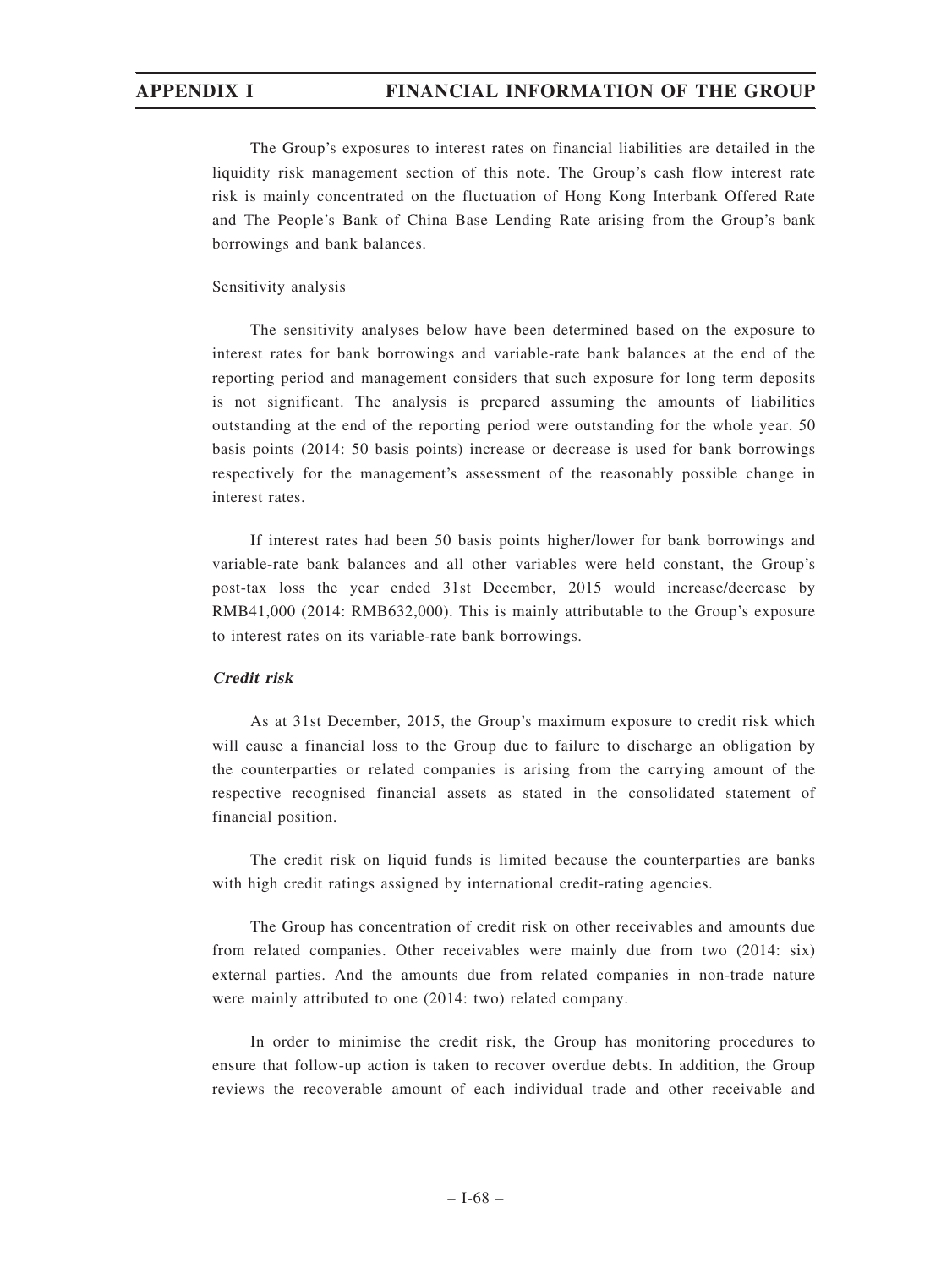The Group's exposures to interest rates on financial liabilities are detailed in the liquidity risk management section of this note. The Group's cash flow interest rate risk is mainly concentrated on the fluctuation of Hong Kong Interbank Offered Rate and The People's Bank of China Base Lending Rate arising from the Group's bank borrowings and bank balances.

Sensitivity analysis

The sensitivity analyses below have been determined based on the exposure to interest rates for bank borrowings and variable-rate bank balances at the end of the reporting period and management considers that such exposure for long term deposits is not significant. The analysis is prepared assuming the amounts of liabilities outstanding at the end of the reporting period were outstanding for the whole year. 50 basis points (2014: 50 basis points) increase or decrease is used for bank borrowings respectively for the management's assessment of the reasonably possible change in interest rates.

If interest rates had been 50 basis points higher/lower for bank borrowings and variable-rate bank balances and all other variables were held constant, the Group's post-tax loss the year ended 31st December, 2015 would increase/decrease by RMB41,000 (2014: RMB632,000). This is mainly attributable to the Group's exposure to interest rates on its variable-rate bank borrowings.

***Credit risk***

As at 31st December, 2015, the Group's maximum exposure to credit risk which will cause a financial loss to the Group due to failure to discharge an obligation by the counterparties or related companies is arising from the carrying amount of the respective recognised financial assets as stated in the consolidated statement of financial position.

The credit risk on liquid funds is limited because the counterparties are banks with high credit ratings assigned by international credit-rating agencies.

The Group has concentration of credit risk on other receivables and amounts due from related companies. Other receivables were mainly due from two (2014: six) external parties. And the amounts due from related companies in non-trade nature were mainly attributed to one (2014: two) related company.

In order to minimise the credit risk, the Group has monitoring procedures to ensure that follow-up action is taken to recover overdue debts. In addition, the Group reviews the recoverable amount of each individual trade and other receivable and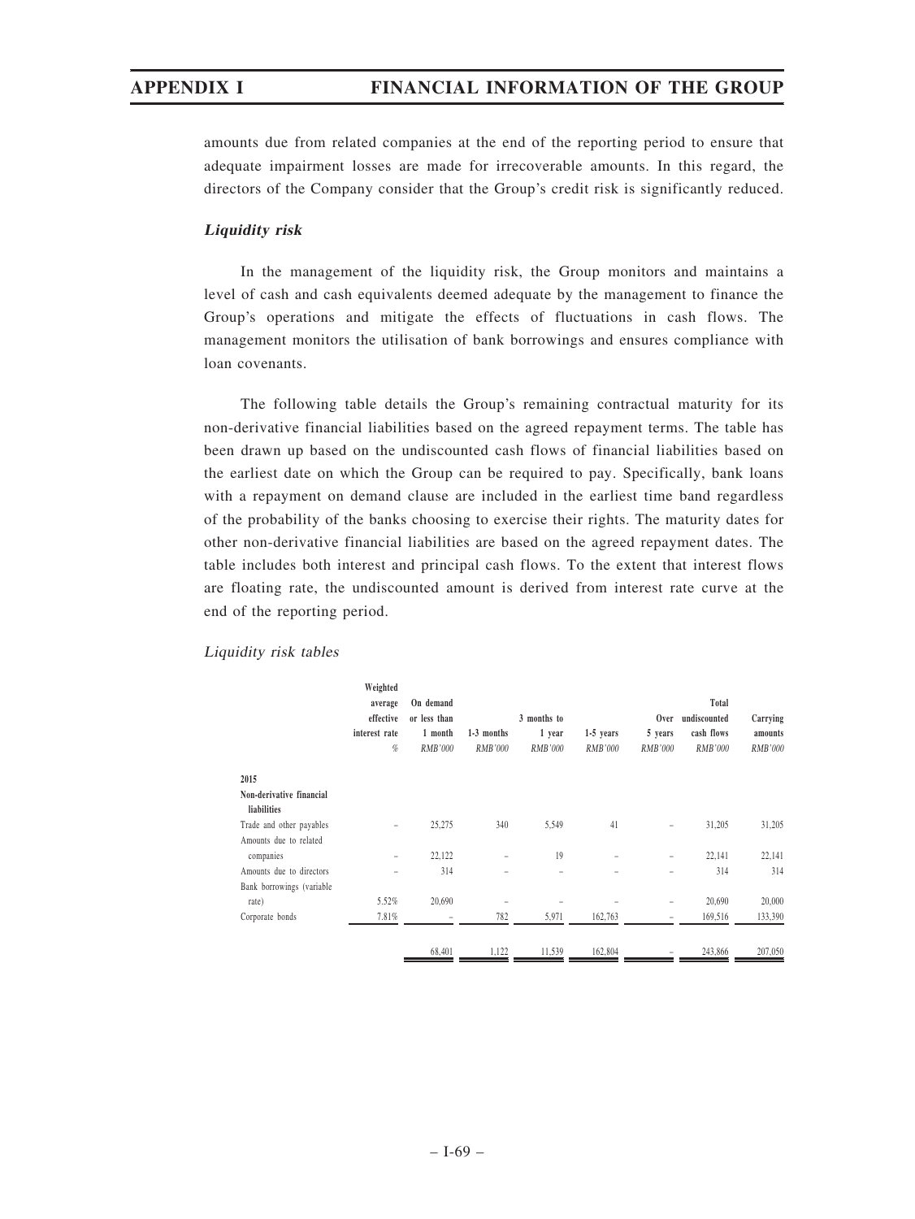amounts due from related companies at the end of the reporting period to ensure that adequate impairment losses are made for irrecoverable amounts. In this regard, the directors of the Company consider that the Group's credit risk is significantly reduced.

#### *Liquidity risk*

In the management of the liquidity risk, the Group monitors and maintains a level of cash and cash equivalents deemed adequate by the management to finance the Group's operations and mitigate the effects of fluctuations in cash flows. The management monitors the utilisation of bank borrowings and ensures compliance with loan covenants.

The following table details the Group's remaining contractual maturity for its non-derivative financial liabilities based on the agreed repayment terms. The table has been drawn up based on the undiscounted cash flows of financial liabilities based on the earliest date on which the Group can be required to pay. Specifically, bank loans with a repayment on demand clause are included in the earliest time band regardless of the probability of the banks choosing to exercise their rights. The maturity dates for other non-derivative financial liabilities are based on the agreed repayment dates. The table includes both interest and principal cash flows. To the extent that interest flows are floating rate, the undiscounted amount is derived from interest rate curve at the end of the reporting period.

*Liquidity risk tables*

| | Weighted average effective interest rate | On demand or less than 1 month | 1-3 months | 3 months to 1 year | 1-5 years | Over 5 years | Total undiscounted cash flows | Carrying amounts |
|---|---|---|---|---|---|---|---|---|
| | % | RMB'000 | RMB'000 | RMB'000 | RMB'000 | RMB'000 | RMB'000 | RMB'000 |
| **2015** | | | | | | | | |
| **Non-derivative financial liabilities** | | | | | | | | |
| Trade and other payables | – | 25,275 | 340 | 5,549 | 41 | – | 31,205 | 31,205 |
| Amounts due to related companies | – | 22,122 | – | 19 | – | – | 22,141 | 22,141 |
| Amounts due to directors | – | 314 | – | – | – | – | 314 | 314 |
| Bank borrowings (variable rate) | 5.52% | 20,690 | – | – | – | – | 20,690 | 20,000 |
| Corporate bonds | 7.81% | – | 782 | 5,971 | 162,763 | – | 169,516 | 133,390 |
| | | 68,401 | 1,122 | 11,539 | 162,804 | – | 243,866 | 207,050 |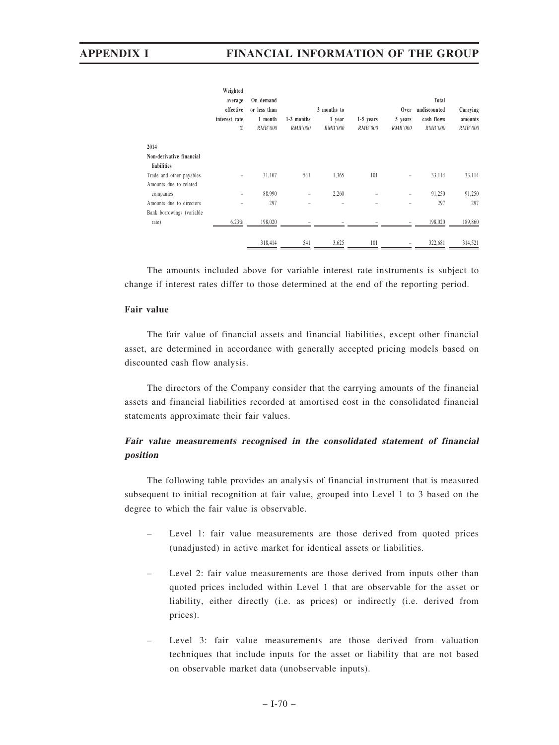| | Weighted average effective interest rate | On demand or less than 1 month | 1-3 months | 3 months to 1 year | 1-5 years | Over 5 years | Total undiscounted cash flows | Carrying amounts |
|---|---|---|---|---|---|---|---|---|
| | % | RMB'000 | RMB'000 | RMB'000 | RMB'000 | RMB'000 | RMB'000 | RMB'000 |
| **2014** | | | | | | | | |
| **Non-derivative financial liabilities** | | | | | | | | |
| Trade and other payables | – | 31,107 | 541 | 1,365 | 101 | – | 33,114 | 33,114 |
| Amounts due to related companies | – | 88,990 | – | 2,260 | – | – | 91,250 | 91,250 |
| Amounts due to directors | – | 297 | – | – | – | – | 297 | 297 |
| Bank borrowings (variable rate) | 6.23% | 198,020 | – | – | – | – | 198,020 | 189,860 |
| | | 318,414 | 541 | 3,625 | 101 | – | 322,681 | 314,521 |

The amounts included above for variable interest rate instruments is subject to change if interest rates differ to those determined at the end of the reporting period.

**Fair value**

The fair value of financial assets and financial liabilities, except other financial asset, are determined in accordance with generally accepted pricing models based on discounted cash flow analysis.

The directors of the Company consider that the carrying amounts of the financial assets and financial liabilities recorded at amortised cost in the consolidated financial statements approximate their fair values.

***Fair value measurements recognised in the consolidated statement of financial position***

The following table provides an analysis of financial instrument that is measured subsequent to initial recognition at fair value, grouped into Level 1 to 3 based on the degree to which the fair value is observable.

– Level 1: fair value measurements are those derived from quoted prices (unadjusted) in active market for identical assets or liabilities.

– Level 2: fair value measurements are those derived from inputs other than quoted prices included within Level 1 that are observable for the asset or liability, either directly (i.e. as prices) or indirectly (i.e. derived from prices).

– Level 3: fair value measurements are those derived from valuation techniques that include inputs for the asset or liability that are not based on observable market data (unobservable inputs).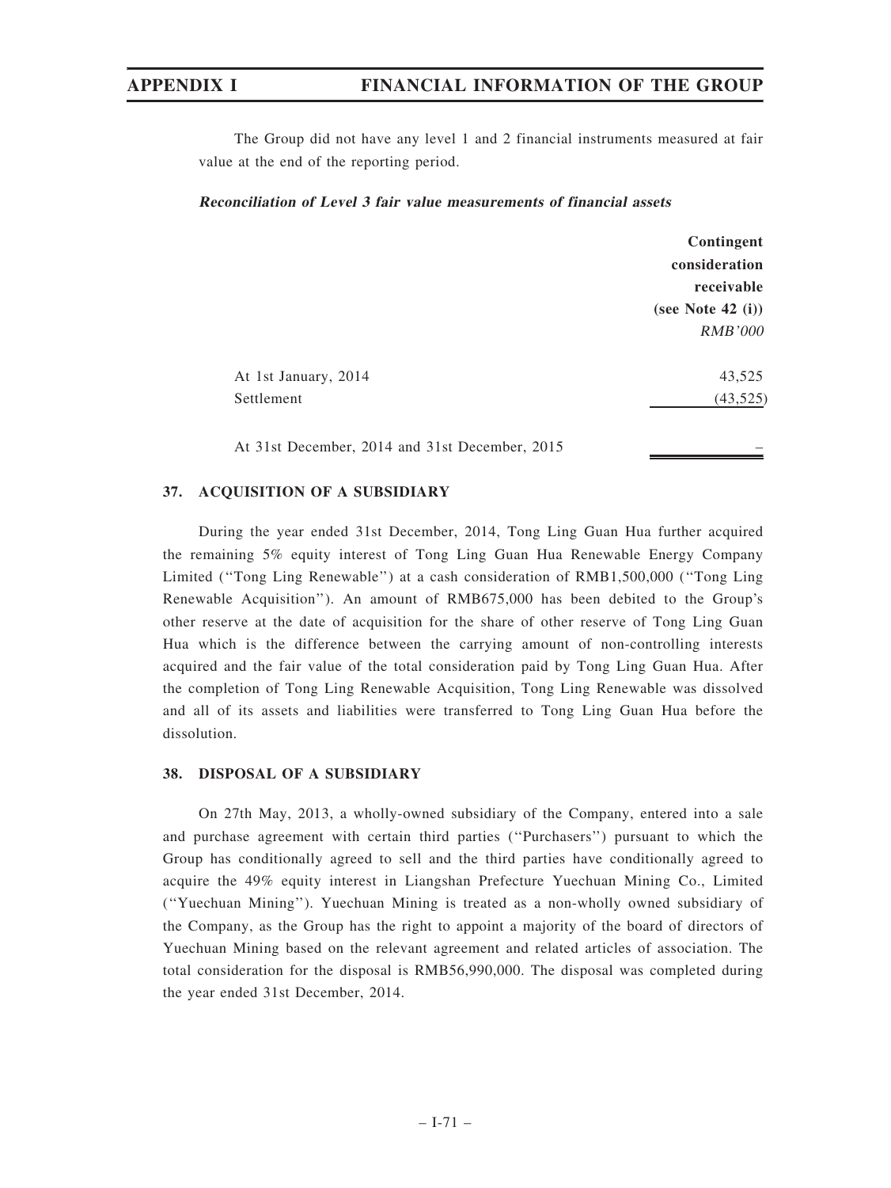The Group did not have any level 1 and 2 financial instruments measured at fair value at the end of the reporting period.

***Reconciliation of Level 3 fair value measurements of financial assets***

| | Contingent consideration receivable (see Note 42 (i)) |
|---|---|
| | *RMB'000* |
| At 1st January, 2014 | 43,525 |
| Settlement | (43,525) |
| At 31st December, 2014 and 31st December, 2015 | – |

## 37. ACQUISITION OF A SUBSIDIARY

During the year ended 31st December, 2014, Tong Ling Guan Hua further acquired the remaining 5% equity interest of Tong Ling Guan Hua Renewable Energy Company Limited (''Tong Ling Renewable'') at a cash consideration of RMB1,500,000 (''Tong Ling Renewable Acquisition''). An amount of RMB675,000 has been debited to the Group's other reserve at the date of acquisition for the share of other reserve of Tong Ling Guan Hua which is the difference between the carrying amount of non-controlling interests acquired and the fair value of the total consideration paid by Tong Ling Guan Hua. After the completion of Tong Ling Renewable Acquisition, Tong Ling Renewable was dissolved and all of its assets and liabilities were transferred to Tong Ling Guan Hua before the dissolution.

## 38. DISPOSAL OF A SUBSIDIARY

On 27th May, 2013, a wholly-owned subsidiary of the Company, entered into a sale and purchase agreement with certain third parties (''Purchasers'') pursuant to which the Group has conditionally agreed to sell and the third parties have conditionally agreed to acquire the 49% equity interest in Liangshan Prefecture Yuechuan Mining Co., Limited (''Yuechuan Mining''). Yuechuan Mining is treated as a non-wholly owned subsidiary of the Company, as the Group has the right to appoint a majority of the board of directors of Yuechuan Mining based on the relevant agreement and related articles of association. The total consideration for the disposal is RMB56,990,000. The disposal was completed during the year ended 31st December, 2014.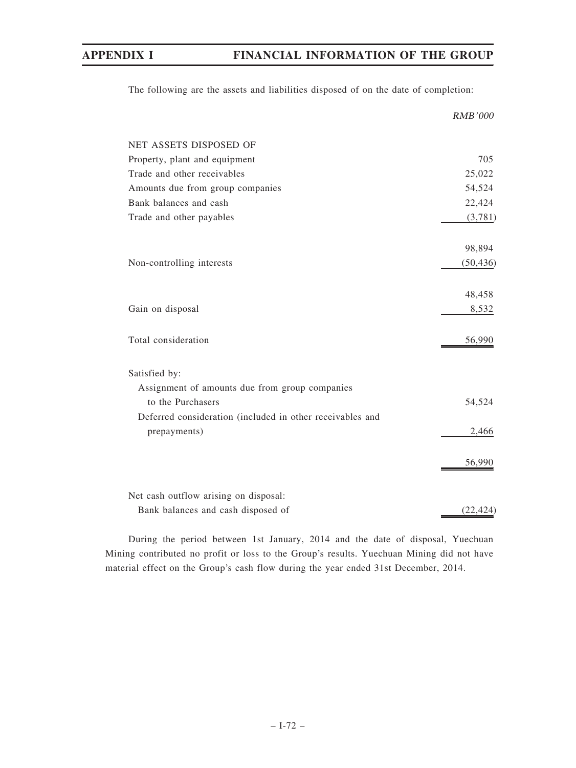The following are the assets and liabilities disposed of on the date of completion:

| | *RMB'000* |
|---|---|
| NET ASSETS DISPOSED OF | |
| Property, plant and equipment | 705 |
| Trade and other receivables | 25,022 |
| Amounts due from group companies | 54,524 |
| Bank balances and cash | 22,424 |
| Trade and other payables | (3,781) |
| | 98,894 |
| Non-controlling interests | (50,436) |
| | 48,458 |
| Gain on disposal | 8,532 |
| Total consideration | 56,990 |
| Satisfied by: | |
| Assignment of amounts due from group companies to the Purchasers | 54,524 |
| Deferred consideration (included in other receivables and prepayments) | 2,466 |
| | 56,990 |
| Net cash outflow arising on disposal: | |
| Bank balances and cash disposed of | (22,424) |

During the period between 1st January, 2014 and the date of disposal, Yuechuan Mining contributed no profit or loss to the Group's results. Yuechuan Mining did not have material effect on the Group's cash flow during the year ended 31st December, 2014.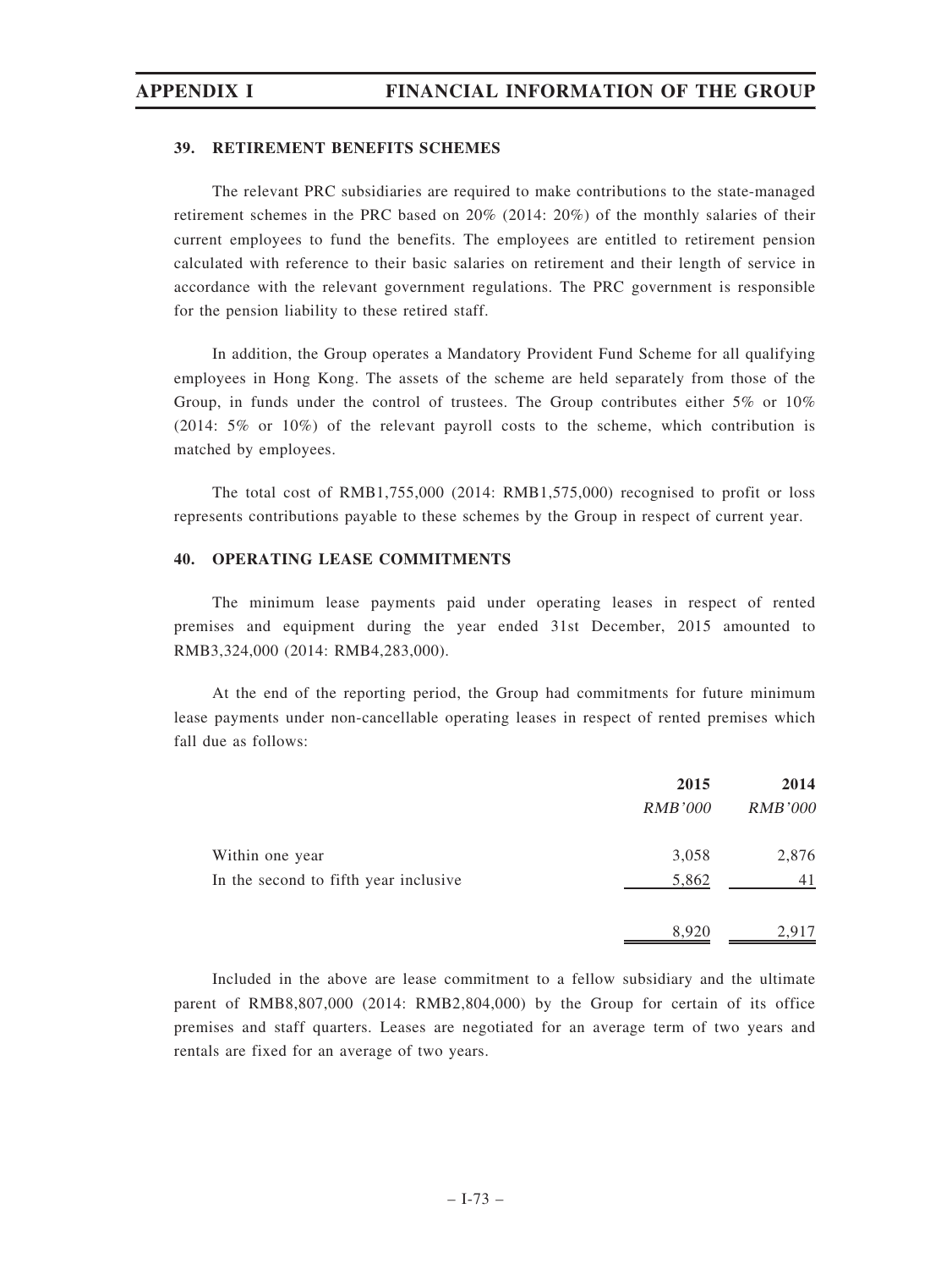### 39. RETIREMENT BENEFITS SCHEMES

The relevant PRC subsidiaries are required to make contributions to the state-managed retirement schemes in the PRC based on 20% (2014: 20%) of the monthly salaries of their current employees to fund the benefits. The employees are entitled to retirement pension calculated with reference to their basic salaries on retirement and their length of service in accordance with the relevant government regulations. The PRC government is responsible for the pension liability to these retired staff.

In addition, the Group operates a Mandatory Provident Fund Scheme for all qualifying employees in Hong Kong. The assets of the scheme are held separately from those of the Group, in funds under the control of trustees. The Group contributes either 5% or 10% (2014: 5% or 10%) of the relevant payroll costs to the scheme, which contribution is matched by employees.

The total cost of RMB1,755,000 (2014: RMB1,575,000) recognised to profit or loss represents contributions payable to these schemes by the Group in respect of current year.

### 40. OPERATING LEASE COMMITMENTS

The minimum lease payments paid under operating leases in respect of rented premises and equipment during the year ended 31st December, 2015 amounted to RMB3,324,000 (2014: RMB4,283,000).

At the end of the reporting period, the Group had commitments for future minimum lease payments under non-cancellable operating leases in respect of rented premises which fall due as follows:

| | 2015 | 2014 |
|---|---|---|
| | *RMB'000* | *RMB'000* |
| Within one year | 3,058 | 2,876 |
| In the second to fifth year inclusive | 5,862 | 41 |
| | 8,920 | 2,917 |

Included in the above are lease commitment to a fellow subsidiary and the ultimate parent of RMB8,807,000 (2014: RMB2,804,000) by the Group for certain of its office premises and staff quarters. Leases are negotiated for an average term of two years and rentals are fixed for an average of two years.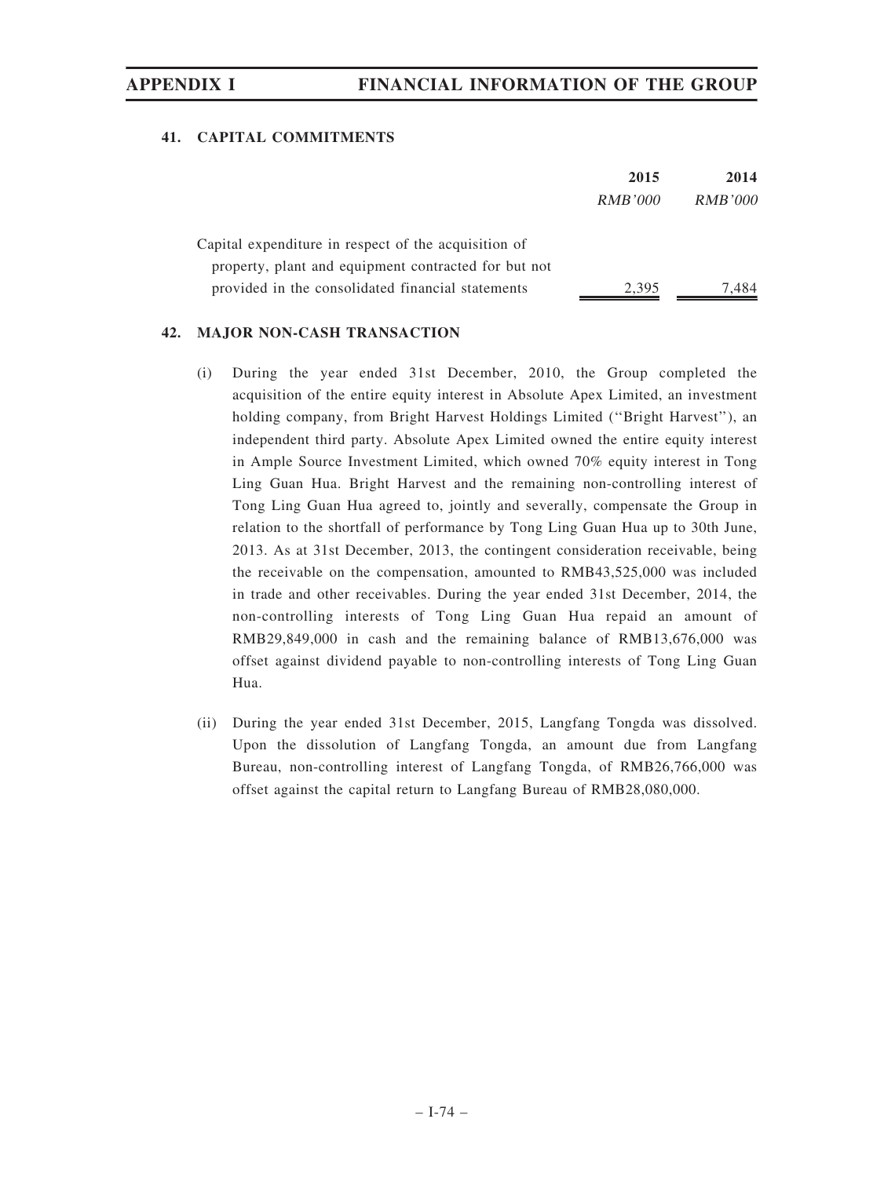## 41. CAPITAL COMMITMENTS

| | 2015 | 2014 |
|---|---|---|
| | *RMB'000* | *RMB'000* |
| Capital expenditure in respect of the acquisition of property, plant and equipment contracted for but not provided in the consolidated financial statements | 2,395 | 7,484 |

## 42. MAJOR NON-CASH TRANSACTION

(i) During the year ended 31st December, 2010, the Group completed the acquisition of the entire equity interest in Absolute Apex Limited, an investment holding company, from Bright Harvest Holdings Limited ("Bright Harvest"), an independent third party. Absolute Apex Limited owned the entire equity interest in Ample Source Investment Limited, which owned 70% equity interest in Tong Ling Guan Hua. Bright Harvest and the remaining non-controlling interest of Tong Ling Guan Hua agreed to, jointly and severally, compensate the Group in relation to the shortfall of performance by Tong Ling Guan Hua up to 30th June, 2013. As at 31st December, 2013, the contingent consideration receivable, being the receivable on the compensation, amounted to RMB43,525,000 was included in trade and other receivables. During the year ended 31st December, 2014, the non-controlling interests of Tong Ling Guan Hua repaid an amount of RMB29,849,000 in cash and the remaining balance of RMB13,676,000 was offset against dividend payable to non-controlling interests of Tong Ling Guan Hua.

(ii) During the year ended 31st December, 2015, Langfang Tongda was dissolved. Upon the dissolution of Langfang Tongda, an amount due from Langfang Bureau, non-controlling interest of Langfang Tongda, of RMB26,766,000 was offset against the capital return to Langfang Bureau of RMB28,080,000.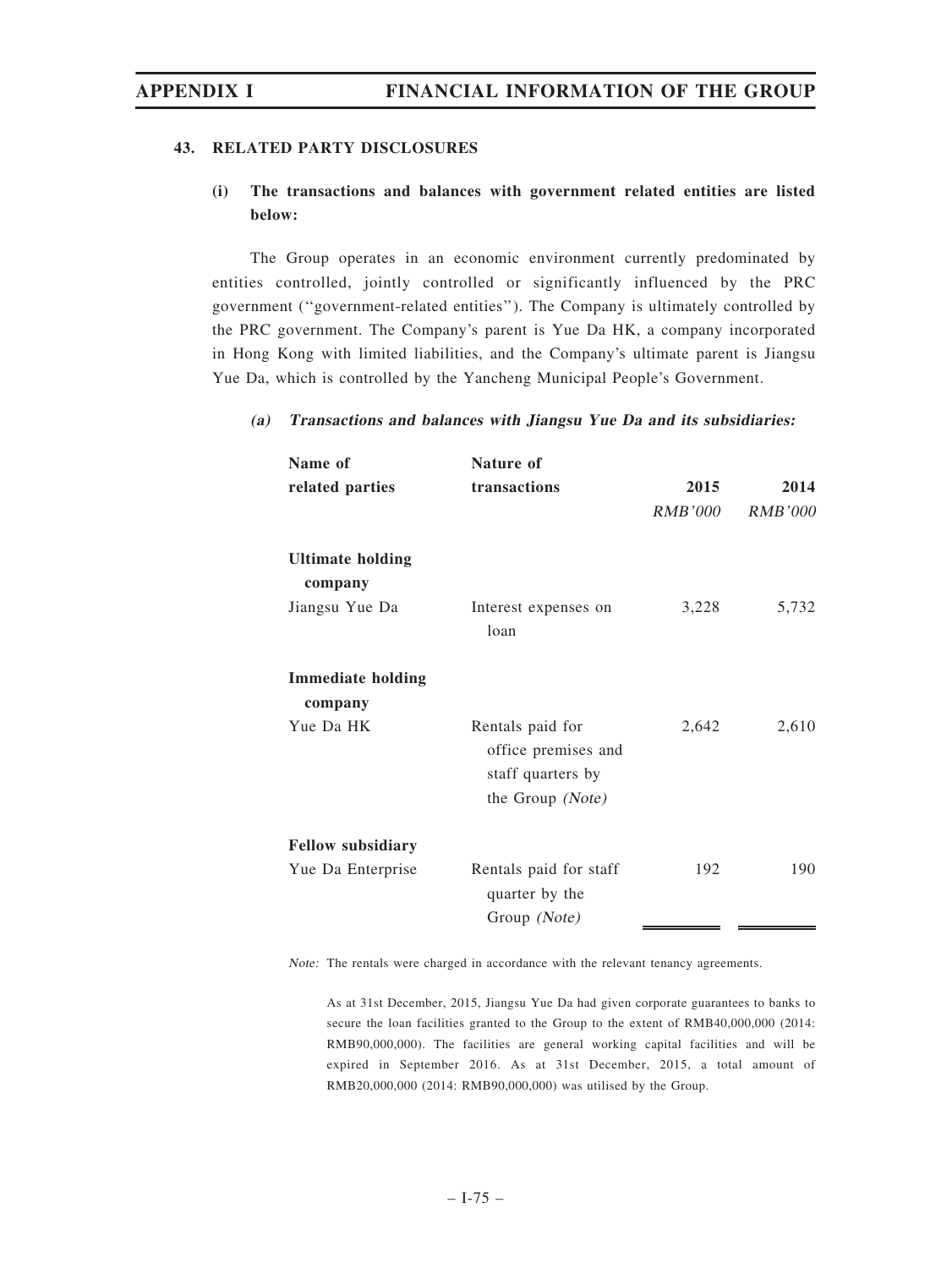## 43. RELATED PARTY DISCLOSURES

### (i) The transactions and balances with government related entities are listed below:

The Group operates in an economic environment currently predominated by entities controlled, jointly controlled or significantly influenced by the PRC government ("government-related entities"). The Company is ultimately controlled by the PRC government. The Company's parent is Yue Da HK, a company incorporated in Hong Kong with limited liabilities, and the Company's ultimate parent is Jiangsu Yue Da, which is controlled by the Yancheng Municipal People's Government.

#### *(a) Transactions and balances with Jiangsu Yue Da and its subsidiaries:*

| Name of related parties | Nature of transactions | 2015 | 2014 |
|---|---|---|---|
| | | *RMB'000* | *RMB'000* |
| **Ultimate holding company** | | | |
| Jiangsu Yue Da | Interest expenses on loan | 3,228 | 5,732 |
| **Immediate holding company** | | | |
| Yue Da HK | Rentals paid for office premises and staff quarters by the Group *(Note)* | 2,642 | 2,610 |
| **Fellow subsidiary** | | | |
| Yue Da Enterprise | Rentals paid for staff quarter by the Group *(Note)* | 192 | 190 |

*Note:* The rentals were charged in accordance with the relevant tenancy agreements.

As at 31st December, 2015, Jiangsu Yue Da had given corporate guarantees to banks to secure the loan facilities granted to the Group to the extent of RMB40,000,000 (2014: RMB90,000,000). The facilities are general working capital facilities and will be expired in September 2016. As at 31st December, 2015, a total amount of RMB20,000,000 (2014: RMB90,000,000) was utilised by the Group.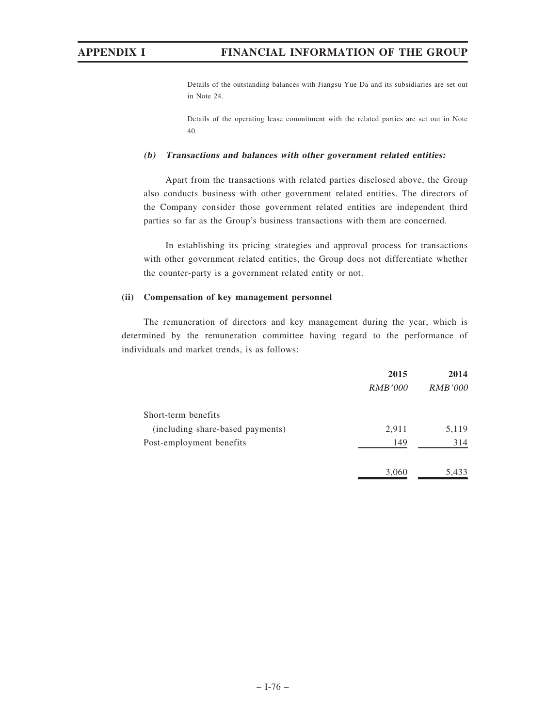Details of the outstanding balances with Jiangsu Yue Da and its subsidiaries are set out in Note 24.

Details of the operating lease commitment with the related parties are set out in Note 40.

***(b) Transactions and balances with other government related entities:***

Apart from the transactions with related parties disclosed above, the Group also conducts business with other government related entities. The directors of the Company consider those government related entities are independent third parties so far as the Group's business transactions with them are concerned.

In establishing its pricing strategies and approval process for transactions with other government related entities, the Group does not differentiate whether the counter-party is a government related entity or not.

**(ii) Compensation of key management personnel**

The remuneration of directors and key management during the year, which is determined by the remuneration committee having regard to the performance of individuals and market trends, is as follows:

| | **2015** | **2014** |
|---|---|---|
| | *RMB'000* | *RMB'000* |
| Short-term benefits (including share-based payments) | 2,911 | 5,119 |
| Post-employment benefits | 149 | 314 |
| | 3,060 | 5,433 |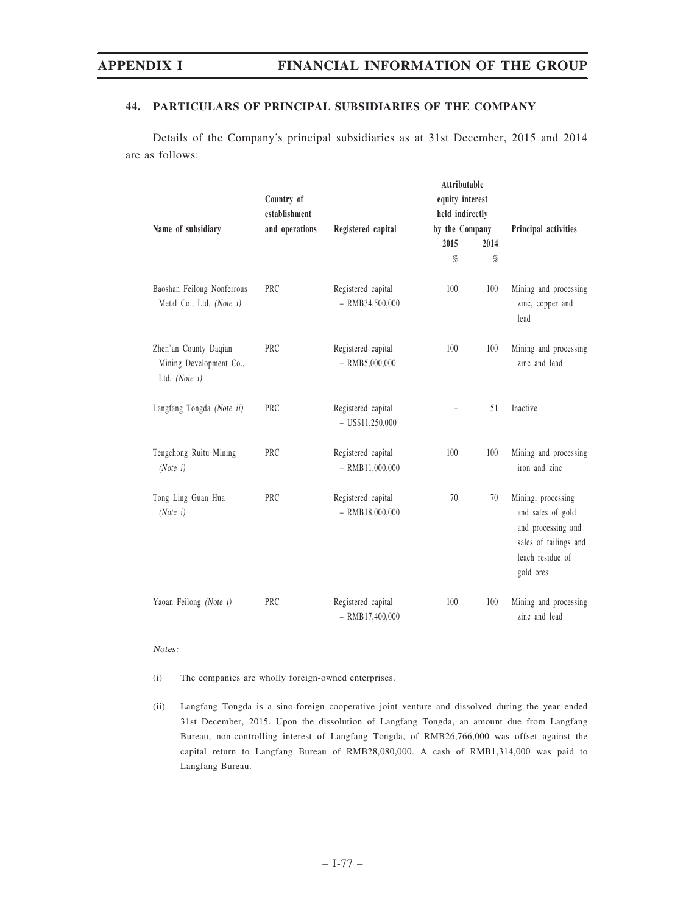## 44. PARTICULARS OF PRINCIPAL SUBSIDIARIES OF THE COMPANY

Details of the Company's principal subsidiaries as at 31st December, 2015 and 2014 are as follows:

| Name of subsidiary | Country of establishment and operations | Registered capital | Attributable equity interest held indirectly by the Company | | Principal activities |
|---|---|---|---|---|---|
| | | | 2015 | 2014 | |
| | | | % | % | |
| Baoshan Feilong Nonferrous Metal Co., Ltd. *(Note i)* | PRC | Registered capital – RMB34,500,000 | 100 | 100 | Mining and processing zinc, copper and lead |
| Zhen'an County Daqian Mining Development Co., Ltd. *(Note i)* | PRC | Registered capital – RMB5,000,000 | 100 | 100 | Mining and processing zinc and lead |
| Langfang Tongda *(Note ii)* | PRC | Registered capital – US$11,250,000 | – | 51 | Inactive |
| Tengchong Ruitu Mining *(Note i)* | PRC | Registered capital – RMB11,000,000 | 100 | 100 | Mining and processing iron and zinc |
| Tong Ling Guan Hua *(Note i)* | PRC | Registered capital – RMB18,000,000 | 70 | 70 | Mining, processing and sales of gold and processing and sales of tailings and leach residue of gold ores |
| Yaoan Feilong *(Note i)* | PRC | Registered capital – RMB17,400,000 | 100 | 100 | Mining and processing zinc and lead |

*Notes:*

(i) The companies are wholly foreign-owned enterprises.

(ii) Langfang Tongda is a sino-foreign cooperative joint venture and dissolved during the year ended 31st December, 2015. Upon the dissolution of Langfang Tongda, an amount due from Langfang Bureau, non-controlling interest of Langfang Tongda, of RMB26,766,000 was offset against the capital return to Langfang Bureau of RMB28,080,000. A cash of RMB1,314,000 was paid to Langfang Bureau.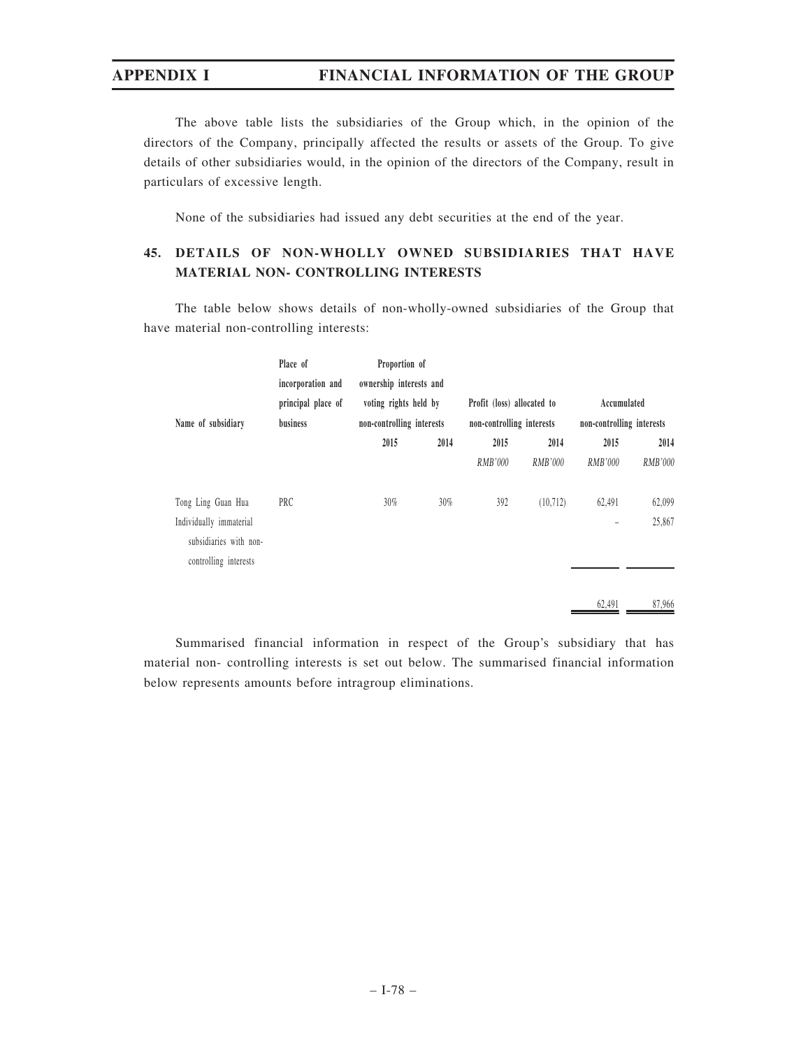The above table lists the subsidiaries of the Group which, in the opinion of the directors of the Company, principally affected the results or assets of the Group. To give details of other subsidiaries would, in the opinion of the directors of the Company, result in particulars of excessive length.

None of the subsidiaries had issued any debt securities at the end of the year.

## 45. DETAILS OF NON-WHOLLY OWNED SUBSIDIARIES THAT HAVE MATERIAL NON- CONTROLLING INTERESTS

The table below shows details of non-wholly-owned subsidiaries of the Group that have material non-controlling interests:

| Name of subsidiary | Place of incorporation and principal place of business | Proportion of ownership interests and voting rights held by non-controlling interests | | Profit (loss) allocated to non-controlling interests | | Accumulated non-controlling interests | |
|---|---|---|---|---|---|---|---|
| | | 2015 | 2014 | 2015 | 2014 | 2015 | 2014 |
| | | | | RMB'000 | RMB'000 | RMB'000 | RMB'000 |
| Tong Ling Guan Hua | PRC | 30% | 30% | 392 | (10,712) | 62,491 | 62,099 |
| Individually immaterial subsidiaries with non-controlling interests | | | | | | – | 25,867 |
| | | | | | | 62,491 | 87,966 |

Summarised financial information in respect of the Group's subsidiary that has material non- controlling interests is set out below. The summarised financial information below represents amounts before intragroup eliminations.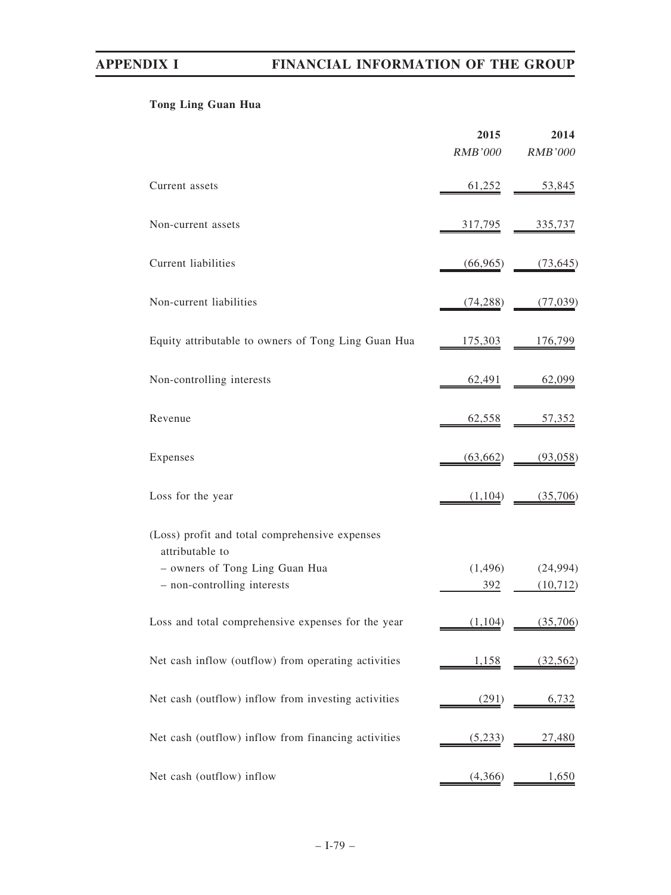**Tong Ling Guan Hua**

| | 2015 | 2014 |
|---|---|---|
| | *RMB'000* | *RMB'000* |
| Current assets | 61,252 | 53,845 |
| Non-current assets | 317,795 | 335,737 |
| Current liabilities | (66,965) | (73,645) |
| Non-current liabilities | (74,288) | (77,039) |
| Equity attributable to owners of Tong Ling Guan Hua | 175,303 | 176,799 |
| Non-controlling interests | 62,491 | 62,099 |
| Revenue | 62,558 | 57,352 |
| Expenses | (63,662) | (93,058) |
| Loss for the year | (1,104) | (35,706) |
| (Loss) profit and total comprehensive expenses attributable to | | |
| – owners of Tong Ling Guan Hua | (1,496) | (24,994) |
| – non-controlling interests | 392 | (10,712) |
| Loss and total comprehensive expenses for the year | (1,104) | (35,706) |
| Net cash inflow (outflow) from operating activities | 1,158 | (32,562) |
| Net cash (outflow) inflow from investing activities | (291) | 6,732 |
| Net cash (outflow) inflow from financing activities | (5,233) | 27,480 |
| Net cash (outflow) inflow | (4,366) | 1,650 |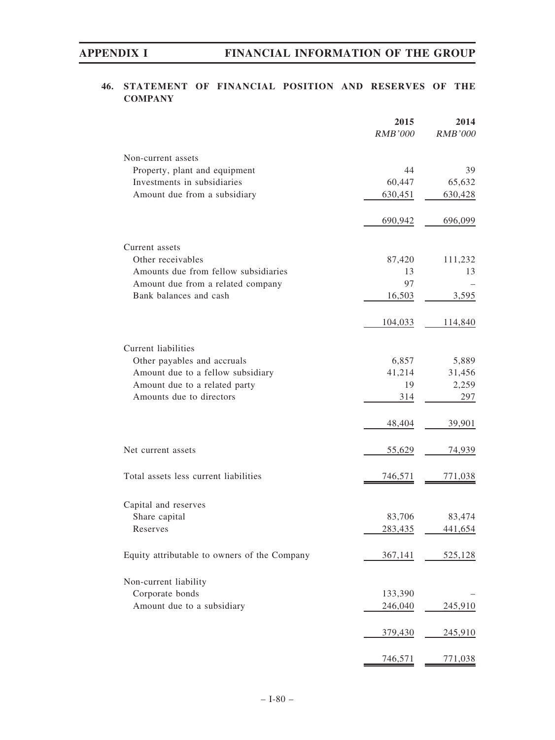## 46. STATEMENT OF FINANCIAL POSITION AND RESERVES OF THE COMPANY

| | 2015 | 2014 |
|---|---|---|
| | *RMB'000* | *RMB'000* |
| Non-current assets | | |
| Property, plant and equipment | 44 | 39 |
| Investments in subsidiaries | 60,447 | 65,632 |
| Amount due from a subsidiary | 630,451 | 630,428 |
| | 690,942 | 696,099 |
| Current assets | | |
| Other receivables | 87,420 | 111,232 |
| Amounts due from fellow subsidiaries | 13 | 13 |
| Amount due from a related company | 97 | – |
| Bank balances and cash | 16,503 | 3,595 |
| | 104,033 | 114,840 |
| Current liabilities | | |
| Other payables and accruals | 6,857 | 5,889 |
| Amount due to a fellow subsidiary | 41,214 | 31,456 |
| Amount due to a related party | 19 | 2,259 |
| Amounts due to directors | 314 | 297 |
| | 48,404 | 39,901 |
| Net current assets | 55,629 | 74,939 |
| Total assets less current liabilities | 746,571 | 771,038 |
| Capital and reserves | | |
| Share capital | 83,706 | 83,474 |
| Reserves | 283,435 | 441,654 |
| Equity attributable to owners of the Company | 367,141 | 525,128 |
| Non-current liability | | |
| Corporate bonds | 133,390 | – |
| Amount due to a subsidiary | 246,040 | 245,910 |
| | 379,430 | 245,910 |
| | 746,571 | 771,038 |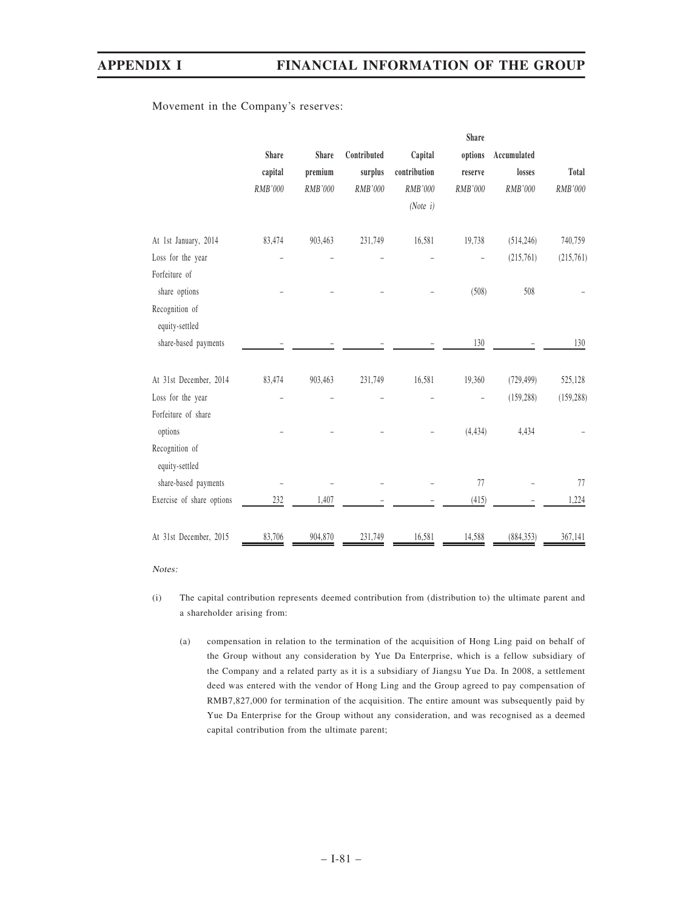Movement in the Company's reserves:

| | Share capital | Share premium | Contributed surplus | Capital contribution | Share options reserve | Accumulated losses | Total |
|---|---|---|---|---|---|---|---|
| | *RMB'000* | *RMB'000* | *RMB'000* | *RMB'000* | *RMB'000* | *RMB'000* | *RMB'000* |
| | | | | *(Note i)* | | | |
| At 1st January, 2014 | 83,474 | 903,463 | 231,749 | 16,581 | 19,738 | (514,246) | 740,759 |
| Loss for the year | – | – | – | – | – | (215,761) | (215,761) |
| Forfeiture of share options | – | – | – | – | (508) | 508 | – |
| Recognition of equity-settled share-based payments | – | – | – | – | 130 | – | 130 |
| At 31st December, 2014 | 83,474 | 903,463 | 231,749 | 16,581 | 19,360 | (729,499) | 525,128 |
| Loss for the year | – | – | – | – | – | (159,288) | (159,288) |
| Forfeiture of share options | – | – | – | – | (4,434) | 4,434 | – |
| Recognition of equity-settled share-based payments | – | – | – | – | 77 | – | 77 |
| Exercise of share options | 232 | 1,407 | – | – | (415) | – | 1,224 |
| At 31st December, 2015 | 83,706 | 904,870 | 231,749 | 16,581 | 14,588 | (884,353) | 367,141 |

*Notes:*

(i) The capital contribution represents deemed contribution from (distribution to) the ultimate parent and a shareholder arising from:

(a) compensation in relation to the termination of the acquisition of Hong Ling paid on behalf of the Group without any consideration by Yue Da Enterprise, which is a fellow subsidiary of the Company and a related party as it is a subsidiary of Jiangsu Yue Da. In 2008, a settlement deed was entered with the vendor of Hong Ling and the Group agreed to pay compensation of RMB7,827,000 for termination of the acquisition. The entire amount was subsequently paid by Yue Da Enterprise for the Group without any consideration, and was recognised as a deemed capital contribution from the ultimate parent;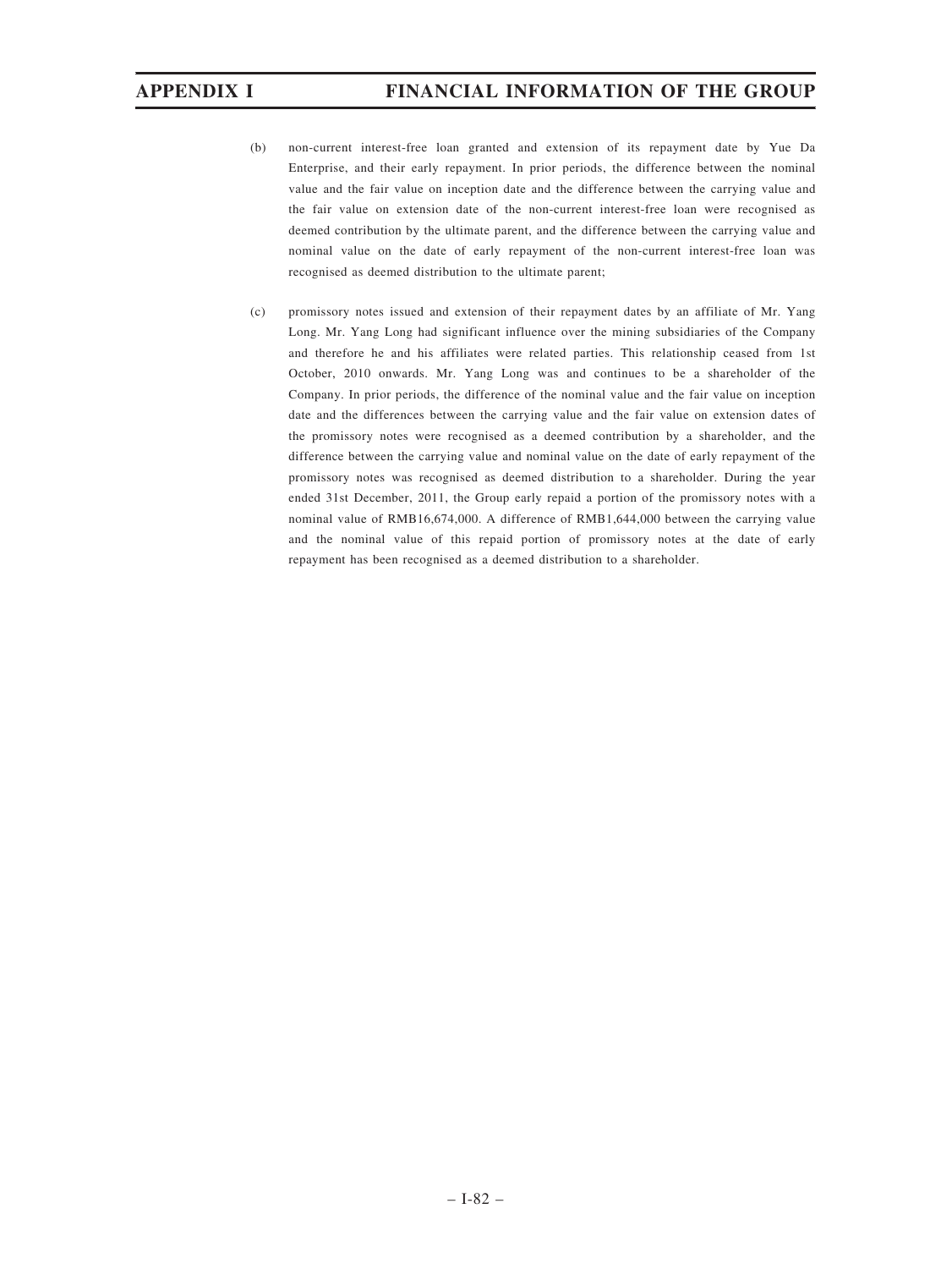(b) non-current interest-free loan granted and extension of its repayment date by Yue Da Enterprise, and their early repayment. In prior periods, the difference between the nominal value and the fair value on inception date and the difference between the carrying value and the fair value on extension date of the non-current interest-free loan were recognised as deemed contribution by the ultimate parent, and the difference between the carrying value and nominal value on the date of early repayment of the non-current interest-free loan was recognised as deemed distribution to the ultimate parent;

(c) promissory notes issued and extension of their repayment dates by an affiliate of Mr. Yang Long. Mr. Yang Long had significant influence over the mining subsidiaries of the Company and therefore he and his affiliates were related parties. This relationship ceased from 1st October, 2010 onwards. Mr. Yang Long was and continues to be a shareholder of the Company. In prior periods, the difference of the nominal value and the fair value on inception date and the differences between the carrying value and the fair value on extension dates of the promissory notes were recognised as a deemed contribution by a shareholder, and the difference between the carrying value and nominal value on the date of early repayment of the promissory notes was recognised as deemed distribution to a shareholder. During the year ended 31st December, 2011, the Group early repaid a portion of the promissory notes with a nominal value of RMB16,674,000. A difference of RMB1,644,000 between the carrying value and the nominal value of this repaid portion of promissory notes at the date of early repayment has been recognised as a deemed distribution to a shareholder.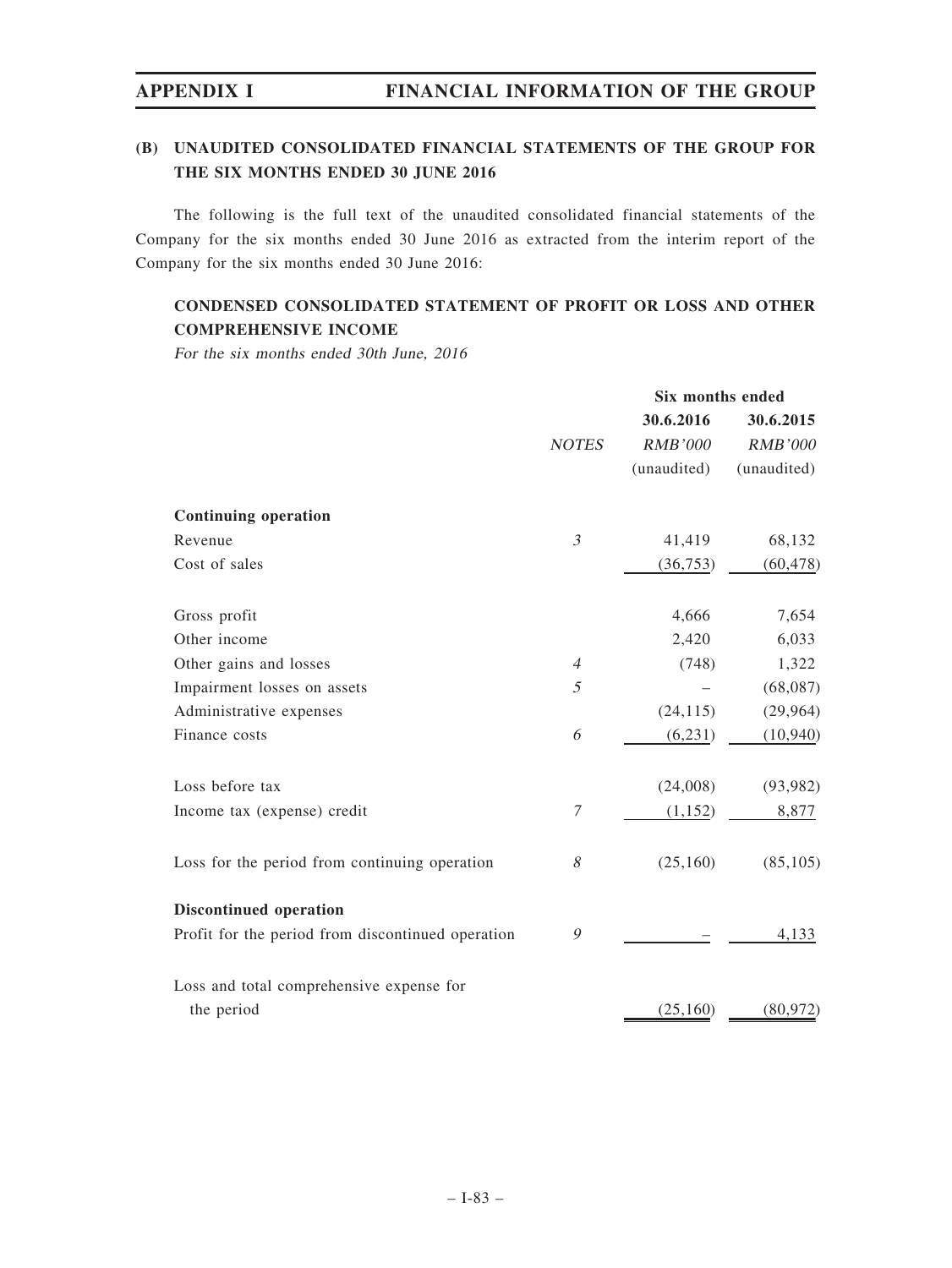## (B) UNAUDITED CONSOLIDATED FINANCIAL STATEMENTS OF THE GROUP FOR THE SIX MONTHS ENDED 30 JUNE 2016

The following is the full text of the unaudited consolidated financial statements of the Company for the six months ended 30 June 2016 as extracted from the interim report of the Company for the six months ended 30 June 2016:

### CONDENSED CONSOLIDATED STATEMENT OF PROFIT OR LOSS AND OTHER COMPREHENSIVE INCOME

*For the six months ended 30th June, 2016*

| | | Six months ended | |
|---|---|---|---|
| | | **30.6.2016** | **30.6.2015** |
| | *NOTES* | *RMB'000* | *RMB'000* |
| | | (unaudited) | (unaudited) |
| **Continuing operation** | | | |
| Revenue | *3* | 41,419 | 68,132 |
| Cost of sales | | (36,753) | (60,478) |
| Gross profit | | 4,666 | 7,654 |
| Other income | | 2,420 | 6,033 |
| Other gains and losses | *4* | (748) | 1,322 |
| Impairment losses on assets | *5* | – | (68,087) |
| Administrative expenses | | (24,115) | (29,964) |
| Finance costs | *6* | (6,231) | (10,940) |
| Loss before tax | | (24,008) | (93,982) |
| Income tax (expense) credit | *7* | (1,152) | 8,877 |
| Loss for the period from continuing operation | *8* | (25,160) | (85,105) |
| **Discontinued operation** | | | |
| Profit for the period from discontinued operation | *9* | – | 4,133 |
| Loss and total comprehensive expense for the period | | (25,160) | (80,972) |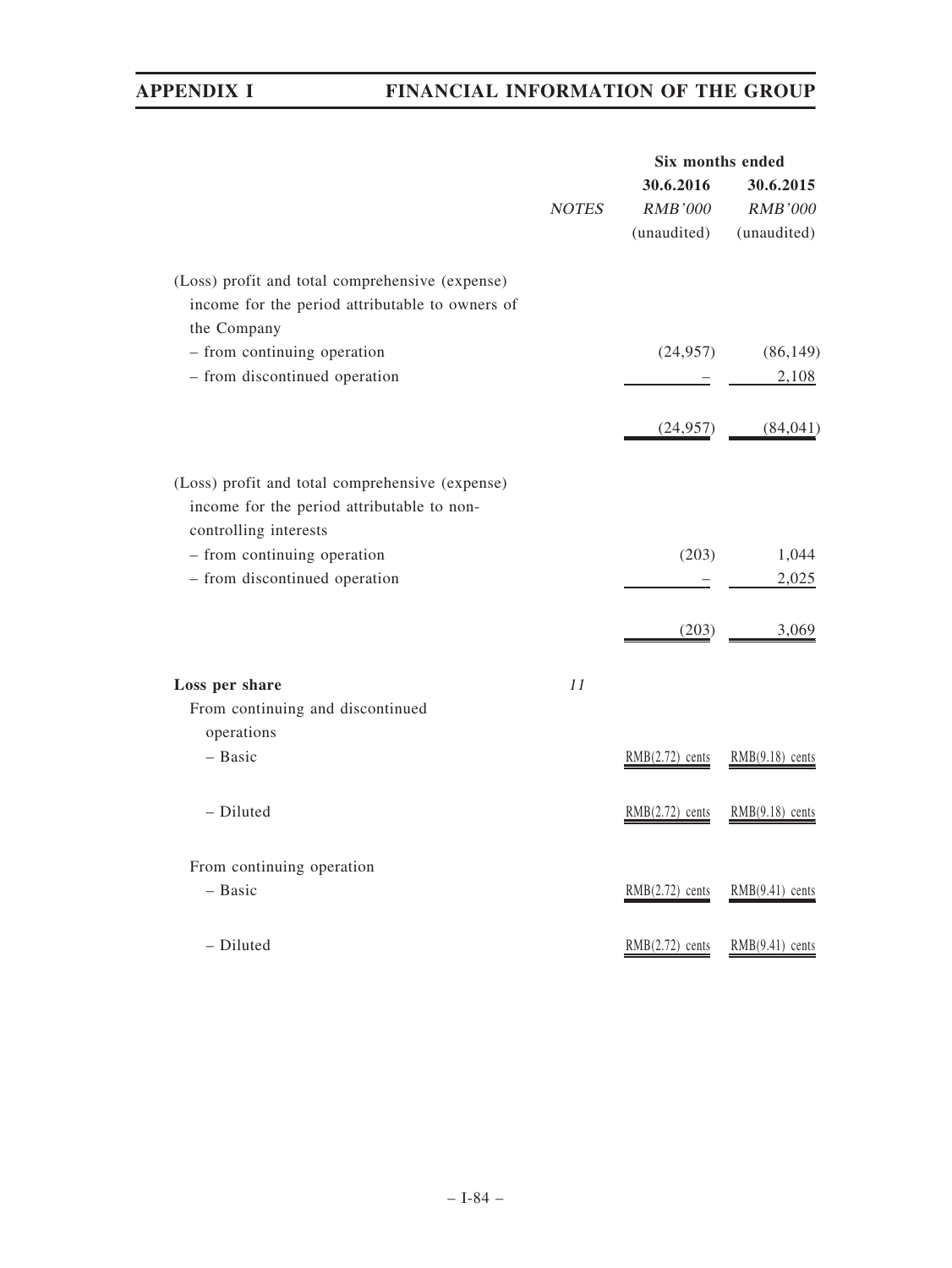| | NOTES | Six months ended 30.6.2016 RMB'000 (unaudited) | Six months ended 30.6.2015 RMB'000 (unaudited) |
|---|---|---|---|
| (Loss) profit and total comprehensive (expense) income for the period attributable to owners of the Company | | | |
| – from continuing operation | | (24,957) | (86,149) |
| – from discontinued operation | | – | 2,108 |
| | | (24,957) | (84,041) |
| (Loss) profit and total comprehensive (expense) income for the period attributable to non-controlling interests | | | |
| – from continuing operation | | (203) | 1,044 |
| – from discontinued operation | | – | 2,025 |
| | | (203) | 3,069 |
| **Loss per share** | 11 | | |
| From continuing and discontinued operations | | | |
| – Basic | | RMB(2.72) cents | RMB(9.18) cents |
| – Diluted | | RMB(2.72) cents | RMB(9.18) cents |
| From continuing operation | | | |
| – Basic | | RMB(2.72) cents | RMB(9.41) cents |
| – Diluted | | RMB(2.72) cents | RMB(9.41) cents |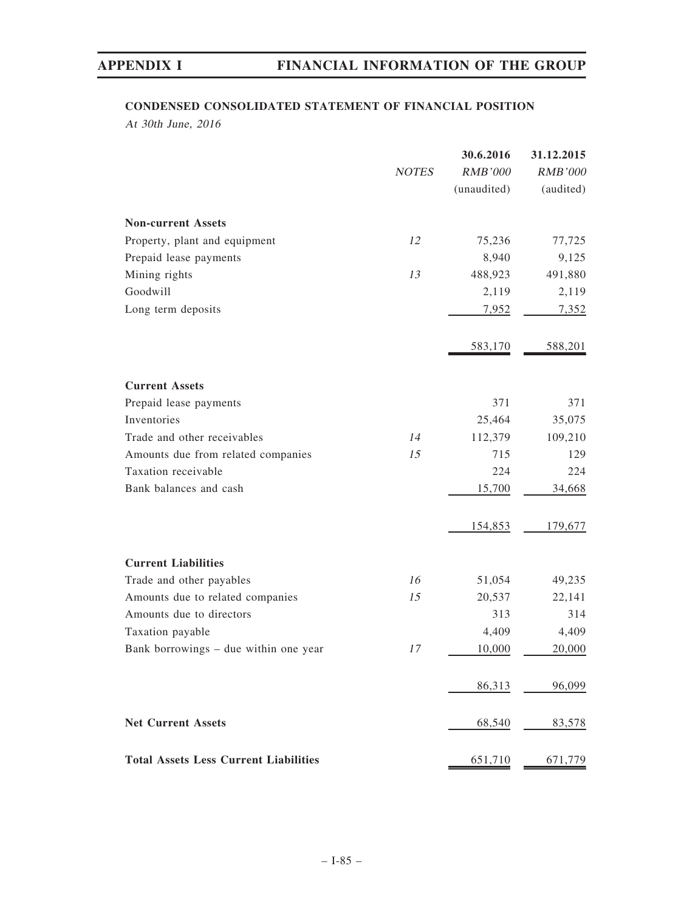## CONDENSED CONSOLIDATED STATEMENT OF FINANCIAL POSITION

*At 30th June, 2016*

| | NOTES | 30.6.2016 | 31.12.2015 |
|---|---|---|---|
| | | *RMB'000* | *RMB'000* |
| | | (unaudited) | (audited) |
| **Non-current Assets** | | | |
| Property, plant and equipment | 12 | 75,236 | 77,725 |
| Prepaid lease payments | | 8,940 | 9,125 |
| Mining rights | 13 | 488,923 | 491,880 |
| Goodwill | | 2,119 | 2,119 |
| Long term deposits | | 7,952 | 7,352 |
| | | 583,170 | 588,201 |
| **Current Assets** | | | |
| Prepaid lease payments | | 371 | 371 |
| Inventories | | 25,464 | 35,075 |
| Trade and other receivables | 14 | 112,379 | 109,210 |
| Amounts due from related companies | 15 | 715 | 129 |
| Taxation receivable | | 224 | 224 |
| Bank balances and cash | | 15,700 | 34,668 |
| | | 154,853 | 179,677 |
| **Current Liabilities** | | | |
| Trade and other payables | 16 | 51,054 | 49,235 |
| Amounts due to related companies | 15 | 20,537 | 22,141 |
| Amounts due to directors | | 313 | 314 |
| Taxation payable | | 4,409 | 4,409 |
| Bank borrowings – due within one year | 17 | 10,000 | 20,000 |
| | | 86,313 | 96,099 |
| **Net Current Assets** | | 68,540 | 83,578 |
| **Total Assets Less Current Liabilities** | | 651,710 | 671,779 |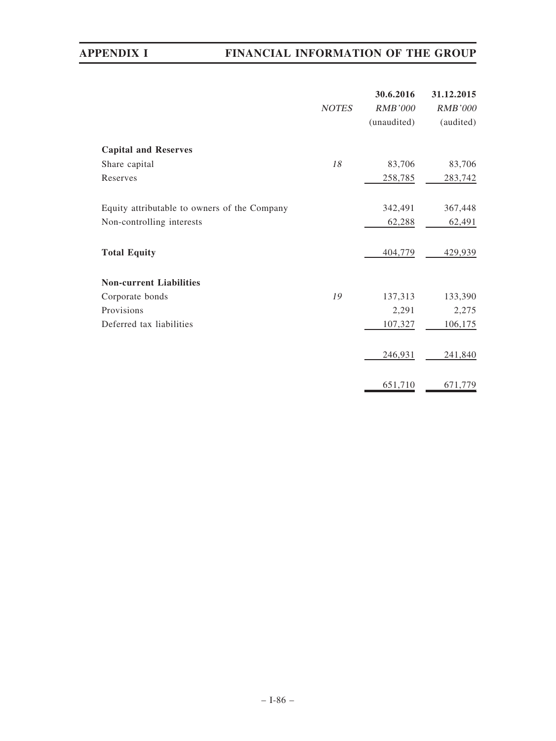| | NOTES | 30.6.2016<br>RMB'000<br>(unaudited) | 31.12.2015<br>RMB'000<br>(audited) |
|---|---|---|---|
| **Capital and Reserves** | | | |
| Share capital | 18 | 83,706 | 83,706 |
| Reserves | | 258,785 | 283,742 |
| Equity attributable to owners of the Company | | 342,491 | 367,448 |
| Non-controlling interests | | 62,288 | 62,491 |
| **Total Equity** | | 404,779 | 429,939 |
| **Non-current Liabilities** | | | |
| Corporate bonds | 19 | 137,313 | 133,390 |
| Provisions | | 2,291 | 2,275 |
| Deferred tax liabilities | | 107,327 | 106,175 |
| | | 246,931 | 241,840 |
| | | 651,710 | 671,779 |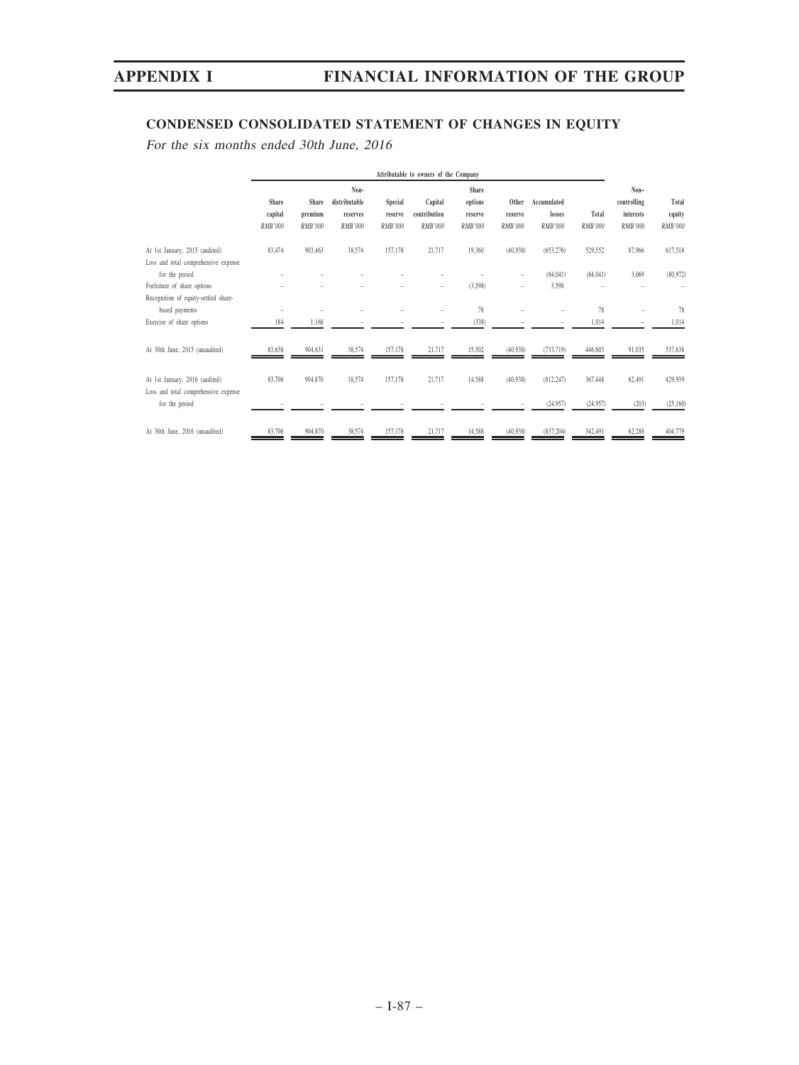## CONDENSED CONSOLIDATED STATEMENT OF CHANGES IN EQUITY

*For the six months ended 30th June, 2016*

| | Attributable to owners of the Company | | | | | | | | | | |
|---|---|---|---|---|---|---|---|---|---|---|---|
| | Share capital | Share premium | Non-distributable reserves | Special reserve | Capital contribution | Share options reserve | Other reserve | Accumulated losses | Total | Non-controlling interests | Total equity |
| | *RMB'000* | *RMB'000* | *RMB'000* | *RMB'000* | *RMB'000* | *RMB'000* | *RMB'000* | *RMB'000* | *RMB'000* | *RMB'000* | *RMB'000* |
| At 1st January, 2015 (audited) | 83,474 | 903,463 | 38,574 | 157,178 | 21,717 | 19,360 | (40,938) | (653,276) | 529,552 | 87,966 | 617,518 |
| Loss and total comprehensive expense for the period | – | – | – | – | – | – | – | (84,041) | (84,041) | 3,069 | (80,972) |
| Forfeiture of share options | – | – | – | – | – | (3,598) | – | 3,598 | – | – | – |
| Recognition of equity-settled share-based payments | – | – | – | – | – | 78 | – | – | 78 | – | 78 |
| Exercise of share options | 184 | 1,168 | – | – | – | (338) | – | – | 1,014 | – | 1,014 |
| At 30th June, 2015 (unaudited) | 83,658 | 904,631 | 38,574 | 157,178 | 21,717 | 15,502 | (40,938) | (733,719) | 446,603 | 91,035 | 537,638 |
| At 1st January, 2016 (audited) | 83,706 | 904,870 | 38,574 | 157,178 | 21,717 | 14,588 | (40,938) | (812,247) | 367,448 | 62,491 | 429,939 |
| Loss and total comprehensive expense for the period | – | – | – | – | – | – | – | (24,957) | (24,957) | (203) | (25,160) |
| At 30th June, 2016 (unaudited) | 83,706 | 904,870 | 38,574 | 157,178 | 21,717 | 14,588 | (40,938) | (837,204) | 342,491 | 62,288 | 404,779 |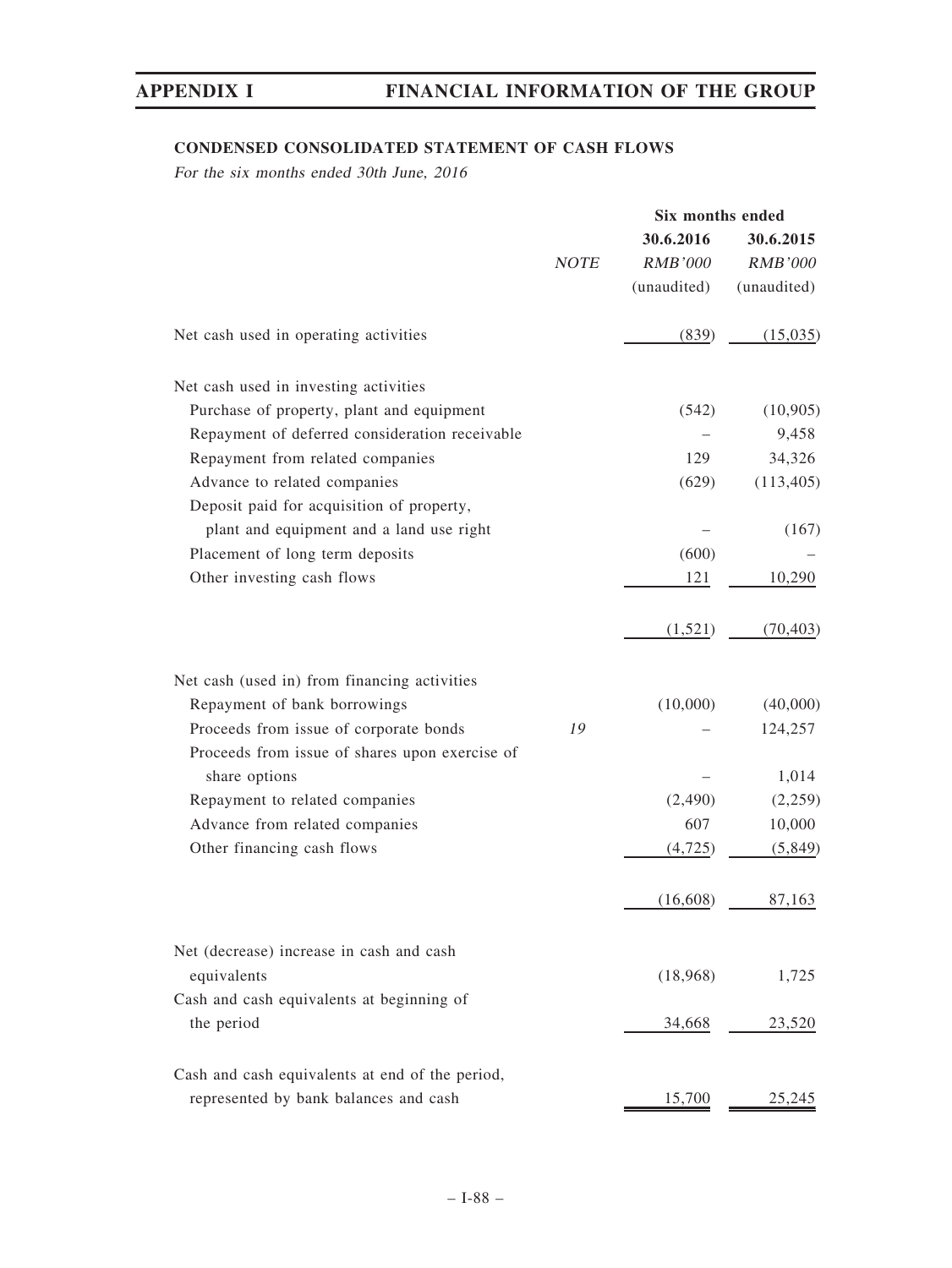**CONDENSED CONSOLIDATED STATEMENT OF CASH FLOWS**

*For the six months ended 30th June, 2016*

| | NOTE | Six months ended 30.6.2016 RMB'000 (unaudited) | 30.6.2015 RMB'000 (unaudited) |
|---|---|---|---|
| Net cash used in operating activities | | (839) | (15,035) |
| Net cash used in investing activities | | | |
| Purchase of property, plant and equipment | | (542) | (10,905) |
| Repayment of deferred consideration receivable | | – | 9,458 |
| Repayment from related companies | | 129 | 34,326 |
| Advance to related companies | | (629) | (113,405) |
| Deposit paid for acquisition of property, plant and equipment and a land use right | | – | (167) |
| Placement of long term deposits | | (600) | – |
| Other investing cash flows | | 121 | 10,290 |
| | | (1,521) | (70,403) |
| Net cash (used in) from financing activities | | | |
| Repayment of bank borrowings | | (10,000) | (40,000) |
| Proceeds from issue of corporate bonds | 19 | – | 124,257 |
| Proceeds from issue of shares upon exercise of share options | | – | 1,014 |
| Repayment to related companies | | (2,490) | (2,259) |
| Advance from related companies | | 607 | 10,000 |
| Other financing cash flows | | (4,725) | (5,849) |
| | | (16,608) | 87,163 |
| Net (decrease) increase in cash and cash equivalents | | (18,968) | 1,725 |
| Cash and cash equivalents at beginning of the period | | 34,668 | 23,520 |
| Cash and cash equivalents at end of the period, represented by bank balances and cash | | 15,700 | 25,245 |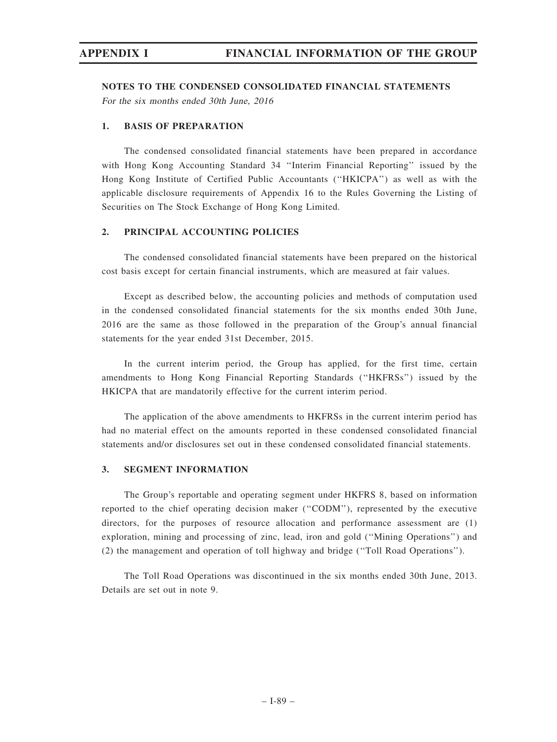## NOTES TO THE CONDENSED CONSOLIDATED FINANCIAL STATEMENTS

*For the six months ended 30th June, 2016*

### 1. BASIS OF PREPARATION

The condensed consolidated financial statements have been prepared in accordance with Hong Kong Accounting Standard 34 "Interim Financial Reporting" issued by the Hong Kong Institute of Certified Public Accountants ("HKICPA") as well as with the applicable disclosure requirements of Appendix 16 to the Rules Governing the Listing of Securities on The Stock Exchange of Hong Kong Limited.

### 2. PRINCIPAL ACCOUNTING POLICIES

The condensed consolidated financial statements have been prepared on the historical cost basis except for certain financial instruments, which are measured at fair values.

Except as described below, the accounting policies and methods of computation used in the condensed consolidated financial statements for the six months ended 30th June, 2016 are the same as those followed in the preparation of the Group's annual financial statements for the year ended 31st December, 2015.

In the current interim period, the Group has applied, for the first time, certain amendments to Hong Kong Financial Reporting Standards ("HKFRSs") issued by the HKICPA that are mandatorily effective for the current interim period.

The application of the above amendments to HKFRSs in the current interim period has had no material effect on the amounts reported in these condensed consolidated financial statements and/or disclosures set out in these condensed consolidated financial statements.

### 3. SEGMENT INFORMATION

The Group's reportable and operating segment under HKFRS 8, based on information reported to the chief operating decision maker ("CODM"), represented by the executive directors, for the purposes of resource allocation and performance assessment are (1) exploration, mining and processing of zinc, lead, iron and gold ("Mining Operations") and (2) the management and operation of toll highway and bridge ("Toll Road Operations").

The Toll Road Operations was discontinued in the six months ended 30th June, 2013. Details are set out in note 9.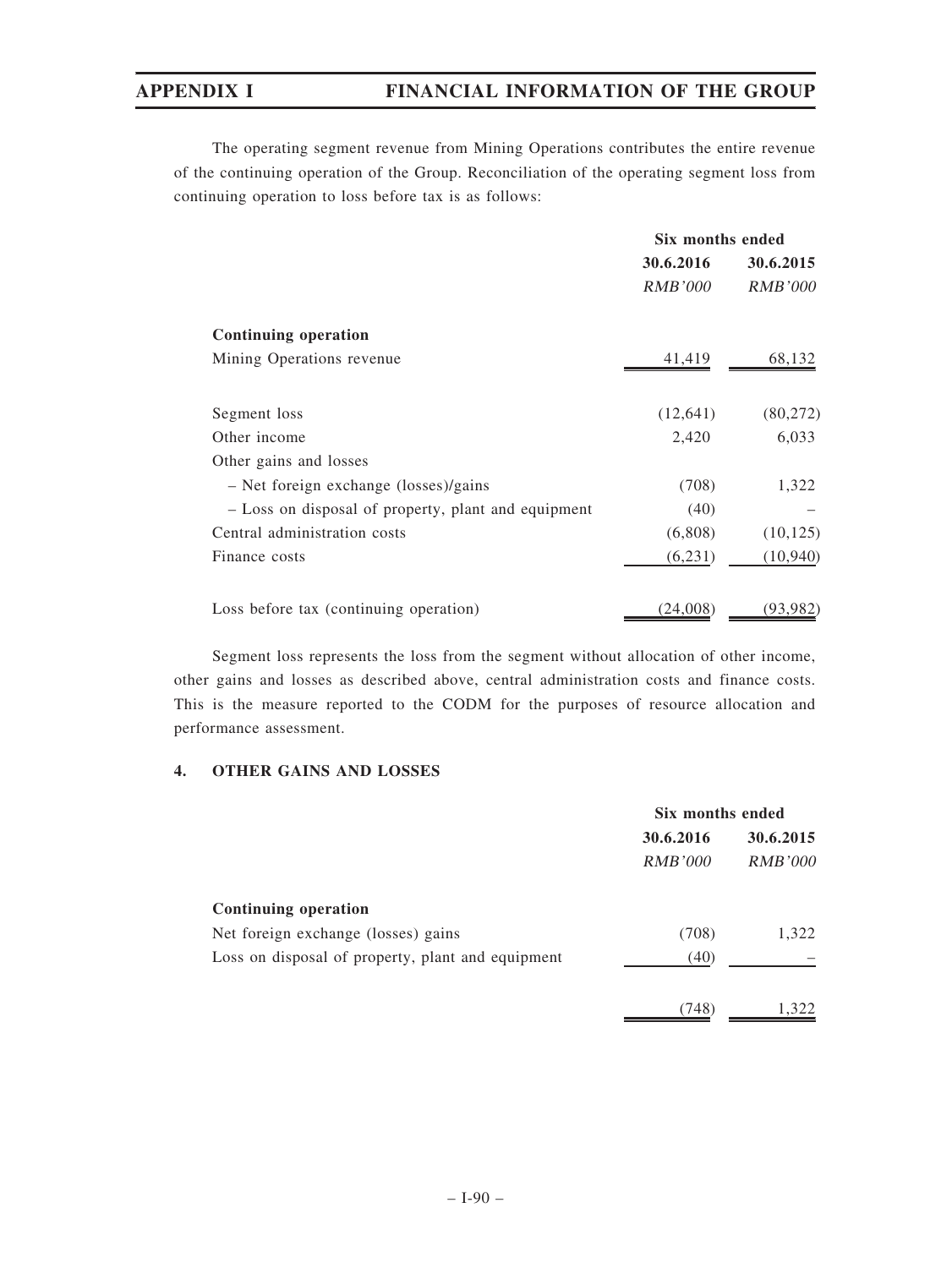The operating segment revenue from Mining Operations contributes the entire revenue of the continuing operation of the Group. Reconciliation of the operating segment loss from continuing operation to loss before tax is as follows:

| | Six months ended | |
|---|---|---|
| | 30.6.2016 | 30.6.2015 |
| | *RMB'000* | *RMB'000* |
| **Continuing operation** | | |
| Mining Operations revenue | 41,419 | 68,132 |
| Segment loss | (12,641) | (80,272) |
| Other income | 2,420 | 6,033 |
| Other gains and losses | | |
| – Net foreign exchange (losses)/gains | (708) | 1,322 |
| – Loss on disposal of property, plant and equipment | (40) | – |
| Central administration costs | (6,808) | (10,125) |
| Finance costs | (6,231) | (10,940) |
| Loss before tax (continuing operation) | (24,008) | (93,982) |

Segment loss represents the loss from the segment without allocation of other income, other gains and losses as described above, central administration costs and finance costs. This is the measure reported to the CODM for the purposes of resource allocation and performance assessment.

## 4. OTHER GAINS AND LOSSES

| | Six months ended | |
|---|---|---|
| | 30.6.2016 | 30.6.2015 |
| | *RMB'000* | *RMB'000* |
| **Continuing operation** | | |
| Net foreign exchange (losses) gains | (708) | 1,322 |
| Loss on disposal of property, plant and equipment | (40) | – |
| | (748) | 1,322 |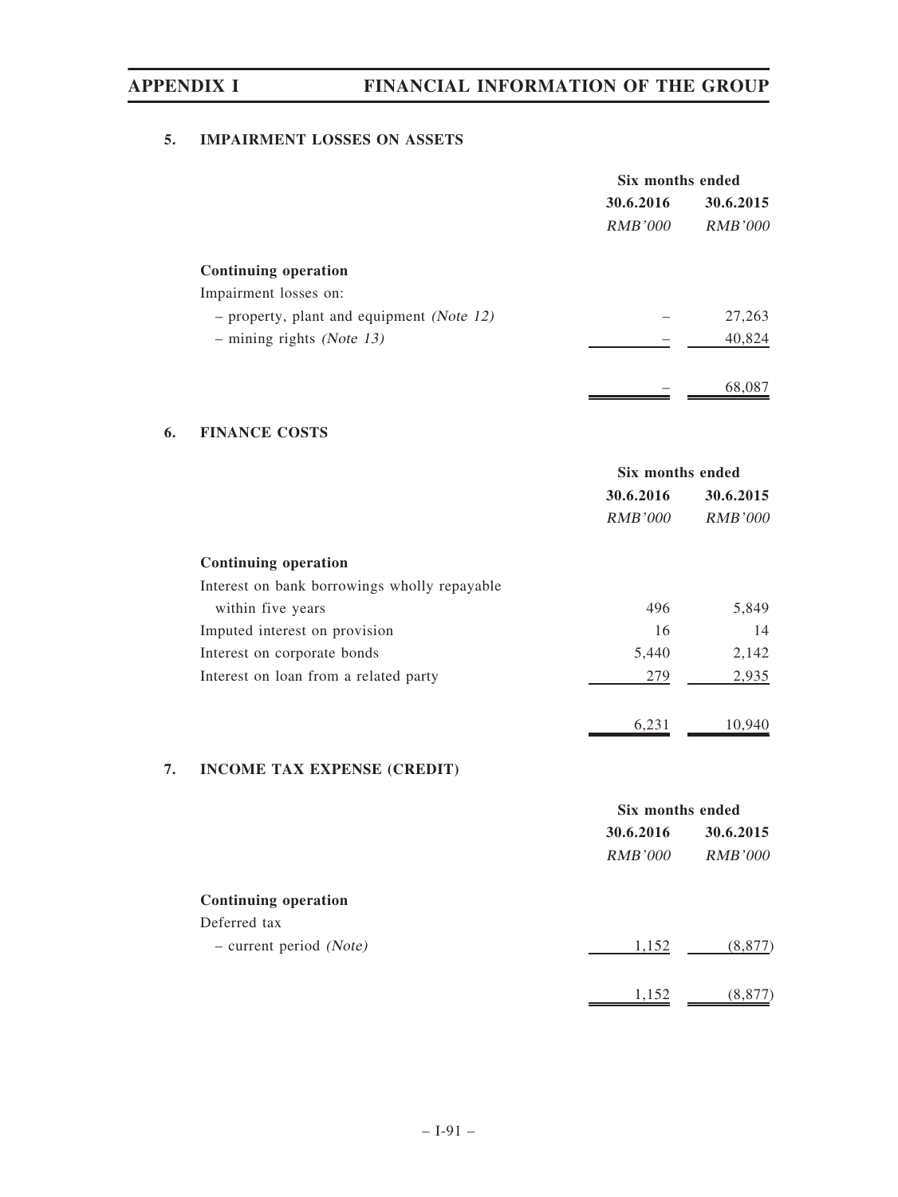## 5. IMPAIRMENT LOSSES ON ASSETS

| | Six months ended | |
|---|---|---|
| | **30.6.2016** | **30.6.2015** |
| | *RMB'000* | *RMB'000* |
| **Continuing operation** | | |
| Impairment losses on: | | |
| – property, plant and equipment *(Note 12)* | – | 27,263 |
| – mining rights *(Note 13)* | – | 40,824 |
| | – | 68,087 |

## 6. FINANCE COSTS

| | Six months ended | |
|---|---|---|
| | **30.6.2016** | **30.6.2015** |
| | *RMB'000* | *RMB'000* |
| **Continuing operation** | | |
| Interest on bank borrowings wholly repayable within five years | 496 | 5,849 |
| Imputed interest on provision | 16 | 14 |
| Interest on corporate bonds | 5,440 | 2,142 |
| Interest on loan from a related party | 279 | 2,935 |
| | 6,231 | 10,940 |

## 7. INCOME TAX EXPENSE (CREDIT)

| | Six months ended | |
|---|---|---|
| | **30.6.2016** | **30.6.2015** |
| | *RMB'000* | *RMB'000* |
| **Continuing operation** | | |
| Deferred tax | | |
| – current period *(Note)* | 1,152 | (8,877) |
| | 1,152 | (8,877) |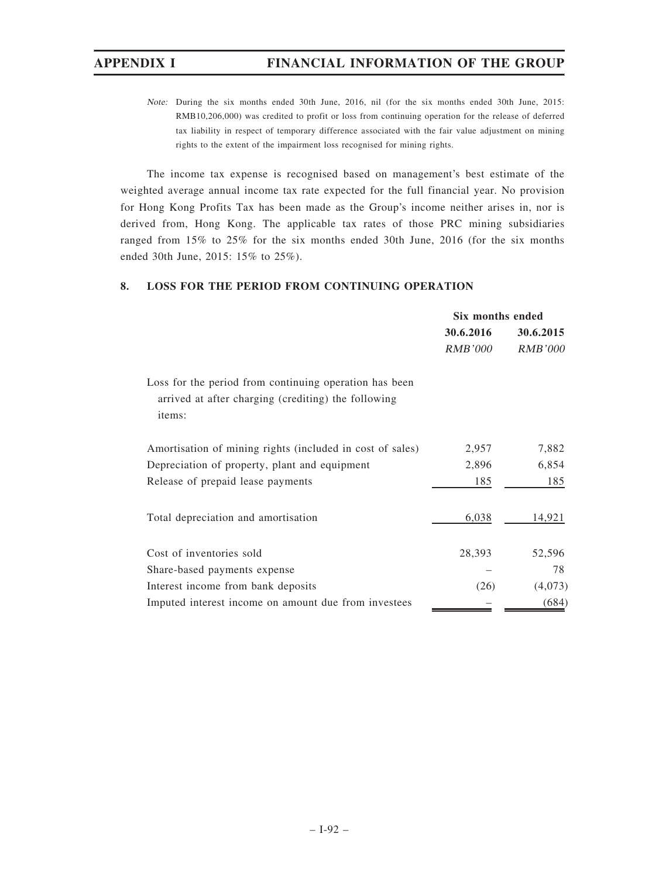*Note:* During the six months ended 30th June, 2016, nil (for the six months ended 30th June, 2015: RMB10,206,000) was credited to profit or loss from continuing operation for the release of deferred tax liability in respect of temporary difference associated with the fair value adjustment on mining rights to the extent of the impairment loss recognised for mining rights.

The income tax expense is recognised based on management's best estimate of the weighted average annual income tax rate expected for the full financial year. No provision for Hong Kong Profits Tax has been made as the Group's income neither arises in, nor is derived from, Hong Kong. The applicable tax rates of those PRC mining subsidiaries ranged from 15% to 25% for the six months ended 30th June, 2016 (for the six months ended 30th June, 2015: 15% to 25%).

## 8. LOSS FOR THE PERIOD FROM CONTINUING OPERATION

| | Six months ended | |
|---|---|---|
| | **30.6.2016** | **30.6.2015** |
| | *RMB'000* | *RMB'000* |
| Loss for the period from continuing operation has been arrived at after charging (crediting) the following items: | | |
| Amortisation of mining rights (included in cost of sales) | 2,957 | 7,882 |
| Depreciation of property, plant and equipment | 2,896 | 6,854 |
| Release of prepaid lease payments | 185 | 185 |
| Total depreciation and amortisation | 6,038 | 14,921 |
| Cost of inventories sold | 28,393 | 52,596 |
| Share-based payments expense | – | 78 |
| Interest income from bank deposits | (26) | (4,073) |
| Imputed interest income on amount due from investees | – | (684) |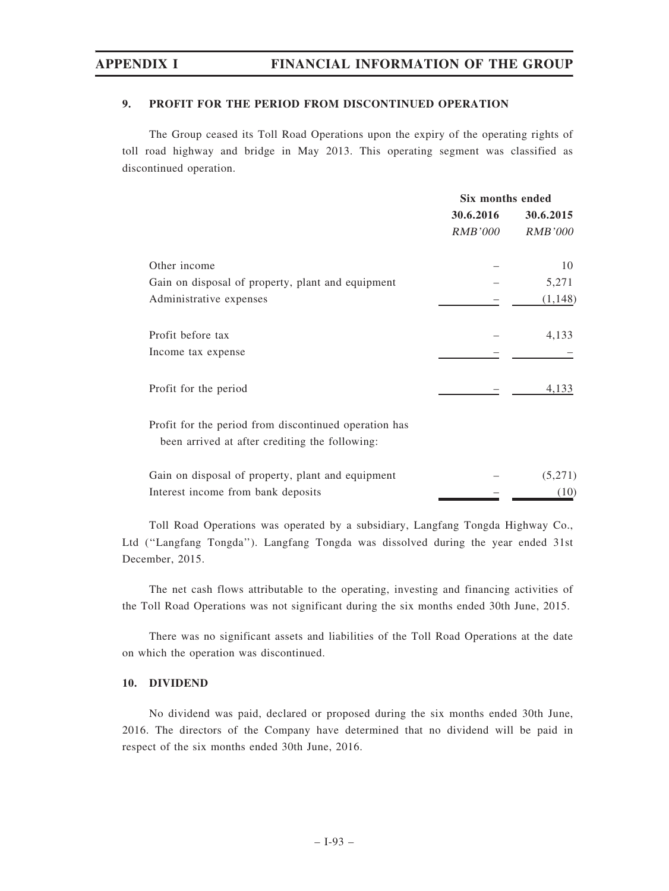### 9. PROFIT FOR THE PERIOD FROM DISCONTINUED OPERATION

The Group ceased its Toll Road Operations upon the expiry of the operating rights of toll road highway and bridge in May 2013. This operating segment was classified as discontinued operation.

| | Six months ended | |
|---|---|---|
| | 30.6.2016 | 30.6.2015 |
| | *RMB'000* | *RMB'000* |
| Other income | – | 10 |
| Gain on disposal of property, plant and equipment | – | 5,271 |
| Administrative expenses | – | (1,148) |
| Profit before tax | – | 4,133 |
| Income tax expense | – | – |
| Profit for the period | – | 4,133 |
| Profit for the period from discontinued operation has been arrived at after crediting the following: | | |
| Gain on disposal of property, plant and equipment | – | (5,271) |
| Interest income from bank deposits | – | (10) |

Toll Road Operations was operated by a subsidiary, Langfang Tongda Highway Co., Ltd ("Langfang Tongda"). Langfang Tongda was dissolved during the year ended 31st December, 2015.

The net cash flows attributable to the operating, investing and financing activities of the Toll Road Operations was not significant during the six months ended 30th June, 2015.

There was no significant assets and liabilities of the Toll Road Operations at the date on which the operation was discontinued.

### 10. DIVIDEND

No dividend was paid, declared or proposed during the six months ended 30th June, 2016. The directors of the Company have determined that no dividend will be paid in respect of the six months ended 30th June, 2016.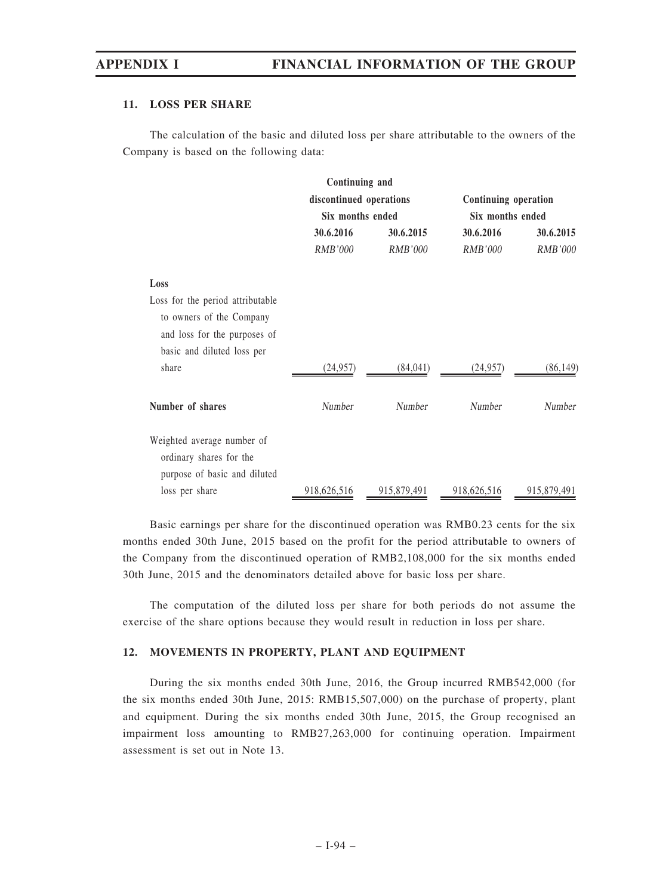### 11. LOSS PER SHARE

The calculation of the basic and diluted loss per share attributable to the owners of the Company is based on the following data:

| | Continuing and discontinued operations Six months ended | | Continuing operation Six months ended | |
|---|---|---|---|---|
| | **30.6.2016** | **30.6.2015** | **30.6.2016** | **30.6.2015** |
| | *RMB'000* | *RMB'000* | *RMB'000* | *RMB'000* |
| **Loss** | | | | |
| Loss for the period attributable to owners of the Company and loss for the purposes of basic and diluted loss per share | (24,957) | (84,041) | (24,957) | (86,149) |
| **Number of shares** | *Number* | *Number* | *Number* | *Number* |
| Weighted average number of ordinary shares for the purpose of basic and diluted loss per share | 918,626,516 | 915,879,491 | 918,626,516 | 915,879,491 |

Basic earnings per share for the discontinued operation was RMB0.23 cents for the six months ended 30th June, 2015 based on the profit for the period attributable to owners of the Company from the discontinued operation of RMB2,108,000 for the six months ended 30th June, 2015 and the denominators detailed above for basic loss per share.

The computation of the diluted loss per share for both periods do not assume the exercise of the share options because they would result in reduction in loss per share.

### 12. MOVEMENTS IN PROPERTY, PLANT AND EQUIPMENT

During the six months ended 30th June, 2016, the Group incurred RMB542,000 (for the six months ended 30th June, 2015: RMB15,507,000) on the purchase of property, plant and equipment. During the six months ended 30th June, 2015, the Group recognised an impairment loss amounting to RMB27,263,000 for continuing operation. Impairment assessment is set out in Note 13.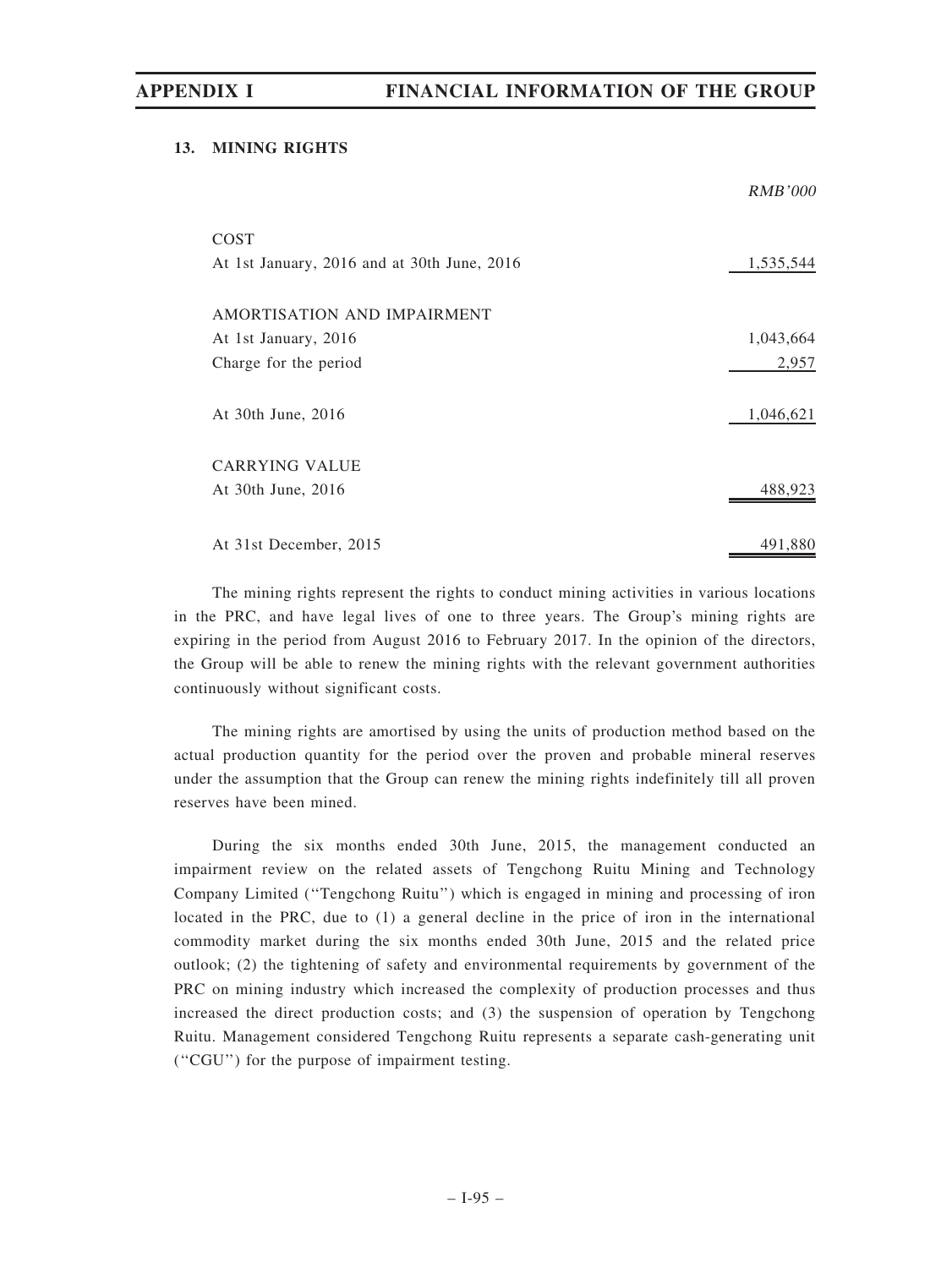### 13. MINING RIGHTS

| | RMB'000 |
|---|---|
| COST | |
| At 1st January, 2016 and at 30th June, 2016 | 1,535,544 |
| | |
| AMORTISATION AND IMPAIRMENT | |
| At 1st January, 2016 | 1,043,664 |
| Charge for the period | 2,957 |
| | |
| At 30th June, 2016 | 1,046,621 |
| | |
| CARRYING VALUE | |
| At 30th June, 2016 | 488,923 |
| | |
| At 31st December, 2015 | 491,880 |

The mining rights represent the rights to conduct mining activities in various locations in the PRC, and have legal lives of one to three years. The Group's mining rights are expiring in the period from August 2016 to February 2017. In the opinion of the directors, the Group will be able to renew the mining rights with the relevant government authorities continuously without significant costs.

The mining rights are amortised by using the units of production method based on the actual production quantity for the period over the proven and probable mineral reserves under the assumption that the Group can renew the mining rights indefinitely till all proven reserves have been mined.

During the six months ended 30th June, 2015, the management conducted an impairment review on the related assets of Tengchong Ruitu Mining and Technology Company Limited ("Tengchong Ruitu") which is engaged in mining and processing of iron located in the PRC, due to (1) a general decline in the price of iron in the international commodity market during the six months ended 30th June, 2015 and the related price outlook; (2) the tightening of safety and environmental requirements by government of the PRC on mining industry which increased the complexity of production processes and thus increased the direct production costs; and (3) the suspension of operation by Tengchong Ruitu. Management considered Tengchong Ruitu represents a separate cash-generating unit ("CGU") for the purpose of impairment testing.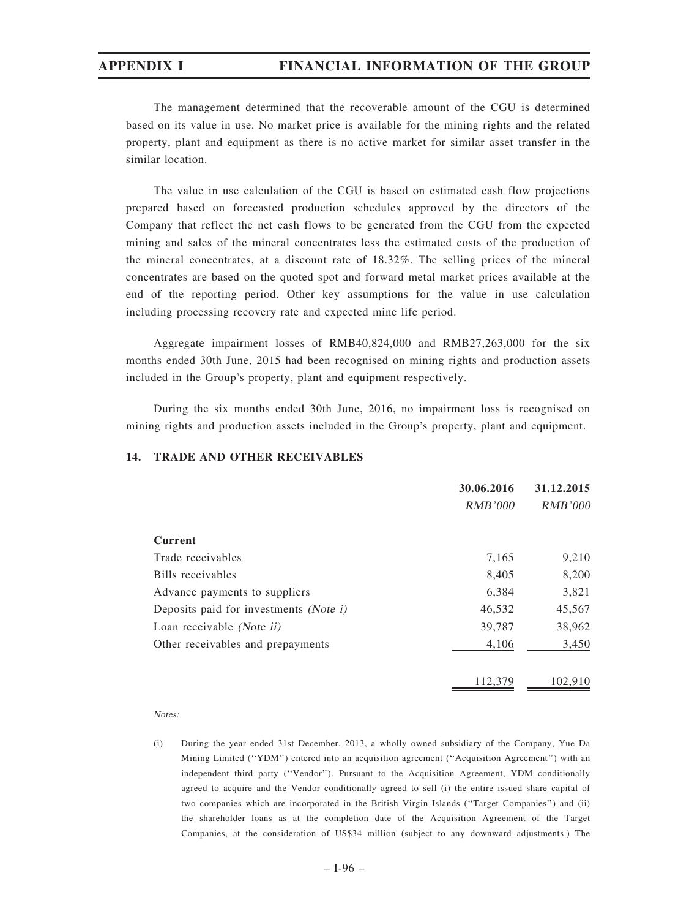The management determined that the recoverable amount of the CGU is determined based on its value in use. No market price is available for the mining rights and the related property, plant and equipment as there is no active market for similar asset transfer in the similar location.

The value in use calculation of the CGU is based on estimated cash flow projections prepared based on forecasted production schedules approved by the directors of the Company that reflect the net cash flows to be generated from the CGU from the expected mining and sales of the mineral concentrates less the estimated costs of the production of the mineral concentrates, at a discount rate of 18.32%. The selling prices of the mineral concentrates are based on the quoted spot and forward metal market prices available at the end of the reporting period. Other key assumptions for the value in use calculation including processing recovery rate and expected mine life period.

Aggregate impairment losses of RMB40,824,000 and RMB27,263,000 for the six months ended 30th June, 2015 had been recognised on mining rights and production assets included in the Group's property, plant and equipment respectively.

During the six months ended 30th June, 2016, no impairment loss is recognised on mining rights and production assets included in the Group's property, plant and equipment.

## 14. TRADE AND OTHER RECEIVABLES

| | 30.06.2016 | 31.12.2015 |
|---|---|---|
| | *RMB'000* | *RMB'000* |
| **Current** | | |
| Trade receivables | 7,165 | 9,210 |
| Bills receivables | 8,405 | 8,200 |
| Advance payments to suppliers | 6,384 | 3,821 |
| Deposits paid for investments *(Note i)* | 46,532 | 45,567 |
| Loan receivable *(Note ii)* | 39,787 | 38,962 |
| Other receivables and prepayments | 4,106 | 3,450 |
| | 112,379 | 102,910 |

*Notes:*

(i) During the year ended 31st December, 2013, a wholly owned subsidiary of the Company, Yue Da Mining Limited ("YDM") entered into an acquisition agreement ("Acquisition Agreement") with an independent third party ("Vendor"). Pursuant to the Acquisition Agreement, YDM conditionally agreed to acquire and the Vendor conditionally agreed to sell (i) the entire issued share capital of two companies which are incorporated in the British Virgin Islands ("Target Companies") and (ii) the shareholder loans as at the completion date of the Acquisition Agreement of the Target Companies, at the consideration of US$34 million (subject to any downward adjustments.) The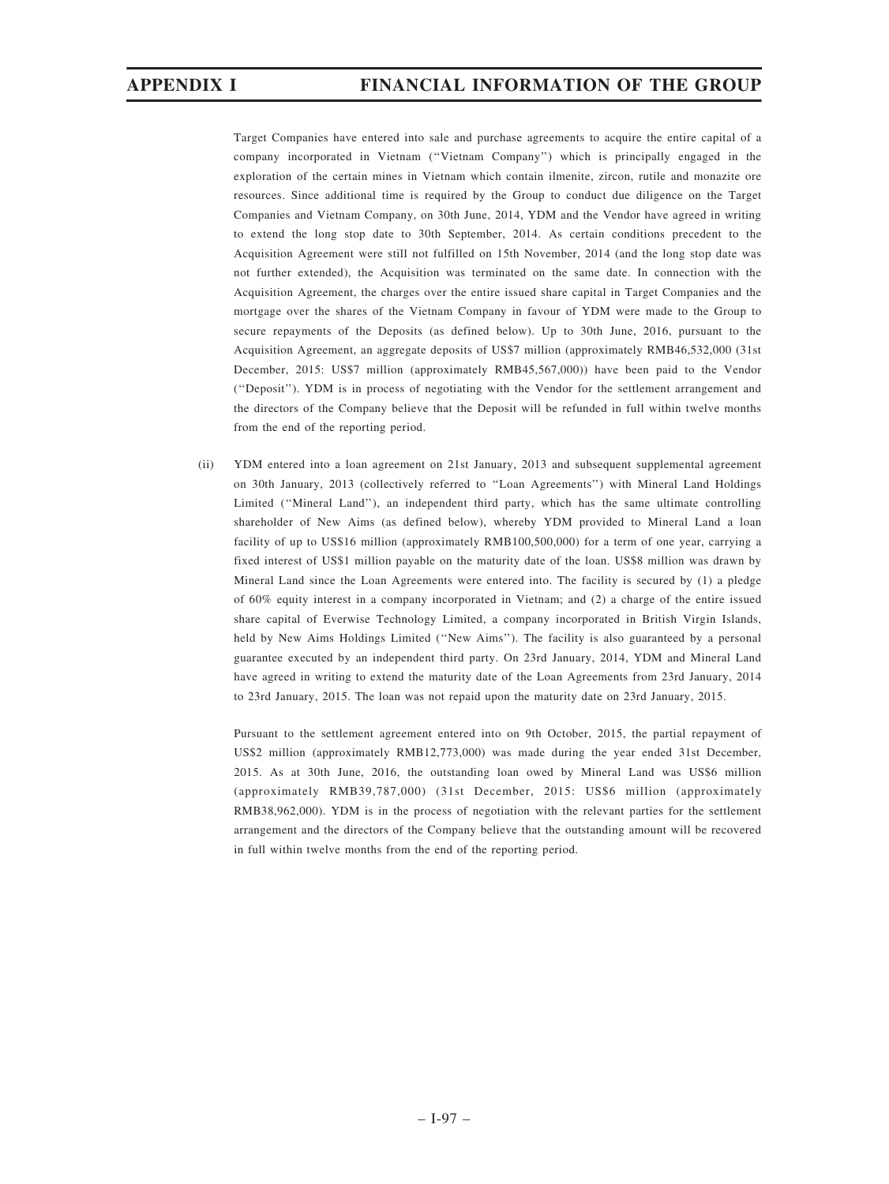Target Companies have entered into sale and purchase agreements to acquire the entire capital of a company incorporated in Vietnam (''Vietnam Company'') which is principally engaged in the exploration of the certain mines in Vietnam which contain ilmenite, zircon, rutile and monazite ore resources. Since additional time is required by the Group to conduct due diligence on the Target Companies and Vietnam Company, on 30th June, 2014, YDM and the Vendor have agreed in writing to extend the long stop date to 30th September, 2014. As certain conditions precedent to the Acquisition Agreement were still not fulfilled on 15th November, 2014 (and the long stop date was not further extended), the Acquisition was terminated on the same date. In connection with the Acquisition Agreement, the charges over the entire issued share capital in Target Companies and the mortgage over the shares of the Vietnam Company in favour of YDM were made to the Group to secure repayments of the Deposits (as defined below). Up to 30th June, 2016, pursuant to the Acquisition Agreement, an aggregate deposits of US$7 million (approximately RMB46,532,000 (31st December, 2015: US$7 million (approximately RMB45,567,000)) have been paid to the Vendor (''Deposit''). YDM is in process of negotiating with the Vendor for the settlement arrangement and the directors of the Company believe that the Deposit will be refunded in full within twelve months from the end of the reporting period.

(ii) YDM entered into a loan agreement on 21st January, 2013 and subsequent supplemental agreement on 30th January, 2013 (collectively referred to ''Loan Agreements'') with Mineral Land Holdings Limited (''Mineral Land''), an independent third party, which has the same ultimate controlling shareholder of New Aims (as defined below), whereby YDM provided to Mineral Land a loan facility of up to US$16 million (approximately RMB100,500,000) for a term of one year, carrying a fixed interest of US$1 million payable on the maturity date of the loan. US$8 million was drawn by Mineral Land since the Loan Agreements were entered into. The facility is secured by (1) a pledge of 60% equity interest in a company incorporated in Vietnam; and (2) a charge of the entire issued share capital of Everwise Technology Limited, a company incorporated in British Virgin Islands, held by New Aims Holdings Limited (''New Aims''). The facility is also guaranteed by a personal guarantee executed by an independent third party. On 23rd January, 2014, YDM and Mineral Land have agreed in writing to extend the maturity date of the Loan Agreements from 23rd January, 2014 to 23rd January, 2015. The loan was not repaid upon the maturity date on 23rd January, 2015.

Pursuant to the settlement agreement entered into on 9th October, 2015, the partial repayment of US$2 million (approximately RMB12,773,000) was made during the year ended 31st December, 2015. As at 30th June, 2016, the outstanding loan owed by Mineral Land was US$6 million (approximately RMB39,787,000) (31st December, 2015: US$6 million (approximately RMB38,962,000). YDM is in the process of negotiation with the relevant parties for the settlement arrangement and the directors of the Company believe that the outstanding amount will be recovered in full within twelve months from the end of the reporting period.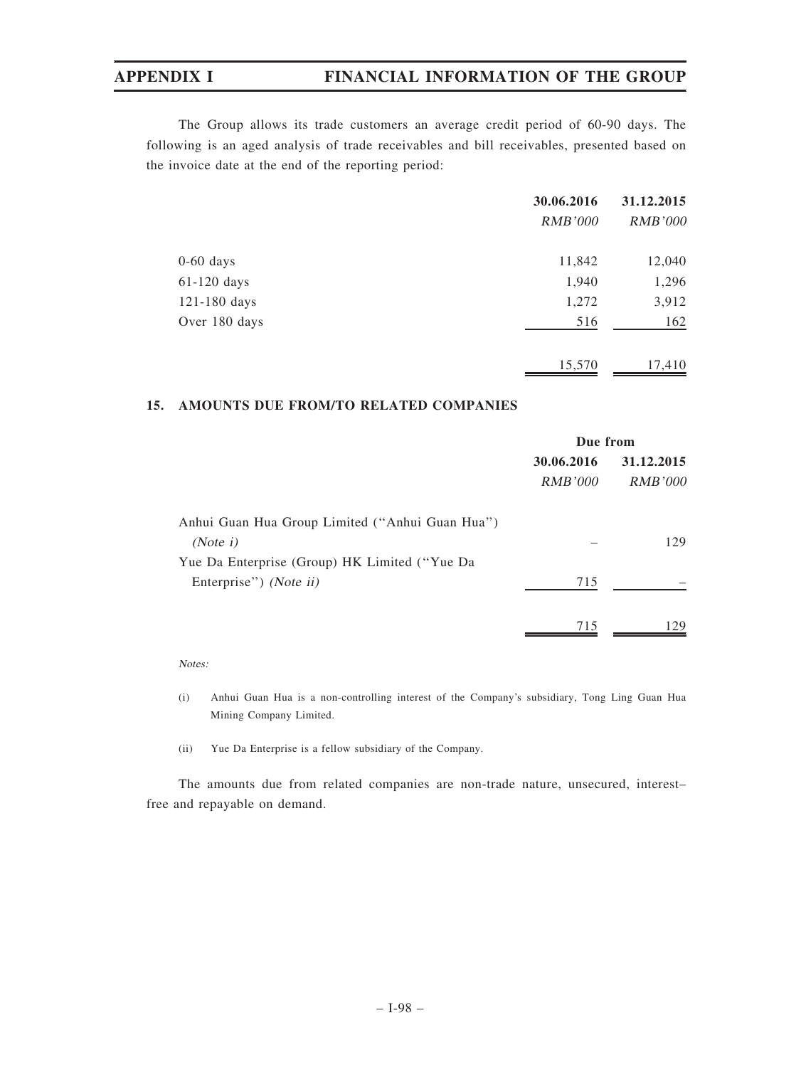The Group allows its trade customers an average credit period of 60-90 days. The following is an aged analysis of trade receivables and bill receivables, presented based on the invoice date at the end of the reporting period:

| | 30.06.2016 | 31.12.2015 |
|---|---|---|
| | *RMB'000* | *RMB'000* |
| 0-60 days | 11,842 | 12,040 |
| 61-120 days | 1,940 | 1,296 |
| 121-180 days | 1,272 | 3,912 |
| Over 180 days | 516 | 162 |
| | 15,570 | 17,410 |

### 15. AMOUNTS DUE FROM/TO RELATED COMPANIES

| | Due from | |
|---|---|---|
| | 30.06.2016 | 31.12.2015 |
| | *RMB'000* | *RMB'000* |
| Anhui Guan Hua Group Limited ("Anhui Guan Hua") *(Note i)* | – | 129 |
| Yue Da Enterprise (Group) HK Limited ("Yue Da Enterprise") *(Note ii)* | 715 | – |
| | 715 | 129 |

*Notes:*

(i) Anhui Guan Hua is a non-controlling interest of the Company's subsidiary, Tong Ling Guan Hua Mining Company Limited.

(ii) Yue Da Enterprise is a fellow subsidiary of the Company.

The amounts due from related companies are non-trade nature, unsecured, interest–free and repayable on demand.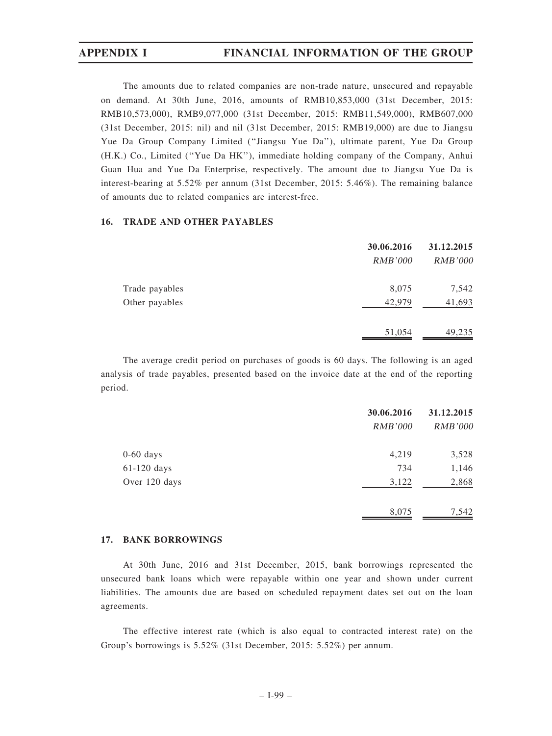The amounts due to related companies are non-trade nature, unsecured and repayable on demand. At 30th June, 2016, amounts of RMB10,853,000 (31st December, 2015: RMB10,573,000), RMB9,077,000 (31st December, 2015: RMB11,549,000), RMB607,000 (31st December, 2015: nil) and nil (31st December, 2015: RMB19,000) are due to Jiangsu Yue Da Group Company Limited (''Jiangsu Yue Da''), ultimate parent, Yue Da Group (H.K.) Co., Limited (''Yue Da HK''), immediate holding company of the Company, Anhui Guan Hua and Yue Da Enterprise, respectively. The amount due to Jiangsu Yue Da is interest-bearing at 5.52% per annum (31st December, 2015: 5.46%). The remaining balance of amounts due to related companies are interest-free.

### 16. TRADE AND OTHER PAYABLES

| | 30.06.2016 | 31.12.2015 |
|---|---|---|
| | *RMB'000* | *RMB'000* |
| Trade payables | 8,075 | 7,542 |
| Other payables | 42,979 | 41,693 |
| | 51,054 | 49,235 |

The average credit period on purchases of goods is 60 days. The following is an aged analysis of trade payables, presented based on the invoice date at the end of the reporting period.

| | 30.06.2016 | 31.12.2015 |
|---|---|---|
| | *RMB'000* | *RMB'000* |
| 0-60 days | 4,219 | 3,528 |
| 61-120 days | 734 | 1,146 |
| Over 120 days | 3,122 | 2,868 |
| | 8,075 | 7,542 |

### 17. BANK BORROWINGS

At 30th June, 2016 and 31st December, 2015, bank borrowings represented the unsecured bank loans which were repayable within one year and shown under current liabilities. The amounts due are based on scheduled repayment dates set out on the loan agreements.

The effective interest rate (which is also equal to contracted interest rate) on the Group's borrowings is 5.52% (31st December, 2015: 5.52%) per annum.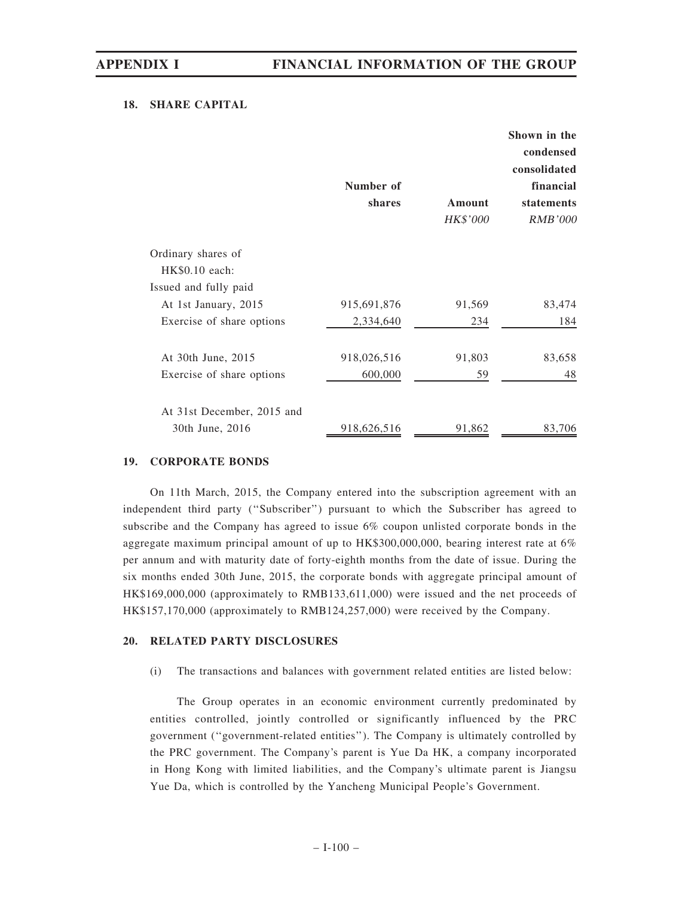### 18. SHARE CAPITAL

| | Number of shares | Amount *HK$'000* | Shown in the condensed consolidated financial statements *RMB'000* |
|---|---|---|---|
| Ordinary shares of HK$0.10 each: | | | |
| Issued and fully paid | | | |
| At 1st January, 2015 | 915,691,876 | 91,569 | 83,474 |
| Exercise of share options | 2,334,640 | 234 | 184 |
| At 30th June, 2015 | 918,026,516 | 91,803 | 83,658 |
| Exercise of share options | 600,000 | 59 | 48 |
| At 31st December, 2015 and 30th June, 2016 | 918,626,516 | 91,862 | 83,706 |

### 19. CORPORATE BONDS

On 11th March, 2015, the Company entered into the subscription agreement with an independent third party ("Subscriber") pursuant to which the Subscriber has agreed to subscribe and the Company has agreed to issue 6% coupon unlisted corporate bonds in the aggregate maximum principal amount of up to HK$300,000,000, bearing interest rate at 6% per annum and with maturity date of forty-eighth months from the date of issue. During the six months ended 30th June, 2015, the corporate bonds with aggregate principal amount of HK$169,000,000 (approximately to RMB133,611,000) were issued and the net proceeds of HK$157,170,000 (approximately to RMB124,257,000) were received by the Company.

### 20. RELATED PARTY DISCLOSURES

(i) The transactions and balances with government related entities are listed below:

The Group operates in an economic environment currently predominated by entities controlled, jointly controlled or significantly influenced by the PRC government ("government-related entities"). The Company is ultimately controlled by the PRC government. The Company's parent is Yue Da HK, a company incorporated in Hong Kong with limited liabilities, and the Company's ultimate parent is Jiangsu Yue Da, which is controlled by the Yancheng Municipal People's Government.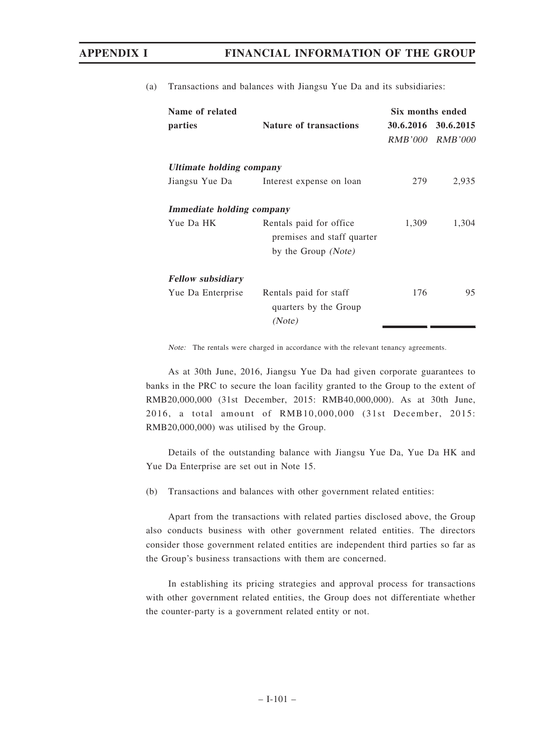(a) Transactions and balances with Jiangsu Yue Da and its subsidiaries:

| Name of related parties | Nature of transactions | Six months ended 30.6.2016 | Six months ended 30.6.2015 |
|---|---|---|---|
| | | *RMB'000* | *RMB'000* |
| ***Ultimate holding company*** | | | |
| Jiangsu Yue Da | Interest expense on loan | 279 | 2,935 |
| ***Immediate holding company*** | | | |
| Yue Da HK | Rentals paid for office premises and staff quarter by the Group *(Note)* | 1,309 | 1,304 |
| ***Fellow subsidiary*** | | | |
| Yue Da Enterprise | Rentals paid for staff quarters by the Group *(Note)* | 176 | 95 |

*Note:* The rentals were charged in accordance with the relevant tenancy agreements.

As at 30th June, 2016, Jiangsu Yue Da had given corporate guarantees to banks in the PRC to secure the loan facility granted to the Group to the extent of RMB20,000,000 (31st December, 2015: RMB40,000,000). As at 30th June, 2016, a total amount of RMB10,000,000 (31st December, 2015: RMB20,000,000) was utilised by the Group.

Details of the outstanding balance with Jiangsu Yue Da, Yue Da HK and Yue Da Enterprise are set out in Note 15.

(b) Transactions and balances with other government related entities:

Apart from the transactions with related parties disclosed above, the Group also conducts business with other government related entities. The directors consider those government related entities are independent third parties so far as the Group's business transactions with them are concerned.

In establishing its pricing strategies and approval process for transactions with other government related entities, the Group does not differentiate whether the counter-party is a government related entity or not.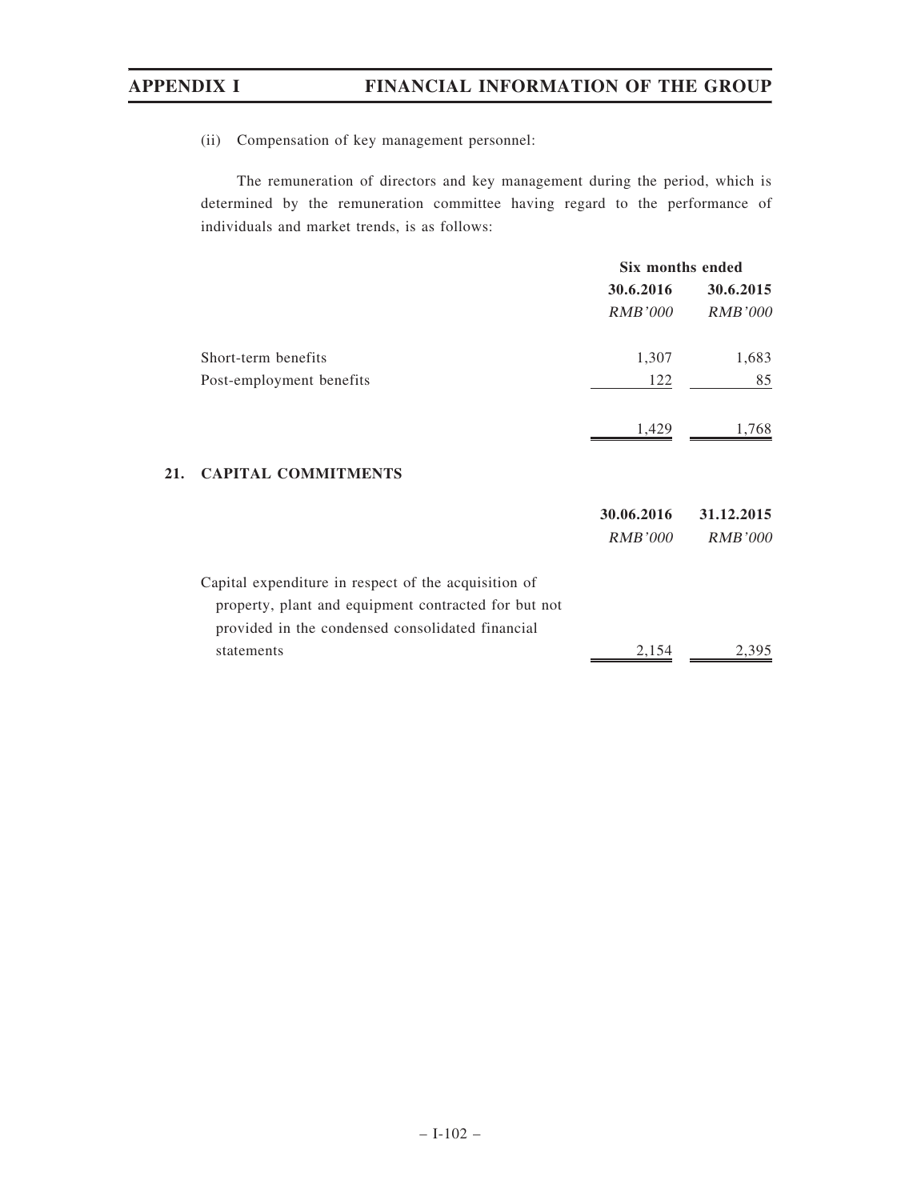(ii) Compensation of key management personnel:

The remuneration of directors and key management during the period, which is determined by the remuneration committee having regard to the performance of individuals and market trends, is as follows:

| | Six months ended | |
|---|---|---|
| | 30.6.2016 | 30.6.2015 |
| | *RMB'000* | *RMB'000* |
| Short-term benefits | 1,307 | 1,683 |
| Post-employment benefits | 122 | 85 |
| | 1,429 | 1,768 |

## 21. CAPITAL COMMITMENTS

| | 30.06.2016 | 31.12.2015 |
|---|---|---|
| | *RMB'000* | *RMB'000* |
| Capital expenditure in respect of the acquisition of property, plant and equipment contracted for but not provided in the condensed consolidated financial statements | 2,154 | 2,395 |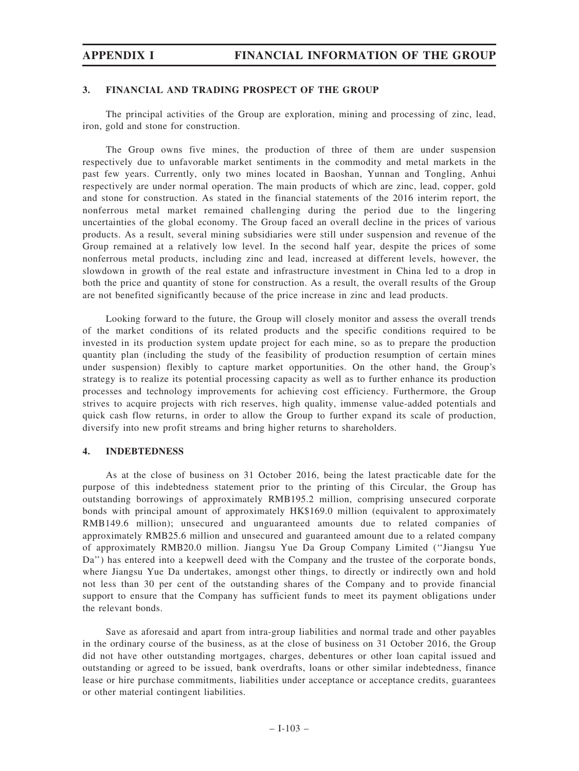## 3. FINANCIAL AND TRADING PROSPECT OF THE GROUP

The principal activities of the Group are exploration, mining and processing of zinc, lead, iron, gold and stone for construction.

The Group owns five mines, the production of three of them are under suspension respectively due to unfavorable market sentiments in the commodity and metal markets in the past few years. Currently, only two mines located in Baoshan, Yunnan and Tongling, Anhui respectively are under normal operation. The main products of which are zinc, lead, copper, gold and stone for construction. As stated in the financial statements of the 2016 interim report, the nonferrous metal market remained challenging during the period due to the lingering uncertainties of the global economy. The Group faced an overall decline in the prices of various products. As a result, several mining subsidiaries were still under suspension and revenue of the Group remained at a relatively low level. In the second half year, despite the prices of some nonferrous metal products, including zinc and lead, increased at different levels, however, the slowdown in growth of the real estate and infrastructure investment in China led to a drop in both the price and quantity of stone for construction. As a result, the overall results of the Group are not benefited significantly because of the price increase in zinc and lead products.

Looking forward to the future, the Group will closely monitor and assess the overall trends of the market conditions of its related products and the specific conditions required to be invested in its production system update project for each mine, so as to prepare the production quantity plan (including the study of the feasibility of production resumption of certain mines under suspension) flexibly to capture market opportunities. On the other hand, the Group's strategy is to realize its potential processing capacity as well as to further enhance its production processes and technology improvements for achieving cost efficiency. Furthermore, the Group strives to acquire projects with rich reserves, high quality, immense value-added potentials and quick cash flow returns, in order to allow the Group to further expand its scale of production, diversify into new profit streams and bring higher returns to shareholders.

## 4. INDEBTEDNESS

As at the close of business on 31 October 2016, being the latest practicable date for the purpose of this indebtedness statement prior to the printing of this Circular, the Group has outstanding borrowings of approximately RMB195.2 million, comprising unsecured corporate bonds with principal amount of approximately HK$169.0 million (equivalent to approximately RMB149.6 million); unsecured and unguaranteed amounts due to related companies of approximately RMB25.6 million and unsecured and guaranteed amount due to a related company of approximately RMB20.0 million. Jiangsu Yue Da Group Company Limited (''Jiangsu Yue Da'') has entered into a keepwell deed with the Company and the trustee of the corporate bonds, where Jiangsu Yue Da undertakes, amongst other things, to directly or indirectly own and hold not less than 30 per cent of the outstanding shares of the Company and to provide financial support to ensure that the Company has sufficient funds to meet its payment obligations under the relevant bonds.

Save as aforesaid and apart from intra-group liabilities and normal trade and other payables in the ordinary course of the business, as at the close of business on 31 October 2016, the Group did not have other outstanding mortgages, charges, debentures or other loan capital issued and outstanding or agreed to be issued, bank overdrafts, loans or other similar indebtedness, finance lease or hire purchase commitments, liabilities under acceptance or acceptance credits, guarantees or other material contingent liabilities.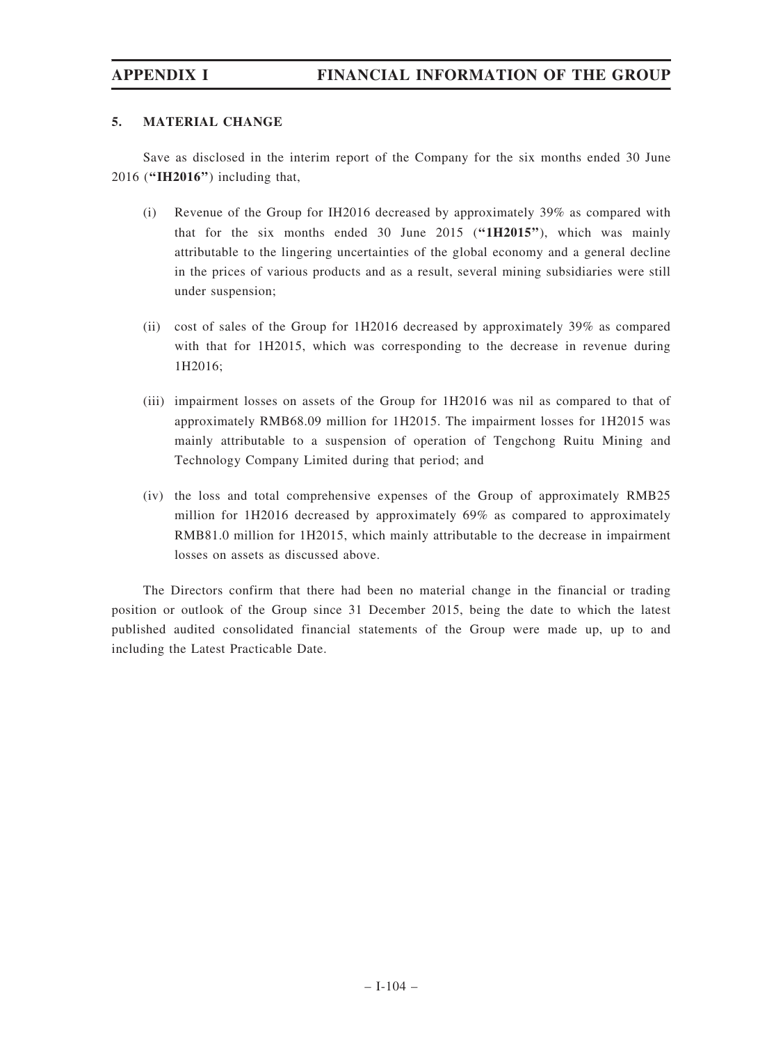## 5. MATERIAL CHANGE

Save as disclosed in the interim report of the Company for the six months ended 30 June 2016 (**"IH2016"**) including that,

(i) Revenue of the Group for IH2016 decreased by approximately 39% as compared with that for the six months ended 30 June 2015 (**"1H2015"**), which was mainly attributable to the lingering uncertainties of the global economy and a general decline in the prices of various products and as a result, several mining subsidiaries were still under suspension;

(ii) cost of sales of the Group for 1H2016 decreased by approximately 39% as compared with that for 1H2015, which was corresponding to the decrease in revenue during 1H2016;

(iii) impairment losses on assets of the Group for 1H2016 was nil as compared to that of approximately RMB68.09 million for 1H2015. The impairment losses for 1H2015 was mainly attributable to a suspension of operation of Tengchong Ruitu Mining and Technology Company Limited during that period; and

(iv) the loss and total comprehensive expenses of the Group of approximately RMB25 million for 1H2016 decreased by approximately 69% as compared to approximately RMB81.0 million for 1H2015, which mainly attributable to the decrease in impairment losses on assets as discussed above.

The Directors confirm that there had been no material change in the financial or trading position or outlook of the Group since 31 December 2015, being the date to which the latest published audited consolidated financial statements of the Group were made up, up to and including the Latest Practicable Date.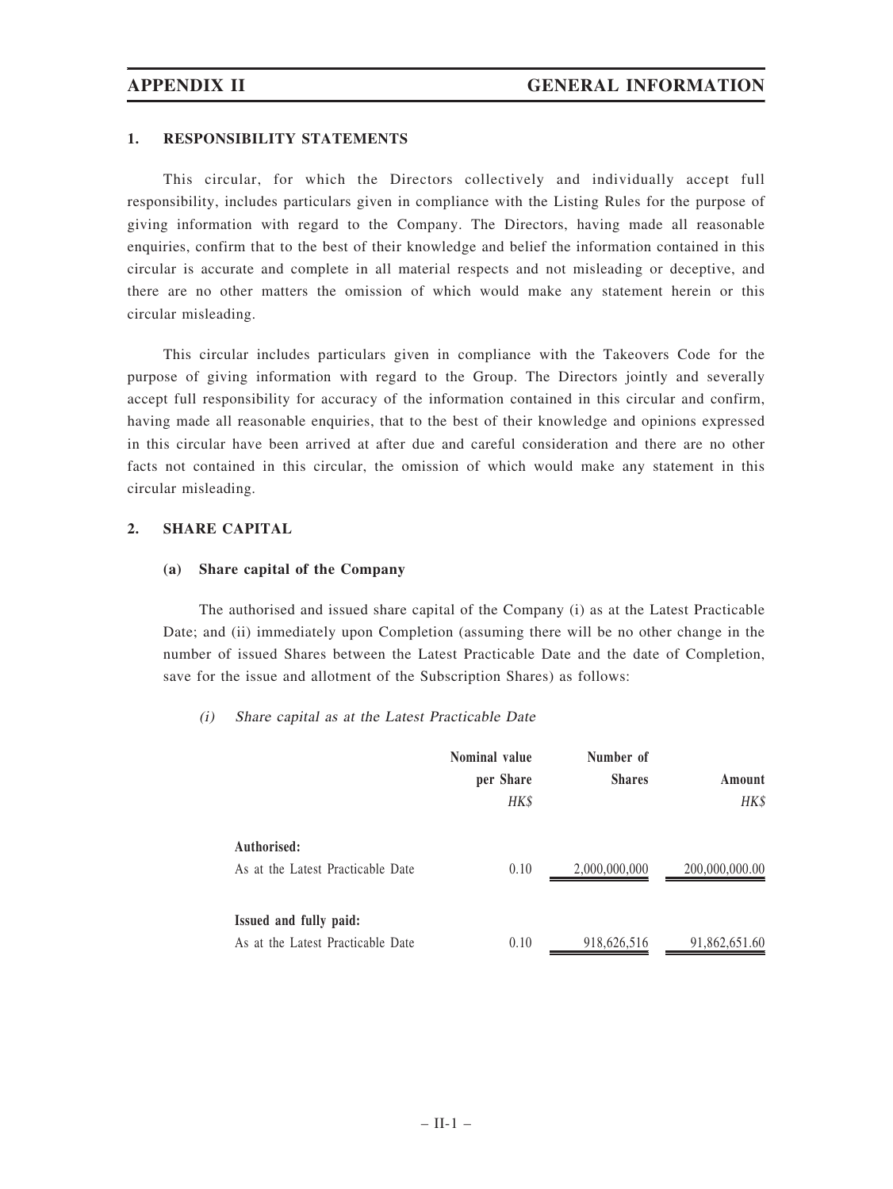# APPENDIX II GENERAL INFORMATION

## 1. RESPONSIBILITY STATEMENTS

This circular, for which the Directors collectively and individually accept full responsibility, includes particulars given in compliance with the Listing Rules for the purpose of giving information with regard to the Company. The Directors, having made all reasonable enquiries, confirm that to the best of their knowledge and belief the information contained in this circular is accurate and complete in all material respects and not misleading or deceptive, and there are no other matters the omission of which would make any statement herein or this circular misleading.

This circular includes particulars given in compliance with the Takeovers Code for the purpose of giving information with regard to the Group. The Directors jointly and severally accept full responsibility for accuracy of the information contained in this circular and confirm, having made all reasonable enquiries, that to the best of their knowledge and opinions expressed in this circular have been arrived at after due and careful consideration and there are no other facts not contained in this circular, the omission of which would make any statement in this circular misleading.

## 2. SHARE CAPITAL

### (a) Share capital of the Company

The authorised and issued share capital of the Company (i) as at the Latest Practicable Date; and (ii) immediately upon Completion (assuming there will be no other change in the number of issued Shares between the Latest Practicable Date and the date of Completion, save for the issue and allotment of the Subscription Shares) as follows:

*(i) Share capital as at the Latest Practicable Date*

| | Nominal value per Share *HK$* | Number of Shares | Amount *HK$* |
|---|---|---|---|
| **Authorised:** | | | |
| As at the Latest Practicable Date | 0.10 | 2,000,000,000 | 200,000,000.00 |
| **Issued and fully paid:** | | | |
| As at the Latest Practicable Date | 0.10 | 918,626,516 | 91,862,651.60 |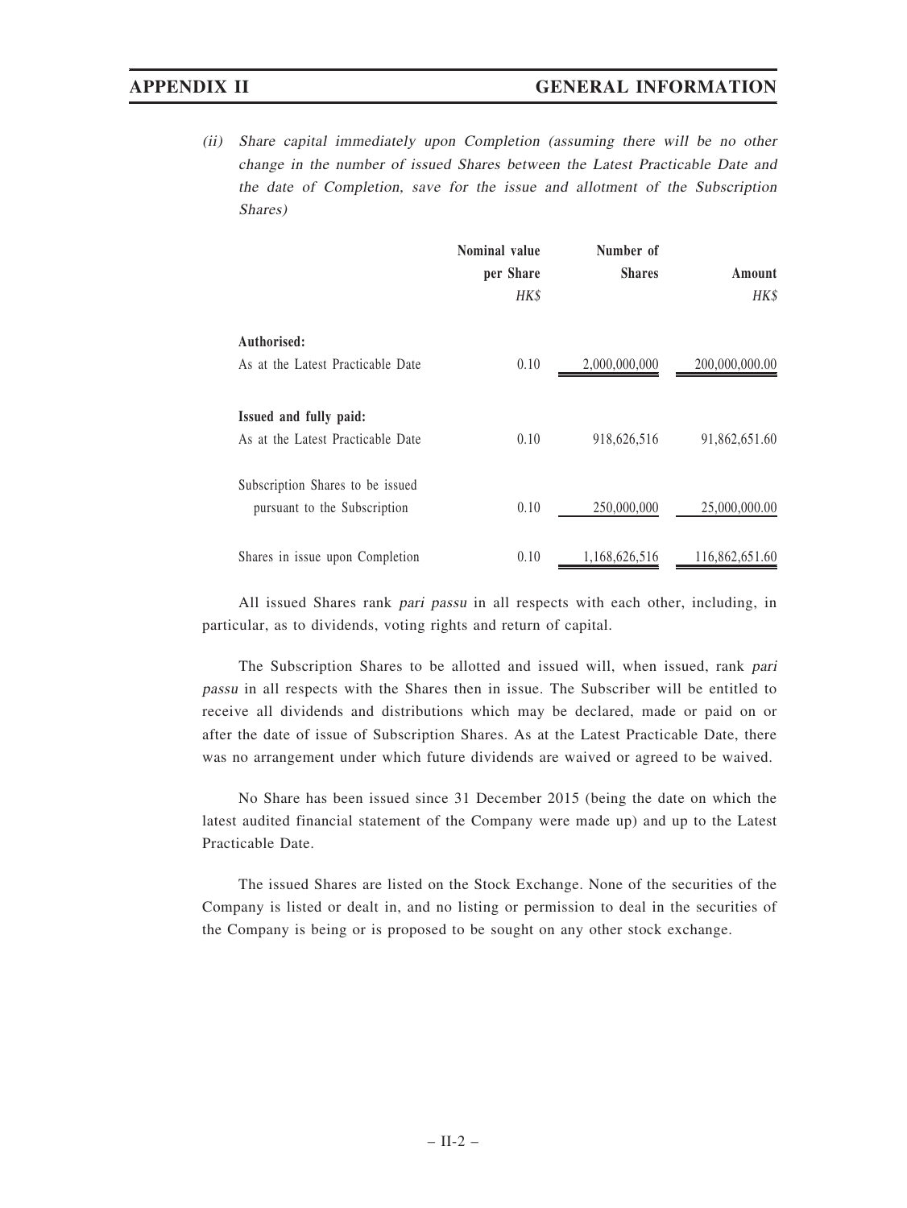(ii) *Share capital immediately upon Completion (assuming there will be no other change in the number of issued Shares between the Latest Practicable Date and the date of Completion, save for the issue and allotment of the Subscription Shares)*

| | Nominal value per Share | Number of Shares | Amount |
|---|---|---|---|
| | *HK$* | | *HK$* |
| **Authorised:** | | | |
| As at the Latest Practicable Date | 0.10 | 2,000,000,000 | 200,000,000.00 |
| **Issued and fully paid:** | | | |
| As at the Latest Practicable Date | 0.10 | 918,626,516 | 91,862,651.60 |
| Subscription Shares to be issued pursuant to the Subscription | 0.10 | 250,000,000 | 25,000,000.00 |
| Shares in issue upon Completion | 0.10 | 1,168,626,516 | 116,862,651.60 |

All issued Shares rank *pari passu* in all respects with each other, including, in particular, as to dividends, voting rights and return of capital.

The Subscription Shares to be allotted and issued will, when issued, rank *pari passu* in all respects with the Shares then in issue. The Subscriber will be entitled to receive all dividends and distributions which may be declared, made or paid on or after the date of issue of Subscription Shares. As at the Latest Practicable Date, there was no arrangement under which future dividends are waived or agreed to be waived.

No Share has been issued since 31 December 2015 (being the date on which the latest audited financial statement of the Company were made up) and up to the Latest Practicable Date.

The issued Shares are listed on the Stock Exchange. None of the securities of the Company is listed or dealt in, and no listing or permission to deal in the securities of the Company is being or is proposed to be sought on any other stock exchange.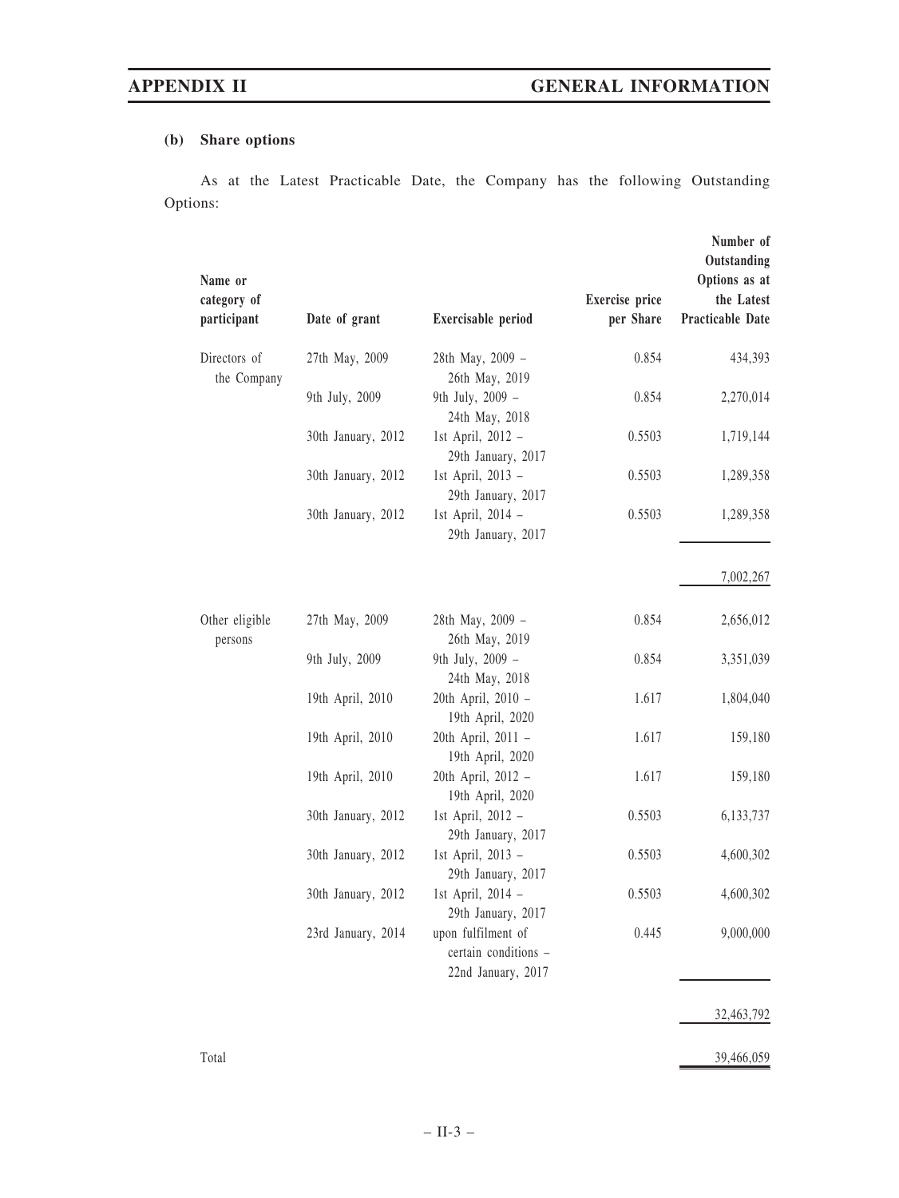### (b) Share options

As at the Latest Practicable Date, the Company has the following Outstanding Options:

| Name or category of participant | Date of grant | Exercisable period | Exercise price per Share | Number of Outstanding Options as at the Latest Practicable Date |
|---|---|---|---|---|
| Directors of the Company | 27th May, 2009 | 28th May, 2009 – 26th May, 2019 | 0.854 | 434,393 |
| | 9th July, 2009 | 9th July, 2009 – 24th May, 2018 | 0.854 | 2,270,014 |
| | 30th January, 2012 | 1st April, 2012 – 29th January, 2017 | 0.5503 | 1,719,144 |
| | 30th January, 2012 | 1st April, 2013 – 29th January, 2017 | 0.5503 | 1,289,358 |
| | 30th January, 2012 | 1st April, 2014 – 29th January, 2017 | 0.5503 | 1,289,358 |
| | | | | 7,002,267 |
| Other eligible persons | 27th May, 2009 | 28th May, 2009 – 26th May, 2019 | 0.854 | 2,656,012 |
| | 9th July, 2009 | 9th July, 2009 – 24th May, 2018 | 0.854 | 3,351,039 |
| | 19th April, 2010 | 20th April, 2010 – 19th April, 2020 | 1.617 | 1,804,040 |
| | 19th April, 2010 | 20th April, 2011 – 19th April, 2020 | 1.617 | 159,180 |
| | 19th April, 2010 | 20th April, 2012 – 19th April, 2020 | 1.617 | 159,180 |
| | 30th January, 2012 | 1st April, 2012 – 29th January, 2017 | 0.5503 | 6,133,737 |
| | 30th January, 2012 | 1st April, 2013 – 29th January, 2017 | 0.5503 | 4,600,302 |
| | 30th January, 2012 | 1st April, 2014 – 29th January, 2017 | 0.5503 | 4,600,302 |
| | 23rd January, 2014 | upon fulfilment of certain conditions – 22nd January, 2017 | 0.445 | 9,000,000 |
| | | | | 32,463,792 |
| Total | | | | 39,466,059 |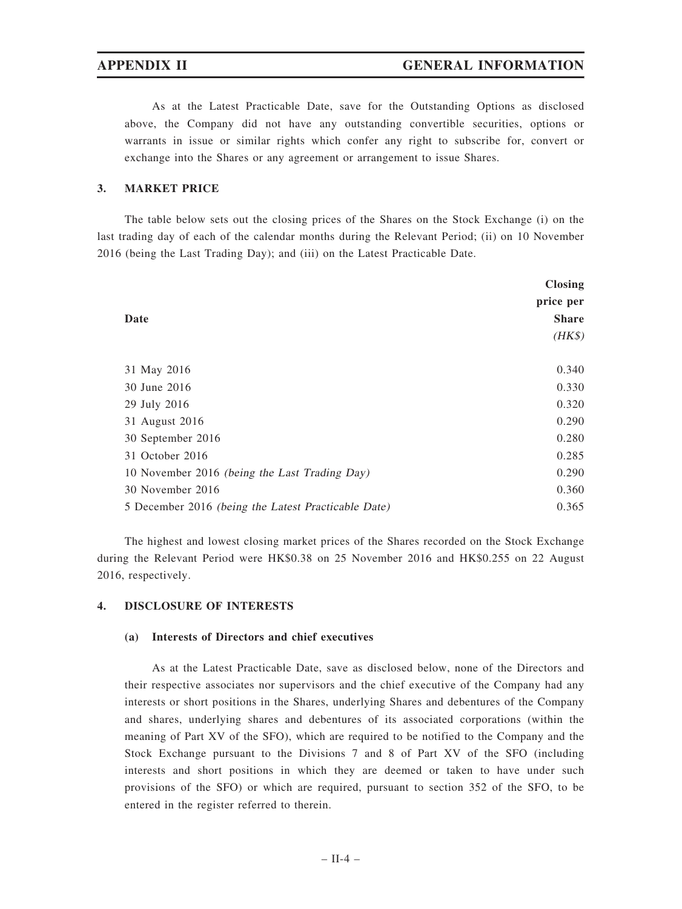As at the Latest Practicable Date, save for the Outstanding Options as disclosed above, the Company did not have any outstanding convertible securities, options or warrants in issue or similar rights which confer any right to subscribe for, convert or exchange into the Shares or any agreement or arrangement to issue Shares.

## 3. MARKET PRICE

The table below sets out the closing prices of the Shares on the Stock Exchange (i) on the last trading day of each of the calendar months during the Relevant Period; (ii) on 10 November 2016 (being the Last Trading Day); and (iii) on the Latest Practicable Date.

| Date | Closing price per Share *(HK$)* |
|---|---|
| 31 May 2016 | 0.340 |
| 30 June 2016 | 0.330 |
| 29 July 2016 | 0.320 |
| 31 August 2016 | 0.290 |
| 30 September 2016 | 0.280 |
| 31 October 2016 | 0.285 |
| 10 November 2016 *(being the Last Trading Day)* | 0.290 |
| 30 November 2016 | 0.360 |
| 5 December 2016 *(being the Latest Practicable Date)* | 0.365 |

The highest and lowest closing market prices of the Shares recorded on the Stock Exchange during the Relevant Period were HK$0.38 on 25 November 2016 and HK$0.255 on 22 August 2016, respectively.

## 4. DISCLOSURE OF INTERESTS

### (a) Interests of Directors and chief executives

As at the Latest Practicable Date, save as disclosed below, none of the Directors and their respective associates nor supervisors and the chief executive of the Company had any interests or short positions in the Shares, underlying Shares and debentures of the Company and shares, underlying shares and debentures of its associated corporations (within the meaning of Part XV of the SFO), which are required to be notified to the Company and the Stock Exchange pursuant to the Divisions 7 and 8 of Part XV of the SFO (including interests and short positions in which they are deemed or taken to have under such provisions of the SFO) or which are required, pursuant to section 352 of the SFO, to be entered in the register referred to therein.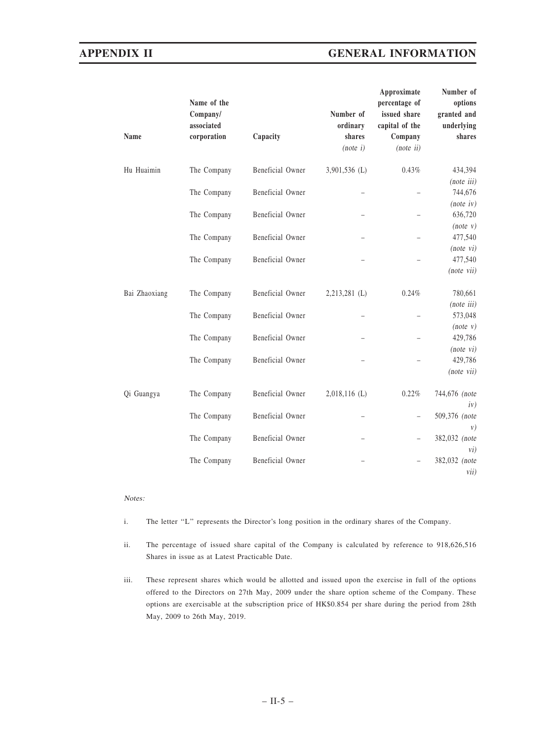| Name | Name of the Company/ associated corporation | Capacity | Number of ordinary shares *(note i)* | Approximate percentage of issued share capital of the Company *(note ii)* | Number of options granted and underlying shares |
|---|---|---|---|---|---|
| Hu Huaimin | The Company | Beneficial Owner | 3,901,536 (L) | 0.43% | 434,394 *(note iii)* |
| | The Company | Beneficial Owner | – | – | 744,676 *(note iv)* |
| | The Company | Beneficial Owner | – | – | 636,720 *(note v)* |
| | The Company | Beneficial Owner | – | – | 477,540 *(note vi)* |
| | The Company | Beneficial Owner | – | – | 477,540 *(note vii)* |
| Bai Zhaoxiang | The Company | Beneficial Owner | 2,213,281 (L) | 0.24% | 780,661 *(note iii)* |
| | The Company | Beneficial Owner | – | – | 573,048 *(note v)* |
| | The Company | Beneficial Owner | – | – | 429,786 *(note vi)* |
| | The Company | Beneficial Owner | – | – | 429,786 *(note vii)* |
| Qi Guangya | The Company | Beneficial Owner | 2,018,116 (L) | 0.22% | 744,676 *(note iv)* |
| | The Company | Beneficial Owner | – | – | 509,376 *(note v)* |
| | The Company | Beneficial Owner | – | – | 382,032 *(note vi)* |
| | The Company | Beneficial Owner | – | – | 382,032 *(note vii)* |

*Notes:*

i. The letter "L" represents the Director's long position in the ordinary shares of the Company.

ii. The percentage of issued share capital of the Company is calculated by reference to 918,626,516 Shares in issue as at Latest Practicable Date.

iii. These represent shares which would be allotted and issued upon the exercise in full of the options offered to the Directors on 27th May, 2009 under the share option scheme of the Company. These options are exercisable at the subscription price of HK$0.854 per share during the period from 28th May, 2009 to 26th May, 2019.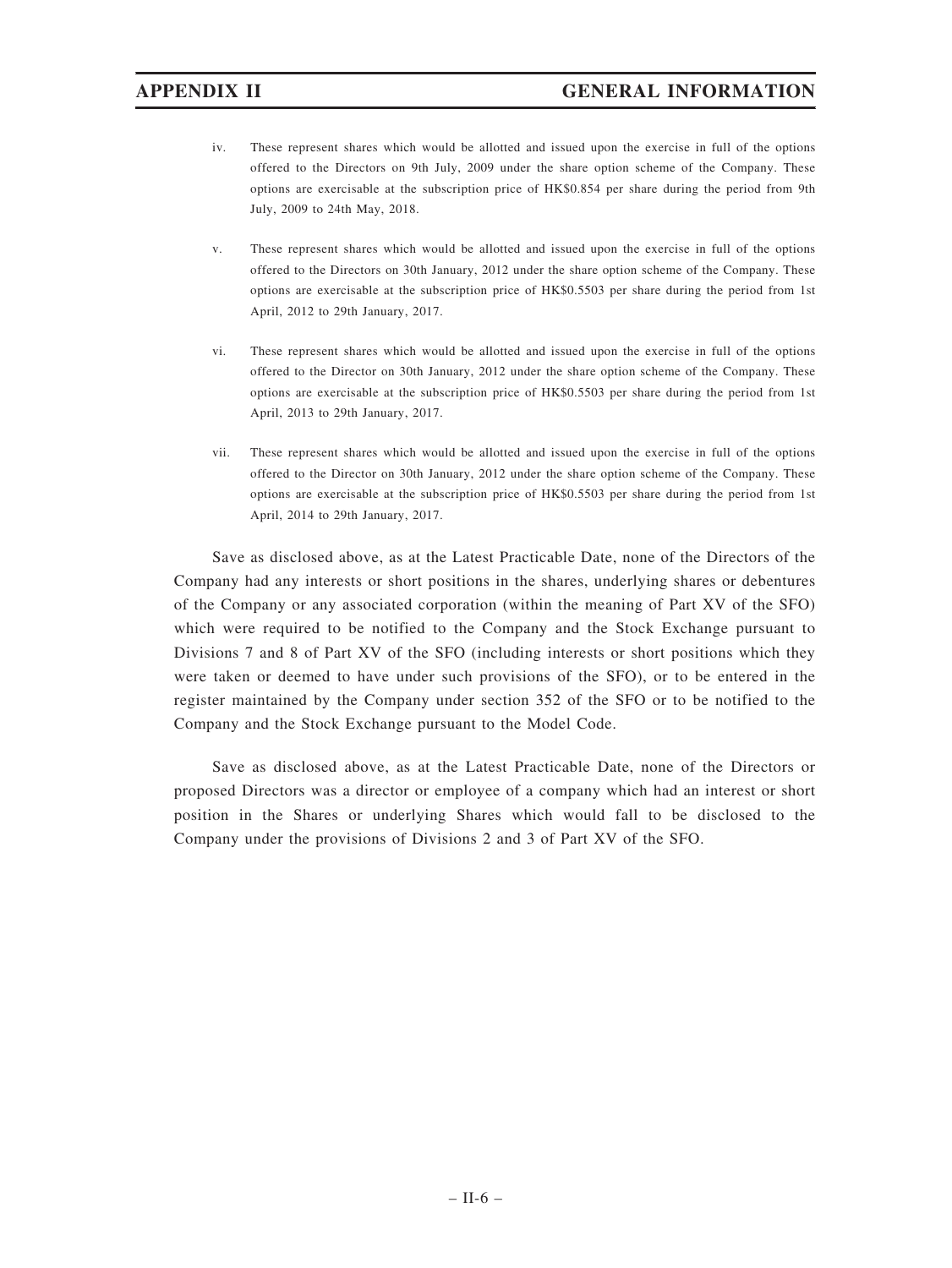iv. These represent shares which would be allotted and issued upon the exercise in full of the options offered to the Directors on 9th July, 2009 under the share option scheme of the Company. These options are exercisable at the subscription price of HK$0.854 per share during the period from 9th July, 2009 to 24th May, 2018.

v. These represent shares which would be allotted and issued upon the exercise in full of the options offered to the Directors on 30th January, 2012 under the share option scheme of the Company. These options are exercisable at the subscription price of HK$0.5503 per share during the period from 1st April, 2012 to 29th January, 2017.

vi. These represent shares which would be allotted and issued upon the exercise in full of the options offered to the Director on 30th January, 2012 under the share option scheme of the Company. These options are exercisable at the subscription price of HK$0.5503 per share during the period from 1st April, 2013 to 29th January, 2017.

vii. These represent shares which would be allotted and issued upon the exercise in full of the options offered to the Director on 30th January, 2012 under the share option scheme of the Company. These options are exercisable at the subscription price of HK$0.5503 per share during the period from 1st April, 2014 to 29th January, 2017.

Save as disclosed above, as at the Latest Practicable Date, none of the Directors of the Company had any interests or short positions in the shares, underlying shares or debentures of the Company or any associated corporation (within the meaning of Part XV of the SFO) which were required to be notified to the Company and the Stock Exchange pursuant to Divisions 7 and 8 of Part XV of the SFO (including interests or short positions which they were taken or deemed to have under such provisions of the SFO), or to be entered in the register maintained by the Company under section 352 of the SFO or to be notified to the Company and the Stock Exchange pursuant to the Model Code.

Save as disclosed above, as at the Latest Practicable Date, none of the Directors or proposed Directors was a director or employee of a company which had an interest or short position in the Shares or underlying Shares which would fall to be disclosed to the Company under the provisions of Divisions 2 and 3 of Part XV of the SFO.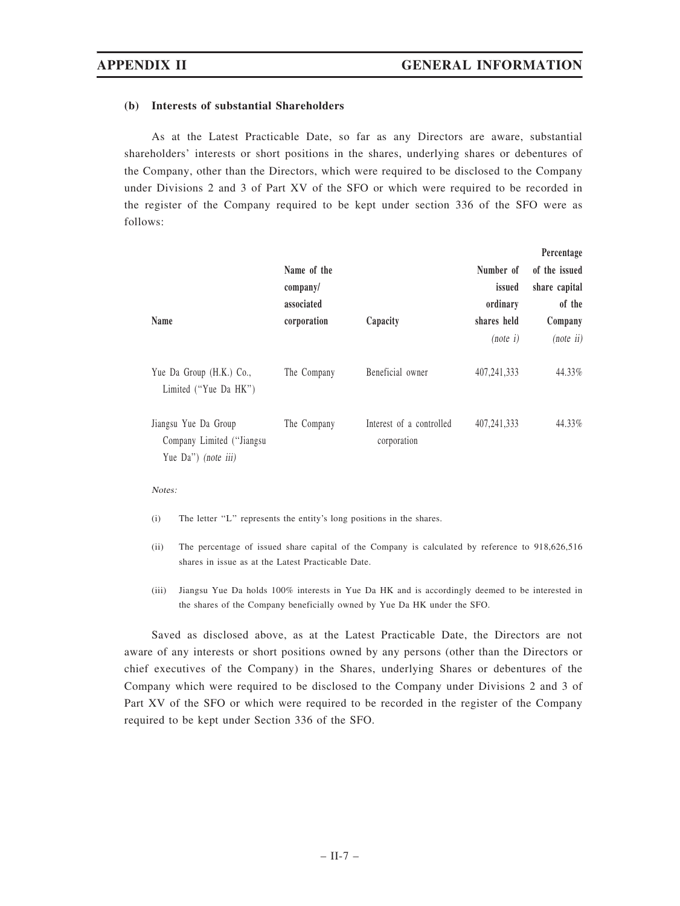### (b) Interests of substantial Shareholders

As at the Latest Practicable Date, so far as any Directors are aware, substantial shareholders' interests or short positions in the shares, underlying shares or debentures of the Company, other than the Directors, which were required to be disclosed to the Company under Divisions 2 and 3 of Part XV of the SFO or which were required to be recorded in the register of the Company required to be kept under section 336 of the SFO were as follows:

| Name | Name of the company/ associated corporation | Capacity | Number of issued ordinary shares held *(note i)* | Percentage of the issued share capital of the Company *(note ii)* |
|---|---|---|---|---|
| Yue Da Group (H.K.) Co., Limited ("Yue Da HK") | The Company | Beneficial owner | 407,241,333 | 44.33% |
| Jiangsu Yue Da Group Company Limited ("Jiangsu Yue Da") *(note iii)* | The Company | Interest of a controlled corporation | 407,241,333 | 44.33% |

*Notes:*

(i) The letter "L" represents the entity's long positions in the shares.

(ii) The percentage of issued share capital of the Company is calculated by reference to 918,626,516 shares in issue as at the Latest Practicable Date.

(iii) Jiangsu Yue Da holds 100% interests in Yue Da HK and is accordingly deemed to be interested in the shares of the Company beneficially owned by Yue Da HK under the SFO.

Saved as disclosed above, as at the Latest Practicable Date, the Directors are not aware of any interests or short positions owned by any persons (other than the Directors or chief executives of the Company) in the Shares, underlying Shares or debentures of the Company which were required to be disclosed to the Company under Divisions 2 and 3 of Part XV of the SFO or which were required to be recorded in the register of the Company required to be kept under Section 336 of the SFO.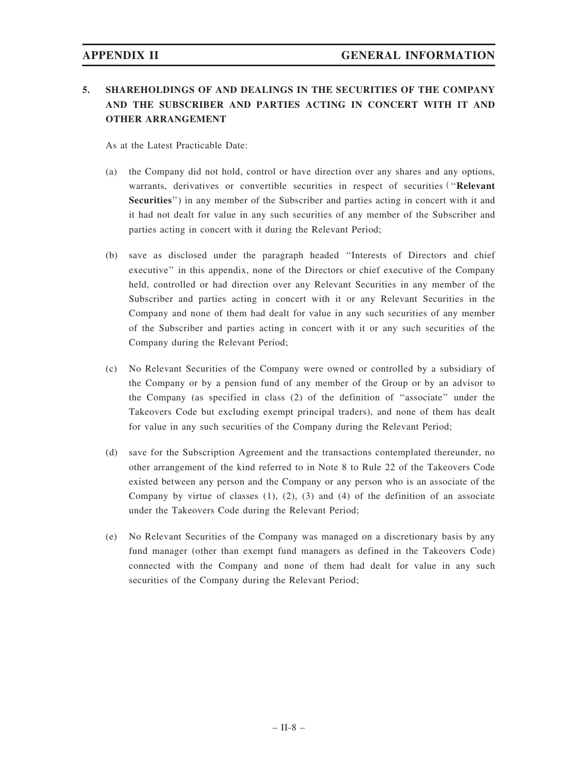## 5. SHAREHOLDINGS OF AND DEALINGS IN THE SECURITIES OF THE COMPANY AND THE SUBSCRIBER AND PARTIES ACTING IN CONCERT WITH IT AND OTHER ARRANGEMENT

As at the Latest Practicable Date:

(a) the Company did not hold, control or have direction over any shares and any options, warrants, derivatives or convertible securities in respect of securities (''**Relevant Securities**'') in any member of the Subscriber and parties acting in concert with it and it had not dealt for value in any such securities of any member of the Subscriber and parties acting in concert with it during the Relevant Period;

(b) save as disclosed under the paragraph headed ''Interests of Directors and chief executive'' in this appendix, none of the Directors or chief executive of the Company held, controlled or had direction over any Relevant Securities in any member of the Subscriber and parties acting in concert with it or any Relevant Securities in the Company and none of them had dealt for value in any such securities of any member of the Subscriber and parties acting in concert with it or any such securities of the Company during the Relevant Period;

(c) No Relevant Securities of the Company were owned or controlled by a subsidiary of the Company or by a pension fund of any member of the Group or by an advisor to the Company (as specified in class (2) of the definition of ''associate'' under the Takeovers Code but excluding exempt principal traders), and none of them has dealt for value in any such securities of the Company during the Relevant Period;

(d) save for the Subscription Agreement and the transactions contemplated thereunder, no other arrangement of the kind referred to in Note 8 to Rule 22 of the Takeovers Code existed between any person and the Company or any person who is an associate of the Company by virtue of classes (1), (2), (3) and (4) of the definition of an associate under the Takeovers Code during the Relevant Period;

(e) No Relevant Securities of the Company was managed on a discretionary basis by any fund manager (other than exempt fund managers as defined in the Takeovers Code) connected with the Company and none of them had dealt for value in any such securities of the Company during the Relevant Period;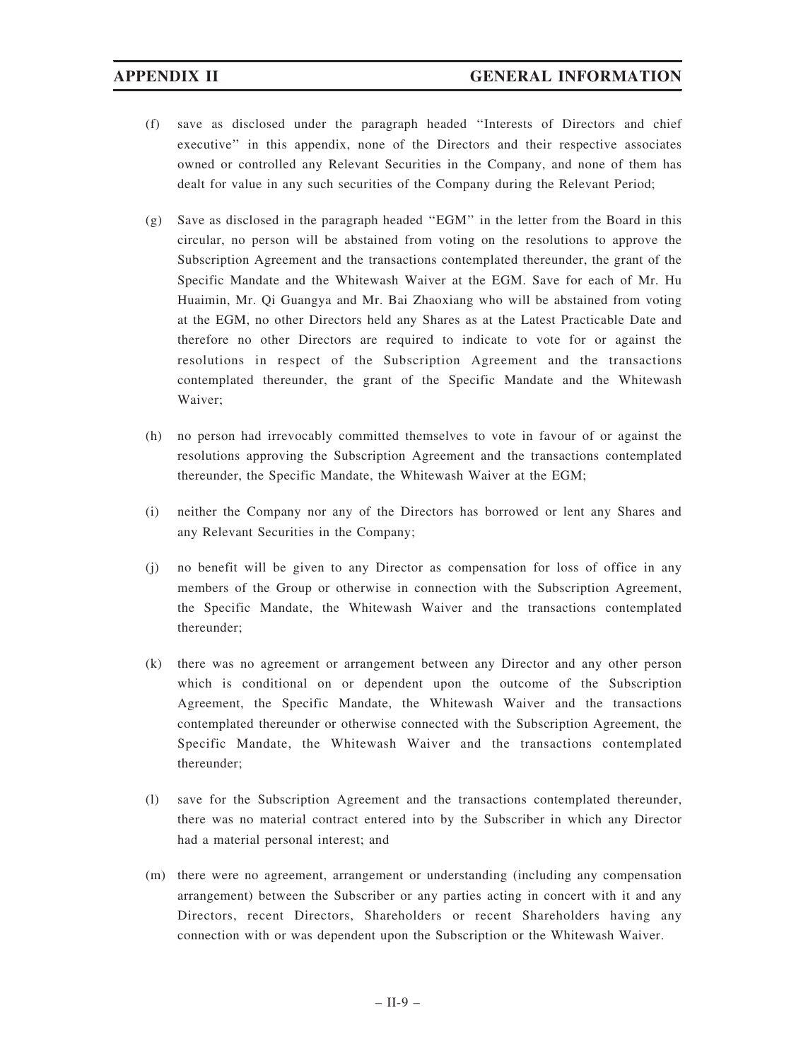(f) save as disclosed under the paragraph headed "Interests of Directors and chief executive" in this appendix, none of the Directors and their respective associates owned or controlled any Relevant Securities in the Company, and none of them has dealt for value in any such securities of the Company during the Relevant Period;

(g) Save as disclosed in the paragraph headed "EGM" in the letter from the Board in this circular, no person will be abstained from voting on the resolutions to approve the Subscription Agreement and the transactions contemplated thereunder, the grant of the Specific Mandate and the Whitewash Waiver at the EGM. Save for each of Mr. Hu Huaimin, Mr. Qi Guangya and Mr. Bai Zhaoxiang who will be abstained from voting at the EGM, no other Directors held any Shares as at the Latest Practicable Date and therefore no other Directors are required to indicate to vote for or against the resolutions in respect of the Subscription Agreement and the transactions contemplated thereunder, the grant of the Specific Mandate and the Whitewash Waiver;

(h) no person had irrevocably committed themselves to vote in favour of or against the resolutions approving the Subscription Agreement and the transactions contemplated thereunder, the Specific Mandate, the Whitewash Waiver at the EGM;

(i) neither the Company nor any of the Directors has borrowed or lent any Shares and any Relevant Securities in the Company;

(j) no benefit will be given to any Director as compensation for loss of office in any members of the Group or otherwise in connection with the Subscription Agreement, the Specific Mandate, the Whitewash Waiver and the transactions contemplated thereunder;

(k) there was no agreement or arrangement between any Director and any other person which is conditional on or dependent upon the outcome of the Subscription Agreement, the Specific Mandate, the Whitewash Waiver and the transactions contemplated thereunder or otherwise connected with the Subscription Agreement, the Specific Mandate, the Whitewash Waiver and the transactions contemplated thereunder;

(l) save for the Subscription Agreement and the transactions contemplated thereunder, there was no material contract entered into by the Subscriber in which any Director had a material personal interest; and

(m) there were no agreement, arrangement or understanding (including any compensation arrangement) between the Subscriber or any parties acting in concert with it and any Directors, recent Directors, Shareholders or recent Shareholders having any connection with or was dependent upon the Subscription or the Whitewash Waiver.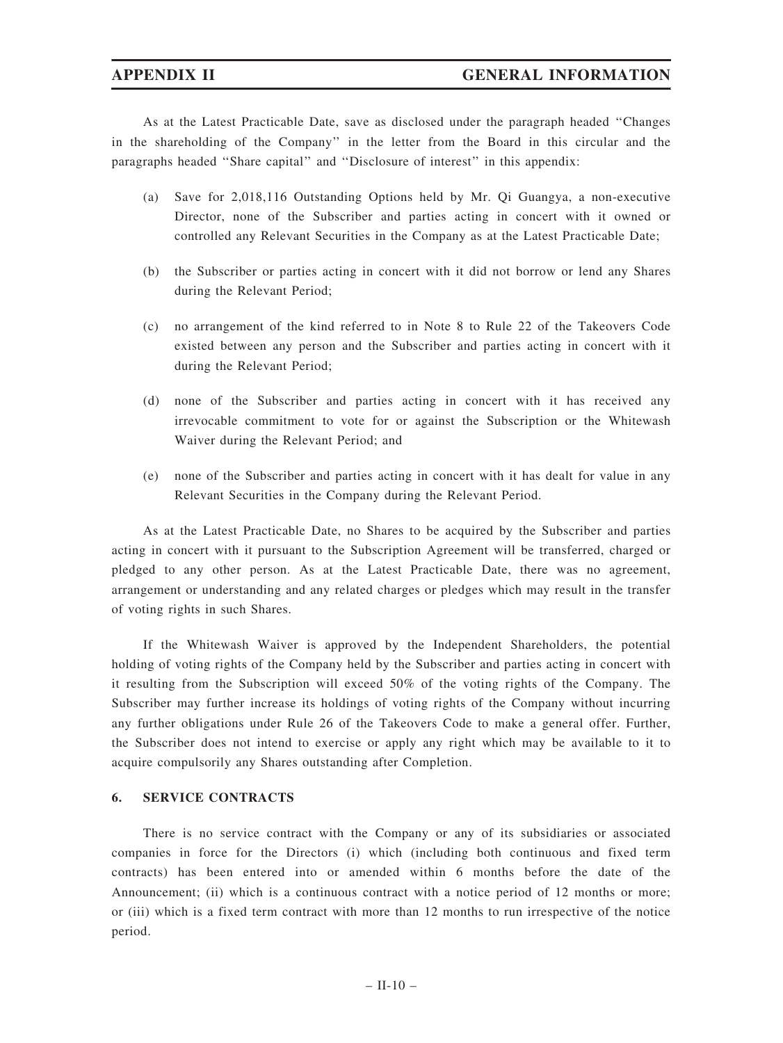As at the Latest Practicable Date, save as disclosed under the paragraph headed ''Changes in the shareholding of the Company'' in the letter from the Board in this circular and the paragraphs headed ''Share capital'' and ''Disclosure of interest'' in this appendix:

(a) Save for 2,018,116 Outstanding Options held by Mr. Qi Guangya, a non-executive Director, none of the Subscriber and parties acting in concert with it owned or controlled any Relevant Securities in the Company as at the Latest Practicable Date;

(b) the Subscriber or parties acting in concert with it did not borrow or lend any Shares during the Relevant Period;

(c) no arrangement of the kind referred to in Note 8 to Rule 22 of the Takeovers Code existed between any person and the Subscriber and parties acting in concert with it during the Relevant Period;

(d) none of the Subscriber and parties acting in concert with it has received any irrevocable commitment to vote for or against the Subscription or the Whitewash Waiver during the Relevant Period; and

(e) none of the Subscriber and parties acting in concert with it has dealt for value in any Relevant Securities in the Company during the Relevant Period.

As at the Latest Practicable Date, no Shares to be acquired by the Subscriber and parties acting in concert with it pursuant to the Subscription Agreement will be transferred, charged or pledged to any other person. As at the Latest Practicable Date, there was no agreement, arrangement or understanding and any related charges or pledges which may result in the transfer of voting rights in such Shares.

If the Whitewash Waiver is approved by the Independent Shareholders, the potential holding of voting rights of the Company held by the Subscriber and parties acting in concert with it resulting from the Subscription will exceed 50% of the voting rights of the Company. The Subscriber may further increase its holdings of voting rights of the Company without incurring any further obligations under Rule 26 of the Takeovers Code to make a general offer. Further, the Subscriber does not intend to exercise or apply any right which may be available to it to acquire compulsorily any Shares outstanding after Completion.

## 6. SERVICE CONTRACTS

There is no service contract with the Company or any of its subsidiaries or associated companies in force for the Directors (i) which (including both continuous and fixed term contracts) has been entered into or amended within 6 months before the date of the Announcement; (ii) which is a continuous contract with a notice period of 12 months or more; or (iii) which is a fixed term contract with more than 12 months to run irrespective of the notice period.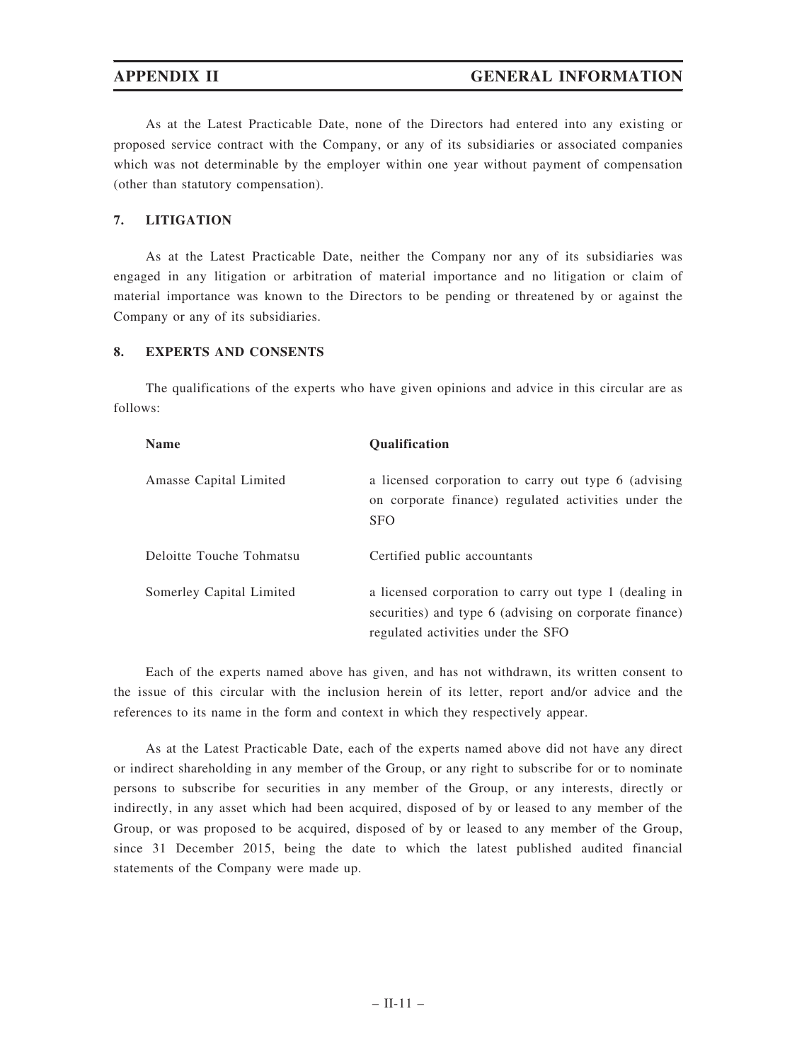As at the Latest Practicable Date, none of the Directors had entered into any existing or proposed service contract with the Company, or any of its subsidiaries or associated companies which was not determinable by the employer within one year without payment of compensation (other than statutory compensation).

## 7. LITIGATION

As at the Latest Practicable Date, neither the Company nor any of its subsidiaries was engaged in any litigation or arbitration of material importance and no litigation or claim of material importance was known to the Directors to be pending or threatened by or against the Company or any of its subsidiaries.

## 8. EXPERTS AND CONSENTS

The qualifications of the experts who have given opinions and advice in this circular are as follows:

| Name | Qualification |
|---|---|
| Amasse Capital Limited | a licensed corporation to carry out type 6 (advising on corporate finance) regulated activities under the SFO |
| Deloitte Touche Tohmatsu | Certified public accountants |
| Somerley Capital Limited | a licensed corporation to carry out type 1 (dealing in securities) and type 6 (advising on corporate finance) regulated activities under the SFO |

Each of the experts named above has given, and has not withdrawn, its written consent to the issue of this circular with the inclusion herein of its letter, report and/or advice and the references to its name in the form and context in which they respectively appear.

As at the Latest Practicable Date, each of the experts named above did not have any direct or indirect shareholding in any member of the Group, or any right to subscribe for or to nominate persons to subscribe for securities in any member of the Group, or any interests, directly or indirectly, in any asset which had been acquired, disposed of by or leased to any member of the Group, or was proposed to be acquired, disposed of by or leased to any member of the Group, since 31 December 2015, being the date to which the latest published audited financial statements of the Company were made up.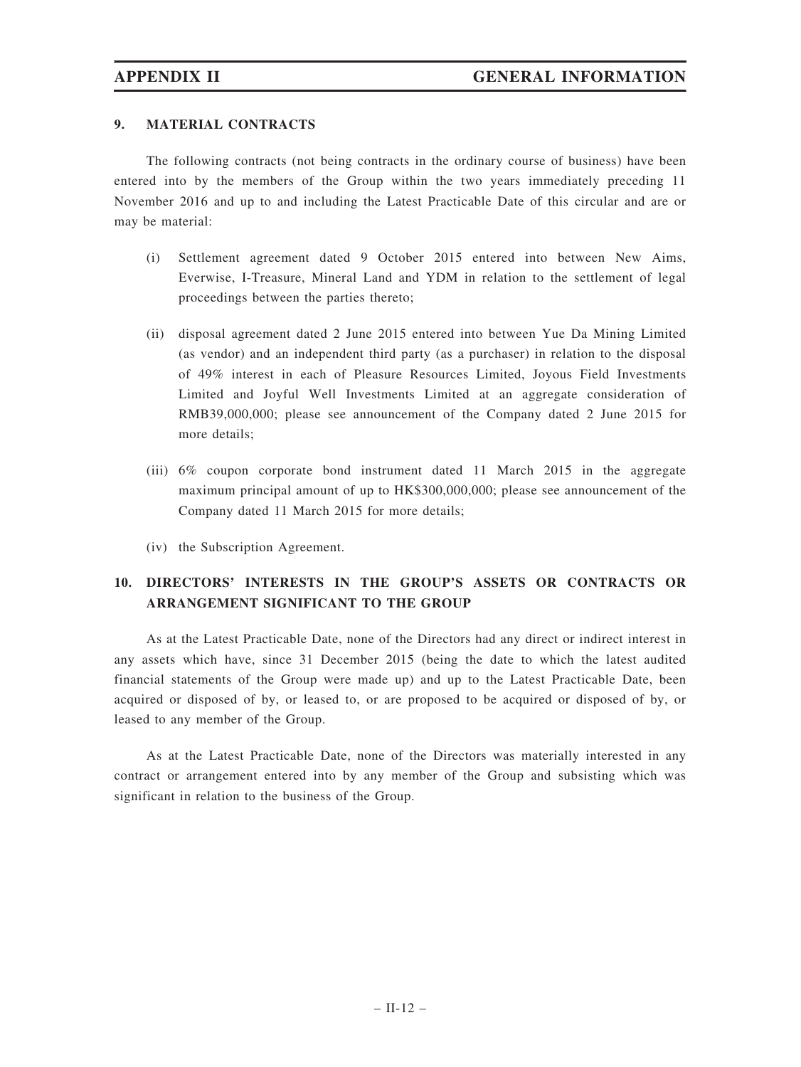## 9. MATERIAL CONTRACTS

The following contracts (not being contracts in the ordinary course of business) have been entered into by the members of the Group within the two years immediately preceding 11 November 2016 and up to and including the Latest Practicable Date of this circular and are or may be material:

(i) Settlement agreement dated 9 October 2015 entered into between New Aims, Everwise, I-Treasure, Mineral Land and YDM in relation to the settlement of legal proceedings between the parties thereto;

(ii) disposal agreement dated 2 June 2015 entered into between Yue Da Mining Limited (as vendor) and an independent third party (as a purchaser) in relation to the disposal of 49% interest in each of Pleasure Resources Limited, Joyous Field Investments Limited and Joyful Well Investments Limited at an aggregate consideration of RMB39,000,000; please see announcement of the Company dated 2 June 2015 for more details;

(iii) 6% coupon corporate bond instrument dated 11 March 2015 in the aggregate maximum principal amount of up to HK$300,000,000; please see announcement of the Company dated 11 March 2015 for more details;

(iv) the Subscription Agreement.

## 10. DIRECTORS' INTERESTS IN THE GROUP'S ASSETS OR CONTRACTS OR ARRANGEMENT SIGNIFICANT TO THE GROUP

As at the Latest Practicable Date, none of the Directors had any direct or indirect interest in any assets which have, since 31 December 2015 (being the date to which the latest audited financial statements of the Group were made up) and up to the Latest Practicable Date, been acquired or disposed of by, or leased to, or are proposed to be acquired or disposed of by, or leased to any member of the Group.

As at the Latest Practicable Date, none of the Directors was materially interested in any contract or arrangement entered into by any member of the Group and subsisting which was significant in relation to the business of the Group.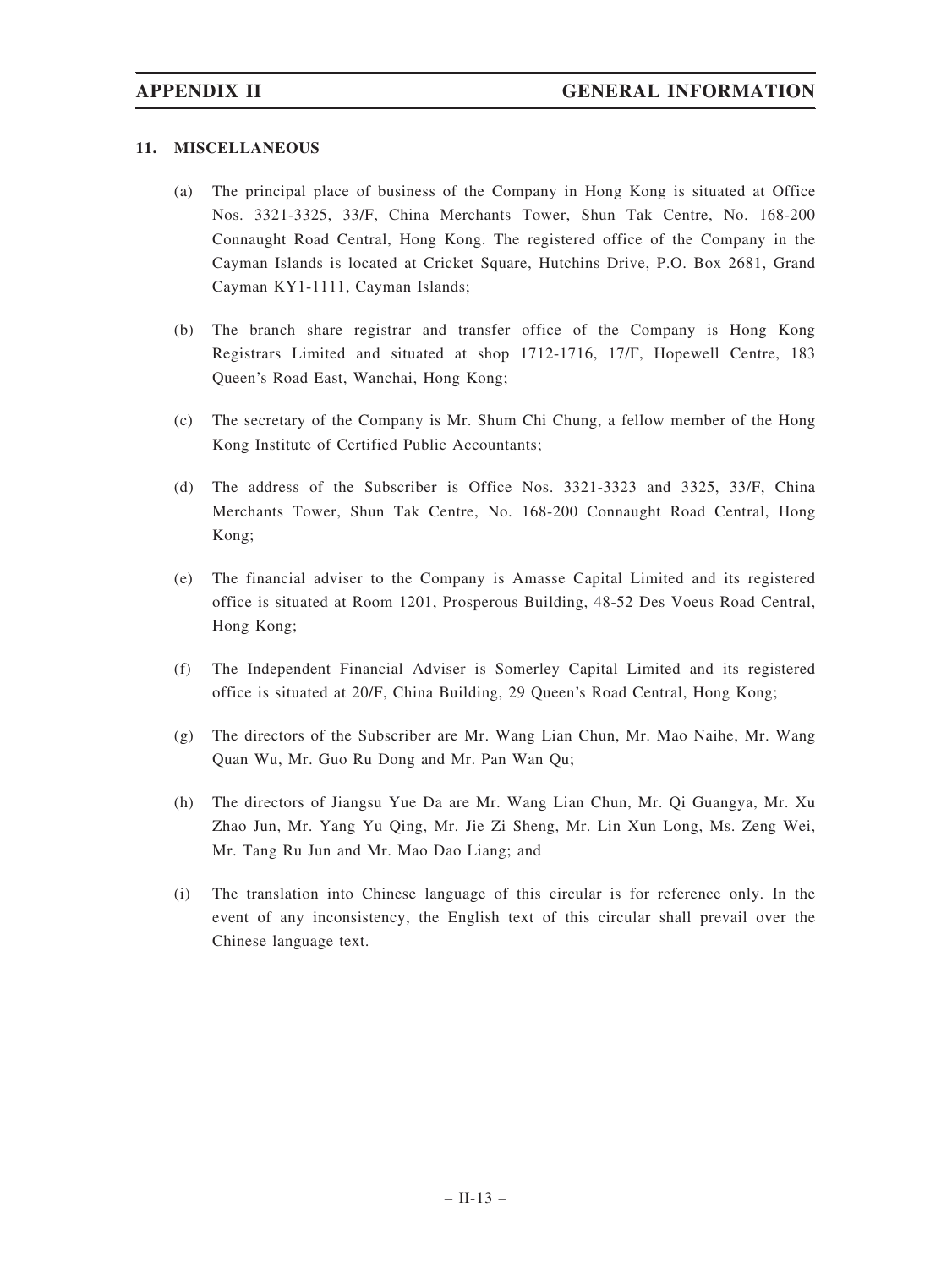## 11. MISCELLANEOUS

(a) The principal place of business of the Company in Hong Kong is situated at Office Nos. 3321-3325, 33/F, China Merchants Tower, Shun Tak Centre, No. 168-200 Connaught Road Central, Hong Kong. The registered office of the Company in the Cayman Islands is located at Cricket Square, Hutchins Drive, P.O. Box 2681, Grand Cayman KY1-1111, Cayman Islands;

(b) The branch share registrar and transfer office of the Company is Hong Kong Registrars Limited and situated at shop 1712-1716, 17/F, Hopewell Centre, 183 Queen's Road East, Wanchai, Hong Kong;

(c) The secretary of the Company is Mr. Shum Chi Chung, a fellow member of the Hong Kong Institute of Certified Public Accountants;

(d) The address of the Subscriber is Office Nos. 3321-3323 and 3325, 33/F, China Merchants Tower, Shun Tak Centre, No. 168-200 Connaught Road Central, Hong Kong;

(e) The financial adviser to the Company is Amasse Capital Limited and its registered office is situated at Room 1201, Prosperous Building, 48-52 Des Voeus Road Central, Hong Kong;

(f) The Independent Financial Adviser is Somerley Capital Limited and its registered office is situated at 20/F, China Building, 29 Queen's Road Central, Hong Kong;

(g) The directors of the Subscriber are Mr. Wang Lian Chun, Mr. Mao Naihe, Mr. Wang Quan Wu, Mr. Guo Ru Dong and Mr. Pan Wan Qu;

(h) The directors of Jiangsu Yue Da are Mr. Wang Lian Chun, Mr. Qi Guangya, Mr. Xu Zhao Jun, Mr. Yang Yu Qing, Mr. Jie Zi Sheng, Mr. Lin Xun Long, Ms. Zeng Wei, Mr. Tang Ru Jun and Mr. Mao Dao Liang; and

(i) The translation into Chinese language of this circular is for reference only. In the event of any inconsistency, the English text of this circular shall prevail over the Chinese language text.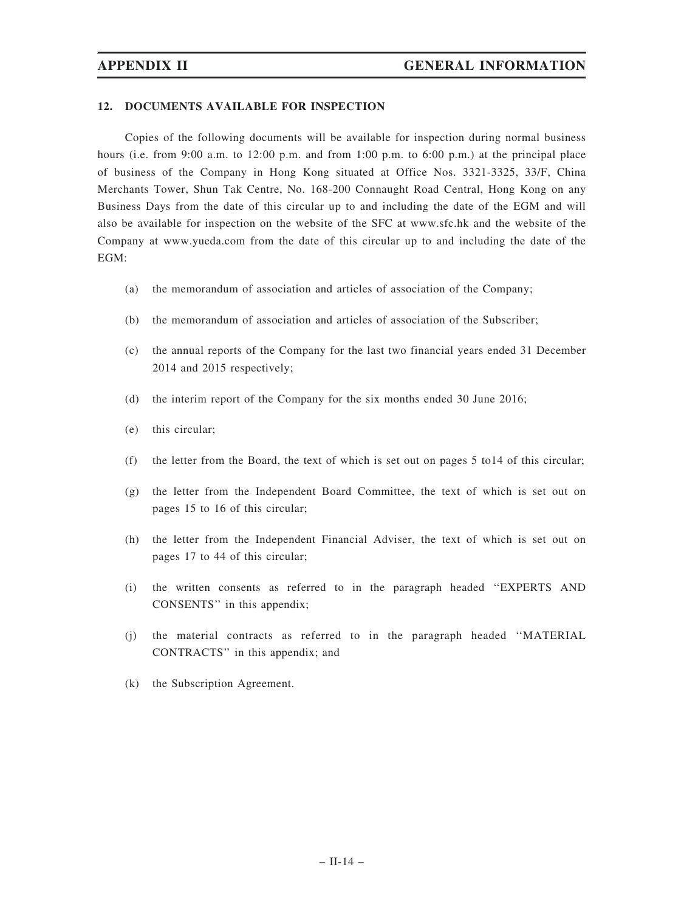## 12. DOCUMENTS AVAILABLE FOR INSPECTION

Copies of the following documents will be available for inspection during normal business hours (i.e. from 9:00 a.m. to 12:00 p.m. and from 1:00 p.m. to 6:00 p.m.) at the principal place of business of the Company in Hong Kong situated at Office Nos. 3321-3325, 33/F, China Merchants Tower, Shun Tak Centre, No. 168-200 Connaught Road Central, Hong Kong on any Business Days from the date of this circular up to and including the date of the EGM and will also be available for inspection on the website of the SFC at www.sfc.hk and the website of the Company at www.yueda.com from the date of this circular up to and including the date of the EGM:

(a) the memorandum of association and articles of association of the Company;

(b) the memorandum of association and articles of association of the Subscriber;

(c) the annual reports of the Company for the last two financial years ended 31 December 2014 and 2015 respectively;

(d) the interim report of the Company for the six months ended 30 June 2016;

(e) this circular;

(f) the letter from the Board, the text of which is set out on pages 5 to14 of this circular;

(g) the letter from the Independent Board Committee, the text of which is set out on pages 15 to 16 of this circular;

(h) the letter from the Independent Financial Adviser, the text of which is set out on pages 17 to 44 of this circular;

(i) the written consents as referred to in the paragraph headed ''EXPERTS AND CONSENTS'' in this appendix;

(j) the material contracts as referred to in the paragraph headed ''MATERIAL CONTRACTS'' in this appendix; and

(k) the Subscription Agreement.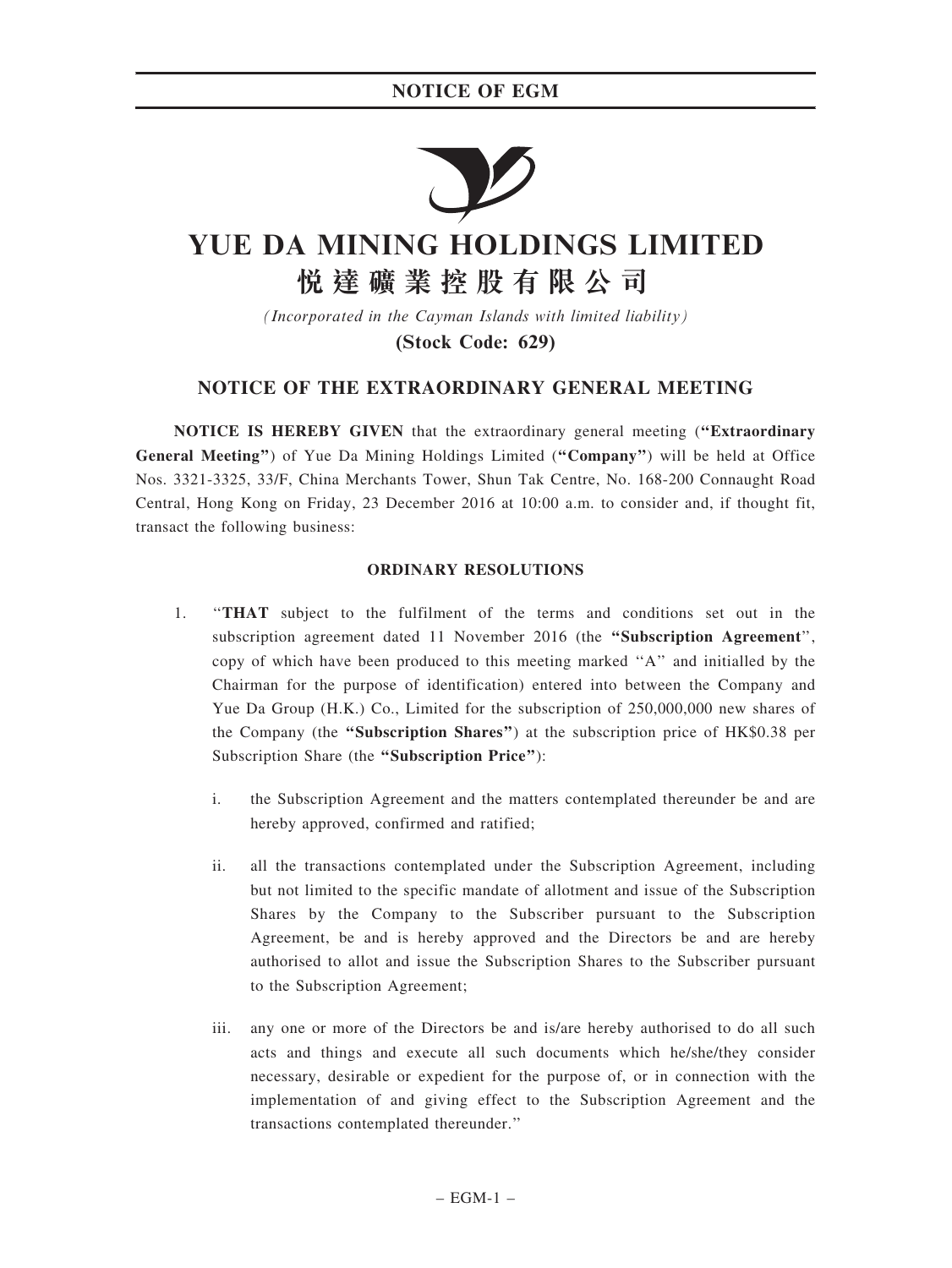# YUE DA MINING HOLDINGS LIMITED
# 悅達礦業控股有限公司

*(Incorporated in the Cayman Islands with limited liability)*

**(Stock Code: 629)**

## NOTICE OF THE EXTRAORDINARY GENERAL MEETING

**NOTICE IS HEREBY GIVEN** that the extraordinary general meeting (**"Extraordinary General Meeting"**) of Yue Da Mining Holdings Limited (**"Company"**) will be held at Office Nos. 3321-3325, 33/F, China Merchants Tower, Shun Tak Centre, No. 168-200 Connaught Road Central, Hong Kong on Friday, 23 December 2016 at 10:00 a.m. to consider and, if thought fit, transact the following business:

### ORDINARY RESOLUTIONS

1. "**THAT** subject to the fulfilment of the terms and conditions set out in the subscription agreement dated 11 November 2016 (the **"Subscription Agreement"**, copy of which have been produced to this meeting marked "A" and initialled by the Chairman for the purpose of identification) entered into between the Company and Yue Da Group (H.K.) Co., Limited for the subscription of 250,000,000 new shares of the Company (the **"Subscription Shares"**) at the subscription price of HK$0.38 per Subscription Share (the **"Subscription Price"**):

   i. the Subscription Agreement and the matters contemplated thereunder be and are hereby approved, confirmed and ratified;

   ii. all the transactions contemplated under the Subscription Agreement, including but not limited to the specific mandate of allotment and issue of the Subscription Shares by the Company to the Subscriber pursuant to the Subscription Agreement, be and is hereby approved and the Directors be and are hereby authorised to allot and issue the Subscription Shares to the Subscriber pursuant to the Subscription Agreement;

   iii. any one or more of the Directors be and is/are hereby authorised to do all such acts and things and execute all such documents which he/she/they consider necessary, desirable or expedient for the purpose of, or in connection with the implementation of and giving effect to the Subscription Agreement and the transactions contemplated thereunder."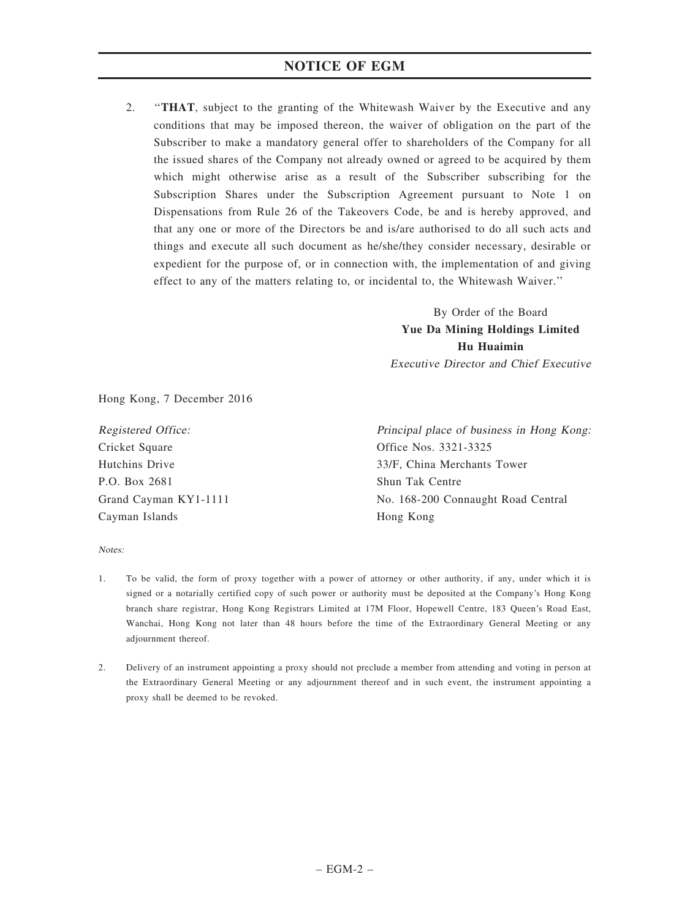2. "**THAT**, subject to the granting of the Whitewash Waiver by the Executive and any conditions that may be imposed thereon, the waiver of obligation on the part of the Subscriber to make a mandatory general offer to shareholders of the Company for all the issued shares of the Company not already owned or agreed to be acquired by them which might otherwise arise as a result of the Subscriber subscribing for the Subscription Shares under the Subscription Agreement pursuant to Note 1 on Dispensations from Rule 26 of the Takeovers Code, be and is hereby approved, and that any one or more of the Directors be and is/are authorised to do all such acts and things and execute all such document as he/she/they consider necessary, desirable or expedient for the purpose of, or in connection with, the implementation of and giving effect to any of the matters relating to, or incidental to, the Whitewash Waiver."

By Order of the Board
**Yue Da Mining Holdings Limited**
**Hu Huaimin**
*Executive Director and Chief Executive*

Hong Kong, 7 December 2016

*Registered Office:*
Cricket Square
Hutchins Drive
P.O. Box 2681
Grand Cayman KY1-1111
Cayman Islands

*Principal place of business in Hong Kong:*
Office Nos. 3321-3325
33/F, China Merchants Tower
Shun Tak Centre
No. 168-200 Connaught Road Central
Hong Kong

*Notes:*

1. To be valid, the form of proxy together with a power of attorney or other authority, if any, under which it is signed or a notarially certified copy of such power or authority must be deposited at the Company's Hong Kong branch share registrar, Hong Kong Registrars Limited at 17M Floor, Hopewell Centre, 183 Queen's Road East, Wanchai, Hong Kong not later than 48 hours before the time of the Extraordinary General Meeting or any adjournment thereof.

2. Delivery of an instrument appointing a proxy should not preclude a member from attending and voting in person at the Extraordinary General Meeting or any adjournment thereof and in such event, the instrument appointing a proxy shall be deemed to be revoked.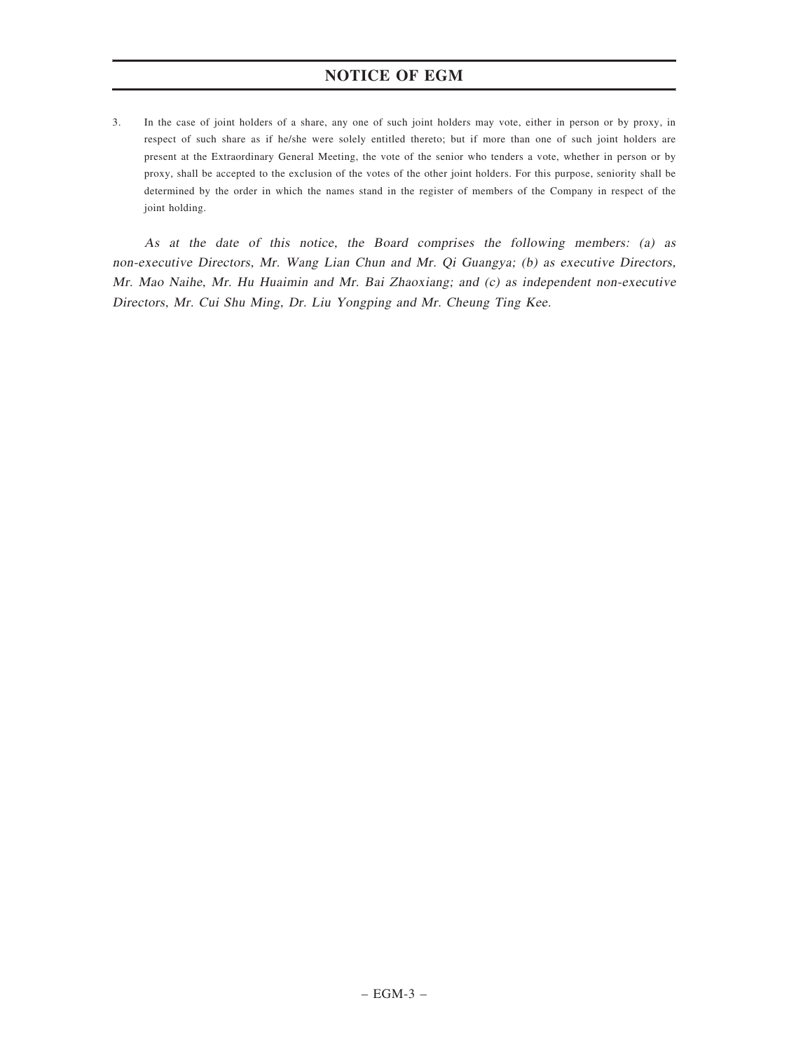3. In the case of joint holders of a share, any one of such joint holders may vote, either in person or by proxy, in respect of such share as if he/she were solely entitled thereto; but if more than one of such joint holders are present at the Extraordinary General Meeting, the vote of the senior who tenders a vote, whether in person or by proxy, shall be accepted to the exclusion of the votes of the other joint holders. For this purpose, seniority shall be determined by the order in which the names stand in the register of members of the Company in respect of the joint holding.

*As at the date of this notice, the Board comprises the following members: (a) as non-executive Directors, Mr. Wang Lian Chun and Mr. Qi Guangya; (b) as executive Directors, Mr. Mao Naihe, Mr. Hu Huaimin and Mr. Bai Zhaoxiang; and (c) as independent non-executive Directors, Mr. Cui Shu Ming, Dr. Liu Yongping and Mr. Cheung Ting Kee.*